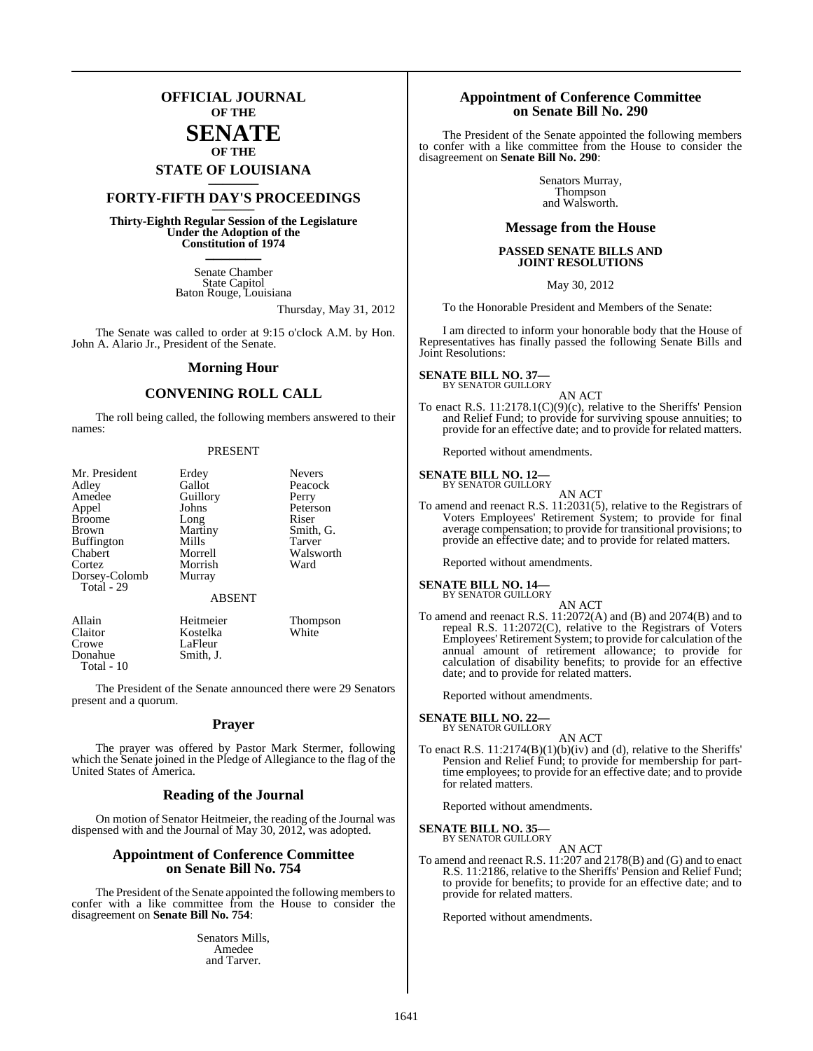# OFFICIAL JOURNAL OF THE SENATE OF THE STATE OF LOUISIANA

## FORTY-FIFTH DAY'S PROCEEDINGS

**Thirty-Eighth Regular Session of the Legislature Under the Adoption of the Constitution of 1974**

Senate Chamber
State Capitol
Baton Rouge, Louisiana

Thursday, May 31, 2012

The Senate was called to order at 9:15 o'clock A.M. by Hon. John A. Alario Jr., President of the Senate.

## Morning Hour

## CONVENING ROLL CALL

The roll being called, the following members answered to their names:

PRESENT

| | | |
|---|---|---|
| Mr. President | Erdey | Nevers |
| Adley | Gallot | Peacock |
| Amedee | Guillory | Perry |
| Appel | Johns | Peterson |
| Broome | Long | Riser |
| Brown | Martiny | Smith, G. |
| Buffington | Mills | Tarver |
| Chabert | Morrell | Walsworth |
| Cortez | Morrish | Ward |
| Dorsey-Colomb | Murray | |
| Total - 29 | | |

ABSENT

| | | |
|---|---|---|
| Allain | Heitmeier | Thompson |
| Claitor | Kostelka | White |
| Crowe | LaFleur | |
| Donahue | Smith, J. | |
| Total - 10 | | |

The President of the Senate announced there were 29 Senators present and a quorum.

## Prayer

The prayer was offered by Pastor Mark Stermer, following which the Senate joined in the Pledge of Allegiance to the flag of the United States of America.

## Reading of the Journal

On motion of Senator Heitmeier, the reading of the Journal was dispensed with and the Journal of May 30, 2012, was adopted.

## Appointment of Conference Committee on Senate Bill No. 754

The President of the Senate appointed the following members to confer with a like committee from the House to consider the disagreement on **Senate Bill No. 754**:

Senators Mills,
Amedee
and Tarver.

## Appointment of Conference Committee on Senate Bill No. 290

The President of the Senate appointed the following members to confer with a like committee from the House to consider the disagreement on **Senate Bill No. 290**:

Senators Murray,
Thompson
and Walsworth.

## Message from the House

**PASSED SENATE BILLS AND JOINT RESOLUTIONS**

May 30, 2012

To the Honorable President and Members of the Senate:

I am directed to inform your honorable body that the House of Representatives has finally passed the following Senate Bills and Joint Resolutions:

**SENATE BILL NO. 37—**
BY SENATOR GUILLORY

AN ACT

To enact R.S. 11:2178.1(C)(9)(c), relative to the Sheriffs' Pension and Relief Fund; to provide for surviving spouse annuities; to provide for an effective date; and to provide for related matters.

Reported without amendments.

**SENATE BILL NO. 12—**
BY SENATOR GUILLORY

AN ACT

To amend and reenact R.S. 11:2031(5), relative to the Registrars of Voters Employees' Retirement System; to provide for final average compensation; to provide for transitional provisions; to provide an effective date; and to provide for related matters.

Reported without amendments.

**SENATE BILL NO. 14—**
BY SENATOR GUILLORY

AN ACT

To amend and reenact R.S. 11:2072(A) and (B) and 2074(B) and to repeal R.S. 11:2072(C), relative to the Registrars of Voters Employees' Retirement System; to provide for calculation of the annual amount of retirement allowance; to provide for calculation of disability benefits; to provide for an effective date; and to provide for related matters.

Reported without amendments.

**SENATE BILL NO. 22—**
BY SENATOR GUILLORY

AN ACT

To enact R.S. 11:2174(B)(1)(b)(iv) and (d), relative to the Sheriffs' Pension and Relief Fund; to provide for membership for part-time employees; to provide for an effective date; and to provide for related matters.

Reported without amendments.

**SENATE BILL NO. 35—**
BY SENATOR GUILLORY

AN ACT

To amend and reenact R.S. 11:207 and 2178(B) and (G) and to enact R.S. 11:2186, relative to the Sheriffs' Pension and Relief Fund; to provide for benefits; to provide for an effective date; and to provide for related matters.

Reported without amendments.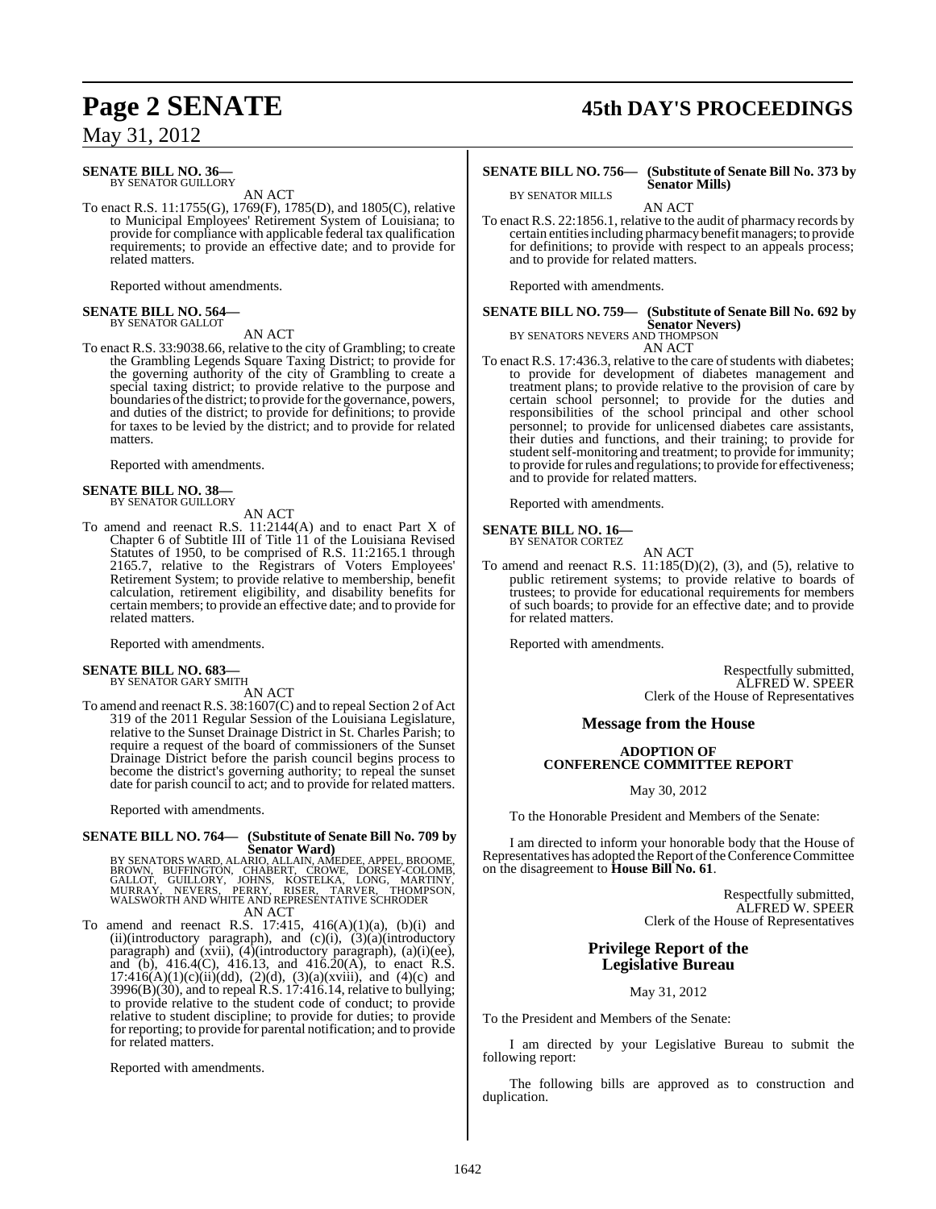**SENATE BILL NO. 36—**
BY SENATOR GUILLORY

AN ACT

To enact R.S. 11:1755(G), 1769(F), 1785(D), and 1805(C), relative to Municipal Employees' Retirement System of Louisiana; to provide for compliance with applicable federal tax qualification requirements; to provide an effective date; and to provide for related matters.

Reported without amendments.

**SENATE BILL NO. 564—**
BY SENATOR GALLOT

AN ACT

To enact R.S. 33:9038.66, relative to the city of Grambling; to create the Grambling Legends Square Taxing District; to provide for the governing authority of the city of Grambling to create a special taxing district; to provide relative to the purpose and boundaries of the district; to provide for the governance, powers, and duties of the district; to provide for definitions; to provide for taxes to be levied by the district; and to provide for related matters.

Reported with amendments.

**SENATE BILL NO. 38—**
BY SENATOR GUILLORY

AN ACT

To amend and reenact R.S. 11:2144(A) and to enact Part X of Chapter 6 of Subtitle III of Title 11 of the Louisiana Revised Statutes of 1950, to be comprised of R.S. 11:2165.1 through 2165.7, relative to the Registrars of Voters Employees' Retirement System; to provide relative to membership, benefit calculation, retirement eligibility, and disability benefits for certain members; to provide an effective date; and to provide for related matters.

Reported with amendments.

**SENATE BILL NO. 683—**
BY SENATOR GARY SMITH

AN ACT

To amend and reenact R.S. 38:1607(C) and to repeal Section 2 of Act 319 of the 2011 Regular Session of the Louisiana Legislature, relative to the Sunset Drainage District in St. Charles Parish; to require a request of the board of commissioners of the Sunset Drainage District before the parish council begins process to become the district's governing authority; to repeal the sunset date for parish council to act; and to provide for related matters.

Reported with amendments.

**SENATE BILL NO. 764— (Substitute of Senate Bill No. 709 by Senator Ward)**
BY SENATORS WARD, ALARIO, ALLAIN, AMEDEE, APPEL, BROOME, BROWN, BUFFINGTON, CHABERT, CROWE, DORSEY-COLOMB, GALLOT, GUILLORY, JOHNS, KOSTELKA, LONG, MARTINY, MURRAY, NEVERS, PERRY, RISER, TARVER, THOMPSON, WALSWORTH AND WHITE AND REPRESENTATIVE SCHRODER

AN ACT

To amend and reenact R.S. 17:415, 416(A)(1)(a), (b)(i) and (ii)(introductory paragraph), and (c)(i), (3)(a)(introductory paragraph) and (xvii), (4)(introductory paragraph), (a)(i)(ee), and (b), 416.4(C), 416.13, and 416.20(A), to enact R.S. 17:416(A)(1)(c)(ii)(dd), (2)(d), (3)(a)(xviii), and (4)(c) and 3996(B)(30), and to repeal R.S. 17:416.14, relative to bullying; to provide relative to the student code of conduct; to provide relative to student discipline; to provide for duties; to provide for reporting; to provide for parental notification; and to provide for related matters.

Reported with amendments.

**SENATE BILL NO. 756— (Substitute of Senate Bill No. 373 by Senator Mills)**
BY SENATOR MILLS

AN ACT

To enact R.S. 22:1856.1, relative to the audit of pharmacy records by certain entities including pharmacy benefit managers; to provide for definitions; to provide with respect to an appeals process; and to provide for related matters.

Reported with amendments.

**SENATE BILL NO. 759— (Substitute of Senate Bill No. 692 by Senator Nevers)**
BY SENATORS NEVERS AND THOMPSON

AN ACT

To enact R.S. 17:436.3, relative to the care of students with diabetes; to provide for development of diabetes management and treatment plans; to provide relative to the provision of care by certain school personnel; to provide for the duties and responsibilities of the school principal and other school personnel; to provide for unlicensed diabetes care assistants, their duties and functions, and their training; to provide for student self-monitoring and treatment; to provide for immunity; to provide for rules and regulations; to provide for effectiveness; and to provide for related matters.

Reported with amendments.

**SENATE BILL NO. 16—**
BY SENATOR CORTEZ

AN ACT

To amend and reenact R.S. 11:185(D)(2), (3), and (5), relative to public retirement systems; to provide relative to boards of trustees; to provide for educational requirements for members of such boards; to provide for an effective date; and to provide for related matters.

Reported with amendments.

Respectfully submitted,
ALFRED W. SPEER
Clerk of the House of Representatives

## Message from the House

### ADOPTION OF CONFERENCE COMMITTEE REPORT

May 30, 2012

To the Honorable President and Members of the Senate:

I am directed to inform your honorable body that the House of Representatives has adopted the Report of the Conference Committee on the disagreement to **House Bill No. 61**.

Respectfully submitted,
ALFRED W. SPEER
Clerk of the House of Representatives

## Privilege Report of the Legislative Bureau

May 31, 2012

To the President and Members of the Senate:

I am directed by your Legislative Bureau to submit the following report:

The following bills are approved as to construction and duplication.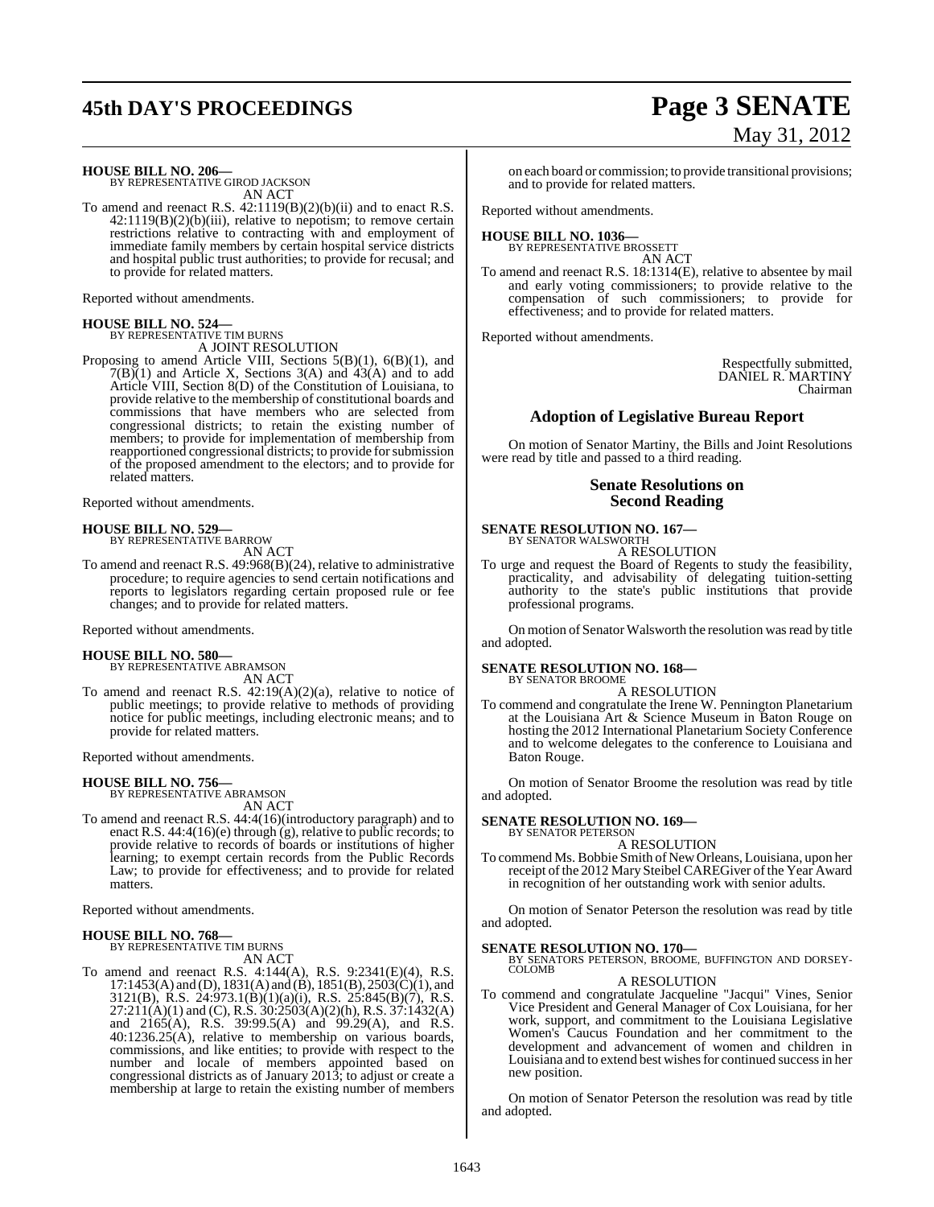**HOUSE BILL NO. 206—**
BY REPRESENTATIVE GIROD JACKSON
AN ACT

To amend and reenact R.S. 42:1119(B)(2)(b)(ii) and to enact R.S. 42:1119(B)(2)(b)(iii), relative to nepotism; to remove certain restrictions relative to contracting with and employment of immediate family members by certain hospital service districts and hospital public trust authorities; to provide for recusal; and to provide for related matters.

Reported without amendments.

**HOUSE BILL NO. 524—**
BY REPRESENTATIVE TIM BURNS
A JOINT RESOLUTION

Proposing to amend Article VIII, Sections 5(B)(1), 6(B)(1), and 7(B)(1) and Article X, Sections 3(A) and 43(A) and to add Article VIII, Section 8(D) of the Constitution of Louisiana, to provide relative to the membership of constitutional boards and commissions that have members who are selected from congressional districts; to retain the existing number of members; to provide for implementation of membership from reapportioned congressional districts; to provide for submission of the proposed amendment to the electors; and to provide for related matters.

Reported without amendments.

**HOUSE BILL NO. 529—**
BY REPRESENTATIVE BARROW
AN ACT

To amend and reenact R.S. 49:968(B)(24), relative to administrative procedure; to require agencies to send certain notifications and reports to legislators regarding certain proposed rule or fee changes; and to provide for related matters.

Reported without amendments.

**HOUSE BILL NO. 580—**
BY REPRESENTATIVE ABRAMSON
AN ACT

To amend and reenact R.S. 42:19(A)(2)(a), relative to notice of public meetings; to provide relative to methods of providing notice for public meetings, including electronic means; and to provide for related matters.

Reported without amendments.

**HOUSE BILL NO. 756—**
BY REPRESENTATIVE ABRAMSON
AN ACT

To amend and reenact R.S. 44:4(16)(introductory paragraph) and to enact R.S. 44:4(16)(e) through (g), relative to public records; to provide relative to records of boards or institutions of higher learning; to exempt certain records from the Public Records Law; to provide for effectiveness; and to provide for related matters.

Reported without amendments.

**HOUSE BILL NO. 768—**
BY REPRESENTATIVE TIM BURNS
AN ACT

To amend and reenact R.S. 4:144(A), R.S. 9:2341(E)(4), R.S. 17:1453(A) and (D), 1831(A) and (B), 1851(B), 2503(C)(1), and 3121(B), R.S. 24:973.1(B)(1)(a)(i), R.S. 25:845(B)(7), R.S. 27:211(A)(1) and (C), R.S. 30:2503(A)(2)(h), R.S. 37:1432(A) and 2165(A), R.S. 39:99.5(A) and 99.29(A), and R.S. 40:1236.25(A), relative to membership on various boards, commissions, and like entities; to provide with respect to the number and locale of members appointed based on congressional districts as of January 2013; to adjust or create a membership at large to retain the existing number of members on each board or commission; to provide transitional provisions; and to provide for related matters.

Reported without amendments.

**HOUSE BILL NO. 1036—**
BY REPRESENTATIVE BROSSETT
AN ACT

To amend and reenact R.S. 18:1314(E), relative to absentee by mail and early voting commissioners; to provide relative to the compensation of such commissioners; to provide for effectiveness; and to provide for related matters.

Reported without amendments.

Respectfully submitted,
DANIEL R. MARTINY
Chairman

## Adoption of Legislative Bureau Report

On motion of Senator Martiny, the Bills and Joint Resolutions were read by title and passed to a third reading.

## Senate Resolutions on Second Reading

**SENATE RESOLUTION NO. 167—**
BY SENATOR WALSWORTH
A RESOLUTION

To urge and request the Board of Regents to study the feasibility, practicality, and advisability of delegating tuition-setting authority to the state's public institutions that provide professional programs.

On motion of Senator Walsworth the resolution was read by title and adopted.

**SENATE RESOLUTION NO. 168—**
BY SENATOR BROOME
A RESOLUTION

To commend and congratulate the Irene W. Pennington Planetarium at the Louisiana Art & Science Museum in Baton Rouge on hosting the 2012 International Planetarium Society Conference and to welcome delegates to the conference to Louisiana and Baton Rouge.

On motion of Senator Broome the resolution was read by title and adopted.

**SENATE RESOLUTION NO. 169—**
BY SENATOR PETERSON
A RESOLUTION

To commend Ms. Bobbie Smith of New Orleans, Louisiana, upon her receipt of the 2012 Mary Steibel CAREGiver of the Year Award in recognition of her outstanding work with senior adults.

On motion of Senator Peterson the resolution was read by title and adopted.

**SENATE RESOLUTION NO. 170—**
BY SENATORS PETERSON, BROOME, BUFFINGTON AND DORSEY-COLOMB
A RESOLUTION

To commend and congratulate Jacqueline "Jacqui" Vines, Senior Vice President and General Manager of Cox Louisiana, for her work, support, and commitment to the Louisiana Legislative Women's Caucus Foundation and her commitment to the development and advancement of women and children in Louisiana and to extend best wishes for continued success in her new position.

On motion of Senator Peterson the resolution was read by title and adopted.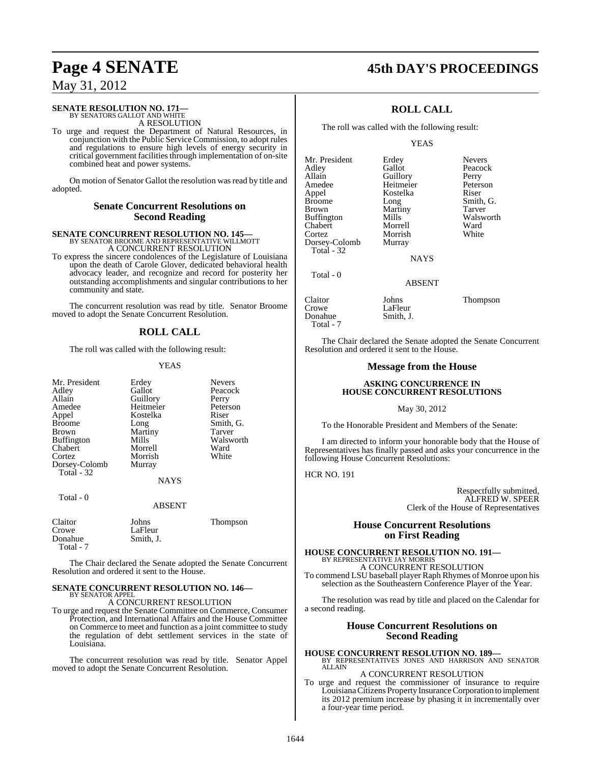**SENATE RESOLUTION NO. 171—**
BY SENATORS GALLOT AND WHITE
A RESOLUTION

To urge and request the Department of Natural Resources, in conjunction with the Public Service Commission, to adopt rules and regulations to ensure high levels of energy security in critical government facilities through implementation of on-site combined heat and power systems.

On motion of Senator Gallot the resolution was read by title and adopted.

## Senate Concurrent Resolutions on Second Reading

**SENATE CONCURRENT RESOLUTION NO. 145—**
BY SENATOR BROOME AND REPRESENTATIVE WILLMOTT
A CONCURRENT RESOLUTION

To express the sincere condolences of the Legislature of Louisiana upon the death of Carole Glover, dedicated behavioral health advocacy leader, and recognize and record for posterity her outstanding accomplishments and singular contributions to her community and state.

The concurrent resolution was read by title. Senator Broome moved to adopt the Senate Concurrent Resolution.

## ROLL CALL

The roll was called with the following result:

YEAS

| | | |
|---|---|---|
| Mr. President | Erdey | Nevers |
| Adley | Gallot | Peacock |
| Allain | Guillory | Perry |
| Amedee | Heitmeier | Peterson |
| Appel | Kostelka | Riser |
| Broome | Long | Smith, G. |
| Brown | Martiny | Tarver |
| Buffington | Mills | Walsworth |
| Chabert | Morrell | Ward |
| Cortez | Morrish | White |
| Dorsey-Colomb | Murray | |
| Total - 32 | | |

NAYS

Total - 0

ABSENT

| | | |
|---|---|---|
| Claitor | Johns | Thompson |
| Crowe | LaFleur | |
| Donahue | Smith, J. | |
| Total - 7 | | |

The Chair declared the Senate adopted the Senate Concurrent Resolution and ordered it sent to the House.

**SENATE CONCURRENT RESOLUTION NO. 146—**
BY SENATOR APPEL
A CONCURRENT RESOLUTION

To urge and request the Senate Committee on Commerce, Consumer Protection, and International Affairs and the House Committee on Commerce to meet and function as a joint committee to study the regulation of debt settlement services in the state of Louisiana.

The concurrent resolution was read by title. Senator Appel moved to adopt the Senate Concurrent Resolution.

## ROLL CALL

The roll was called with the following result:

YEAS

| | | |
|---|---|---|
| Mr. President | Erdey | Nevers |
| Adley | Gallot | Peacock |
| Allain | Guillory | Perry |
| Amedee | Heitmeier | Peterson |
| Appel | Kostelka | Riser |
| Broome | Long | Smith, G. |
| Brown | Martiny | Tarver |
| Buffington | Mills | Walsworth |
| Chabert | Morrell | Ward |
| Cortez | Morrish | White |
| Dorsey-Colomb | Murray | |
| Total - 32 | | |

NAYS

Total - 0

ABSENT

| | | |
|---|---|---|
| Claitor | Johns | Thompson |
| Crowe | LaFleur | |
| Donahue | Smith, J. | |
| Total - 7 | | |

The Chair declared the Senate adopted the Senate Concurrent Resolution and ordered it sent to the House.

## Message from the House

**ASKING CONCURRENCE IN HOUSE CONCURRENT RESOLUTIONS**

May 30, 2012

To the Honorable President and Members of the Senate:

I am directed to inform your honorable body that the House of Representatives has finally passed and asks your concurrence in the following House Concurrent Resolutions:

HCR NO. 191

Respectfully submitted,
ALFRED W. SPEER
Clerk of the House of Representatives

## House Concurrent Resolutions on First Reading

**HOUSE CONCURRENT RESOLUTION NO. 191—**
BY REPRESENTATIVE JAY MORRIS
A CONCURRENT RESOLUTION

To commend LSU baseball player Raph Rhymes of Monroe upon his selection as the Southeastern Conference Player of the Year.

The resolution was read by title and placed on the Calendar for a second reading.

## House Concurrent Resolutions on Second Reading

**HOUSE CONCURRENT RESOLUTION NO. 189—**
BY REPRESENTATIVES JONES AND HARRISON AND SENATOR ALLAIN
A CONCURRENT RESOLUTION

To urge and request the commissioner of insurance to require Louisiana Citizens Property Insurance Corporation to implement its 2012 premium increase by phasing it in incrementally over a four-year time period.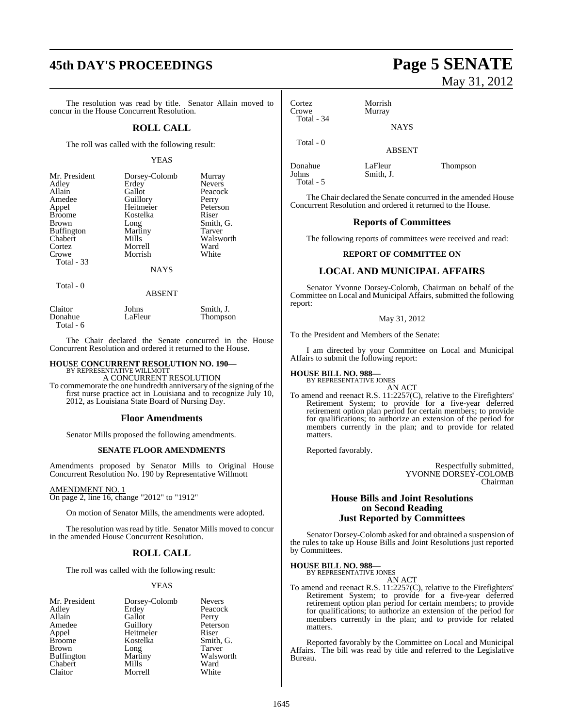The resolution was read by title. Senator Allain moved to concur in the House Concurrent Resolution.

## ROLL CALL

The roll was called with the following result:

YEAS

| | | |
|---|---|---|
| Mr. President | Dorsey-Colomb | Murray |
| Adley | Erdey | Nevers |
| Allain | Gallot | Peacock |
| Amedee | Guillory | Perry |
| Appel | Heitmeier | Peterson |
| Broome | Kostelka | Riser |
| Brown | Long | Smith, G. |
| Buffington | Martiny | Tarver |
| Chabert | Mills | Walsworth |
| Cortez | Morrell | Ward |
| Crowe | Morrish | White |

Total - 33

NAYS

Total - 0

ABSENT

| | | |
|---|---|---|
| Claitor | Johns | Smith, J. |
| Donahue | LaFleur | Thompson |

Total - 6

The Chair declared the Senate concurred in the House Concurrent Resolution and ordered it returned to the House.

**HOUSE CONCURRENT RESOLUTION NO. 190—**
BY REPRESENTATIVE WILLMOTT

A CONCURRENT RESOLUTION

To commemorate the one hundredth anniversary of the signing of the first nurse practice act in Louisiana and to recognize July 10, 2012, as Louisiana State Board of Nursing Day.

## Floor Amendments

Senator Mills proposed the following amendments.

### SENATE FLOOR AMENDMENTS

Amendments proposed by Senator Mills to Original House Concurrent Resolution No. 190 by Representative Willmott

AMENDMENT NO. 1
On page 2, line 16, change "2012" to "1912"

On motion of Senator Mills, the amendments were adopted.

The resolution was read by title. Senator Mills moved to concur in the amended House Concurrent Resolution.

## ROLL CALL

The roll was called with the following result:

YEAS

| | | |
|---|---|---|
| Mr. President | Dorsey-Colomb | Nevers |
| Adley | Erdey | Peacock |
| Allain | Gallot | Perry |
| Amedee | Guillory | Peterson |
| Appel | Heitmeier | Riser |
| Broome | Kostelka | Smith, G. |
| Brown | Long | Tarver |
| Buffington | Martiny | Walsworth |
| Chabert | Mills | Ward |
| Claitor | Morrell | White |
| Cortez | Morrish | |
| Crowe | Murray | |

Total - 34

NAYS

Total - 0

ABSENT

| | | |
|---|---|---|
| Donahue | LaFleur | Thompson |
| Johns | Smith, J. | |

Total - 5

The Chair declared the Senate concurred in the amended House Concurrent Resolution and ordered it returned to the House.

## Reports of Committees

The following reports of committees were received and read:

### REPORT OF COMMITTEE ON

## LOCAL AND MUNICIPAL AFFAIRS

Senator Yvonne Dorsey-Colomb, Chairman on behalf of the Committee on Local and Municipal Affairs, submitted the following report:

May 31, 2012

To the President and Members of the Senate:

I am directed by your Committee on Local and Municipal Affairs to submit the following report:

**HOUSE BILL NO. 988—**
BY REPRESENTATIVE JONES

AN ACT

To amend and reenact R.S. 11:2257(C), relative to the Firefighters' Retirement System; to provide for a five-year deferred retirement option plan period for certain members; to provide for qualifications; to authorize an extension of the period for members currently in the plan; and to provide for related matters.

Reported favorably.

Respectfully submitted,
YVONNE DORSEY-COLOMB
Chairman

## House Bills and Joint Resolutions on Second Reading Just Reported by Committees

Senator Dorsey-Colomb asked for and obtained a suspension of the rules to take up House Bills and Joint Resolutions just reported by Committees.

**HOUSE BILL NO. 988—**
BY REPRESENTATIVE JONES

AN ACT

To amend and reenact R.S. 11:2257(C), relative to the Firefighters' Retirement System; to provide for a five-year deferred retirement option plan period for certain members; to provide for qualifications; to authorize an extension of the period for members currently in the plan; and to provide for related matters.

Reported favorably by the Committee on Local and Municipal Affairs. The bill was read by title and referred to the Legislative Bureau.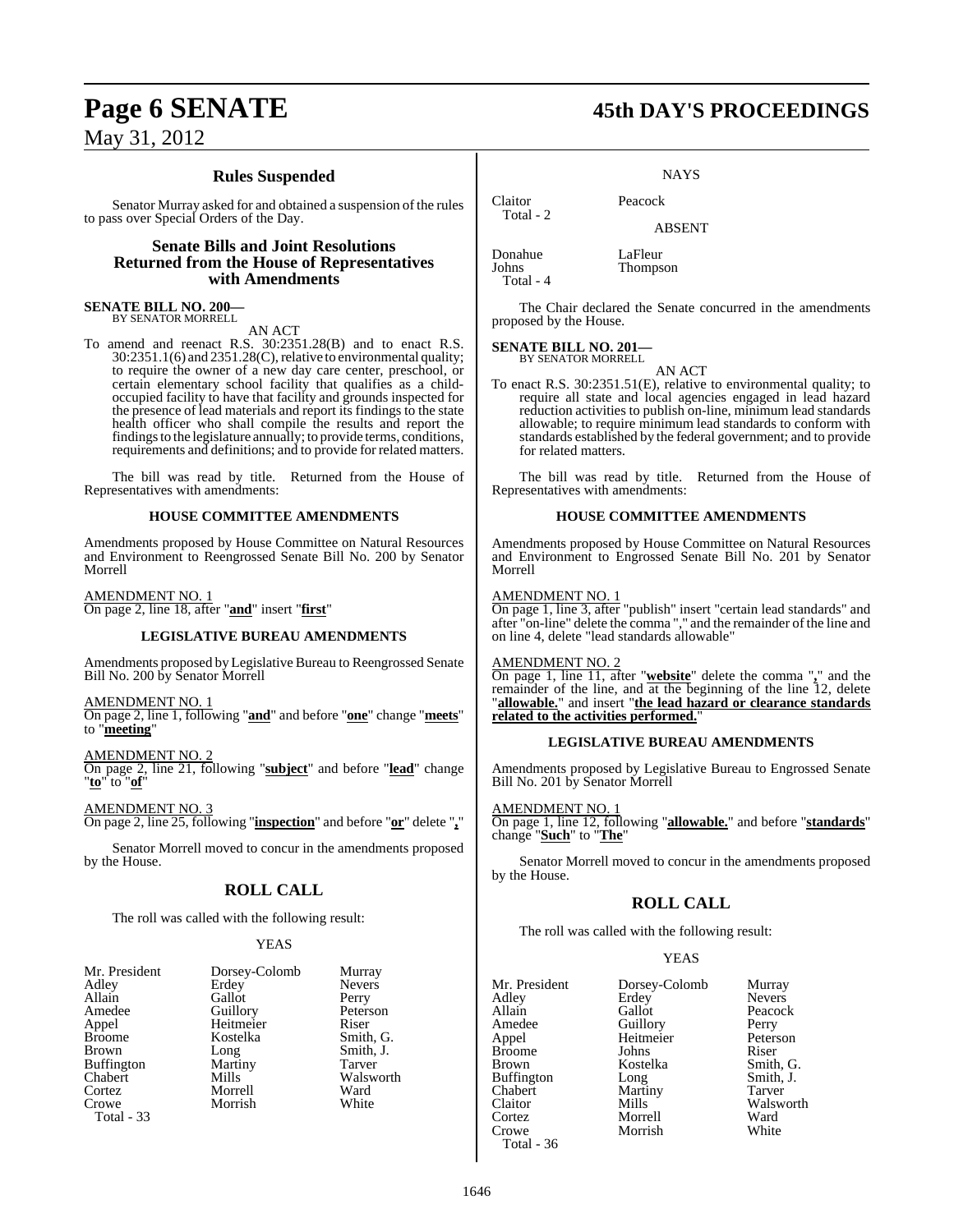## Rules Suspended

Senator Murray asked for and obtained a suspension of the rules to pass over Special Orders of the Day.

## Senate Bills and Joint Resolutions Returned from the House of Representatives with Amendments

**SENATE BILL NO. 200—**
BY SENATOR MORRELL

AN ACT

To amend and reenact R.S. 30:2351.28(B) and to enact R.S. 30:2351.1(6) and 2351.28(C), relative to environmental quality; to require the owner of a new day care center, preschool, or certain elementary school facility that qualifies as a child-occupied facility to have that facility and grounds inspected for the presence of lead materials and report its findings to the state health officer who shall compile the results and report the findings to the legislature annually; to provide terms, conditions, requirements and definitions; and to provide for related matters.

The bill was read by title. Returned from the House of Representatives with amendments:

### HOUSE COMMITTEE AMENDMENTS

Amendments proposed by House Committee on Natural Resources and Environment to Reengrossed Senate Bill No. 200 by Senator Morrell

AMENDMENT NO. 1
On page 2, line 18, after "**and**" insert "**first**"

### LEGISLATIVE BUREAU AMENDMENTS

Amendments proposed by Legislative Bureau to Reengrossed Senate Bill No. 200 by Senator Morrell

AMENDMENT NO. 1
On page 2, line 1, following "**and**" and before "**one**" change "**meets**" to "**meeting**"

AMENDMENT NO. 2
On page 2, line 21, following "**subject**" and before "**lead**" change "**to**" to "**of**"

AMENDMENT NO. 3
On page 2, line 25, following "**inspection**" and before "**or**" delete "**,**"

Senator Morrell moved to concur in the amendments proposed by the House.

## ROLL CALL

The roll was called with the following result:

YEAS

| | | |
|---|---|---|
| Mr. President | Dorsey-Colomb | Murray |
| Adley | Erdey | Nevers |
| Allain | Gallot | Perry |
| Amedee | Guillory | Peterson |
| Appel | Heitmeier | Riser |
| Broome | Kostelka | Smith, G. |
| Brown | Long | Smith, J. |
| Buffington | Martiny | Tarver |
| Chabert | Mills | Walsworth |
| Cortez | Morrell | Ward |
| Crowe | Morrish | White |

Total - 33

NAYS

| | |
|---|---|
| Claitor | Peacock |

Total - 2

ABSENT

| | |
|---|---|
| Donahue | LaFleur |
| Johns | Thompson |

Total - 4

The Chair declared the Senate concurred in the amendments proposed by the House.

**SENATE BILL NO. 201—**
BY SENATOR MORRELL

AN ACT

To enact R.S. 30:2351.51(E), relative to environmental quality; to require all state and local agencies engaged in lead hazard reduction activities to publish on-line, minimum lead standards allowable; to require minimum lead standards to conform with standards established by the federal government; and to provide for related matters.

The bill was read by title. Returned from the House of Representatives with amendments:

### HOUSE COMMITTEE AMENDMENTS

Amendments proposed by House Committee on Natural Resources and Environment to Engrossed Senate Bill No. 201 by Senator Morrell

AMENDMENT NO. 1
On page 1, line 3, after "publish" insert "certain lead standards" and after "on-line" delete the comma "," and the remainder of the line and on line 4, delete "lead standards allowable"

AMENDMENT NO. 2
On page 1, line 11, after "**website**" delete the comma "**,**" and the remainder of the line, and at the beginning of the line 12, delete "**allowable.**" and insert "**the lead hazard or clearance standards related to the activities performed.**"

### LEGISLATIVE BUREAU AMENDMENTS

Amendments proposed by Legislative Bureau to Engrossed Senate Bill No. 201 by Senator Morrell

AMENDMENT NO. 1
On page 1, line 12, following "**allowable.**" and before "**standards**" change "**Such**" to "**The**"

Senator Morrell moved to concur in the amendments proposed by the House.

## ROLL CALL

The roll was called with the following result:

YEAS

| | | |
|---|---|---|
| Mr. President | Dorsey-Colomb | Murray |
| Adley | Erdey | Nevers |
| Allain | Gallot | Peacock |
| Amedee | Guillory | Perry |
| Appel | Heitmeier | Peterson |
| Broome | Johns | Riser |
| Brown | Kostelka | Smith, G. |
| Buffington | Long | Smith, J. |
| Chabert | Martiny | Tarver |
| Claitor | Mills | Walsworth |
| Cortez | Morrell | Ward |
| Crowe | Morrish | White |

Total - 36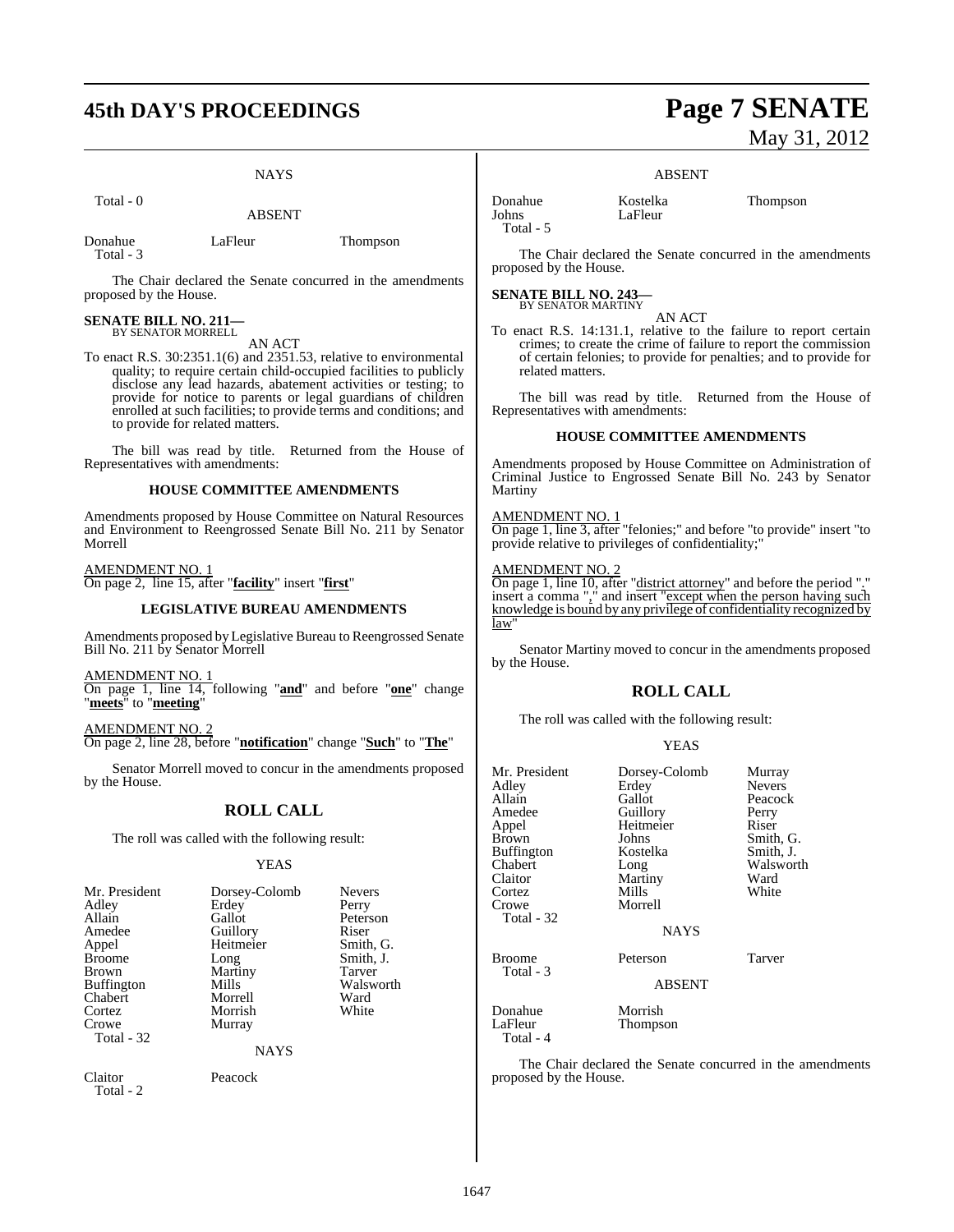NAYS

Total - 0

ABSENT

| | | |
|---|---|---|
| Donahue | LaFleur | Thompson |
| Total - 3 | | |

The Chair declared the Senate concurred in the amendments proposed by the House.

**SENATE BILL NO. 211—**
BY SENATOR MORRELL

AN ACT

To enact R.S. 30:2351.1(6) and 2351.53, relative to environmental quality; to require certain child-occupied facilities to publicly disclose any lead hazards, abatement activities or testing; to provide for notice to parents or legal guardians of children enrolled at such facilities; to provide terms and conditions; and to provide for related matters.

The bill was read by title. Returned from the House of Representatives with amendments:

### HOUSE COMMITTEE AMENDMENTS

Amendments proposed by House Committee on Natural Resources and Environment to Reengrossed Senate Bill No. 211 by Senator Morrell

AMENDMENT NO. 1
On page 2, line 15, after "**facility**" insert "**first**"

### LEGISLATIVE BUREAU AMENDMENTS

Amendments proposed by Legislative Bureau to Reengrossed Senate Bill No. 211 by Senator Morrell

AMENDMENT NO. 1
On page 1, line 14, following "**and**" and before "**one**" change "**meets**" to "**meeting**"

AMENDMENT NO. 2
On page 2, line 28, before "**notification**" change "**Such**" to "**The**"

Senator Morrell moved to concur in the amendments proposed by the House.

## ROLL CALL

The roll was called with the following result:

YEAS

| | | |
|---|---|---|
| Mr. President | Dorsey-Colomb | Nevers |
| Adley | Erdey | Perry |
| Allain | Gallot | Peterson |
| Amedee | Guillory | Riser |
| Appel | Heitmeier | Smith, G. |
| Broome | Long | Smith, J. |
| Brown | Martiny | Tarver |
| Buffington | Mills | Walsworth |
| Chabert | Morrell | Ward |
| Cortez | Morrish | White |
| Crowe | Murray | |
| Total - 32 | | |

NAYS

| | |
|---|---|
| Claitor | Peacock |
| Total - 2 | |

ABSENT

| | | |
|---|---|---|
| Donahue | Kostelka | Thompson |
| Johns | LaFleur | |
| Total - 5 | | |

The Chair declared the Senate concurred in the amendments proposed by the House.

**SENATE BILL NO. 243—**
BY SENATOR MARTINY

AN ACT

To enact R.S. 14:131.1, relative to the failure to report certain crimes; to create the crime of failure to report the commission of certain felonies; to provide for penalties; and to provide for related matters.

The bill was read by title. Returned from the House of Representatives with amendments:

### HOUSE COMMITTEE AMENDMENTS

Amendments proposed by House Committee on Administration of Criminal Justice to Engrossed Senate Bill No. 243 by Senator Martiny

AMENDMENT NO. 1
On page 1, line 3, after "felonies;" and before "to provide" insert "to provide relative to privileges of confidentiality;"

AMENDMENT NO. 2
On page 1, line 10, after "<u>district attorney</u>" and before the period "<u>.</u>" insert a comma "<u>,</u>" and insert "<u>except when the person having such knowledge is bound by any privilege of confidentiality recognized by law</u>"

Senator Martiny moved to concur in the amendments proposed by the House.

## ROLL CALL

The roll was called with the following result:

YEAS

| | | |
|---|---|---|
| Mr. President | Dorsey-Colomb | Murray |
| Adley | Erdey | Nevers |
| Allain | Gallot | Peacock |
| Amedee | Guillory | Perry |
| Appel | Heitmeier | Riser |
| Brown | Johns | Smith, G. |
| Buffington | Kostelka | Smith, J. |
| Chabert | Long | Walsworth |
| Claitor | Martiny | Ward |
| Cortez | Mills | White |
| Crowe | Morrell | |
| Total - 32 | | |

NAYS

| | | |
|---|---|---|
| Broome | Peterson | Tarver |
| Total - 3 | | |

ABSENT

| | |
|---|---|
| Donahue | Morrish |
| LaFleur | Thompson |
| Total - 4 | |

The Chair declared the Senate concurred in the amendments proposed by the House.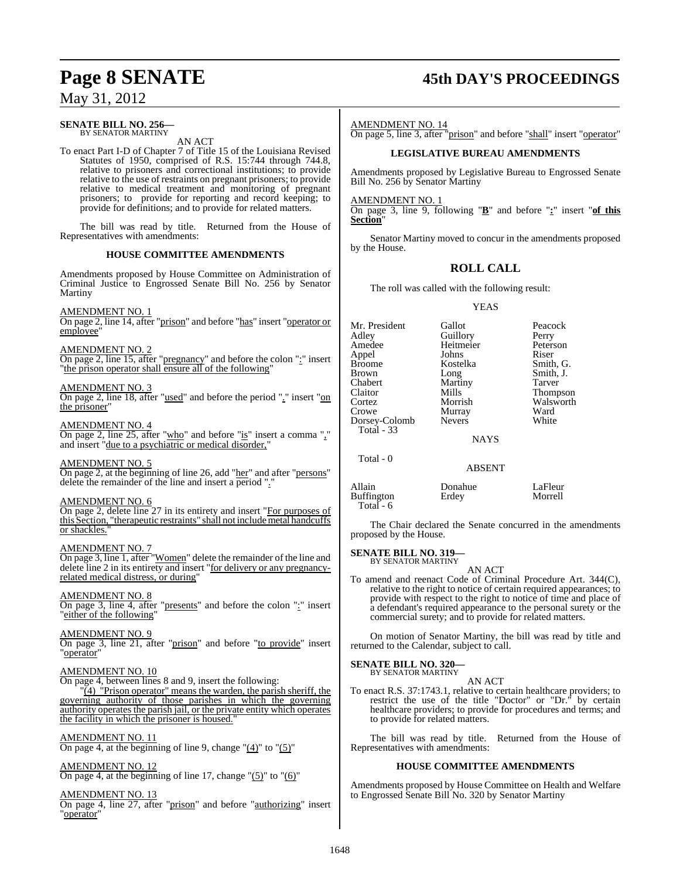**SENATE BILL NO. 256—**
BY SENATOR MARTINY

AN ACT

To enact Part I-D of Chapter 7 of Title 15 of the Louisiana Revised Statutes of 1950, comprised of R.S. 15:744 through 744.8, relative to prisoners and correctional institutions; to provide relative to the use of restraints on pregnant prisoners; to provide relative to medical treatment and monitoring of pregnant prisoners; to provide for reporting and record keeping; to provide for definitions; and to provide for related matters.

The bill was read by title. Returned from the House of Representatives with amendments:

**HOUSE COMMITTEE AMENDMENTS**

Amendments proposed by House Committee on Administration of Criminal Justice to Engrossed Senate Bill No. 256 by Senator Martiny

AMENDMENT NO. 1
On page 2, line 14, after "prison" and before "has" insert "operator or employee"

AMENDMENT NO. 2
On page 2, line 15, after "pregnancy" and before the colon ":" insert "the prison operator shall ensure all of the following"

AMENDMENT NO. 3
On page 2, line 18, after "used" and before the period "." insert "on the prisoner"

AMENDMENT NO. 4
On page 2, line 25, after "who" and before "is" insert a comma "," and insert "due to a psychiatric or medical disorder,"

AMENDMENT NO. 5
On page 2, at the beginning of line 26, add "her" and after "persons" delete the remainder of the line and insert a period "."

AMENDMENT NO. 6
On page 2, delete line 27 in its entirety and insert "For purposes of this Section, "therapeutic restraints" shall not include metal handcuffs or shackles."

AMENDMENT NO. 7
On page 3, line 1, after "Women" delete the remainder of the line and delete line 2 in its entirety and insert "for delivery or any pregnancy-related medical distress, or during"

AMENDMENT NO. 8
On page 3, line 4, after "presents" and before the colon ":" insert "either of the following"

AMENDMENT NO. 9
On page 3, line 21, after "prison" and before "to provide" insert "operator"

AMENDMENT NO. 10
On page 4, between lines 8 and 9, insert the following:
"(4) "Prison operator" means the warden, the parish sheriff, the governing authority of those parishes in which the governing authority operates the parish jail, or the private entity which operates the facility in which the prisoner is housed."

AMENDMENT NO. 11
On page 4, at the beginning of line 9, change "(4)" to "(5)"

AMENDMENT NO. 12
On page 4, at the beginning of line 17, change "(5)" to "(6)"

AMENDMENT NO. 13
On page 4, line 27, after "prison" and before "authorizing" insert "operator"

AMENDMENT NO. 14
On page 5, line 3, after "prison" and before "shall" insert "operator"

**LEGISLATIVE BUREAU AMENDMENTS**

Amendments proposed by Legislative Bureau to Engrossed Senate Bill No. 256 by Senator Martiny

AMENDMENT NO. 1
On page 3, line 9, following "**B**" and before "**:**" insert "**of this Section**"

Senator Martiny moved to concur in the amendments proposed by the House.

## ROLL CALL

The roll was called with the following result:

YEAS

| | | |
|---|---|---|
| Mr. President | Gallot | Peacock |
| Adley | Guillory | Perry |
| Amedee | Heitmeier | Peterson |
| Appel | Johns | Riser |
| Broome | Kostelka | Smith, G. |
| Brown | Long | Smith, J. |
| Chabert | Martiny | Tarver |
| Claitor | Mills | Thompson |
| Cortez | Morrish | Walsworth |
| Crowe | Murray | Ward |
| Dorsey-Colomb | Nevers | White |

Total - 33

NAYS

Total - 0

ABSENT

| | | |
|---|---|---|
| Allain | Donahue | LaFleur |
| Buffington | Erdey | Morrell |

Total - 6

The Chair declared the Senate concurred in the amendments proposed by the House.

**SENATE BILL NO. 319—**
BY SENATOR MARTINY

AN ACT

To amend and reenact Code of Criminal Procedure Art. 344(C), relative to the right to notice of certain required appearances; to provide with respect to the right to notice of time and place of a defendant's required appearance to the personal surety or the commercial surety; and to provide for related matters.

On motion of Senator Martiny, the bill was read by title and returned to the Calendar, subject to call.

**SENATE BILL NO. 320—**
BY SENATOR MARTINY

AN ACT

To enact R.S. 37:1743.1, relative to certain healthcare providers; to restrict the use of the title "Doctor" or "Dr." by certain healthcare providers; to provide for procedures and terms; and to provide for related matters.

The bill was read by title. Returned from the House of Representatives with amendments:

**HOUSE COMMITTEE AMENDMENTS**

Amendments proposed by House Committee on Health and Welfare to Engrossed Senate Bill No. 320 by Senator Martiny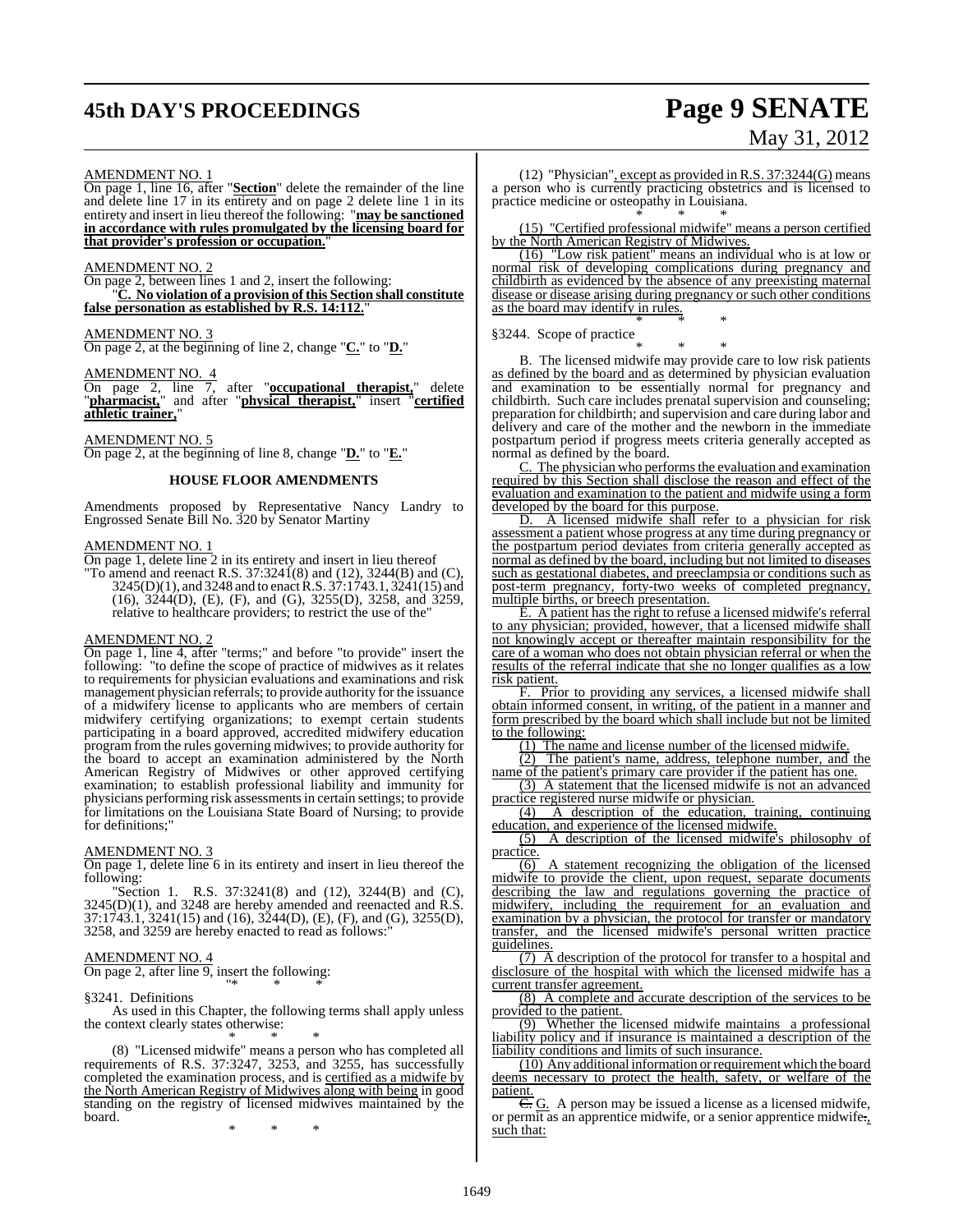AMENDMENT NO. 1

On page 1, line 16, after "**Section**" delete the remainder of the line and delete line 17 in its entirety and on page 2 delete line 1 in its entirety and insert in lieu thereof the following: "**may be sanctioned in accordance with rules promulgated by the licensing board for that provider's profession or occupation.**"

AMENDMENT NO. 2

On page 2, between lines 1 and 2, insert the following:

"**C. No violation of a provision of this Section shall constitute false personation as established by R.S. 14:112.**"

AMENDMENT NO. 3

On page 2, at the beginning of line 2, change "**C.**" to "**D.**"

AMENDMENT NO. 4

On page 2, line 7, after "**occupational therapist,**" delete "**pharmacist,**" and after "**physical therapist,**" insert "**certified athletic trainer,**"

AMENDMENT NO. 5

On page 2, at the beginning of line 8, change "**D.**" to "**E.**"

## HOUSE FLOOR AMENDMENTS

Amendments proposed by Representative Nancy Landry to Engrossed Senate Bill No. 320 by Senator Martiny

AMENDMENT NO. 1

On page 1, delete line 2 in its entirety and insert in lieu thereof "To amend and reenact R.S. 37:3241(8) and (12), 3244(B) and (C), 3245(D)(1), and 3248 and to enact R.S. 37:1743.1, 3241(15) and (16), 3244(D), (E), (F), and (G), 3255(D), 3258, and 3259, relative to healthcare providers; to restrict the use of the"

AMENDMENT NO. 2

On page 1, line 4, after "terms;" and before "to provide" insert the following: "to define the scope of practice of midwives as it relates to requirements for physician evaluations and examinations and risk management physician referrals; to provide authority for the issuance of a midwifery license to applicants who are members of certain midwifery certifying organizations; to exempt certain students participating in a board approved, accredited midwifery education program from the rules governing midwives; to provide authority for the board to accept an examination administered by the North American Registry of Midwives or other approved certifying examination; to establish professional liability and immunity for physicians performing risk assessments in certain settings; to provide for limitations on the Louisiana State Board of Nursing; to provide for definitions;"

AMENDMENT NO. 3

On page 1, delete line 6 in its entirety and insert in lieu thereof the following:

"Section 1. R.S. 37:3241(8) and (12), 3244(B) and (C), 3245(D)(1), and 3248 are hereby amended and reenacted and R.S. 37:1743.1, 3241(15) and (16), 3244(D), (E), (F), and (G), 3255(D), 3258, and 3259 are hereby enacted to read as follows:"

AMENDMENT NO. 4

On page 2, after line 9, insert the following:

"* * *

§3241. Definitions

As used in this Chapter, the following terms shall apply unless the context clearly states otherwise:

* * *

(8) "Licensed midwife" means a person who has completed all requirements of R.S. 37:3247, 3253, and 3255, has successfully completed the examination process, and is certified as a midwife by the North American Registry of Midwives along with being in good standing on the registry of licensed midwives maintained by the board.

* * *

(12) "Physician", except as provided in R.S. 37:3244(G) means a person who is currently practicing obstetrics and is licensed to practice medicine or osteopathy in Louisiana.

* * *

(15) "Certified professional midwife" means a person certified by the North American Registry of Midwives.

(16) "Low risk patient" means an individual who is at low or normal risk of developing complications during pregnancy and childbirth as evidenced by the absence of any preexisting maternal disease or disease arising during pregnancy or such other conditions as the board may identify in rules.

* * *

§3244. Scope of practice

* * *

B. The licensed midwife may provide care to low risk patients as defined by the board and as determined by physician evaluation and examination to be essentially normal for pregnancy and childbirth. Such care includes prenatal supervision and counseling; preparation for childbirth; and supervision and care during labor and delivery and care of the mother and the newborn in the immediate postpartum period if progress meets criteria generally accepted as normal as defined by the board.

C. The physician who performs the evaluation and examination required by this Section shall disclose the reason and effect of the evaluation and examination to the patient and midwife using a form developed by the board for this purpose.

D. A licensed midwife shall refer to a physician for risk assessment a patient whose progress at any time during pregnancy or the postpartum period deviates from criteria generally accepted as normal as defined by the board, including but not limited to diseases such as gestational diabetes, and preeclampsia or conditions such as post-term pregnancy, forty-two weeks of completed pregnancy, multiple births, or breech presentation.

E. A patient has the right to refuse a licensed midwife's referral to any physician; provided, however, that a licensed midwife shall not knowingly accept or thereafter maintain responsibility for the care of a woman who does not obtain physician referral or when the results of the referral indicate that she no longer qualifies as a low risk patient.

F. Prior to providing any services, a licensed midwife shall obtain informed consent, in writing, of the patient in a manner and form prescribed by the board which shall include but not be limited to the following:

(1) The name and license number of the licensed midwife.

(2) The patient's name, address, telephone number, and the name of the patient's primary care provider if the patient has one.

(3) A statement that the licensed midwife is not an advanced practice registered nurse midwife or physician.

(4) A description of the education, training, continuing education, and experience of the licensed midwife.

(5) A description of the licensed midwife's philosophy of practice.

(6) A statement recognizing the obligation of the licensed midwife to provide the client, upon request, separate documents describing the law and regulations governing the practice of midwifery, including the requirement for an evaluation and examination by a physician, the protocol for transfer or mandatory transfer, and the licensed midwife's personal written practice guidelines.

(7) A description of the protocol for transfer to a hospital and disclosure of the hospital with which the licensed midwife has a current transfer agreement.

(8) A complete and accurate description of the services to be provided to the patient.

(9) Whether the licensed midwife maintains a professional liability policy and if insurance is maintained a description of the liability conditions and limits of such insurance.

(10) Any additional information or requirement which the board deems necessary to protect the health, safety, or welfare of the patient.

~~C.~~ G. A person may be issued a license as a licensed midwife, or permit as an apprentice midwife, or a senior apprentice midwife~~.~~, such that: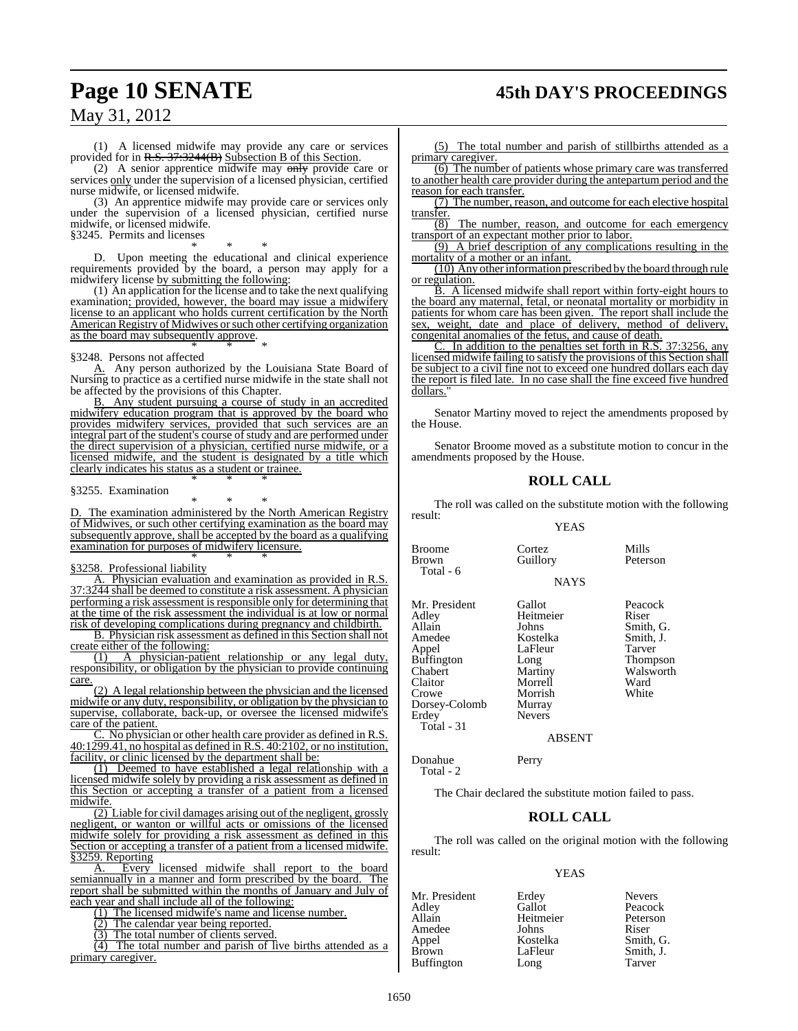(1) A licensed midwife may provide any care or services provided for in R.S. 37:3244(B) Subsection B of this Section.

(2) A senior apprentice midwife may only provide care or services only under the supervision of a licensed physician, certified nurse midwife, or licensed midwife.

(3) An apprentice midwife may provide care or services only under the supervision of a licensed physician, certified nurse midwife, or licensed midwife.

§3245. Permits and licenses

\* \* \*

D. Upon meeting the educational and clinical experience requirements provided by the board, a person may apply for a midwifery license by submitting the following:

(1) An application for the license and to take the next qualifying examination; provided, however, the board may issue a midwifery license to an applicant who holds current certification by the North American Registry of Midwives or such other certifying organization as the board may subsequently approve.

\* \* \*

§3248. Persons not affected

A. Any person authorized by the Louisiana State Board of Nursing to practice as a certified nurse midwife in the state shall not be affected by the provisions of this Chapter.

B. Any student pursuing a course of study in an accredited midwifery education program that is approved by the board who provides midwifery services, provided that such services are an integral part of the student's course of study and are performed under the direct supervision of a physician, certified nurse midwife, or a licensed midwife, and the student is designated by a title which clearly indicates his status as a student or trainee.

\* \* \*

§3255. Examination

\* \* \*

D. The examination administered by the North American Registry of Midwives, or such other certifying examination as the board may subsequently approve, shall be accepted by the board as a qualifying examination for purposes of midwifery licensure.

\* \* \*

§3258. Professional liability

A. Physician evaluation and examination as provided in R.S. 37:3244 shall be deemed to constitute a risk assessment. A physician performing a risk assessment is responsible only for determining that at the time of the risk assessment the individual is at low or normal risk of developing complications during pregnancy and childbirth.

B. Physician risk assessment as defined in this Section shall not create either of the following:

(1) A physician-patient relationship or any legal duty, responsibility, or obligation by the physician to provide continuing care.

(2) A legal relationship between the physician and the licensed midwife or any duty, responsibility, or obligation by the physician to supervise, collaborate, back-up, or oversee the licensed midwife's care of the patient.

C. No physician or other health care provider as defined in R.S. 40:1299.41, no hospital as defined in R.S. 40:2102, or no institution, facility, or clinic licensed by the department shall be:

(1) Deemed to have established a legal relationship with a licensed midwife solely by providing a risk assessment as defined in this Section or accepting a transfer of a patient from a licensed midwife.

(2) Liable for civil damages arising out of the negligent, grossly negligent, or wanton or willful acts or omissions of the licensed midwife solely for providing a risk assessment as defined in this Section or accepting a transfer of a patient from a licensed midwife.

§3259. Reporting

A. Every licensed midwife shall report to the board semiannually in a manner and form prescribed by the board. The report shall be submitted within the months of January and July of each year and shall include all of the following:

(1) The licensed midwife's name and license number.

(2) The calendar year being reported.

(3) The total number of clients served.

(4) The total number and parish of live births attended as a primary caregiver.

(5) The total number and parish of stillbirths attended as a primary caregiver.

(6) The number of patients whose primary care was transferred to another health care provider during the antepartum period and the reason for each transfer.

(7) The number, reason, and outcome for each elective hospital transfer.

(8) The number, reason, and outcome for each emergency transport of an expectant mother prior to labor.

(9) A brief description of any complications resulting in the mortality of a mother or an infant.

(10) Any other information prescribed by the board through rule or regulation.

B. A licensed midwife shall report within forty-eight hours to the board any maternal, fetal, or neonatal mortality or morbidity in patients for whom care has been given. The report shall include the sex, weight, date and place of delivery, method of delivery, congenital anomalies of the fetus, and cause of death.

C. In addition to the penalties set forth in R.S. 37:3256, any licensed midwife failing to satisfy the provisions of this Section shall be subject to a civil fine not to exceed one hundred dollars each day the report is filed late. In no case shall the fine exceed five hundred dollars."

Senator Martiny moved to reject the amendments proposed by the House.

Senator Broome moved as a substitute motion to concur in the amendments proposed by the House.

## ROLL CALL

The roll was called on the substitute motion with the following result:

YEAS

| | | |
|---|---|---|
| Broome | Cortez | Mills |
| Brown | Guillory | Peterson |
| Total - 6 | | |

NAYS

| | | |
|---|---|---|
| Mr. President | Gallot | Peacock |
| Adley | Heitmeier | Riser |
| Allain | Johns | Smith, G. |
| Amedee | Kostelka | Smith, J. |
| Appel | LaFleur | Tarver |
| Buffington | Long | Thompson |
| Chabert | Martiny | Walsworth |
| Claitor | Morrell | Ward |
| Crowe | Morrish | White |
| Dorsey-Colomb | Murray | |
| Erdey | Nevers | |
| Total - 31 | | |

ABSENT

| | |
|---|---|
| Donahue | Perry |
| Total - 2 | |

The Chair declared the substitute motion failed to pass.

## ROLL CALL

The roll was called on the original motion with the following result:

YEAS

| | | |
|---|---|---|
| Mr. President | Erdey | Nevers |
| Adley | Gallot | Peacock |
| Allain | Heitmeier | Peterson |
| Amedee | Johns | Riser |
| Appel | Kostelka | Smith, G. |
| Brown | LaFleur | Smith, J. |
| Buffington | Long | Tarver |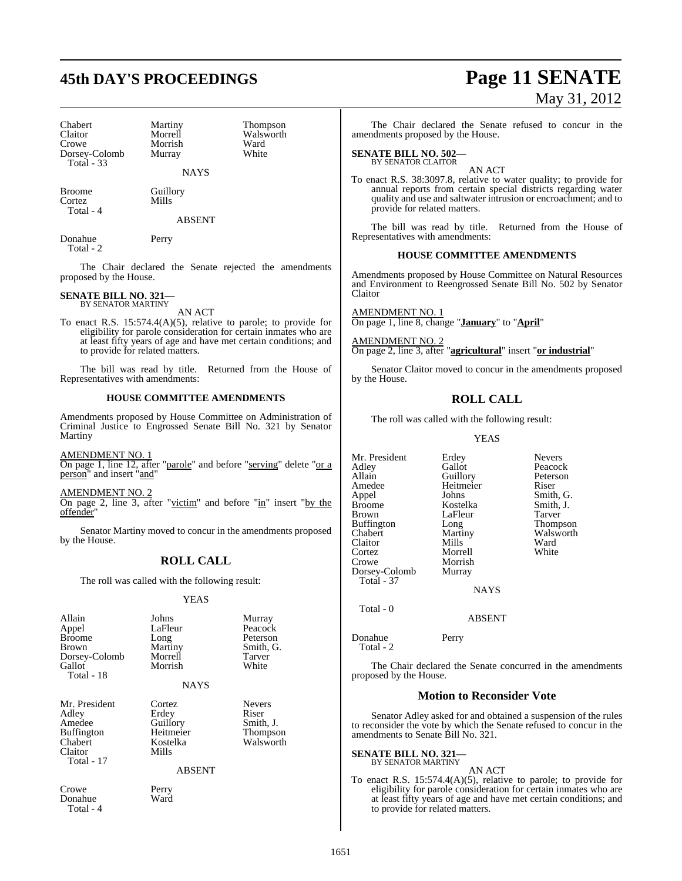| | | |
|---|---|---|
| Chabert | Martiny | Thompson |
| Claitor | Morrell | Walsworth |
| Crowe | Morrish | Ward |
| Dorsey-Colomb | Murray | White |
| Total - 33 | | |

NAYS

| | |
|---|---|
| Broome | Guillory |
| Cortez | Mills |
| Total - 4 | |

ABSENT

| | |
|---|---|
| Donahue | Perry |
| Total - 2 | |

The Chair declared the Senate rejected the amendments proposed by the House.

**SENATE BILL NO. 321—**
BY SENATOR MARTINY

AN ACT

To enact R.S. 15:574.4(A)(5), relative to parole; to provide for eligibility for parole consideration for certain inmates who are at least fifty years of age and have met certain conditions; and to provide for related matters.

The bill was read by title. Returned from the House of Representatives with amendments:

**HOUSE COMMITTEE AMENDMENTS**

Amendments proposed by House Committee on Administration of Criminal Justice to Engrossed Senate Bill No. 321 by Senator Martiny

AMENDMENT NO. 1
On page 1, line 12, after "parole" and before "serving" delete "or a person" and insert "and"

AMENDMENT NO. 2
On page 2, line 3, after "victim" and before "in" insert "by the offender"

Senator Martiny moved to concur in the amendments proposed by the House.

## ROLL CALL

The roll was called with the following result:

YEAS

| | | |
|---|---|---|
| Allain | Johns | Murray |
| Appel | LaFleur | Peacock |
| Broome | Long | Peterson |
| Brown | Martiny | Smith, G. |
| Dorsey-Colomb | Morrell | Tarver |
| Gallot | Morrish | White |
| Total - 18 | | |

NAYS

| | | |
|---|---|---|
| Mr. President | Cortez | Nevers |
| Adley | Erdey | Riser |
| Amedee | Guillory | Smith, J. |
| Buffington | Heitmeier | Thompson |
| Chabert | Kostelka | Walsworth |
| Claitor | Mills | |
| Total - 17 | | |

ABSENT

| | |
|---|---|
| Crowe | Perry |
| Donahue | Ward |
| Total - 4 | |

The Chair declared the Senate refused to concur in the amendments proposed by the House.

**SENATE BILL NO. 502—**
BY SENATOR CLAITOR

AN ACT

To enact R.S. 38:3097.8, relative to water quality; to provide for annual reports from certain special districts regarding water quality and use and saltwater intrusion or encroachment; and to provide for related matters.

The bill was read by title. Returned from the House of Representatives with amendments:

**HOUSE COMMITTEE AMENDMENTS**

Amendments proposed by House Committee on Natural Resources and Environment to Reengrossed Senate Bill No. 502 by Senator Claitor

AMENDMENT NO. 1
On page 1, line 8, change "**January**" to "**April**"

AMENDMENT NO. 2
On page 2, line 3, after "**agricultural**" insert "**or industrial**"

Senator Claitor moved to concur in the amendments proposed by the House.

## ROLL CALL

The roll was called with the following result:

YEAS

| | | |
|---|---|---|
| Mr. President | Erdey | Nevers |
| Adley | Gallot | Peacock |
| Allain | Guillory | Peterson |
| Amedee | Heitmeier | Riser |
| Appel | Johns | Smith, G. |
| Broome | Kostelka | Smith, J. |
| Brown | LaFleur | Tarver |
| Buffington | Long | Thompson |
| Chabert | Martiny | Walsworth |
| Claitor | Mills | Ward |
| Cortez | Morrell | White |
| Crowe | Morrish | |
| Dorsey-Colomb | Murray | |
| Total - 37 | | |

NAYS

Total - 0

ABSENT

| | |
|---|---|
| Donahue | Perry |
| Total - 2 | |

The Chair declared the Senate concurred in the amendments proposed by the House.

## Motion to Reconsider Vote

Senator Adley asked for and obtained a suspension of the rules to reconsider the vote by which the Senate refused to concur in the amendments to Senate Bill No. 321.

**SENATE BILL NO. 321—**
BY SENATOR MARTINY

AN ACT

To enact R.S. 15:574.4(A)(5), relative to parole; to provide for eligibility for parole consideration for certain inmates who are at least fifty years of age and have met certain conditions; and to provide for related matters.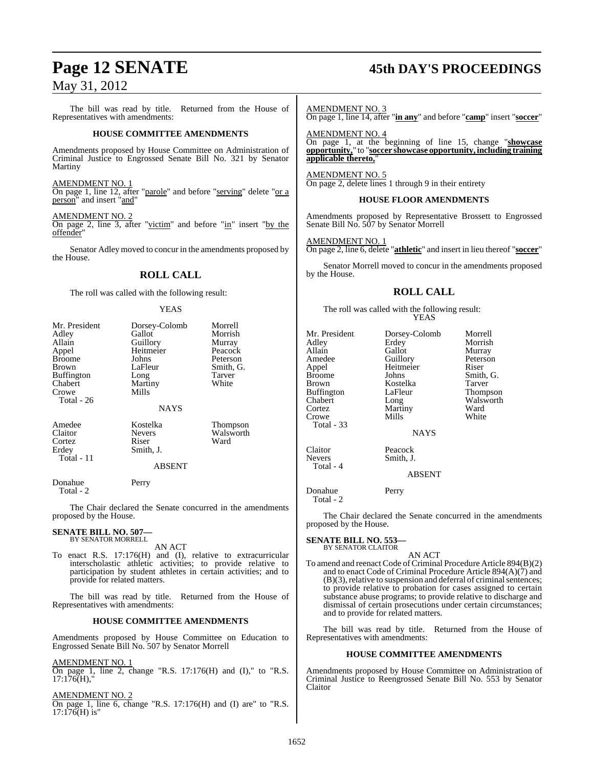The bill was read by title. Returned from the House of Representatives with amendments:

### HOUSE COMMITTEE AMENDMENTS

Amendments proposed by House Committee on Administration of Criminal Justice to Engrossed Senate Bill No. 321 by Senator Martiny

AMENDMENT NO. 1

On page 1, line 12, after "parole" and before "serving" delete "or a person" and insert "and"

AMENDMENT NO. 2

On page 2, line 3, after "victim" and before "in" insert "by the offender"

Senator Adley moved to concur in the amendments proposed by the House.

## ROLL CALL

The roll was called with the following result:

YEAS

| | | |
|---|---|---|
| Mr. President | Dorsey-Colomb | Morrell |
| Adley | Gallot | Morrish |
| Allain | Guillory | Murray |
| Appel | Heitmeier | Peacock |
| Broome | Johns | Peterson |
| Brown | LaFleur | Smith, G. |
| Buffington | Long | Tarver |
| Chabert | Martiny | White |
| Crowe | Mills | |
| Total - 26 | | |

NAYS

| | | |
|---|---|---|
| Amedee | Kostelka | Thompson |
| Claitor | Nevers | Walsworth |
| Cortez | Riser | Ward |
| Erdey | Smith, J. | |
| Total - 11 | | |

ABSENT

| | |
|---|---|
| Donahue | Perry |
| Total - 2 | |

The Chair declared the Senate concurred in the amendments proposed by the House.

**SENATE BILL NO. 507—**
BY SENATOR MORRELL

AN ACT

To enact R.S. 17:176(H) and (I), relative to extracurricular interscholastic athletic activities; to provide relative to participation by student athletes in certain activities; and to provide for related matters.

The bill was read by title. Returned from the House of Representatives with amendments:

### HOUSE COMMITTEE AMENDMENTS

Amendments proposed by House Committee on Education to Engrossed Senate Bill No. 507 by Senator Morrell

AMENDMENT NO. 1

On page 1, line 2, change "R.S. 17:176(H) and (I)," to "R.S. 17:176(H),"

AMENDMENT NO. 2

On page 1, line 6, change "R.S. 17:176(H) and (I) are" to "R.S. 17:176(H) is"

AMENDMENT NO. 3

On page 1, line 14, after "**in any**" and before "**camp**" insert "**soccer**"

AMENDMENT NO. 4

On page 1, at the beginning of line 15, change "**showcase opportunity,**" to "**soccer showcase opportunity, including training applicable thereto,**"

AMENDMENT NO. 5

On page 2, delete lines 1 through 9 in their entirety

### HOUSE FLOOR AMENDMENTS

Amendments proposed by Representative Brossett to Engrossed Senate Bill No. 507 by Senator Morrell

AMENDMENT NO. 1

On page 2, line 6, delete "**athletic**" and insert in lieu thereof "**soccer**"

Senator Morrell moved to concur in the amendments proposed by the House.

## ROLL CALL

The roll was called with the following result:

YEAS

| | | |
|---|---|---|
| Mr. President | Dorsey-Colomb | Morrell |
| Adley | Erdey | Morrish |
| Allain | Gallot | Murray |
| Amedee | Guillory | Peterson |
| Appel | Heitmeier | Riser |
| Broome | Johns | Smith, G. |
| Brown | Kostelka | Tarver |
| Buffington | LaFleur | Thompson |
| Chabert | Long | Walsworth |
| Cortez | Martiny | Ward |
| Crowe | Mills | White |
| Total - 33 | | |

NAYS

| | |
|---|---|
| Claitor | Peacock |
| Nevers | Smith, J. |
| Total - 4 | |

ABSENT

| | |
|---|---|
| Donahue | Perry |
| Total - 2 | |

The Chair declared the Senate concurred in the amendments proposed by the House.

**SENATE BILL NO. 553—**
BY SENATOR CLAITOR

AN ACT

To amend and reenact Code of Criminal Procedure Article 894(B)(2) and to enact Code of Criminal Procedure Article 894(A)(7) and (B)(3), relative to suspension and deferral of criminal sentences; to provide relative to probation for cases assigned to certain substance abuse programs; to provide relative to discharge and dismissal of certain prosecutions under certain circumstances; and to provide for related matters.

The bill was read by title. Returned from the House of Representatives with amendments:

### HOUSE COMMITTEE AMENDMENTS

Amendments proposed by House Committee on Administration of Criminal Justice to Reengrossed Senate Bill No. 553 by Senator Claitor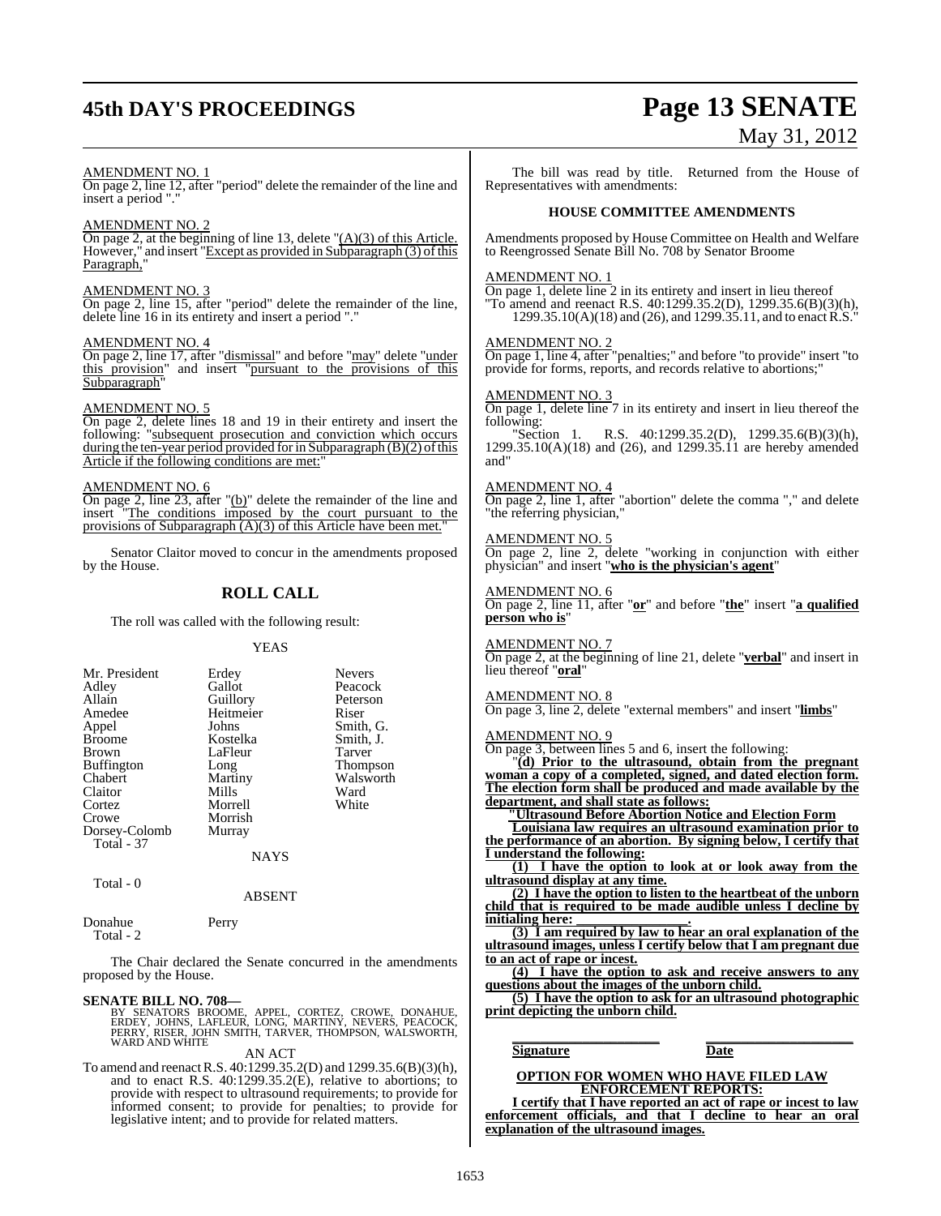AMENDMENT NO. 1

On page 2, line 12, after "period" delete the remainder of the line and insert a period "."

AMENDMENT NO. 2

On page 2, at the beginning of line 13, delete "(A)(3) of this Article. However," and insert "Except as provided in Subparagraph (3) of this Paragraph,"

AMENDMENT NO. 3

On page 2, line 15, after "period" delete the remainder of the line, delete line 16 in its entirety and insert a period "."

AMENDMENT NO. 4

On page 2, line 17, after "dismissal" and before "may" delete "under this provision" and insert "pursuant to the provisions of this Subparagraph"

AMENDMENT NO. 5

On page 2, delete lines 18 and 19 in their entirety and insert the following: "subsequent prosecution and conviction which occurs during the ten-year period provided for in Subparagraph (B)(2) of this Article if the following conditions are met:"

AMENDMENT NO. 6

On page 2, line 23, after "(b)" delete the remainder of the line and insert "The conditions imposed by the court pursuant to the provisions of Subparagraph (A)(3) of this Article have been met."

Senator Claitor moved to concur in the amendments proposed by the House.

## ROLL CALL

The roll was called with the following result:

YEAS

| | | |
|---|---|---|
| Mr. President | Erdey | Nevers |
| Adley | Gallot | Peacock |
| Allain | Guillory | Peterson |
| Amedee | Heitmeier | Riser |
| Appel | Johns | Smith, G. |
| Broome | Kostelka | Smith, J. |
| Brown | LaFleur | Tarver |
| Buffington | Long | Thompson |
| Chabert | Martiny | Walsworth |
| Claitor | Mills | Ward |
| Cortez | Morrell | White |
| Crowe | Morrish | |
| Dorsey-Colomb | Murray | |

Total - 37

NAYS

Total - 0

ABSENT

| | |
|---|---|
| Donahue | Perry |

Total - 2

The Chair declared the Senate concurred in the amendments proposed by the House.

**SENATE BILL NO. 708—**
BY SENATORS BROOME, APPEL, CORTEZ, CROWE, DONAHUE, ERDEY, JOHNS, LAFLEUR, LONG, MARTINY, NEVERS, PEACOCK, PERRY, RISER, JOHN SMITH, TARVER, THOMPSON, WALSWORTH, WARD AND WHITE

AN ACT

To amend and reenact R.S. 40:1299.35.2(D) and 1299.35.6(B)(3)(h), and to enact R.S. 40:1299.35.2(E), relative to abortions; to provide with respect to ultrasound requirements; to provide for informed consent; to provide for penalties; to provide for legislative intent; and to provide for related matters.

The bill was read by title. Returned from the House of Representatives with amendments:

### HOUSE COMMITTEE AMENDMENTS

Amendments proposed by House Committee on Health and Welfare to Reengrossed Senate Bill No. 708 by Senator Broome

AMENDMENT NO. 1

On page 1, delete line 2 in its entirety and insert in lieu thereof "To amend and reenact R.S. 40:1299.35.2(D), 1299.35.6(B)(3)(h), 1299.35.10(A)(18) and (26), and 1299.35.11, and to enact R.S."

AMENDMENT NO. 2

On page 1, line 4, after "penalties;" and before "to provide" insert "to provide for forms, reports, and records relative to abortions;"

AMENDMENT NO. 3

On page 1, delete line 7 in its entirety and insert in lieu thereof the following:

"Section 1. R.S. 40:1299.35.2(D), 1299.35.6(B)(3)(h), 1299.35.10(A)(18) and (26), and 1299.35.11 are hereby amended and"

AMENDMENT NO. 4

On page 2, line 1, after "abortion" delete the comma "," and delete "the referring physician,"

AMENDMENT NO. 5

On page 2, line 2, delete "working in conjunction with either physician" and insert "**who is the physician's agent**"

AMENDMENT NO. 6

On page 2, line 11, after "**or**" and before "**the**" insert "**a qualified person who is**"

AMENDMENT NO. 7

On page 2, at the beginning of line 21, delete "**verbal**" and insert in lieu thereof "**oral**"

AMENDMENT NO. 8

On page 3, line 2, delete "external members" and insert "**limbs**"

AMENDMENT NO. 9

On page 3, between lines 5 and 6, insert the following:

"**(d) Prior to the ultrasound, obtain from the pregnant woman a copy of a completed, signed, and dated election form. The election form shall be produced and made available by the department, and shall state as follows:**

**"Ultrasound Before Abortion Notice and Election Form**

**Louisiana law requires an ultrasound examination prior to the performance of an abortion. By signing below, I certify that I understand the following:**

**(1) I have the option to look at or look away from the ultrasound display at any time.**

**(2) I have the option to listen to the heartbeat of the unborn child that is required to be made audible unless I decline by initialing here: \_\_\_\_\_\_\_\_\_\_\_\_\_\_\_\_.**

**(3) I am required by law to hear an oral explanation of the ultrasound images, unless I certify below that I am pregnant due to an act of rape or incest.**

**(4) I have the option to ask and receive answers to any questions about the images of the unborn child.**

**(5) I have the option to ask for an ultrasound photographic print depicting the unborn child.**

**\_\_\_\_\_\_\_\_\_\_\_\_\_\_\_\_\_\_\_\_\_\_ \_\_\_\_\_\_\_\_\_\_\_\_\_\_\_\_\_\_\_\_\_\_**

**Signature Date**

**OPTION FOR WOMEN WHO HAVE FILED LAW ENFORCEMENT REPORTS:**

**I certify that I have reported an act of rape or incest to law enforcement officials, and that I decline to hear an oral explanation of the ultrasound images.**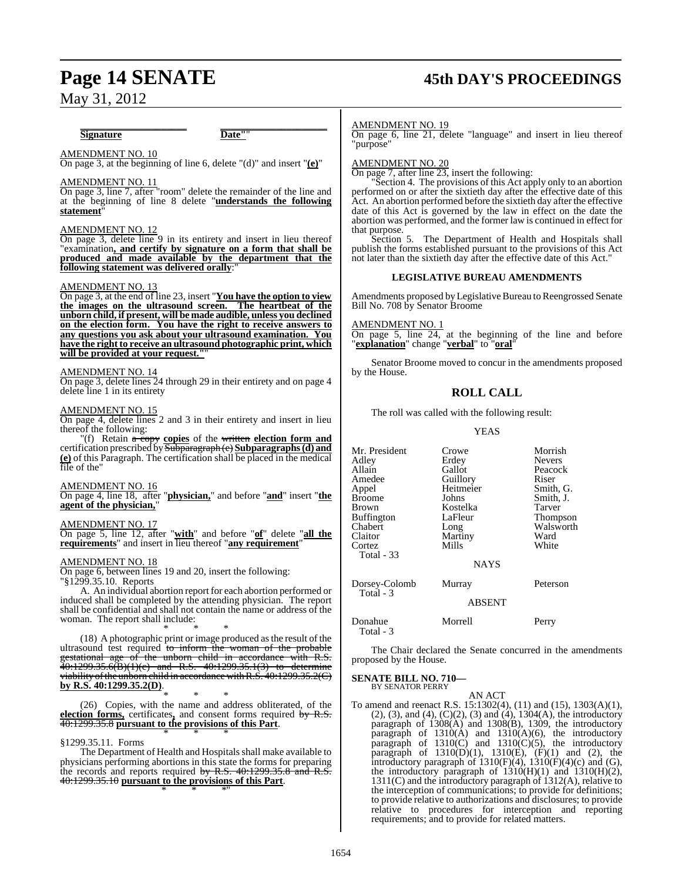**Signature** **Date**""

AMENDMENT NO. 10

On page 3, at the beginning of line 6, delete "(d)" and insert "**(e)**"

AMENDMENT NO. 11

On page 3, line 7, after "room" delete the remainder of the line and at the beginning of line 8 delete "**understands the following statement**"

AMENDMENT NO. 12

On page 3, delete line 9 in its entirety and insert in lieu thereof "examination**, and certify by signature on a form that shall be produced and made available by the department that the following statement was delivered orally**:"

AMENDMENT NO. 13

On page 3, at the end of line 23, insert "**You have the option to view the images on the ultrasound screen. The heartbeat of the unborn child, if present, will be made audible, unless you declined on the election form. You have the right to receive answers to any questions you ask about your ultrasound examination. You have the right to receive an ultrasound photographic print, which will be provided at your request.**""

AMENDMENT NO. 14

On page 3, delete lines 24 through 29 in their entirety and on page 4 delete line 1 in its entirety

AMENDMENT NO. 15

On page 4, delete lines 2 and 3 in their entirety and insert in lieu thereof the following:

"(f) Retain ~~a copy~~ **copies** of the ~~written~~ **election form and** certification prescribed by ~~Subparagraph (e)~~ **Subparagraphs (d) and (e)** of this Paragraph. The certification shall be placed in the medical file of the"

AMENDMENT NO. 16

On page 4, line 18, after "**physician,**" and before "**and**" insert "**the agent of the physician,**"

AMENDMENT NO. 17

On page 5, line 12, after "**with**" and before "**of**" delete "**all the requirements**" and insert in lieu thereof "**any requirement**"

AMENDMENT NO. 18

On page 6, between lines 19 and 20, insert the following:

"§1299.35.10. Reports

A. An individual abortion report for each abortion performed or induced shall be completed by the attending physician. The report shall be confidential and shall not contain the name or address of the woman. The report shall include:

\* \* \*

(18) A photographic print or image produced as the result of the ultrasound test required ~~to inform the woman of the probable gestational age of the unborn child in accordance with R.S. 40:1299.35.6(B)(1)(c) and R.S. 40:1299.35.1(3) to determine viability of the unborn child in accordance with R.S. 40:1299.35.2(C)~~ **by R.S. 40:1299.35.2(D)**.

\* \* \*

(26) Copies, with the name and address obliterated, of the **election forms,** certificates**,** and consent forms required ~~by R.S. 40:1299.35.8~~ **pursuant to the provisions of this Part**.

\* \* \*

§1299.35.11. Forms

The Department of Health and Hospitals shall make available to physicians performing abortions in this state the forms for preparing the records and reports required ~~by R.S. 40:1299.35.8 and R.S. 40:1299.35.10~~ **pursuant to the provisions of this Part**.

\* \* \*"

AMENDMENT NO. 19

On page 6, line 21, delete "language" and insert in lieu thereof "purpose"

AMENDMENT NO. 20

On page 7, after line 23, insert the following:

"Section 4. The provisions of this Act apply only to an abortion performed on or after the sixtieth day after the effective date of this Act. An abortion performed before the sixtieth day after the effective date of this Act is governed by the law in effect on the date the abortion was performed, and the former law is continued in effect for that purpose.

Section 5. The Department of Health and Hospitals shall publish the forms established pursuant to the provisions of this Act not later than the sixtieth day after the effective date of this Act."

### LEGISLATIVE BUREAU AMENDMENTS

Amendments proposed by Legislative Bureau to Reengrossed Senate Bill No. 708 by Senator Broome

AMENDMENT NO. 1

On page 5, line 24, at the beginning of the line and before "**explanation**" change "**verbal**" to "**oral**"

Senator Broome moved to concur in the amendments proposed by the House.

## ROLL CALL

The roll was called with the following result:

YEAS

| | | |
|---|---|---|
| Mr. President | Crowe | Morrish |
| Adley | Erdey | Nevers |
| Allain | Gallot | Peacock |
| Amedee | Guillory | Riser |
| Appel | Heitmeier | Smith, G. |
| Broome | Johns | Smith, J. |
| Brown | Kostelka | Tarver |
| Buffington | LaFleur | Thompson |
| Chabert | Long | Walsworth |
| Claitor | Martiny | Ward |
| Cortez | Mills | White |
| Total - 33 | | |

NAYS

| | | |
|---|---|---|
| Dorsey-Colomb | Murray | Peterson |
| Total - 3 | | |

ABSENT

| | | |
|---|---|---|
| Donahue | Morrell | Perry |
| Total - 3 | | |

The Chair declared the Senate concurred in the amendments proposed by the House.

**SENATE BILL NO. 710—**
BY SENATOR PERRY

AN ACT

To amend and reenact R.S. 15:1302(4), (11) and (15), 1303(A)(1), (2), (3), and (4), (C)(2), (3) and (4), 1304(A), the introductory paragraph of 1308(A) and 1308(B), 1309, the introductory paragraph of 1310(A) and 1310(A)(6), the introductory paragraph of 1310(C) and 1310(C)(5), the introductory paragraph of 1310(D)(1), 1310(E), (F)(1) and (2), the introductory paragraph of 1310(F)(4), 1310(F)(4)(c) and (G), the introductory paragraph of 1310(H)(1) and 1310(H)(2), 1311(C) and the introductory paragraph of 1312(A), relative to the interception of communications; to provide for definitions; to provide relative to authorizations and disclosures; to provide relative to procedures for interception and reporting requirements; and to provide for related matters.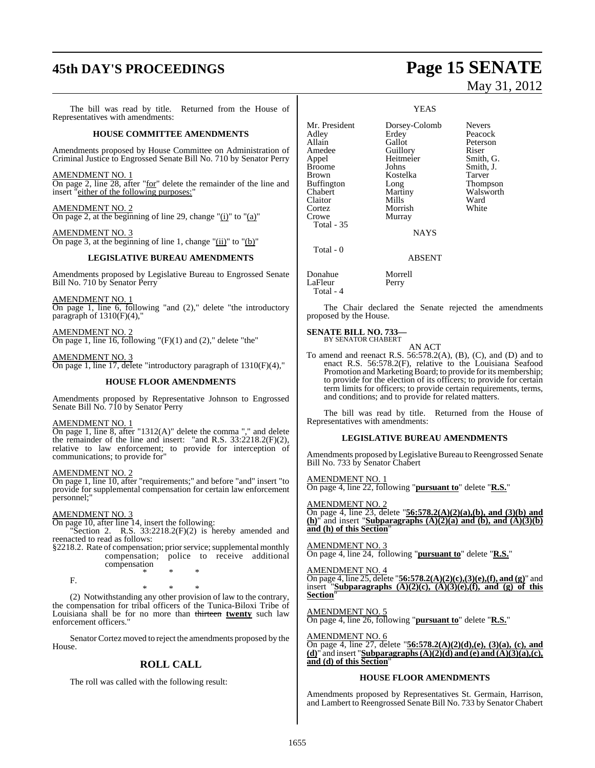The bill was read by title. Returned from the House of Representatives with amendments:

**HOUSE COMMITTEE AMENDMENTS**

Amendments proposed by House Committee on Administration of Criminal Justice to Engrossed Senate Bill No. 710 by Senator Perry

AMENDMENT NO. 1
On page 2, line 28, after "for" delete the remainder of the line and insert "either of the following purposes:"

AMENDMENT NO. 2
On page 2, at the beginning of line 29, change "(i)" to "(a)"

AMENDMENT NO. 3
On page 3, at the beginning of line 1, change "(ii)" to "(b)"

**LEGISLATIVE BUREAU AMENDMENTS**

Amendments proposed by Legislative Bureau to Engrossed Senate Bill No. 710 by Senator Perry

AMENDMENT NO. 1
On page 1, line 6, following "and (2)," delete "the introductory paragraph of 1310(F)(4),"

AMENDMENT NO. 2
On page 1, line 16, following "(F)(1) and (2)," delete "the"

AMENDMENT NO. 3
On page 1, line 17, delete "introductory paragraph of 1310(F)(4),"

**HOUSE FLOOR AMENDMENTS**

Amendments proposed by Representative Johnson to Engrossed Senate Bill No. 710 by Senator Perry

AMENDMENT NO. 1
On page 1, line 8, after "1312(A)" delete the comma "," and delete the remainder of the line and insert: "and R.S. 33:2218.2(F)(2), relative to law enforcement; to provide for interception of communications; to provide for"

AMENDMENT NO. 2
On page 1, line 10, after "requirements;" and before "and" insert "to provide for supplemental compensation for certain law enforcement personnel;"

AMENDMENT NO. 3
On page 10, after line 14, insert the following:

"Section 2. R.S. 33:2218.2(F)(2) is hereby amended and reenacted to read as follows:

§2218.2. Rate of compensation; prior service; supplemental monthly compensation; police to receive additional compensation

\* \* \*

F.

\* \* \*

(2) Notwithstanding any other provision of law to the contrary, the compensation for tribal officers of the Tunica-Biloxi Tribe of Louisiana shall be for no more than ~~thirteen~~ **twenty** such law enforcement officers."

Senator Cortez moved to reject the amendments proposed by the House.

## ROLL CALL

The roll was called with the following result:

YEAS

| | | |
|---|---|---|
| Mr. President | Dorsey-Colomb | Nevers |
| Adley | Erdey | Peacock |
| Allain | Gallot | Peterson |
| Amedee | Guillory | Riser |
| Appel | Heitmeier | Smith, G. |
| Broome | Johns | Smith, J. |
| Brown | Kostelka | Tarver |
| Buffington | Long | Thompson |
| Chabert | Martiny | Walsworth |
| Claitor | Mills | Ward |
| Cortez | Morrish | White |
| Crowe | Murray | |

Total - 35

NAYS

Total - 0

ABSENT

| | |
|---|---|
| Donahue | Morrell |
| LaFleur | Perry |

Total - 4

The Chair declared the Senate rejected the amendments proposed by the House.

**SENATE BILL NO. 733—**
BY SENATOR CHABERT

AN ACT

To amend and reenact R.S. 56:578.2(A), (B), (C), and (D) and to enact R.S. 56:578.2(F), relative to the Louisiana Seafood Promotion and Marketing Board; to provide for its membership; to provide for the election of its officers; to provide for certain term limits for officers; to provide certain requirements, terms, and conditions; and to provide for related matters.

The bill was read by title. Returned from the House of Representatives with amendments:

**LEGISLATIVE BUREAU AMENDMENTS**

Amendments proposed by Legislative Bureau to Reengrossed Senate Bill No. 733 by Senator Chabert

AMENDMENT NO. 1
On page 4, line 22, following "**pursuant to**" delete "**R.S.**"

AMENDMENT NO. 2
On page 4, line 23, delete "**56:578.2(A)(2)(a),(b), and (3)(b) and (h)**" and insert "**Subparagraphs (A)(2)(a) and (b), and (A)(3)(b) and (h) of this Section**"

AMENDMENT NO. 3
On page 4, line 24, following "**pursuant to**" delete "**R.S.**"

AMENDMENT NO. 4
On page 4, line 25, delete "**56:578.2(A)(2)(c),(3)(e),(f), and (g)**" and insert "**Subparagraphs (A)(2)(c), (A)(3)(e),(f), and (g) of this Section**"

AMENDMENT NO. 5
On page 4, line 26, following "**pursuant to**" delete "**R.S.**"

AMENDMENT NO. 6
On page 4, line 27, delete "**56:578.2(A)(2)(d),(e), (3)(a), (c), and (d)**" and insert "**Subparagraphs (A)(2)(d) and (e) and (A)(3)(a),(c), and (d) of this Section**"

**HOUSE FLOOR AMENDMENTS**

Amendments proposed by Representatives St. Germain, Harrison, and Lambert to Reengrossed Senate Bill No. 733 by Senator Chabert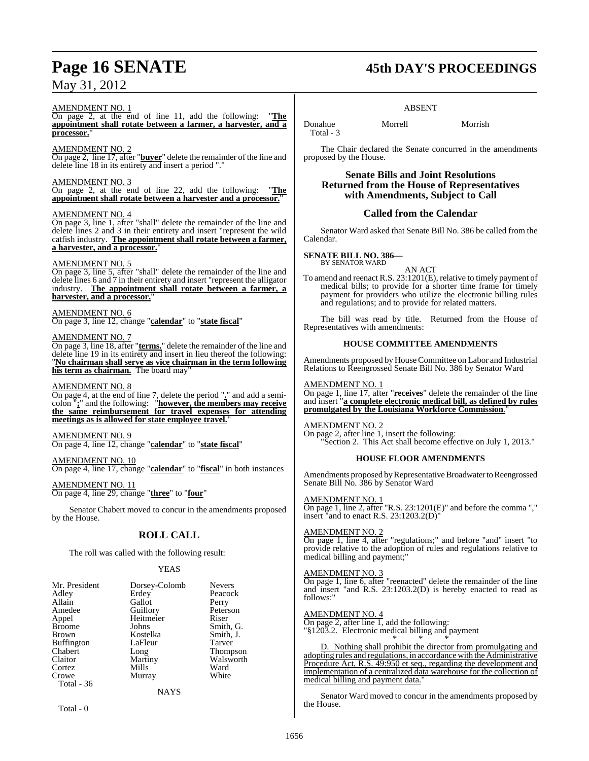AMENDMENT NO. 1

On page 2, at the end of line 11, add the following: "**The appointment shall rotate between a farmer, a harvester, and a processor.**"

AMENDMENT NO. 2

On page 2, line 17, after "**buyer**" delete the remainder of the line and delete line 18 in its entirety and insert a period "."

AMENDMENT NO. 3

On page 2, at the end of line 22, add the following: "**The appointment shall rotate between a harvester and a processor.**"

AMENDMENT NO. 4

On page 3, line 1, after "shall" delete the remainder of the line and delete lines 2 and 3 in their entirety and insert "represent the wild catfish industry. **The appointment shall rotate between a farmer, a harvester, and a processor.**"

AMENDMENT NO. 5

On page 3, line 5, after "shall" delete the remainder of the line and delete lines 6 and 7 in their entirety and insert "represent the alligator industry. **The appointment shall rotate between a farmer, a harvester, and a processor.**"

AMENDMENT NO. 6

On page 3, line 12, change "**calendar**" to "**state fiscal**"

AMENDMENT NO. 7

On page 3, line 18, after "**terms.**" delete the remainder of the line and delete line 19 in its entirety and insert in lieu thereof the following: "**No chairman shall serve as vice chairman in the term following his term as chairman.** The board may"

AMENDMENT NO. 8

On page 4, at the end of line 7, delete the period "**.**" and add a semi-colon "**;**" and the following: "**however, the members may receive the same reimbursement for travel expenses for attending meetings as is allowed for state employee travel.**"

AMENDMENT NO. 9

On page 4, line 12, change "**calendar**" to "**state fiscal**"

AMENDMENT NO. 10

On page 4, line 17, change "**calendar**" to "**fiscal**" in both instances

AMENDMENT NO. 11

On page 4, line 29, change "**three**" to "**four**"

Senator Chabert moved to concur in the amendments proposed by the House.

## ROLL CALL

The roll was called with the following result:

YEAS

| | | |
|---|---|---|
| Mr. President | Dorsey-Colomb | Nevers |
| Adley | Erdey | Peacock |
| Allain | Gallot | Perry |
| Amedee | Guillory | Peterson |
| Appel | Heitmeier | Riser |
| Broome | Johns | Smith, G. |
| Brown | Kostelka | Smith, J. |
| Buffington | LaFleur | Tarver |
| Chabert | Long | Thompson |
| Claitor | Martiny | Walsworth |
| Cortez | Mills | Ward |
| Crowe | Murray | White |
| Total - 36 | | |

NAYS

Total - 0

ABSENT

| | | |
|---|---|---|
| Donahue | Morrell | Morrish |
| Total - 3 | | |

The Chair declared the Senate concurred in the amendments proposed by the House.

## Senate Bills and Joint Resolutions Returned from the House of Representatives with Amendments, Subject to Call

## Called from the Calendar

Senator Ward asked that Senate Bill No. 386 be called from the Calendar.

**SENATE BILL NO. 386—**
BY SENATOR WARD

AN ACT

To amend and reenact R.S. 23:1201(E), relative to timely payment of medical bills; to provide for a shorter time frame for timely payment for providers who utilize the electronic billing rules and regulations; and to provide for related matters.

The bill was read by title. Returned from the House of Representatives with amendments:

### HOUSE COMMITTEE AMENDMENTS

Amendments proposed by House Committee on Labor and Industrial Relations to Reengrossed Senate Bill No. 386 by Senator Ward

AMENDMENT NO. 1

On page 1, line 17, after "**receives**" delete the remainder of the line and insert "**a complete electronic medical bill, as defined by rules promulgated by the Louisiana Workforce Commission.**"

AMENDMENT NO. 2

On page 2, after line 1, insert the following:

"Section 2. This Act shall become effective on July 1, 2013."

### HOUSE FLOOR AMENDMENTS

Amendments proposed by Representative Broadwater to Reengrossed Senate Bill No. 386 by Senator Ward

AMENDMENT NO. 1

On page 1, line 2, after "R.S. 23:1201(E)" and before the comma "," insert "and to enact R.S. 23:1203.2(D)"

AMENDMENT NO. 2

On page 1, line 4, after "regulations;" and before "and" insert "to provide relative to the adoption of rules and regulations relative to medical billing and payment;"

AMENDMENT NO. 3

On page 1, line 6, after "reenacted" delete the remainder of the line and insert "and R.S. 23:1203.2(D) is hereby enacted to read as follows:"

AMENDMENT NO. 4

On page 2, after line 1, add the following:

"§1203.2. Electronic medical billing and payment

\* \* \*

D. Nothing shall prohibit the director from promulgating and adopting rules and regulations, in accordance with the Administrative Procedure Act, R.S. 49:950 et seq., regarding the development and implementation of a centralized data warehouse for the collection of medical billing and payment data."

Senator Ward moved to concur in the amendments proposed by the House.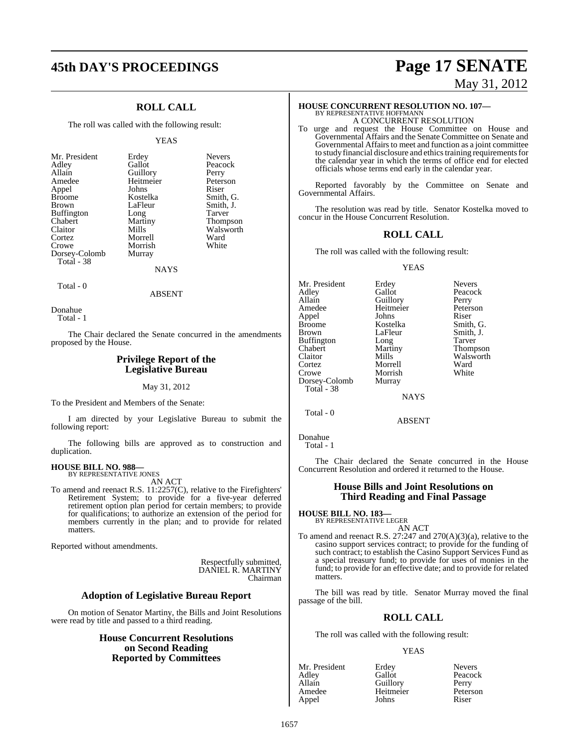## ROLL CALL

The roll was called with the following result:

YEAS

| | | |
|---|---|---|
| Mr. President | Erdey | Nevers |
| Adley | Gallot | Peacock |
| Allain | Guillory | Perry |
| Amedee | Heitmeier | Peterson |
| Appel | Johns | Riser |
| Broome | Kostelka | Smith, G. |
| Brown | LaFleur | Smith, J. |
| Buffington | Long | Tarver |
| Chabert | Martiny | Thompson |
| Claitor | Mills | Walsworth |
| Cortez | Morrell | Ward |
| Crowe | Morrish | White |
| Dorsey-Colomb | Murray | |

Total - 38

NAYS

Total - 0

ABSENT

Donahue

Total - 1

The Chair declared the Senate concurred in the amendments proposed by the House.

## Privilege Report of the Legislative Bureau

May 31, 2012

To the President and Members of the Senate:

I am directed by your Legislative Bureau to submit the following report:

The following bills are approved as to construction and duplication.

**HOUSE BILL NO. 988—**
BY REPRESENTATIVE JONES

AN ACT

To amend and reenact R.S. 11:2257(C), relative to the Firefighters' Retirement System; to provide for a five-year deferred retirement option plan period for certain members; to provide for qualifications; to authorize an extension of the period for members currently in the plan; and to provide for related matters.

Reported without amendments.

Respectfully submitted,
DANIEL R. MARTINY
Chairman

## Adoption of Legislative Bureau Report

On motion of Senator Martiny, the Bills and Joint Resolutions were read by title and passed to a third reading.

## House Concurrent Resolutions on Second Reading Reported by Committees

**HOUSE CONCURRENT RESOLUTION NO. 107—**
BY REPRESENTATIVE HOFFMANN

A CONCURRENT RESOLUTION

To urge and request the House Committee on House and Governmental Affairs and the Senate Committee on Senate and Governmental Affairs to meet and function as a joint committee to study financial disclosure and ethics training requirements for the calendar year in which the terms of office end for elected officials whose terms end early in the calendar year.

Reported favorably by the Committee on Senate and Governmental Affairs.

The resolution was read by title. Senator Kostelka moved to concur in the House Concurrent Resolution.

## ROLL CALL

The roll was called with the following result:

YEAS

| | | |
|---|---|---|
| Mr. President | Erdey | Nevers |
| Adley | Gallot | Peacock |
| Allain | Guillory | Perry |
| Amedee | Heitmeier | Peterson |
| Appel | Johns | Riser |
| Broome | Kostelka | Smith, G. |
| Brown | LaFleur | Smith, J. |
| Buffington | Long | Tarver |
| Chabert | Martiny | Thompson |
| Claitor | Mills | Walsworth |
| Cortez | Morrell | Ward |
| Crowe | Morrish | White |
| Dorsey-Colomb | Murray | |

Total - 38

NAYS

Total - 0

ABSENT

Donahue

Total - 1

The Chair declared the Senate concurred in the House Concurrent Resolution and ordered it returned to the House.

## House Bills and Joint Resolutions on Third Reading and Final Passage

**HOUSE BILL NO. 183—**
BY REPRESENTATIVE LEGER

AN ACT

To amend and reenact R.S. 27:247 and 270(A)(3)(a), relative to the casino support services contract; to provide for the funding of such contract; to establish the Casino Support Services Fund as a special treasury fund; to provide for uses of monies in the fund; to provide for an effective date; and to provide for related matters.

The bill was read by title. Senator Murray moved the final passage of the bill.

## ROLL CALL

The roll was called with the following result:

YEAS

| | | |
|---|---|---|
| Mr. President | Erdey | Nevers |
| Adley | Gallot | Peacock |
| Allain | Guillory | Perry |
| Amedee | Heitmeier | Peterson |
| Appel | Johns | Riser |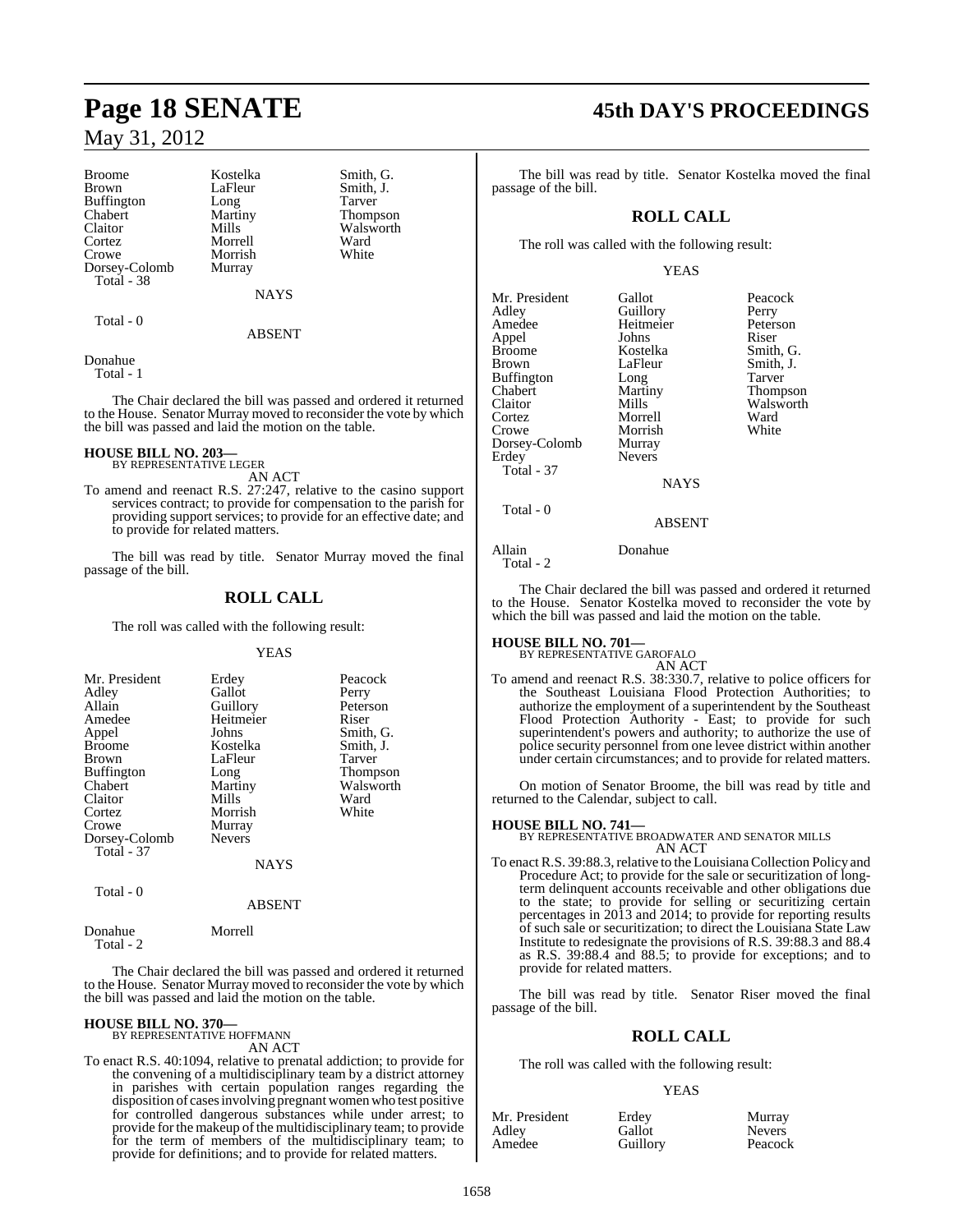| | | |
|---|---|---|
| Broome | Kostelka | Smith, G. |
| Brown | LaFleur | Smith, J. |
| Buffington | Long | Tarver |
| Chabert | Martiny | Thompson |
| Claitor | Mills | Walsworth |
| Cortez | Morrell | Ward |
| Crowe | Morrish | White |
| Dorsey-Colomb | Murray | |
| Total - 38 | | |

NAYS

Total - 0

ABSENT

Donahue
Total - 1

The Chair declared the bill was passed and ordered it returned to the House. Senator Murray moved to reconsider the vote by which the bill was passed and laid the motion on the table.

**HOUSE BILL NO. 203—**
BY REPRESENTATIVE LEGER
AN ACT

To amend and reenact R.S. 27:247, relative to the casino support services contract; to provide for compensation to the parish for providing support services; to provide for an effective date; and to provide for related matters.

The bill was read by title. Senator Murray moved the final passage of the bill.

## ROLL CALL

The roll was called with the following result:

YEAS

| | | |
|---|---|---|
| Mr. President | Erdey | Peacock |
| Adley | Gallot | Perry |
| Allain | Guillory | Peterson |
| Amedee | Heitmeier | Riser |
| Appel | Johns | Smith, G. |
| Broome | Kostelka | Smith, J. |
| Brown | LaFleur | Tarver |
| Buffington | Long | Thompson |
| Chabert | Martiny | Walsworth |
| Claitor | Mills | Ward |
| Cortez | Morrish | White |
| Crowe | Murray | |
| Dorsey-Colomb | Nevers | |
| Total - 37 | | |

NAYS

Total - 0

ABSENT

Donahue Morrell
Total - 2

The Chair declared the bill was passed and ordered it returned to the House. Senator Murray moved to reconsider the vote by which the bill was passed and laid the motion on the table.

**HOUSE BILL NO. 370—**
BY REPRESENTATIVE HOFFMANN
AN ACT

To enact R.S. 40:1094, relative to prenatal addiction; to provide for the convening of a multidisciplinary team by a district attorney in parishes with certain population ranges regarding the disposition of cases involving pregnant women who test positive for controlled dangerous substances while under arrest; to provide for the makeup of the multidisciplinary team; to provide for the term of members of the multidisciplinary team; to provide for definitions; and to provide for related matters.

The bill was read by title. Senator Kostelka moved the final passage of the bill.

## ROLL CALL

The roll was called with the following result:

YEAS

| | | |
|---|---|---|
| Mr. President | Gallot | Peacock |
| Adley | Guillory | Perry |
| Amedee | Heitmeier | Peterson |
| Appel | Johns | Riser |
| Broome | Kostelka | Smith, G. |
| Brown | LaFleur | Smith, J. |
| Buffington | Long | Tarver |
| Chabert | Martiny | Thompson |
| Claitor | Mills | Walsworth |
| Cortez | Morrell | Ward |
| Crowe | Morrish | White |
| Dorsey-Colomb | Murray | |
| Erdey | Nevers | |
| Total - 37 | | |

NAYS

Total - 0

ABSENT

Allain Donahue
Total - 2

The Chair declared the bill was passed and ordered it returned to the House. Senator Kostelka moved to reconsider the vote by which the bill was passed and laid the motion on the table.

**HOUSE BILL NO. 701—**
BY REPRESENTATIVE GAROFALO
AN ACT

To amend and reenact R.S. 38:330.7, relative to police officers for the Southeast Louisiana Flood Protection Authorities; to authorize the employment of a superintendent by the Southeast Flood Protection Authority - East; to provide for such superintendent's powers and authority; to authorize the use of police security personnel from one levee district within another under certain circumstances; and to provide for related matters.

On motion of Senator Broome, the bill was read by title and returned to the Calendar, subject to call.

**HOUSE BILL NO. 741—**
BY REPRESENTATIVE BROADWATER AND SENATOR MILLS
AN ACT

To enact R.S. 39:88.3, relative to the Louisiana Collection Policy and Procedure Act; to provide for the sale or securitization of long-term delinquent accounts receivable and other obligations due to the state; to provide for selling or securitizing certain percentages in 2013 and 2014; to provide for reporting results of such sale or securitization; to direct the Louisiana State Law Institute to redesignate the provisions of R.S. 39:88.3 and 88.4 as R.S. 39:88.4 and 88.5; to provide for exceptions; and to provide for related matters.

The bill was read by title. Senator Riser moved the final passage of the bill.

## ROLL CALL

The roll was called with the following result:

YEAS

| | | |
|---|---|---|
| Mr. President | Erdey | Murray |
| Adley | Gallot | Nevers |
| Amedee | Guillory | Peacock |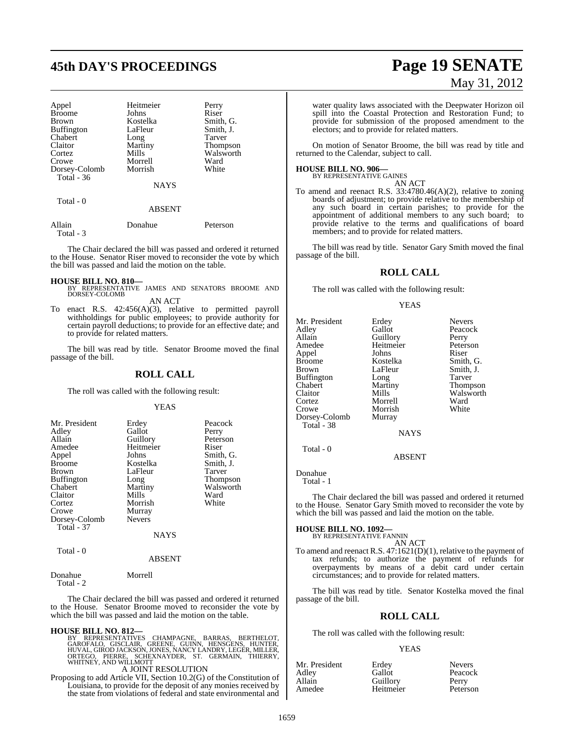| Appel | Heitmeier | Perry |
|---|---|---|
| Broome | Johns | Riser |
| Brown | Kostelka | Smith, G. |
| Buffington | LaFleur | Smith, J. |
| Chabert | Long | Tarver |
| Claitor | Martiny | Thompson |
| Cortez | Mills | Walsworth |
| Crowe | Morrell | Ward |
| Dorsey-Colomb | Morrish | White |
| Total - 36 | | |

NAYS

Total - 0

ABSENT

| Allain | Donahue | Peterson |
|---|---|---|
| Total - 3 | | |

The Chair declared the bill was passed and ordered it returned to the House. Senator Riser moved to reconsider the vote by which the bill was passed and laid the motion on the table.

**HOUSE BILL NO. 810—**
BY REPRESENTATIVE JAMES AND SENATORS BROOME AND DORSEY-COLOMB

AN ACT

To enact R.S. 42:456(A)(3), relative to permitted payroll withholdings for public employees; to provide authority for certain payroll deductions; to provide for an effective date; and to provide for related matters.

The bill was read by title. Senator Broome moved the final passage of the bill.

## ROLL CALL

The roll was called with the following result:

YEAS

| Mr. President | Erdey | Peacock |
|---|---|---|
| Adley | Gallot | Perry |
| Allain | Guillory | Peterson |
| Amedee | Heitmeier | Riser |
| Appel | Johns | Smith, G. |
| Broome | Kostelka | Smith, J. |
| Brown | LaFleur | Tarver |
| Buffington | Long | Thompson |
| Chabert | Martiny | Walsworth |
| Claitor | Mills | Ward |
| Cortez | Morrish | White |
| Crowe | Murray | |
| Dorsey-Colomb | Nevers | |
| Total - 37 | | |

NAYS

Total - 0

ABSENT

| Donahue | Morrell |
|---|---|
| Total - 2 | |

The Chair declared the bill was passed and ordered it returned to the House. Senator Broome moved to reconsider the vote by which the bill was passed and laid the motion on the table.

**HOUSE BILL NO. 812—**
BY REPRESENTATIVES CHAMPAGNE, BARRAS, BERTHELOT, GAROFALO, GISCLAIR, GREENE, GUINN, HENSGENS, HUNTER, HUVAL, GIROD JACKSON, JONES, NANCY LANDRY, LEGER, MILLER, ORTEGO, PIERRE, SCHEXNAYDER, ST. GERMAIN, THIERRY, WHITNEY, AND WILLMOTT

A JOINT RESOLUTION

Proposing to add Article VII, Section 10.2(G) of the Constitution of Louisiana, to provide for the deposit of any monies received by the state from violations of federal and state environmental and water quality laws associated with the Deepwater Horizon oil spill into the Coastal Protection and Restoration Fund; to provide for submission of the proposed amendment to the electors; and to provide for related matters.

On motion of Senator Broome, the bill was read by title and returned to the Calendar, subject to call.

**HOUSE BILL NO. 906—**
BY REPRESENTATIVE GAINES

AN ACT

To amend and reenact R.S. 33:4780.46(A)(2), relative to zoning boards of adjustment; to provide relative to the membership of any such board in certain parishes; to provide for the appointment of additional members to any such board; to provide relative to the terms and qualifications of board members; and to provide for related matters.

The bill was read by title. Senator Gary Smith moved the final passage of the bill.

## ROLL CALL

The roll was called with the following result:

YEAS

| Mr. President | Erdey | Nevers |
|---|---|---|
| Adley | Gallot | Peacock |
| Allain | Guillory | Perry |
| Amedee | Heitmeier | Peterson |
| Appel | Johns | Riser |
| Broome | Kostelka | Smith, G. |
| Brown | LaFleur | Smith, J. |
| Buffington | Long | Tarver |
| Chabert | Martiny | Thompson |
| Claitor | Mills | Walsworth |
| Cortez | Morrell | Ward |
| Crowe | Morrish | White |
| Dorsey-Colomb | Murray | |
| Total - 38 | | |

NAYS

Total - 0

ABSENT

Donahue
Total - 1

The Chair declared the bill was passed and ordered it returned to the House. Senator Gary Smith moved to reconsider the vote by which the bill was passed and laid the motion on the table.

**HOUSE BILL NO. 1092—**
BY REPRESENTATIVE FANNIN

AN ACT

To amend and reenact R.S. 47:1621(D)(1), relative to the payment of tax refunds; to authorize the payment of refunds for overpayments by means of a debit card under certain circumstances; and to provide for related matters.

The bill was read by title. Senator Kostelka moved the final passage of the bill.

## ROLL CALL

The roll was called with the following result:

YEAS

| Mr. President | Erdey | Nevers |
|---|---|---|
| Adley | Gallot | Peacock |
| Allain | Guillory | Perry |
| Amedee | Heitmeier | Peterson |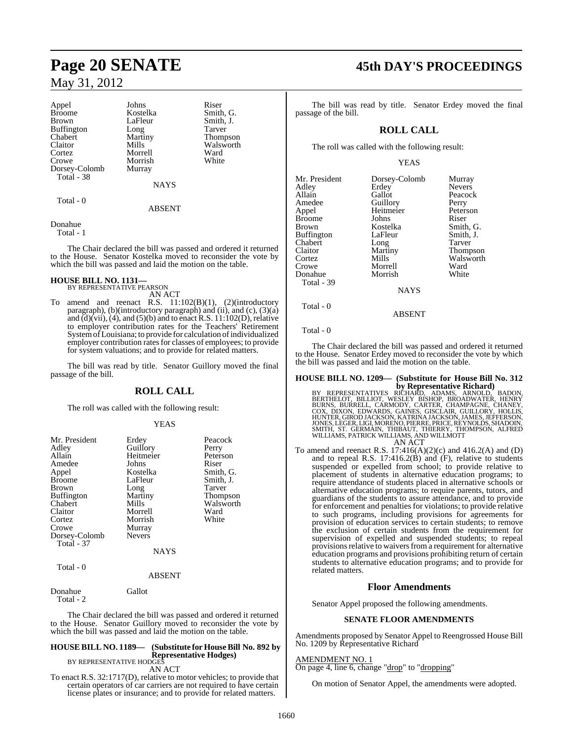| | | |
|---|---|---|
| Appel | Johns | Riser |
| Broome | Kostelka | Smith, G. |
| Brown | LaFleur | Smith, J. |
| Buffington | Long | Tarver |
| Chabert | Martiny | Thompson |
| Claitor | Mills | Walsworth |
| Cortez | Morrell | Ward |
| Crowe | Morrish | White |
| Dorsey-Colomb | Murray | |
| Total - 38 | | |

NAYS

Total - 0

ABSENT

Donahue
Total - 1

The Chair declared the bill was passed and ordered it returned to the House. Senator Kostelka moved to reconsider the vote by which the bill was passed and laid the motion on the table.

**HOUSE BILL NO. 1131—**
BY REPRESENTATIVE PEARSON
AN ACT

To amend and reenact R.S. 11:102(B)(1), (2)(introductory paragraph), (b)(introductory paragraph) and (ii), and (c), (3)(a) and (d)(vii), (4), and (5)(b) and to enact R.S. 11:102(D), relative to employer contribution rates for the Teachers' Retirement System of Louisiana; to provide for calculation of individualized employer contribution rates for classes of employees; to provide for system valuations; and to provide for related matters.

The bill was read by title. Senator Guillory moved the final passage of the bill.

## ROLL CALL

The roll was called with the following result:

YEAS

| | | |
|---|---|---|
| Mr. President | Erdey | Peacock |
| Adley | Guillory | Perry |
| Allain | Heitmeier | Peterson |
| Amedee | Johns | Riser |
| Appel | Kostelka | Smith, G. |
| Broome | LaFleur | Smith, J. |
| Brown | Long | Tarver |
| Buffington | Martiny | Thompson |
| Chabert | Mills | Walsworth |
| Claitor | Morrell | Ward |
| Cortez | Morrish | White |
| Crowe | Murray | |
| Dorsey-Colomb | Nevers | |
| Total - 37 | | |

NAYS

Total - 0

ABSENT

Donahue Gallot
Total - 2

The Chair declared the bill was passed and ordered it returned to the House. Senator Guillory moved to reconsider the vote by which the bill was passed and laid the motion on the table.

**HOUSE BILL NO. 1189— (Substitute for House Bill No. 892 by Representative Hodges)**
BY REPRESENTATIVE HODGES
AN ACT

To enact R.S. 32:1717(D), relative to motor vehicles; to provide that certain operators of car carriers are not required to have certain license plates or insurance; and to provide for related matters.

The bill was read by title. Senator Erdey moved the final passage of the bill.

## ROLL CALL

The roll was called with the following result:

YEAS

| | | |
|---|---|---|
| Mr. President | Dorsey-Colomb | Murray |
| Adley | Erdey | Nevers |
| Allain | Gallot | Peacock |
| Amedee | Guillory | Perry |
| Appel | Heitmeier | Peterson |
| Broome | Johns | Riser |
| Brown | Kostelka | Smith, G. |
| Buffington | LaFleur | Smith, J. |
| Chabert | Long | Tarver |
| Claitor | Martiny | Thompson |
| Cortez | Mills | Walsworth |
| Crowe | Morrell | Ward |
| Donahue | Morrish | White |
| Total - 39 | | |

NAYS

Total - 0

ABSENT

Total - 0

The Chair declared the bill was passed and ordered it returned to the House. Senator Erdey moved to reconsider the vote by which the bill was passed and laid the motion on the table.

**HOUSE BILL NO. 1209— (Substitute for House Bill No. 312 by Representative Richard)**
BY REPRESENTATIVES RICHARD, ADAMS, ARNOLD, BADON, BERTHELOT, BILLIOT, WESLEY BISHOP, BROADWATER, HENRY BURNS, BURRELL, CARMODY, CARTER, CHAMPAGNE, CHANEY, COX, DIXON, EDWARDS, GAINES, GISCLAIR, GUILLORY, HOLLIS, HUNTER, GIROD JACKSON, KATRINA JACKSON, JAMES, JEFFERSON, JONES, LEGER, LIGI, MORENO, PIERRE, PRICE, REYNOLDS, SHADOIN, SMITH, ST. GERMAIN, THIBAUT, THIERRY, THOMPSON, ALFRED WILLIAMS, PATRICK WILLIAMS, AND WILLMOTT
AN ACT

To amend and reenact R.S. 17:416(A)(2)(c) and 416.2(A) and (D) and to repeal R.S. 17:416.2(B) and (F), relative to students suspended or expelled from school; to provide relative to placement of students in alternative education programs; to require attendance of students placed in alternative schools or alternative education programs; to require parents, tutors, and guardians of the students to assure attendance, and to provide for enforcement and penalties for violations; to provide relative to such programs, including provisions for agreements for provision of education services to certain students; to remove the exclusion of certain students from the requirement for supervision of expelled and suspended students; to repeal provisions relative to waivers from a requirement for alternative education programs and provisions prohibiting return of certain students to alternative education programs; and to provide for related matters.

## Floor Amendments

Senator Appel proposed the following amendments.

### SENATE FLOOR AMENDMENTS

Amendments proposed by Senator Appel to Reengrossed House Bill No. 1209 by Representative Richard

AMENDMENT NO. 1
On page 4, line 6, change "drop" to "dropping"

On motion of Senator Appel, the amendments were adopted.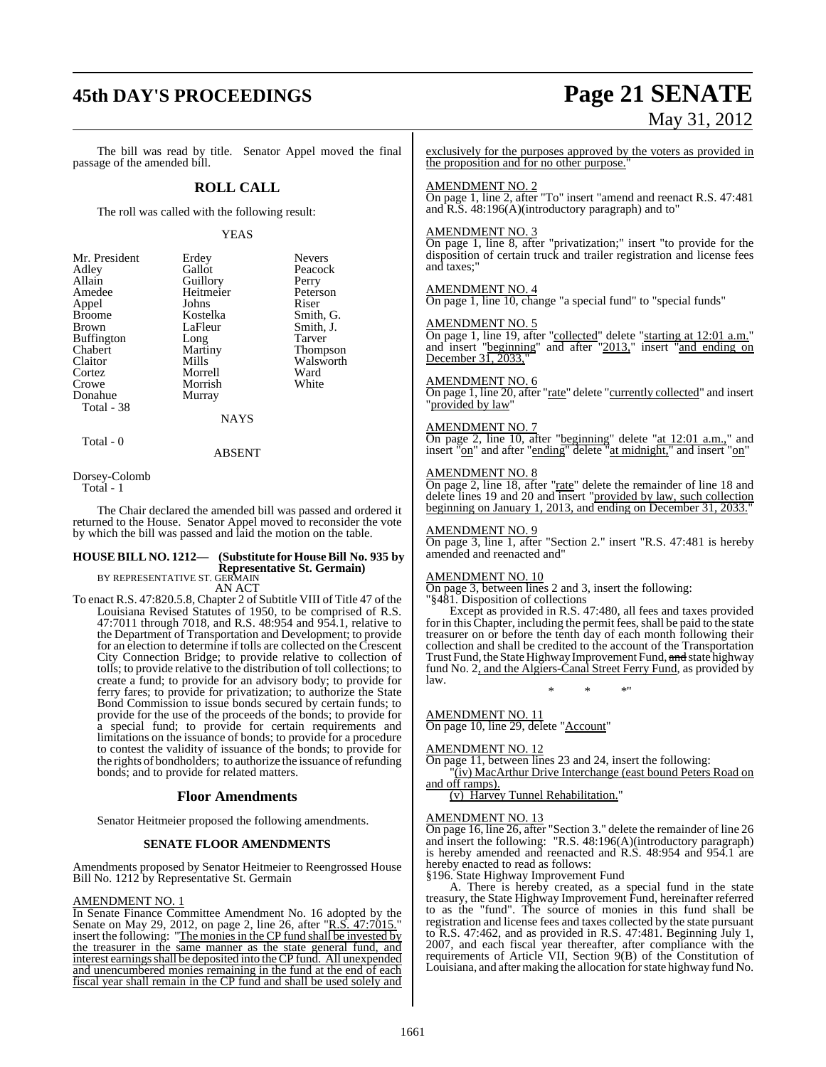The bill was read by title. Senator Appel moved the final passage of the amended bill.

## ROLL CALL

The roll was called with the following result:

YEAS

| | | |
|---|---|---|
| Mr. President | Erdey | Nevers |
| Adley | Gallot | Peacock |
| Allain | Guillory | Perry |
| Amedee | Heitmeier | Peterson |
| Appel | Johns | Riser |
| Broome | Kostelka | Smith, G. |
| Brown | LaFleur | Smith, J. |
| Buffington | Long | Tarver |
| Chabert | Martiny | Thompson |
| Claitor | Mills | Walsworth |
| Cortez | Morrell | Ward |
| Crowe | Morrish | White |
| Donahue | Murray | |

Total - 38

NAYS

Total - 0

ABSENT

Dorsey-Colomb

Total - 1

The Chair declared the amended bill was passed and ordered it returned to the House. Senator Appel moved to reconsider the vote by which the bill was passed and laid the motion on the table.

**HOUSE BILL NO. 1212— (Substitute for House Bill No. 935 by Representative St. Germain)**
BY REPRESENTATIVE ST. GERMAIN
AN ACT

To enact R.S. 47:820.5.8, Chapter 2 of Subtitle VIII of Title 47 of the Louisiana Revised Statutes of 1950, to be comprised of R.S. 47:7011 through 7018, and R.S. 48:954 and 954.1, relative to the Department of Transportation and Development; to provide for an election to determine if tolls are collected on the Crescent City Connection Bridge; to provide relative to collection of tolls; to provide relative to the distribution of toll collections; to create a fund; to provide for an advisory body; to provide for ferry fares; to provide for privatization; to authorize the State Bond Commission to issue bonds secured by certain funds; to provide for the use of the proceeds of the bonds; to provide for a special fund; to provide for certain requirements and limitations on the issuance of bonds; to provide for a procedure to contest the validity of issuance of the bonds; to provide for the rights of bondholders; to authorize the issuance of refunding bonds; and to provide for related matters.

## Floor Amendments

Senator Heitmeier proposed the following amendments.

### SENATE FLOOR AMENDMENTS

Amendments proposed by Senator Heitmeier to Reengrossed House Bill No. 1212 by Representative St. Germain

AMENDMENT NO. 1
In Senate Finance Committee Amendment No. 16 adopted by the Senate on May 29, 2012, on page 2, line 26, after "R.S. 47:7015." insert the following: "The monies in the CP fund shall be invested by the treasurer in the same manner as the state general fund, and interest earnings shall be deposited into the CP fund. All unexpended and unencumbered monies remaining in the fund at the end of each fiscal year shall remain in the CP fund and shall be used solely and exclusively for the purposes approved by the voters as provided in the proposition and for no other purpose."

AMENDMENT NO. 2
On page 1, line 2, after "To" insert "amend and reenact R.S. 47:481 and R.S. 48:196(A)(introductory paragraph) and to"

AMENDMENT NO. 3
On page 1, line 8, after "privatization;" insert "to provide for the disposition of certain truck and trailer registration and license fees and taxes;"

AMENDMENT NO. 4
On page 1, line 10, change "a special fund" to "special funds"

AMENDMENT NO. 5
On page 1, line 19, after "collected" delete "starting at 12:01 a.m." and insert "beginning" and after "2013," insert "and ending on December 31, 2033,"

AMENDMENT NO. 6
On page 1, line 20, after "rate" delete "currently collected" and insert "provided by law"

AMENDMENT NO. 7
On page 2, line 10, after "beginning" delete "at 12:01 a.m.," and insert "on" and after "ending" delete "at midnight," and insert "on"

AMENDMENT NO. 8
On page 2, line 18, after "rate" delete the remainder of line 18 and delete lines 19 and 20 and insert "provided by law, such collection beginning on January 1, 2013, and ending on December 31, 2033."

AMENDMENT NO. 9
On page 3, line 1, after "Section 2." insert "R.S. 47:481 is hereby amended and reenacted and"

AMENDMENT NO. 10
On page 3, between lines 2 and 3, insert the following:
"§481. Disposition of collections

Except as provided in R.S. 47:480, all fees and taxes provided for in this Chapter, including the permit fees, shall be paid to the state treasurer on or before the tenth day of each month following their collection and shall be credited to the account of the Transportation Trust Fund, the State Highway Improvement Fund, ~~and~~ state highway fund No. 2, and the Algiers-Canal Street Ferry Fund, as provided by law.

\* \* \*"

AMENDMENT NO. 11
On page 10, line 29, delete "Account"

AMENDMENT NO. 12
On page 11, between lines 23 and 24, insert the following:
"(iv) MacArthur Drive Interchange (east bound Peters Road on and off ramps).
(v) Harvey Tunnel Rehabilitation."

AMENDMENT NO. 13
On page 16, line 26, after "Section 3." delete the remainder of line 26 and insert the following: "R.S. 48:196(A)(introductory paragraph) is hereby amended and reenacted and R.S. 48:954 and 954.1 are hereby enacted to read as follows:

§196. State Highway Improvement Fund

A. There is hereby created, as a special fund in the state treasury, the State Highway Improvement Fund, hereinafter referred to as the "fund". The source of monies in this fund shall be registration and license fees and taxes collected by the state pursuant to R.S. 47:462, and as provided in R.S. 47:481. Beginning July 1, 2007, and each fiscal year thereafter, after compliance with the requirements of Article VII, Section 9(B) of the Constitution of Louisiana, and after making the allocation for state highway fund No.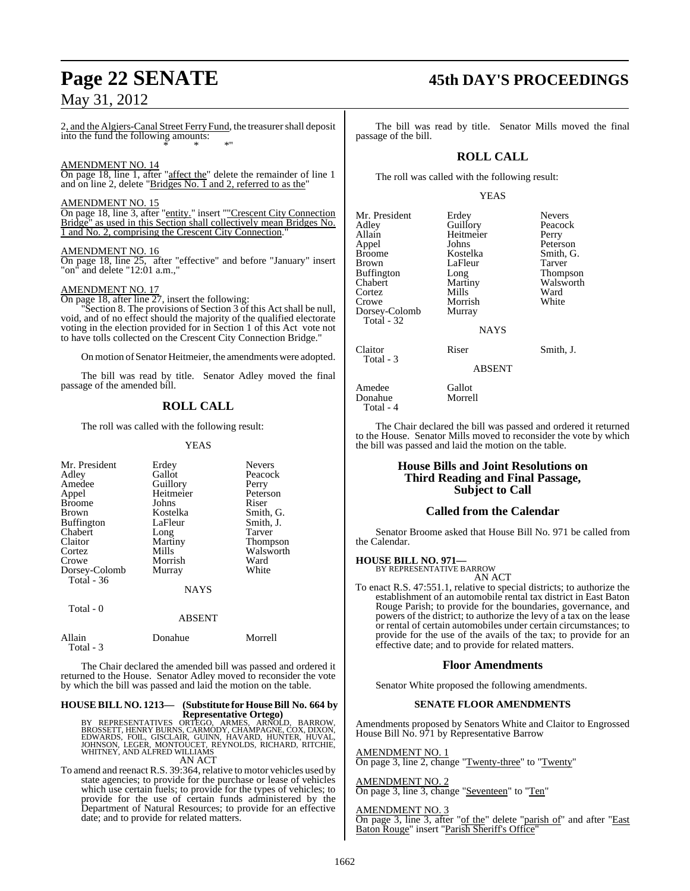2, and the Algiers-Canal Street Ferry Fund, the treasurer shall deposit into the fund the following amounts:

\* \* \*"

AMENDMENT NO. 14

On page 18, line 1, after "affect the" delete the remainder of line 1 and on line 2, delete "Bridges No. 1 and 2, referred to as the"

AMENDMENT NO. 15

On page 18, line 3, after "entity." insert ""Crescent City Connection Bridge" as used in this Section shall collectively mean Bridges No. 1 and No. 2, comprising the Crescent City Connection."

AMENDMENT NO. 16

On page 18, line 25, after "effective" and before "January" insert "on" and delete "12:01 a.m.,"

AMENDMENT NO. 17

On page 18, after line 27, insert the following:

"Section 8. The provisions of Section 3 of this Act shall be null, void, and of no effect should the majority of the qualified electorate voting in the election provided for in Section 1 of this Act vote not to have tolls collected on the Crescent City Connection Bridge."

On motion of Senator Heitmeier, the amendments were adopted.

The bill was read by title. Senator Adley moved the final passage of the amended bill.

## ROLL CALL

The roll was called with the following result:

YEAS

| | | |
|---|---|---|
| Mr. President | Erdey | Nevers |
| Adley | Gallot | Peacock |
| Amedee | Guillory | Perry |
| Appel | Heitmeier | Peterson |
| Broome | Johns | Riser |
| Brown | Kostelka | Smith, G. |
| Buffington | LaFleur | Smith, J. |
| Chabert | Long | Tarver |
| Claitor | Martiny | Thompson |
| Cortez | Mills | Walsworth |
| Crowe | Morrish | Ward |
| Dorsey-Colomb | Murray | White |
| Total - 36 | | |

NAYS

Total - 0

ABSENT

| | | |
|---|---|---|
| Allain | Donahue | Morrell |
| Total - 3 | | |

The Chair declared the amended bill was passed and ordered it returned to the House. Senator Adley moved to reconsider the vote by which the bill was passed and laid the motion on the table.

**HOUSE BILL NO. 1213— (Substitute for House Bill No. 664 by Representative Ortego)**

BY REPRESENTATIVES ORTEGO, ARMES, ARNOLD, BARROW, BROSSETT, HENRY BURNS, CARMODY, CHAMPAGNE, COX, DIXON, EDWARDS, FOIL, GISCLAIR, GUINN, HAVARD, HUNTER, HUVAL, JOHNSON, LEGER, MONTOUCET, REYNOLDS, RICHARD, RITCHIE, WHITNEY, AND ALFRED WILLIAMS

AN ACT

To amend and reenact R.S. 39:364, relative to motor vehicles used by state agencies; to provide for the purchase or lease of vehicles which use certain fuels; to provide for the types of vehicles; to provide for the use of certain funds administered by the Department of Natural Resources; to provide for an effective date; and to provide for related matters.

The bill was read by title. Senator Mills moved the final passage of the bill.

## ROLL CALL

The roll was called with the following result:

YEAS

| | | |
|---|---|---|
| Mr. President | Erdey | Nevers |
| Adley | Guillory | Peacock |
| Allain | Heitmeier | Perry |
| Appel | Johns | Peterson |
| Broome | Kostelka | Smith, G. |
| Brown | LaFleur | Tarver |
| Buffington | Long | Thompson |
| Chabert | Martiny | Walsworth |
| Cortez | Mills | Ward |
| Crowe | Morrish | White |
| Dorsey-Colomb | Murray | |
| Total - 32 | | |

NAYS

| | | |
|---|---|---|
| Claitor | Riser | Smith, J. |
| Total - 3 | | |

ABSENT

| | |
|---|---|
| Amedee | Gallot |
| Donahue | Morrell |
| Total - 4 | |

The Chair declared the bill was passed and ordered it returned to the House. Senator Mills moved to reconsider the vote by which the bill was passed and laid the motion on the table.

## House Bills and Joint Resolutions on Third Reading and Final Passage, Subject to Call

## Called from the Calendar

Senator Broome asked that House Bill No. 971 be called from the Calendar.

**HOUSE BILL NO. 971—**

BY REPRESENTATIVE BARROW

AN ACT

To enact R.S. 47:551.1, relative to special districts; to authorize the establishment of an automobile rental tax district in East Baton Rouge Parish; to provide for the boundaries, governance, and powers of the district; to authorize the levy of a tax on the lease or rental of certain automobiles under certain circumstances; to provide for the use of the avails of the tax; to provide for an effective date; and to provide for related matters.

## Floor Amendments

Senator White proposed the following amendments.

### SENATE FLOOR AMENDMENTS

Amendments proposed by Senators White and Claitor to Engrossed House Bill No. 971 by Representative Barrow

AMENDMENT NO. 1

On page 3, line 2, change "Twenty-three" to "Twenty"

AMENDMENT NO. 2

On page 3, line 3, change "Seventeen" to "Ten"

AMENDMENT NO. 3

On page 3, line 3, after "of the" delete "parish of" and after "East Baton Rouge" insert "Parish Sheriff's Office"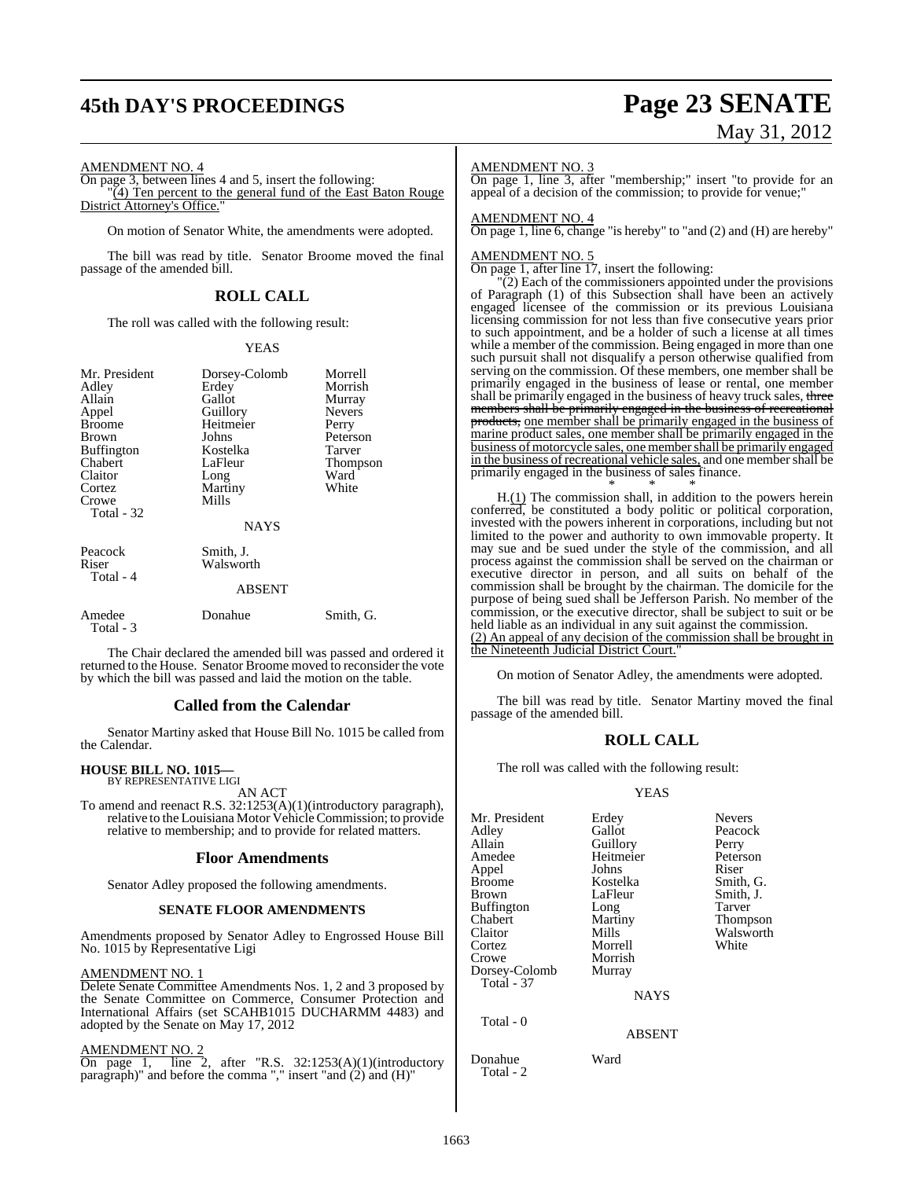AMENDMENT NO. 4

On page 3, between lines 4 and 5, insert the following:

"(4) Ten percent to the general fund of the East Baton Rouge District Attorney's Office."

On motion of Senator White, the amendments were adopted.

The bill was read by title. Senator Broome moved the final passage of the amended bill.

## ROLL CALL

The roll was called with the following result:

YEAS

| | | |
|---|---|---|
| Mr. President | Dorsey-Colomb | Morrell |
| Adley | Erdey | Morrish |
| Allain | Gallot | Murray |
| Appel | Guillory | Nevers |
| Broome | Heitmeier | Perry |
| Brown | Johns | Peterson |
| Buffington | Kostelka | Tarver |
| Chabert | LaFleur | Thompson |
| Claitor | Long | Ward |
| Cortez | Martiny | White |
| Crowe | Mills | |
| Total - 32 | | |

NAYS

| | |
|---|---|
| Peacock | Smith, J. |
| Riser | Walsworth |
| Total - 4 | |

ABSENT

| | | |
|---|---|---|
| Amedee | Donahue | Smith, G. |
| Total - 3 | | |

The Chair declared the amended bill was passed and ordered it returned to the House. Senator Broome moved to reconsider the vote by which the bill was passed and laid the motion on the table.

## Called from the Calendar

Senator Martiny asked that House Bill No. 1015 be called from the Calendar.

**HOUSE BILL NO. 1015—**
BY REPRESENTATIVE LIGI

AN ACT

To amend and reenact R.S. 32:1253(A)(1)(introductory paragraph), relative to the Louisiana Motor Vehicle Commission; to provide relative to membership; and to provide for related matters.

## Floor Amendments

Senator Adley proposed the following amendments.

### SENATE FLOOR AMENDMENTS

Amendments proposed by Senator Adley to Engrossed House Bill No. 1015 by Representative Ligi

AMENDMENT NO. 1

Delete Senate Committee Amendments Nos. 1, 2 and 3 proposed by the Senate Committee on Commerce, Consumer Protection and International Affairs (set SCAHB1015 DUCHARMM 4483) and adopted by the Senate on May 17, 2012

AMENDMENT NO. 2

On page 1, line 2, after "R.S. 32:1253(A)(1)(introductory paragraph)" and before the comma "," insert "and (2) and (H)"

AMENDMENT NO. 3

On page 1, line 3, after "membership;" insert "to provide for an appeal of a decision of the commission; to provide for venue;"

AMENDMENT NO. 4

On page 1, line 6, change "is hereby" to "and (2) and (H) are hereby"

AMENDMENT NO. 5

On page 1, after line 17, insert the following:

"(2) Each of the commissioners appointed under the provisions of Paragraph (1) of this Subsection shall have been an actively engaged licensee of the commission or its previous Louisiana licensing commission for not less than five consecutive years prior to such appointment, and be a holder of such a license at all times while a member of the commission. Being engaged in more than one such pursuit shall not disqualify a person otherwise qualified from serving on the commission. Of these members, one member shall be primarily engaged in the business of lease or rental, one member shall be primarily engaged in the business of heavy truck sales, ~~three members shall be primarily engaged in the business of recreational products,~~ one member shall be primarily engaged in the business of marine product sales, one member shall be primarily engaged in the business of motorcycle sales, one member shall be primarily engaged in the business of recreational vehicle sales, and one member shall be primarily engaged in the business of sales finance.

\* \* \*

H.(1) The commission shall, in addition to the powers herein conferred, be constituted a body politic or political corporation, invested with the powers inherent in corporations, including but not limited to the power and authority to own immovable property. It may sue and be sued under the style of the commission, and all process against the commission shall be served on the chairman or executive director in person, and all suits on behalf of the commission shall be brought by the chairman. The domicile for the purpose of being sued shall be Jefferson Parish. No member of the commission, or the executive director, shall be subject to suit or be held liable as an individual in any suit against the commission.

(2) An appeal of any decision of the commission shall be brought in the Nineteenth Judicial District Court."

On motion of Senator Adley, the amendments were adopted.

The bill was read by title. Senator Martiny moved the final passage of the amended bill.

## ROLL CALL

The roll was called with the following result:

YEAS

| | | |
|---|---|---|
| Mr. President | Erdey | Nevers |
| Adley | Gallot | Peacock |
| Allain | Guillory | Perry |
| Amedee | Heitmeier | Peterson |
| Appel | Johns | Riser |
| Broome | Kostelka | Smith, G. |
| Brown | LaFleur | Smith, J. |
| Buffington | Long | Tarver |
| Chabert | Martiny | Thompson |
| Claitor | Mills | Walsworth |
| Cortez | Morrell | White |
| Crowe | Morrish | |
| Dorsey-Colomb | Murray | |
| Total - 37 | | |

NAYS

Total - 0

ABSENT

| | |
|---|---|
| Donahue | Ward |
| Total - 2 | |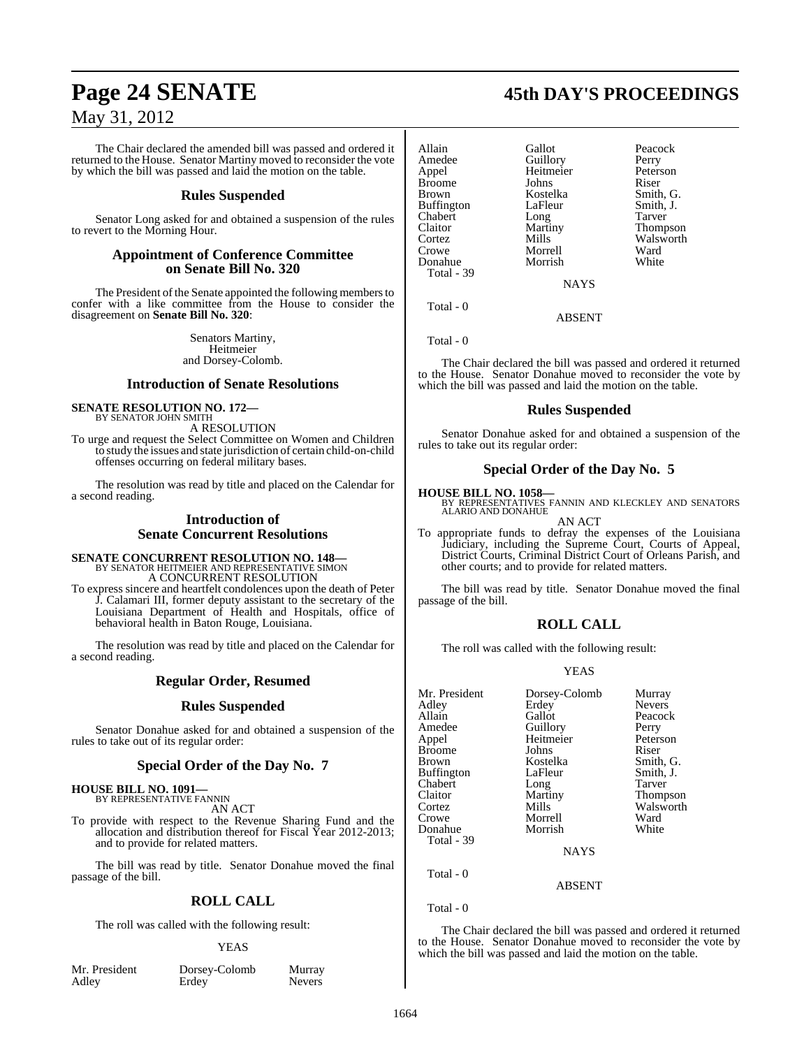The Chair declared the amended bill was passed and ordered it returned to the House. Senator Martiny moved to reconsider the vote by which the bill was passed and laid the motion on the table.

## Rules Suspended

Senator Long asked for and obtained a suspension of the rules to revert to the Morning Hour.

## Appointment of Conference Committee on Senate Bill No. 320

The President of the Senate appointed the following members to confer with a like committee from the House to consider the disagreement on **Senate Bill No. 320**:

Senators Martiny,
Heitmeier
and Dorsey-Colomb.

## Introduction of Senate Resolutions

**SENATE RESOLUTION NO. 172—**
BY SENATOR JOHN SMITH

A RESOLUTION

To urge and request the Select Committee on Women and Children to study the issues and state jurisdiction of certain child-on-child offenses occurring on federal military bases.

The resolution was read by title and placed on the Calendar for a second reading.

## Introduction of Senate Concurrent Resolutions

**SENATE CONCURRENT RESOLUTION NO. 148—**
BY SENATOR HEITMEIER AND REPRESENTATIVE SIMON

A CONCURRENT RESOLUTION

To express sincere and heartfelt condolences upon the death of Peter J. Calamari III, former deputy assistant to the secretary of the Louisiana Department of Health and Hospitals, office of behavioral health in Baton Rouge, Louisiana.

The resolution was read by title and placed on the Calendar for a second reading.

## Regular Order, Resumed

## Rules Suspended

Senator Donahue asked for and obtained a suspension of the rules to take out of its regular order:

## Special Order of the Day No. 7

**HOUSE BILL NO. 1091—**
BY REPRESENTATIVE FANNIN

AN ACT

To provide with respect to the Revenue Sharing Fund and the allocation and distribution thereof for Fiscal Year 2012-2013; and to provide for related matters.

The bill was read by title. Senator Donahue moved the final passage of the bill.

## ROLL CALL

The roll was called with the following result:

YEAS

| | | |
|---|---|---|
| Mr. President | Dorsey-Colomb | Murray |
| Adley | Erdey | Nevers |
| Allain | Gallot | Peacock |
| Amedee | Guillory | Perry |
| Appel | Heitmeier | Peterson |
| Broome | Johns | Riser |
| Brown | Kostelka | Smith, G. |
| Buffington | LaFleur | Smith, J. |
| Chabert | Long | Tarver |
| Claitor | Martiny | Thompson |
| Cortez | Mills | Walsworth |
| Crowe | Morrell | Ward |
| Donahue | Morrish | White |

Total - 39

NAYS

Total - 0

ABSENT

Total - 0

The Chair declared the bill was passed and ordered it returned to the House. Senator Donahue moved to reconsider the vote by which the bill was passed and laid the motion on the table.

## Rules Suspended

Senator Donahue asked for and obtained a suspension of the rules to take out its regular order:

## Special Order of the Day No. 5

**HOUSE BILL NO. 1058—**
BY REPRESENTATIVES FANNIN AND KLECKLEY AND SENATORS ALARIO AND DONAHUE

AN ACT

To appropriate funds to defray the expenses of the Louisiana Judiciary, including the Supreme Court, Courts of Appeal, District Courts, Criminal District Court of Orleans Parish, and other courts; and to provide for related matters.

The bill was read by title. Senator Donahue moved the final passage of the bill.

## ROLL CALL

The roll was called with the following result:

YEAS

| | | |
|---|---|---|
| Mr. President | Dorsey-Colomb | Murray |
| Adley | Erdey | Nevers |
| Allain | Gallot | Peacock |
| Amedee | Guillory | Perry |
| Appel | Heitmeier | Peterson |
| Broome | Johns | Riser |
| Brown | Kostelka | Smith, G. |
| Buffington | LaFleur | Smith, J. |
| Chabert | Long | Tarver |
| Claitor | Martiny | Thompson |
| Cortez | Mills | Walsworth |
| Crowe | Morrell | Ward |
| Donahue | Morrish | White |

Total - 39

NAYS

Total - 0

ABSENT

Total - 0

The Chair declared the bill was passed and ordered it returned to the House. Senator Donahue moved to reconsider the vote by which the bill was passed and laid the motion on the table.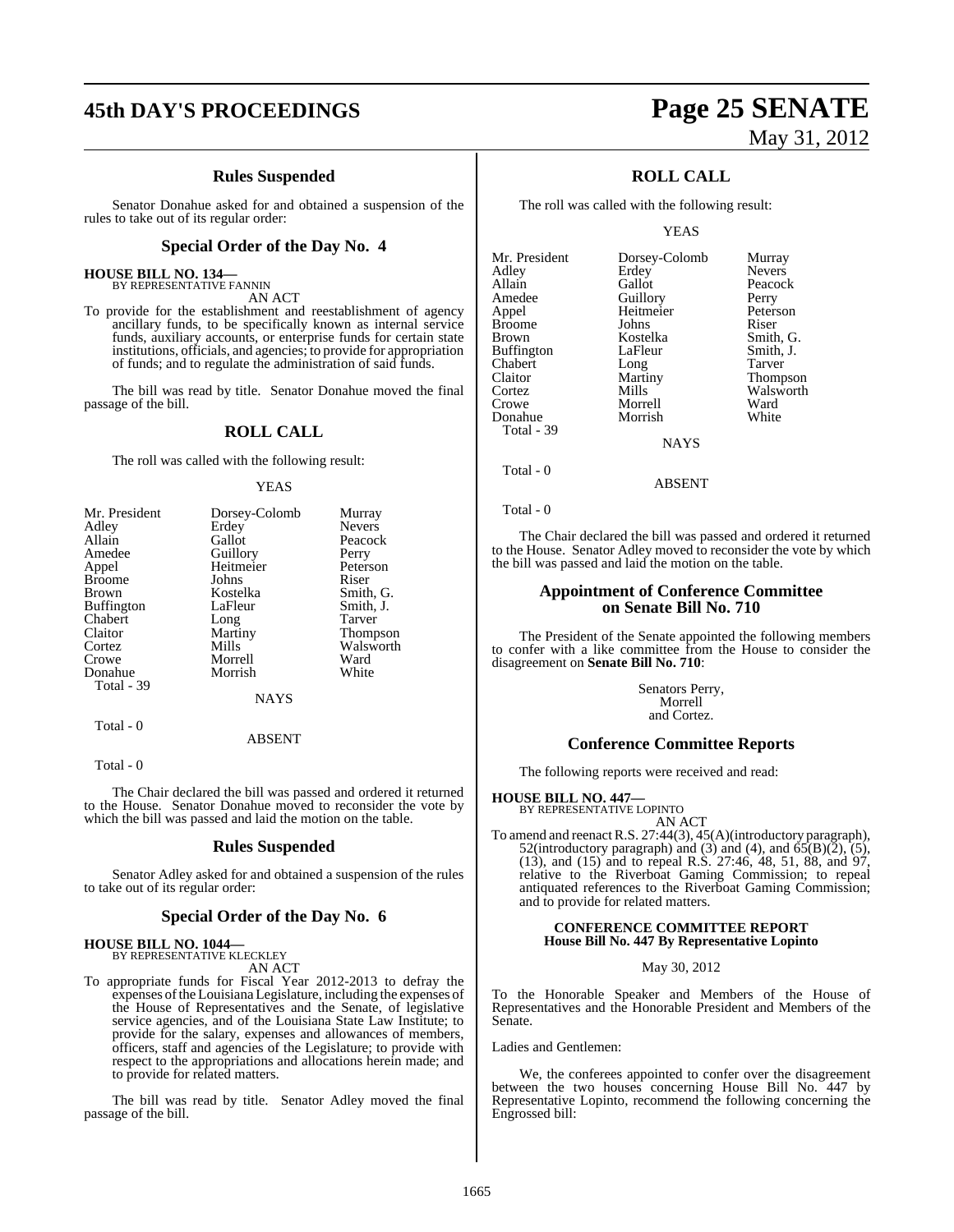### Rules Suspended

Senator Donahue asked for and obtained a suspension of the rules to take out of its regular order:

### Special Order of the Day No. 4

**HOUSE BILL NO. 134—**
BY REPRESENTATIVE FANNIN
AN ACT

To provide for the establishment and reestablishment of agency ancillary funds, to be specifically known as internal service funds, auxiliary accounts, or enterprise funds for certain state institutions, officials, and agencies; to provide for appropriation of funds; and to regulate the administration of said funds.

The bill was read by title. Senator Donahue moved the final passage of the bill.

### ROLL CALL

The roll was called with the following result:

YEAS

| | | |
|---|---|---|
| Mr. President | Dorsey-Colomb | Murray |
| Adley | Erdey | Nevers |
| Allain | Gallot | Peacock |
| Amedee | Guillory | Perry |
| Appel | Heitmeier | Peterson |
| Broome | Johns | Riser |
| Brown | Kostelka | Smith, G. |
| Buffington | LaFleur | Smith, J. |
| Chabert | Long | Tarver |
| Claitor | Martiny | Thompson |
| Cortez | Mills | Walsworth |
| Crowe | Morrell | Ward |
| Donahue | Morrish | White |

Total - 39

NAYS

Total - 0

ABSENT

Total - 0

The Chair declared the bill was passed and ordered it returned to the House. Senator Donahue moved to reconsider the vote by which the bill was passed and laid the motion on the table.

### Rules Suspended

Senator Adley asked for and obtained a suspension of the rules to take out of its regular order:

### Special Order of the Day No. 6

**HOUSE BILL NO. 1044—**
BY REPRESENTATIVE KLECKLEY
AN ACT

To appropriate funds for Fiscal Year 2012-2013 to defray the expenses of the Louisiana Legislature, including the expenses of the House of Representatives and the Senate, of legislative service agencies, and of the Louisiana State Law Institute; to provide for the salary, expenses and allowances of members, officers, staff and agencies of the Legislature; to provide with respect to the appropriations and allocations herein made; and to provide for related matters.

The bill was read by title. Senator Adley moved the final passage of the bill.

### ROLL CALL

The roll was called with the following result:

YEAS

| | | |
|---|---|---|
| Mr. President | Dorsey-Colomb | Murray |
| Adley | Erdey | Nevers |
| Allain | Gallot | Peacock |
| Amedee | Guillory | Perry |
| Appel | Heitmeier | Peterson |
| Broome | Johns | Riser |
| Brown | Kostelka | Smith, G. |
| Buffington | LaFleur | Smith, J. |
| Chabert | Long | Tarver |
| Claitor | Martiny | Thompson |
| Cortez | Mills | Walsworth |
| Crowe | Morrell | Ward |
| Donahue | Morrish | White |

Total - 39

NAYS

Total - 0

ABSENT

Total - 0

The Chair declared the bill was passed and ordered it returned to the House. Senator Adley moved to reconsider the vote by which the bill was passed and laid the motion on the table.

### Appointment of Conference Committee on Senate Bill No. 710

The President of the Senate appointed the following members to confer with a like committee from the House to consider the disagreement on **Senate Bill No. 710**:

Senators Perry,
Morrell
and Cortez.

### Conference Committee Reports

The following reports were received and read:

**HOUSE BILL NO. 447—**
BY REPRESENTATIVE LOPINTO
AN ACT

To amend and reenact R.S. 27:44(3), 45(A)(introductory paragraph), 52(introductory paragraph) and (3) and (4), and 65(B)(2), (5), (13), and (15) and to repeal R.S. 27:46, 48, 51, 88, and 97, relative to the Riverboat Gaming Commission; to repeal antiquated references to the Riverboat Gaming Commission; and to provide for related matters.

**CONFERENCE COMMITTEE REPORT**
**House Bill No. 447 By Representative Lopinto**

May 30, 2012

To the Honorable Speaker and Members of the House of Representatives and the Honorable President and Members of the Senate.

Ladies and Gentlemen:

We, the conferees appointed to confer over the disagreement between the two houses concerning House Bill No. 447 by Representative Lopinto, recommend the following concerning the Engrossed bill: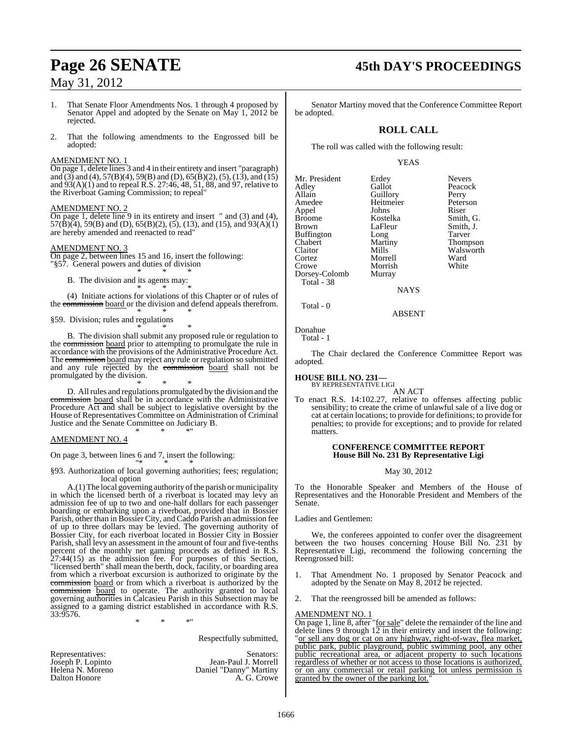1. That Senate Floor Amendments Nos. 1 through 4 proposed by Senator Appel and adopted by the Senate on May 1, 2012 be rejected.

2. That the following amendments to the Engrossed bill be adopted:

AMENDMENT NO. 1

On page 1, delete lines 3 and 4 in their entirety and insert "paragraph) and (3) and (4), 57(B)(4), 59(B) and (D), 65(B)(2), (5), (13), and (15) and 93(A)(1) and to repeal R.S. 27:46, 48, 51, 88, and 97, relative to the Riverboat Gaming Commission; to repeal"

AMENDMENT NO. 2

On page 1, delete line 9 in its entirety and insert " and (3) and (4), 57(B)(4), 59(B) and (D), 65(B)(2), (5), (13), and (15), and 93(A)(1) are hereby amended and reenacted to read"

AMENDMENT NO. 3

On page 2, between lines 15 and 16, insert the following:

"§57. General powers and duties of division

\* \* \*

B. The division and its agents may:

\* \* \*

(4) Initiate actions for violations of this Chapter or of rules of the ~~commission~~ board or the division and defend appeals therefrom.

\* \* \*

§59. Division; rules and regulations

\* \* \*

B. The division shall submit any proposed rule or regulation to the ~~commission~~ board prior to attempting to promulgate the rule in accordance with the provisions of the Administrative Procedure Act. The ~~commission~~ board may reject any rule or regulation so submitted and any rule rejected by the ~~commission~~ board shall not be promulgated by the division.

\* \* \*

D. All rules and regulations promulgated by the division and the ~~commission~~ board shall be in accordance with the Administrative Procedure Act and shall be subject to legislative oversight by the House of Representatives Committee on Administration of Criminal Justice and the Senate Committee on Judiciary B.

\* \* \*"

AMENDMENT NO. 4

On page 3, between lines 6 and 7, insert the following:

"\* \* \*

§93. Authorization of local governing authorities; fees; regulation; local option

A.(1) The local governing authority of the parish or municipality in which the licensed berth of a riverboat is located may levy an admission fee of up to two and one-half dollars for each passenger boarding or embarking upon a riverboat, provided that in Bossier Parish, other than in Bossier City, and Caddo Parish an admission fee of up to three dollars may be levied. The governing authority of Bossier City, for each riverboat located in Bossier City in Bossier Parish, shall levy an assessment in the amount of four and five-tenths percent of the monthly net gaming proceeds as defined in R.S. 27:44(15) as the admission fee. For purposes of this Section, "licensed berth" shall mean the berth, dock, facility, or boarding area from which a riverboat excursion is authorized to originate by the ~~commission~~ board or from which a riverboat is authorized by the ~~commission~~ board to operate. The authority granted to local governing authorities in Calcasieu Parish in this Subsection may be assigned to a gaming district established in accordance with R.S. 33:9576.

\* \* \*"

Respectfully submitted,

| Representatives: | Senators: |
|---|---|
| Joseph P. Lopinto | Jean-Paul J. Morrell |
| Helena N. Moreno | Daniel "Danny" Martiny |
| Dalton Honore | A. G. Crowe |

Senator Martiny moved that the Conference Committee Report be adopted.

## ROLL CALL

The roll was called with the following result:

YEAS

| | | |
|---|---|---|
| Mr. President | Erdey | Nevers |
| Adley | Gallot | Peacock |
| Allain | Guillory | Perry |
| Amedee | Heitmeier | Peterson |
| Appel | Johns | Riser |
| Broome | Kostelka | Smith, G. |
| Brown | LaFleur | Smith, J. |
| Buffington | Long | Tarver |
| Chabert | Martiny | Thompson |
| Claitor | Mills | Walsworth |
| Cortez | Morrell | Ward |
| Crowe | Morrish | White |
| Dorsey-Colomb | Murray | |

Total - 38

NAYS

Total - 0

ABSENT

Donahue

Total - 1

The Chair declared the Conference Committee Report was adopted.

**HOUSE BILL NO. 231—**
BY REPRESENTATIVE LIGI

AN ACT

To enact R.S. 14:102.27, relative to offenses affecting public sensibility; to create the crime of unlawful sale of a live dog or cat at certain locations; to provide for definitions; to provide for penalties; to provide for exceptions; and to provide for related matters.

**CONFERENCE COMMITTEE REPORT**
**House Bill No. 231 By Representative Ligi**

May 30, 2012

To the Honorable Speaker and Members of the House of Representatives and the Honorable President and Members of the Senate.

Ladies and Gentlemen:

We, the conferees appointed to confer over the disagreement between the two houses concerning House Bill No. 231 by Representative Ligi, recommend the following concerning the Reengrossed bill:

1. That Amendment No. 1 proposed by Senator Peacock and adopted by the Senate on May 8, 2012 be rejected.

2. That the reengrossed bill be amended as follows:

AMENDMENT NO. 1

On page 1, line 8, after "for sale" delete the remainder of the line and delete lines 9 through 12 in their entirety and insert the following: "or sell any dog or cat on any highway, right-of-way, flea market, public park, public playground, public swimming pool, any other public recreational area, or adjacent property to such locations regardless of whether or not access to those locations is authorized, or on any commercial or retail parking lot unless permission is granted by the owner of the parking lot."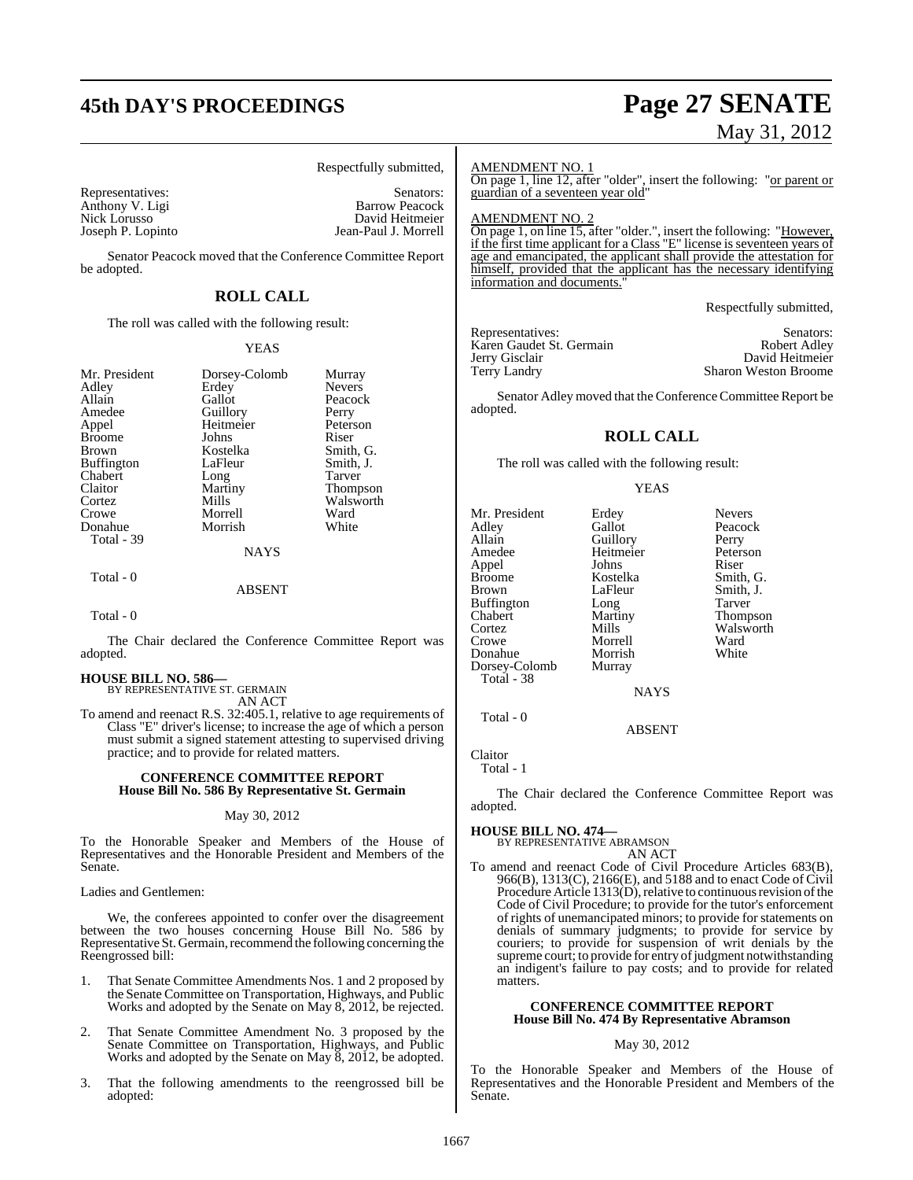Respectfully submitted,

| Representatives: | Senators: |
|---|---|
| Anthony V. Ligi | Barrow Peacock |
| Nick Lorusso | David Heitmeier |
| Joseph P. Lopinto | Jean-Paul J. Morrell |

Senator Peacock moved that the Conference Committee Report be adopted.

## ROLL CALL

The roll was called with the following result:

YEAS

| | | |
|---|---|---|
| Mr. President | Dorsey-Colomb | Murray |
| Adley | Erdey | Nevers |
| Allain | Gallot | Peacock |
| Amedee | Guillory | Perry |
| Appel | Heitmeier | Peterson |
| Broome | Johns | Riser |
| Brown | Kostelka | Smith, G. |
| Buffington | LaFleur | Smith, J. |
| Chabert | Long | Tarver |
| Claitor | Martiny | Thompson |
| Cortez | Mills | Walsworth |
| Crowe | Morrell | Ward |
| Donahue | Morrish | White |

Total - 39

NAYS

Total - 0

ABSENT

Total - 0

The Chair declared the Conference Committee Report was adopted.

**HOUSE BILL NO. 586—**
BY REPRESENTATIVE ST. GERMAIN
AN ACT

To amend and reenact R.S. 32:405.1, relative to age requirements of Class "E" driver's license; to increase the age of which a person must submit a signed statement attesting to supervised driving practice; and to provide for related matters.

**CONFERENCE COMMITTEE REPORT**
**House Bill No. 586 By Representative St. Germain**

May 30, 2012

To the Honorable Speaker and Members of the House of Representatives and the Honorable President and Members of the Senate.

Ladies and Gentlemen:

We, the conferees appointed to confer over the disagreement between the two houses concerning House Bill No. 586 by Representative St. Germain, recommend the following concerning the Reengrossed bill:

1. That Senate Committee Amendments Nos. 1 and 2 proposed by the Senate Committee on Transportation, Highways, and Public Works and adopted by the Senate on May 8, 2012, be rejected.

2. That Senate Committee Amendment No. 3 proposed by the Senate Committee on Transportation, Highways, and Public Works and adopted by the Senate on May 8, 2012, be adopted.

3. That the following amendments to the reengrossed bill be adopted:

AMENDMENT NO. 1

On page 1, line 12, after "older", insert the following: "or parent or guardian of a seventeen year old"

AMENDMENT NO. 2

On page 1, on line 15, after "older.", insert the following: "However, if the first time applicant for a Class "E" license is seventeen years of age and emancipated, the applicant shall provide the attestation for himself, provided that the applicant has the necessary identifying information and documents."

Respectfully submitted,

| Representatives: | Senators: |
|---|---|
| Karen Gaudet St. Germain | Robert Adley |
| Jerry Gisclair | David Heitmeier |
| Terry Landry | Sharon Weston Broome |

Senator Adley moved that the Conference Committee Report be adopted.

## ROLL CALL

The roll was called with the following result:

YEAS

| | | |
|---|---|---|
| Mr. President | Erdey | Nevers |
| Adley | Gallot | Peacock |
| Allain | Guillory | Perry |
| Amedee | Heitmeier | Peterson |
| Appel | Johns | Riser |
| Broome | Kostelka | Smith, G. |
| Brown | LaFleur | Smith, J. |
| Buffington | Long | Tarver |
| Chabert | Martiny | Thompson |
| Cortez | Mills | Walsworth |
| Crowe | Morrell | Ward |
| Donahue | Morrish | White |
| Dorsey-Colomb | Murray | |

Total - 38

NAYS

Total - 0

ABSENT

Claitor

Total - 1

The Chair declared the Conference Committee Report was adopted.

**HOUSE BILL NO. 474—**
BY REPRESENTATIVE ABRAMSON
AN ACT

To amend and reenact Code of Civil Procedure Articles 683(B), 966(B), 1313(C), 2166(E), and 5188 and to enact Code of Civil Procedure Article 1313(D), relative to continuous revision of the Code of Civil Procedure; to provide for the tutor's enforcement of rights of unemancipated minors; to provide for statements on denials of summary judgments; to provide for service by couriers; to provide for suspension of writ denials by the supreme court; to provide for entry of judgment notwithstanding an indigent's failure to pay costs; and to provide for related matters.

**CONFERENCE COMMITTEE REPORT**
**House Bill No. 474 By Representative Abramson**

May 30, 2012

To the Honorable Speaker and Members of the House of Representatives and the Honorable President and Members of the Senate.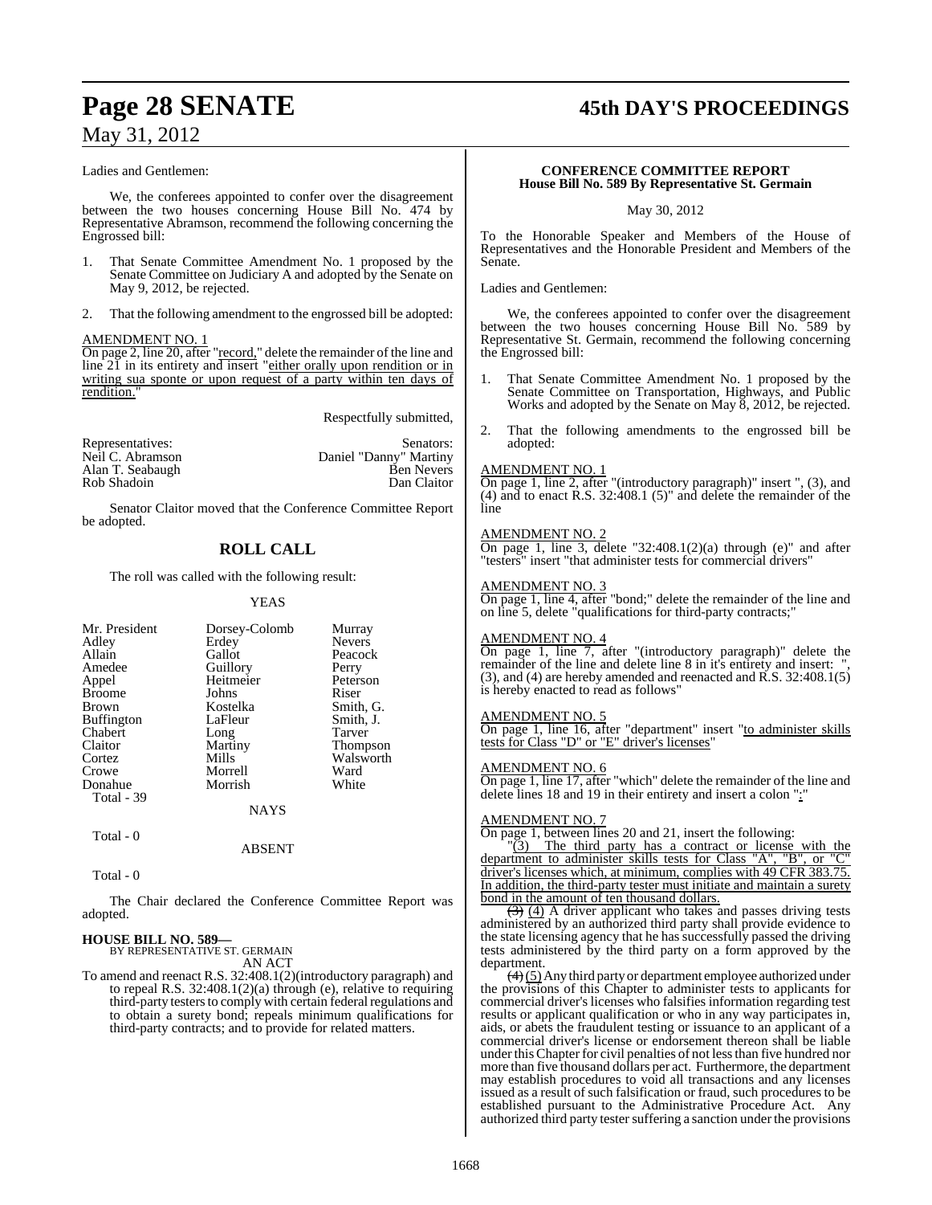Ladies and Gentlemen:

We, the conferees appointed to confer over the disagreement between the two houses concerning House Bill No. 474 by Representative Abramson, recommend the following concerning the Engrossed bill:

1. That Senate Committee Amendment No. 1 proposed by the Senate Committee on Judiciary A and adopted by the Senate on May 9, 2012, be rejected.

2. That the following amendment to the engrossed bill be adopted:

AMENDMENT NO. 1

On page 2, line 20, after "record," delete the remainder of the line and line 21 in its entirety and insert "either orally upon rendition or in writing sua sponte or upon request of a party within ten days of rendition."

Respectfully submitted,

| Representatives: | Senators: |
|---|---|
| Neil C. Abramson | Daniel "Danny" Martiny |
| Alan T. Seabaugh | Ben Nevers |
| Rob Shadoin | Dan Claitor |

Senator Claitor moved that the Conference Committee Report be adopted.

## ROLL CALL

The roll was called with the following result:

YEAS

| | | |
|---|---|---|
| Mr. President | Dorsey-Colomb | Murray |
| Adley | Erdey | Nevers |
| Allain | Gallot | Peacock |
| Amedee | Guillory | Perry |
| Appel | Heitmeier | Peterson |
| Broome | Johns | Riser |
| Brown | Kostelka | Smith, G. |
| Buffington | LaFleur | Smith, J. |
| Chabert | Long | Tarver |
| Claitor | Martiny | Thompson |
| Cortez | Mills | Walsworth |
| Crowe | Morrell | Ward |
| Donahue | Morrish | White |

Total - 39

NAYS

Total - 0

ABSENT

Total - 0

The Chair declared the Conference Committee Report was adopted.

**HOUSE BILL NO. 589—**
BY REPRESENTATIVE ST. GERMAIN
AN ACT

To amend and reenact R.S. 32:408.1(2)(introductory paragraph) and to repeal R.S. 32:408.1(2)(a) through (e), relative to requiring third-party testers to comply with certain federal regulations and to obtain a surety bond; repeals minimum qualifications for third-party contracts; and to provide for related matters.

**CONFERENCE COMMITTEE REPORT**
**House Bill No. 589 By Representative St. Germain**

May 30, 2012

To the Honorable Speaker and Members of the House of Representatives and the Honorable President and Members of the Senate.

Ladies and Gentlemen:

We, the conferees appointed to confer over the disagreement between the two houses concerning House Bill No. 589 by Representative St. Germain, recommend the following concerning the Engrossed bill:

1. That Senate Committee Amendment No. 1 proposed by the Senate Committee on Transportation, Highways, and Public Works and adopted by the Senate on May 8, 2012, be rejected.

2. That the following amendments to the engrossed bill be adopted:

AMENDMENT NO. 1

On page 1, line 2, after "(introductory paragraph)" insert ", (3), and (4) and to enact R.S. 32:408.1 (5)" and delete the remainder of the line

AMENDMENT NO. 2

On page 1, line 3, delete "32:408.1(2)(a) through (e)" and after "testers" insert "that administer tests for commercial drivers"

AMENDMENT NO. 3

On page 1, line 4, after "bond;" delete the remainder of the line and on line 5, delete "qualifications for third-party contracts;"

AMENDMENT NO. 4

On page 1, line 7, after "(introductory paragraph)" delete the remainder of the line and delete line 8 in it's entirety and insert: ", (3), and (4) are hereby amended and reenacted and R.S. 32:408.1(5) is hereby enacted to read as follows"

AMENDMENT NO. 5

On page 1, line 16, after "department" insert "to administer skills tests for Class "D" or "E" driver's licenses"

AMENDMENT NO. 6

On page 1, line 17, after "which" delete the remainder of the line and delete lines 18 and 19 in their entirety and insert a colon ":"

AMENDMENT NO. 7

On page 1, between lines 20 and 21, insert the following:

"(3) The third party has a contract or license with the department to administer skills tests for Class "A", "B", or "C" driver's licenses which, at minimum, complies with 49 CFR 383.75. In addition, the third-party tester must initiate and maintain a surety bond in the amount of ten thousand dollars.

~~(3)~~ (4) A driver applicant who takes and passes driving tests administered by an authorized third party shall provide evidence to the state licensing agency that he has successfully passed the driving tests administered by the third party on a form approved by the department.

~~(4)~~ (5) Any third party or department employee authorized under the provisions of this Chapter to administer tests to applicants for commercial driver's licenses who falsifies information regarding test results or applicant qualification or who in any way participates in, aids, or abets the fraudulent testing or issuance to an applicant of a commercial driver's license or endorsement thereon shall be liable under this Chapter for civil penalties of not less than five hundred nor more than five thousand dollars per act. Furthermore, the department may establish procedures to void all transactions and any licenses issued as a result of such falsification or fraud, such procedures to be established pursuant to the Administrative Procedure Act. Any authorized third party tester suffering a sanction under the provisions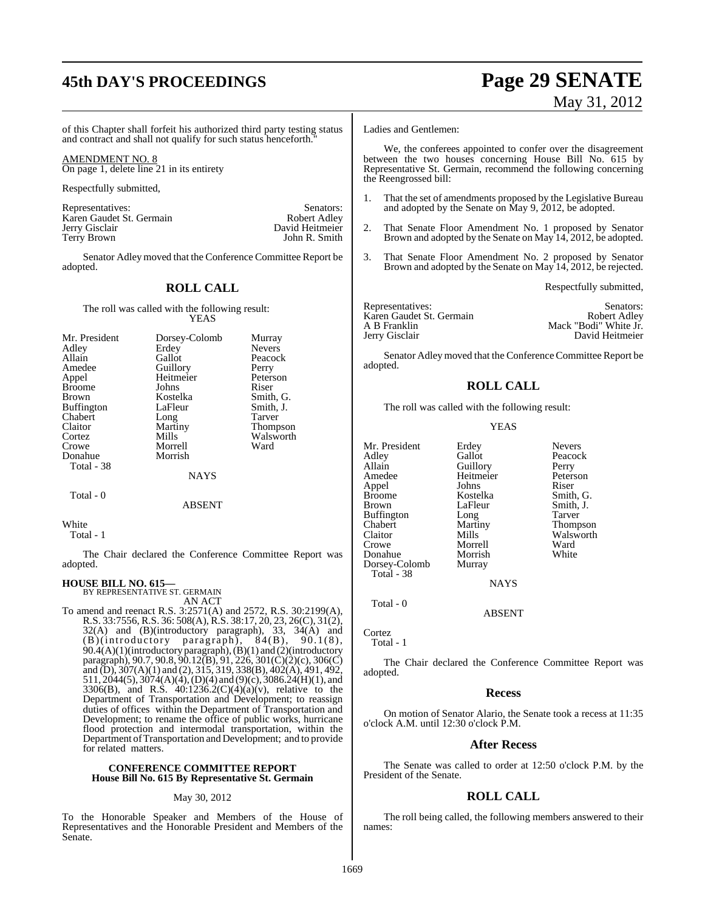of this Chapter shall forfeit his authorized third party testing status and contract and shall not qualify for such status henceforth."

AMENDMENT NO. 8
On page 1, delete line 21 in its entirety

Respectfully submitted,

| Representatives: | Senators: |
|---|---|
| Karen Gaudet St. Germain | Robert Adley |
| Jerry Gisclair | David Heitmeier |
| Terry Brown | John R. Smith |

Senator Adley moved that the Conference Committee Report be adopted.

## ROLL CALL

The roll was called with the following result:

YEAS

| | | |
|---|---|---|
| Mr. President | Dorsey-Colomb | Murray |
| Adley | Erdey | Nevers |
| Allain | Gallot | Peacock |
| Amedee | Guillory | Perry |
| Appel | Heitmeier | Peterson |
| Broome | Johns | Riser |
| Brown | Kostelka | Smith, G. |
| Buffington | LaFleur | Smith, J. |
| Chabert | Long | Tarver |
| Claitor | Martiny | Thompson |
| Cortez | Mills | Walsworth |
| Crowe | Morrell | Ward |
| Donahue | Morrish | |

Total - 38

NAYS

Total - 0

ABSENT

White

Total - 1

The Chair declared the Conference Committee Report was adopted.

**HOUSE BILL NO. 615—**
BY REPRESENTATIVE ST. GERMAIN

AN ACT

To amend and reenact R.S. 3:2571(A) and 2572, R.S. 30:2199(A), R.S. 33:7556, R.S. 36: 508(A), R.S. 38:17, 20, 23, 26(C), 31(2), 32(A) and (B)(introductory paragraph), 33, 34(A) and (B)(introductory paragraph), 84(B), 90.1(8), 90.4(A)(1)(introductory paragraph), (B)(1) and (2)(introductory paragraph), 90.7, 90.8, 90.12(B), 91, 226, 301(C)(2)(c), 306(C) and (D), 307(A)(1) and (2), 315, 319, 338(B), 402(A), 491, 492, 511, 2044(5), 3074(A)(4), (D)(4) and (9)(c), 3086.24(H)(1), and 3306(B), and R.S. 40:1236.2(C)(4)(a)(v), relative to the Department of Transportation and Development; to reassign duties of offices within the Department of Transportation and Development; to rename the office of public works, hurricane flood protection and intermodal transportation, within the Department of Transportation and Development; and to provide for related matters.

**CONFERENCE COMMITTEE REPORT**
**House Bill No. 615 By Representative St. Germain**

May 30, 2012

To the Honorable Speaker and Members of the House of Representatives and the Honorable President and Members of the Senate.

Ladies and Gentlemen:

We, the conferees appointed to confer over the disagreement between the two houses concerning House Bill No. 615 by Representative St. Germain, recommend the following concerning the Reengrossed bill:

1. That the set of amendments proposed by the Legislative Bureau and adopted by the Senate on May 9, 2012, be adopted.
2. That Senate Floor Amendment No. 1 proposed by Senator Brown and adopted by the Senate on May 14, 2012, be adopted.
3. That Senate Floor Amendment No. 2 proposed by Senator Brown and adopted by the Senate on May 14, 2012, be rejected.

Respectfully submitted,

| Representatives: | Senators: |
|---|---|
| Karen Gaudet St. Germain | Robert Adley |
| A B Franklin | Mack "Bodi" White Jr. |
| Jerry Gisclair | David Heitmeier |

Senator Adley moved that the Conference Committee Report be adopted.

## ROLL CALL

The roll was called with the following result:

YEAS

| | | |
|---|---|---|
| Mr. President | Erdey | Nevers |
| Adley | Gallot | Peacock |
| Allain | Guillory | Perry |
| Amedee | Heitmeier | Peterson |
| Appel | Johns | Riser |
| Broome | Kostelka | Smith, G. |
| Brown | LaFleur | Smith, J. |
| Buffington | Long | Tarver |
| Chabert | Martiny | Thompson |
| Claitor | Mills | Walsworth |
| Crowe | Morrell | Ward |
| Donahue | Morrish | White |
| Dorsey-Colomb | Murray | |

Total - 38

NAYS

Total - 0

ABSENT

Cortez

Total - 1

The Chair declared the Conference Committee Report was adopted.

## Recess

On motion of Senator Alario, the Senate took a recess at 11:35 o'clock A.M. until 12:30 o'clock P.M.

## After Recess

The Senate was called to order at 12:50 o'clock P.M. by the President of the Senate.

## ROLL CALL

The roll being called, the following members answered to their names: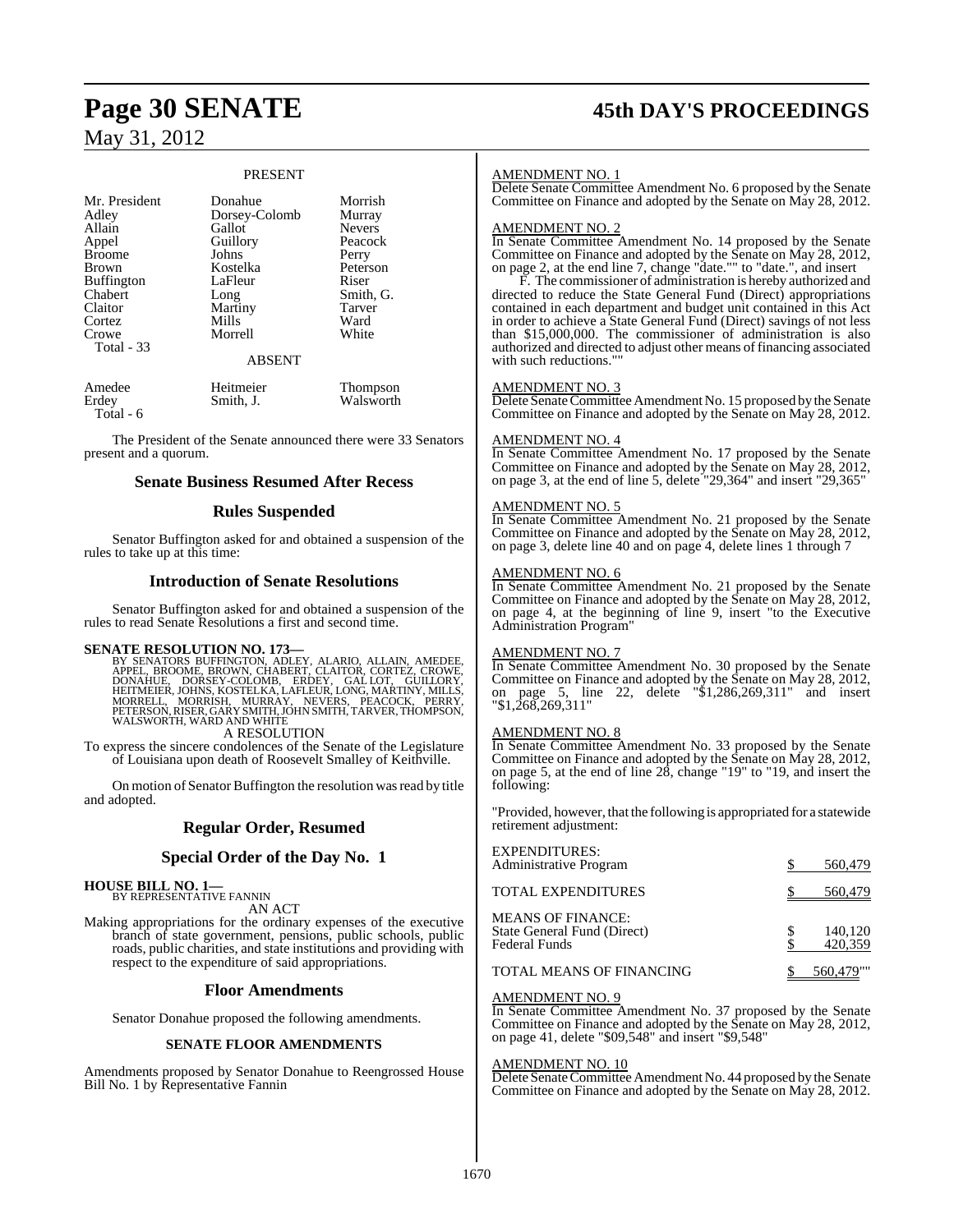## PRESENT

| | | |
|---|---|---|
| Mr. President | Donahue | Morrish |
| Adley | Dorsey-Colomb | Murray |
| Allain | Gallot | Nevers |
| Appel | Guillory | Peacock |
| Broome | Johns | Perry |
| Brown | Kostelka | Peterson |
| Buffington | LaFleur | Riser |
| Chabert | Long | Smith, G. |
| Claitor | Martiny | Tarver |
| Cortez | Mills | Ward |
| Crowe | Morrell | White |
| Total - 33 | | |

## ABSENT

| | | |
|---|---|---|
| Amedee | Heitmeier | Thompson |
| Erdey | Smith, J. | Walsworth |
| Total - 6 | | |

The President of the Senate announced there were 33 Senators present and a quorum.

## Senate Business Resumed After Recess

## Rules Suspended

Senator Buffington asked for and obtained a suspension of the rules to take up at this time:

## Introduction of Senate Resolutions

Senator Buffington asked for and obtained a suspension of the rules to read Senate Resolutions a first and second time.

**SENATE RESOLUTION NO. 173—**
BY SENATORS BUFFINGTON, ADLEY, ALARIO, ALLAIN, AMEDEE, APPEL, BROOME, BROWN, CHABERT, CLAITOR, CORTEZ, CROWE, DONAHUE, DORSEY-COLOMB, ERDEY, GALLOT, GUILLORY, HEITMEIER, JOHNS, KOSTELKA, LAFLEUR, LONG, MARTINY, MILLS, MORRELL, MORRISH, MURRAY, NEVERS, PEACOCK, PERRY, PETERSON, RISER, GARY SMITH, JOHN SMITH, TARVER, THOMPSON, WALSWORTH, WARD AND WHITE

A RESOLUTION

To express the sincere condolences of the Senate of the Legislature of Louisiana upon death of Roosevelt Smalley of Keithville.

On motion of Senator Buffington the resolution was read by title and adopted.

## Regular Order, Resumed

## Special Order of the Day No. 1

**HOUSE BILL NO. 1—**
BY REPRESENTATIVE FANNIN

AN ACT

Making appropriations for the ordinary expenses of the executive branch of state government, pensions, public schools, public roads, public charities, and state institutions and providing with respect to the expenditure of said appropriations.

## Floor Amendments

Senator Donahue proposed the following amendments.

### SENATE FLOOR AMENDMENTS

Amendments proposed by Senator Donahue to Reengrossed House Bill No. 1 by Representative Fannin

AMENDMENT NO. 1

Delete Senate Committee Amendment No. 6 proposed by the Senate Committee on Finance and adopted by the Senate on May 28, 2012.

AMENDMENT NO. 2

In Senate Committee Amendment No. 14 proposed by the Senate Committee on Finance and adopted by the Senate on May 28, 2012, on page 2, at the end line 7, change "date."" to "date.", and insert

F. The commissioner of administration is hereby authorized and directed to reduce the State General Fund (Direct) appropriations contained in each department and budget unit contained in this Act in order to achieve a State General Fund (Direct) savings of not less than $15,000,000. The commissioner of administration is also authorized and directed to adjust other means of financing associated with such reductions.""

AMENDMENT NO. 3

Delete Senate Committee Amendment No. 15 proposed by the Senate Committee on Finance and adopted by the Senate on May 28, 2012.

AMENDMENT NO. 4

In Senate Committee Amendment No. 17 proposed by the Senate Committee on Finance and adopted by the Senate on May 28, 2012, on page 3, at the end of line 5, delete "29,364" and insert "29,365"

AMENDMENT NO. 5

In Senate Committee Amendment No. 21 proposed by the Senate Committee on Finance and adopted by the Senate on May 28, 2012, on page 3, delete line 40 and on page 4, delete lines 1 through 7

AMENDMENT NO. 6

In Senate Committee Amendment No. 21 proposed by the Senate Committee on Finance and adopted by the Senate on May 28, 2012, on page 4, at the beginning of line 9, insert "to the Executive Administration Program"

AMENDMENT NO. 7

In Senate Committee Amendment No. 30 proposed by the Senate Committee on Finance and adopted by the Senate on May 28, 2012, on page 5, line 22, delete "$1,286,269,311" and insert "$1,268,269,311"

AMENDMENT NO. 8

In Senate Committee Amendment No. 33 proposed by the Senate Committee on Finance and adopted by the Senate on May 28, 2012, on page 5, at the end of line 28, change "19" to "19, and insert the following:

"Provided, however, that the following is appropriated for a statewide retirement adjustment:

| | |
|---|---|
| EXPENDITURES: | |
| Administrative Program | $ 560,479 |
| TOTAL EXPENDITURES | $ 560,479 |
| MEANS OF FINANCE: | |
| State General Fund (Direct) | $ 140,120 |
| Federal Funds | $ 420,359 |
| TOTAL MEANS OF FINANCING | $ 560,479"" |

AMENDMENT NO. 9

In Senate Committee Amendment No. 37 proposed by the Senate Committee on Finance and adopted by the Senate on May 28, 2012, on page 41, delete "$09,548" and insert "$9,548"

AMENDMENT NO. 10

Delete Senate Committee Amendment No. 44 proposed by the Senate Committee on Finance and adopted by the Senate on May 28, 2012.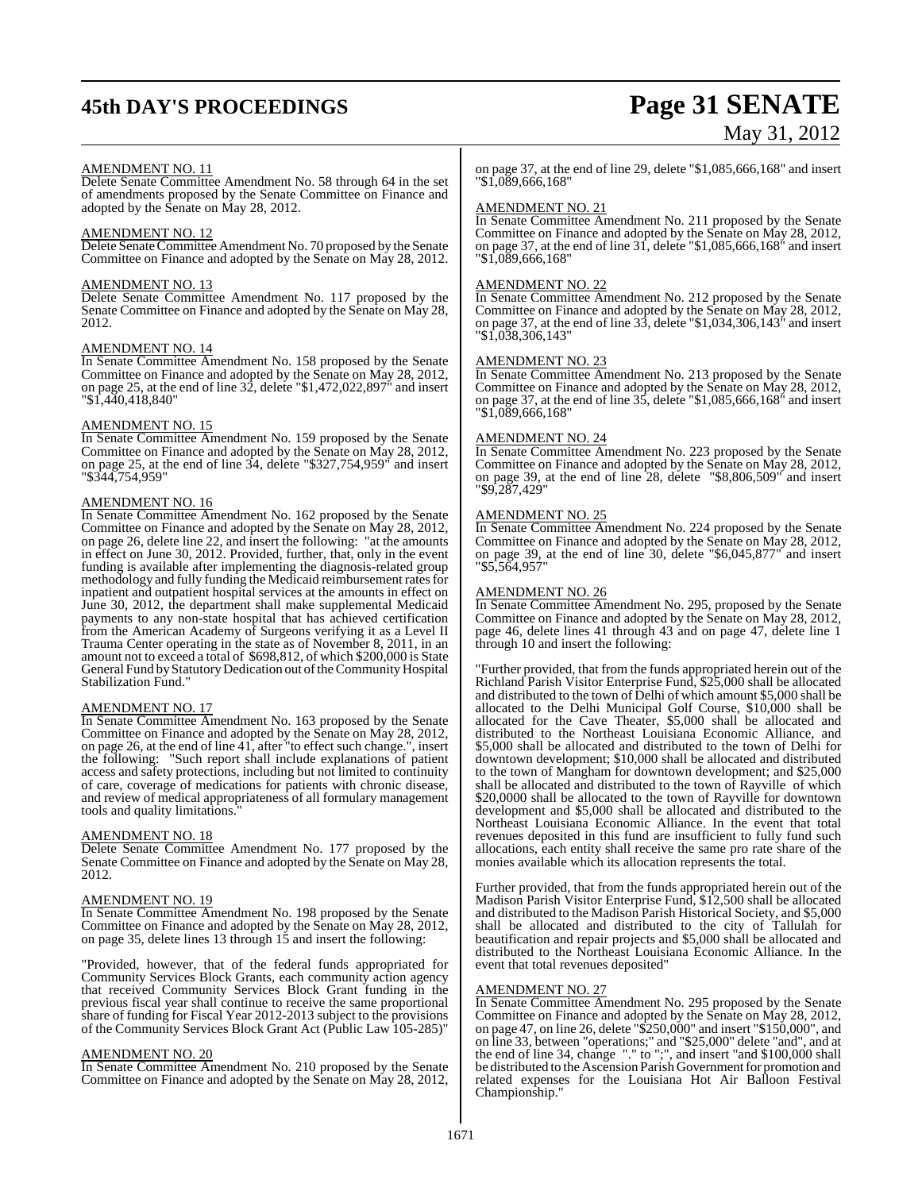AMENDMENT NO. 11
Delete Senate Committee Amendment No. 58 through 64 in the set of amendments proposed by the Senate Committee on Finance and adopted by the Senate on May 28, 2012.

AMENDMENT NO. 12
Delete Senate Committee Amendment No. 70 proposed by the Senate Committee on Finance and adopted by the Senate on May 28, 2012.

AMENDMENT NO. 13
Delete Senate Committee Amendment No. 117 proposed by the Senate Committee on Finance and adopted by the Senate on May 28, 2012.

AMENDMENT NO. 14
In Senate Committee Amendment No. 158 proposed by the Senate Committee on Finance and adopted by the Senate on May 28, 2012, on page 25, at the end of line 32, delete "$1,472,022,897" and insert "$1,440,418,840"

AMENDMENT NO. 15
In Senate Committee Amendment No. 159 proposed by the Senate Committee on Finance and adopted by the Senate on May 28, 2012, on page 25, at the end of line 34, delete "$327,754,959" and insert "$344,754,959"

AMENDMENT NO. 16
In Senate Committee Amendment No. 162 proposed by the Senate Committee on Finance and adopted by the Senate on May 28, 2012, on page 26, delete line 22, and insert the following: "at the amounts in effect on June 30, 2012. Provided, further, that, only in the event funding is available after implementing the diagnosis-related group methodology and fully funding the Medicaid reimbursement rates for inpatient and outpatient hospital services at the amounts in effect on June 30, 2012, the department shall make supplemental Medicaid payments to any non-state hospital that has achieved certification from the American Academy of Surgeons verifying it as a Level II Trauma Center operating in the state as of November 8, 2011, in an amount not to exceed a total of $698,812, of which $200,000 is State General Fund by Statutory Dedication out of the Community Hospital Stabilization Fund."

AMENDMENT NO. 17
In Senate Committee Amendment No. 163 proposed by the Senate Committee on Finance and adopted by the Senate on May 28, 2012, on page 26, at the end of line 41, after "to effect such change.", insert the following: "Such report shall include explanations of patient access and safety protections, including but not limited to continuity of care, coverage of medications for patients with chronic disease, and review of medical appropriateness of all formulary management tools and quality limitations."

AMENDMENT NO. 18
Delete Senate Committee Amendment No. 177 proposed by the Senate Committee on Finance and adopted by the Senate on May 28, 2012.

AMENDMENT NO. 19
In Senate Committee Amendment No. 198 proposed by the Senate Committee on Finance and adopted by the Senate on May 28, 2012, on page 35, delete lines 13 through 15 and insert the following:

"Provided, however, that of the federal funds appropriated for Community Services Block Grants, each community action agency that received Community Services Block Grant funding in the previous fiscal year shall continue to receive the same proportional share of funding for Fiscal Year 2012-2013 subject to the provisions of the Community Services Block Grant Act (Public Law 105-285)"

AMENDMENT NO. 20
In Senate Committee Amendment No. 210 proposed by the Senate Committee on Finance and adopted by the Senate on May 28, 2012, on page 37, at the end of line 29, delete "$1,085,666,168" and insert "$1,089,666,168"

AMENDMENT NO. 21
In Senate Committee Amendment No. 211 proposed by the Senate Committee on Finance and adopted by the Senate on May 28, 2012, on page 37, at the end of line 31, delete "$1,085,666,168" and insert "$1,089,666,168"

AMENDMENT NO. 22
In Senate Committee Amendment No. 212 proposed by the Senate Committee on Finance and adopted by the Senate on May 28, 2012, on page 37, at the end of line 33, delete "$1,034,306,143" and insert "$1,038,306,143"

AMENDMENT NO. 23
In Senate Committee Amendment No. 213 proposed by the Senate Committee on Finance and adopted by the Senate on May 28, 2012, on page 37, at the end of line 35, delete "$1,085,666,168" and insert "$1,089,666,168"

AMENDMENT NO. 24
In Senate Committee Amendment No. 223 proposed by the Senate Committee on Finance and adopted by the Senate on May 28, 2012, on page 39, at the end of line 28, delete "$8,806,509" and insert "$9,287,429"

AMENDMENT NO. 25
In Senate Committee Amendment No. 224 proposed by the Senate Committee on Finance and adopted by the Senate on May 28, 2012, on page 39, at the end of line 30, delete "$6,045,877" and insert "$5,564,957"

AMENDMENT NO. 26
In Senate Committee Amendment No. 295, proposed by the Senate Committee on Finance and adopted by the Senate on May 28, 2012, page 46, delete lines 41 through 43 and on page 47, delete line 1 through 10 and insert the following:

"Further provided, that from the funds appropriated herein out of the Richland Parish Visitor Enterprise Fund, $25,000 shall be allocated and distributed to the town of Delhi of which amount $5,000 shall be allocated to the Delhi Municipal Golf Course, $10,000 shall be allocated for the Cave Theater, $5,000 shall be allocated and distributed to the Northeast Louisiana Economic Alliance, and $5,000 shall be allocated and distributed to the town of Delhi for downtown development; $10,000 shall be allocated and distributed to the town of Mangham for downtown development; and $25,000 shall be allocated and distributed to the town of Rayville of which $20,0000 shall be allocated to the town of Rayville for downtown development and $5,000 shall be allocated and distributed to the Northeast Louisiana Economic Alliance. In the event that total revenues deposited in this fund are insufficient to fully fund such allocations, each entity shall receive the same pro rate share of the monies available which its allocation represents the total.

Further provided, that from the funds appropriated herein out of the Madison Parish Visitor Enterprise Fund, $12,500 shall be allocated and distributed to the Madison Parish Historical Society, and $5,000 shall be allocated and distributed to the city of Tallulah for beautification and repair projects and $5,000 shall be allocated and distributed to the Northeast Louisiana Economic Alliance. In the event that total revenues deposited"

AMENDMENT NO. 27
In Senate Committee Amendment No. 295 proposed by the Senate Committee on Finance and adopted by the Senate on May 28, 2012, on page 47, on line 26, delete "$250,000" and insert "$150,000", and on line 33, between "operations;" and "$25,000" delete "and", and at the end of line 34, change "." to ";", and insert "and $100,000 shall be distributed to the Ascension Parish Government for promotion and related expenses for the Louisiana Hot Air Balloon Festival Championship."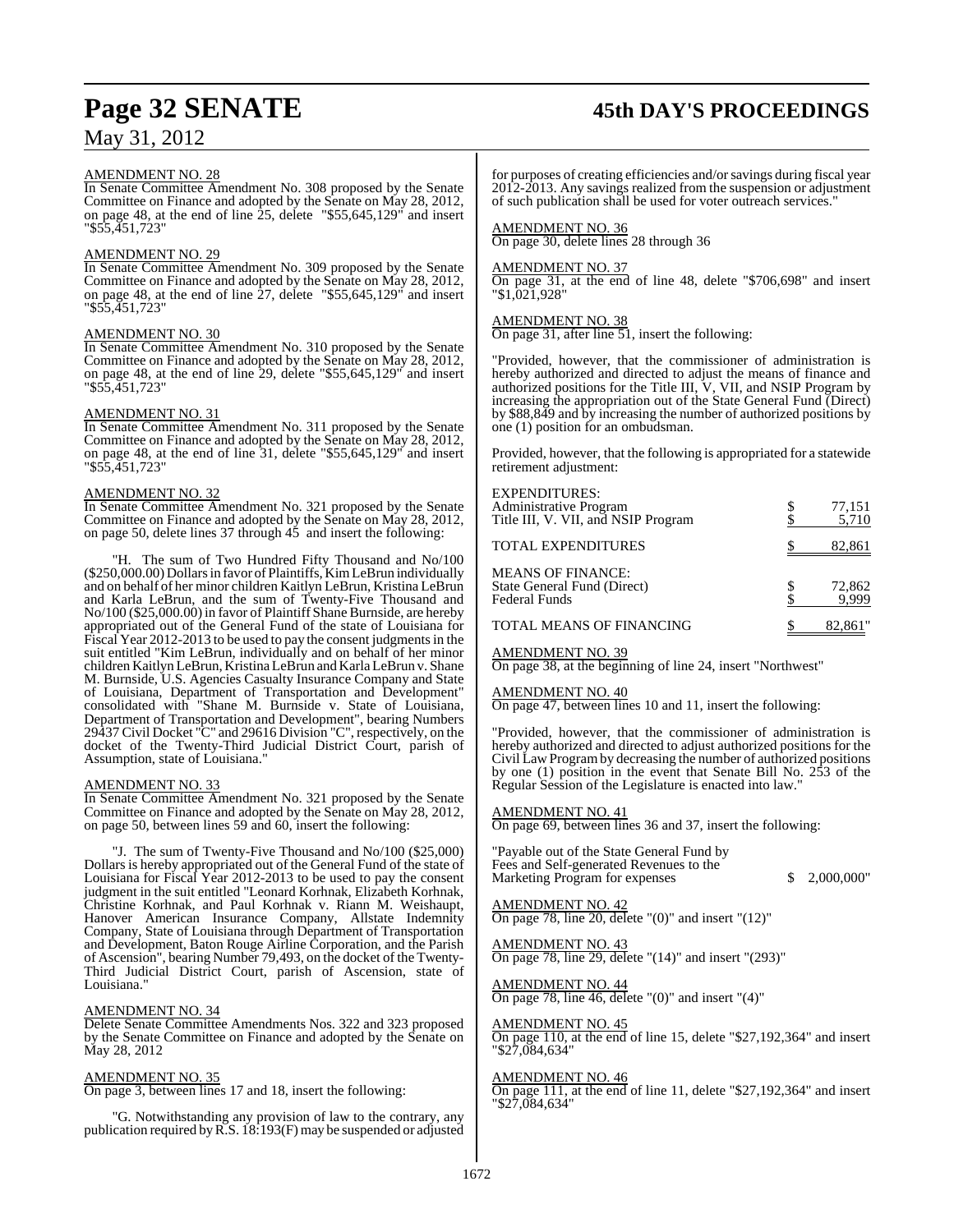AMENDMENT NO. 28
In Senate Committee Amendment No. 308 proposed by the Senate Committee on Finance and adopted by the Senate on May 28, 2012, on page 48, at the end of line 25, delete "$55,645,129" and insert "$55,451,723"

AMENDMENT NO. 29
In Senate Committee Amendment No. 309 proposed by the Senate Committee on Finance and adopted by the Senate on May 28, 2012, on page 48, at the end of line 27, delete "$55,645,129" and insert "$55,451,723"

AMENDMENT NO. 30
In Senate Committee Amendment No. 310 proposed by the Senate Committee on Finance and adopted by the Senate on May 28, 2012, on page 48, at the end of line 29, delete "$55,645,129" and insert "$55,451,723"

AMENDMENT NO. 31
In Senate Committee Amendment No. 311 proposed by the Senate Committee on Finance and adopted by the Senate on May 28, 2012, on page 48, at the end of line 31, delete "$55,645,129" and insert "$55,451,723"

AMENDMENT NO. 32
In Senate Committee Amendment No. 321 proposed by the Senate Committee on Finance and adopted by the Senate on May 28, 2012, on page 50, delete lines 37 through 45 and insert the following:

"H. The sum of Two Hundred Fifty Thousand and No/100 ($250,000.00) Dollars in favor of Plaintiffs, Kim LeBrun individually and on behalf of her minor children Kaitlyn LeBrun, Kristina LeBrun and Karla LeBrun, and the sum of Twenty-Five Thousand and No/100 ($25,000.00) in favor of Plaintiff Shane Burnside, are hereby appropriated out of the General Fund of the state of Louisiana for Fiscal Year 2012-2013 to be used to pay the consent judgments in the suit entitled "Kim LeBrun, individually and on behalf of her minor children Kaitlyn LeBrun, Kristina LeBrun and Karla LeBrun v. Shane M. Burnside, U.S. Agencies Casualty Insurance Company and State of Louisiana, Department of Transportation and Development" consolidated with "Shane M. Burnside v. State of Louisiana, Department of Transportation and Development", bearing Numbers 29437 Civil Docket "C" and 29616 Division "C", respectively, on the docket of the Twenty-Third Judicial District Court, parish of Assumption, state of Louisiana."

AMENDMENT NO. 33
In Senate Committee Amendment No. 321 proposed by the Senate Committee on Finance and adopted by the Senate on May 28, 2012, on page 50, between lines 59 and 60, insert the following:

"J. The sum of Twenty-Five Thousand and No/100 ($25,000) Dollars is hereby appropriated out of the General Fund of the state of Louisiana for Fiscal Year 2012-2013 to be used to pay the consent judgment in the suit entitled "Leonard Korhnak, Elizabeth Korhnak, Christine Korhnak, and Paul Korhnak v. Riann M. Weishaupt, Hanover American Insurance Company, Allstate Indemnity Company, State of Louisiana through Department of Transportation and Development, Baton Rouge Airline Corporation, and the Parish of Ascension", bearing Number 79,493, on the docket of the Twenty-Third Judicial District Court, parish of Ascension, state of Louisiana."

AMENDMENT NO. 34
Delete Senate Committee Amendments Nos. 322 and 323 proposed by the Senate Committee on Finance and adopted by the Senate on May 28, 2012

AMENDMENT NO. 35
On page 3, between lines 17 and 18, insert the following:

"G. Notwithstanding any provision of law to the contrary, any publication required by R.S. 18:193(F) may be suspended or adjusted for purposes of creating efficiencies and/or savings during fiscal year 2012-2013. Any savings realized from the suspension or adjustment of such publication shall be used for voter outreach services."

AMENDMENT NO. 36
On page 30, delete lines 28 through 36

AMENDMENT NO. 37
On page 31, at the end of line 48, delete "$706,698" and insert "$1,021,928"

AMENDMENT NO. 38
On page 31, after line 51, insert the following:

"Provided, however, that the commissioner of administration is hereby authorized and directed to adjust the means of finance and authorized positions for the Title III, V, VII, and NSIP Program by increasing the appropriation out of the State General Fund (Direct) by $88,849 and by increasing the number of authorized positions by one (1) position for an ombudsman.

Provided, however, that the following is appropriated for a statewide retirement adjustment:

| | |
|---|---|
| EXPENDITURES: | |
| Administrative Program | $ 77,151 |
| Title III, V. VII, and NSIP Program | $ 5,710 |
| TOTAL EXPENDITURES | $ 82,861 |
| MEANS OF FINANCE: | |
| State General Fund (Direct) | $ 72,862 |
| Federal Funds | $ 9,999 |
| TOTAL MEANS OF FINANCING | $ 82,861" |

AMENDMENT NO. 39
On page 38, at the beginning of line 24, insert "Northwest"

AMENDMENT NO. 40
On page 47, between lines 10 and 11, insert the following:

"Provided, however, that the commissioner of administration is hereby authorized and directed to adjust authorized positions for the Civil Law Program by decreasing the number of authorized positions by one (1) position in the event that Senate Bill No. 253 of the Regular Session of the Legislature is enacted into law."

AMENDMENT NO. 41
On page 69, between lines 36 and 37, insert the following:

"Payable out of the State General Fund by Fees and Self-generated Revenues to the Marketing Program for expenses $ 2,000,000"

AMENDMENT NO. 42
On page 78, line 20, delete "(0)" and insert "(12)"

AMENDMENT NO. 43
On page 78, line 29, delete "(14)" and insert "(293)"

AMENDMENT NO. 44
On page 78, line 46, delete "(0)" and insert "(4)"

AMENDMENT NO. 45
On page 110, at the end of line 15, delete "$27,192,364" and insert "$27,084,634"

AMENDMENT NO. 46
On page 111, at the end of line 11, delete "$27,192,364" and insert "$27,084,634"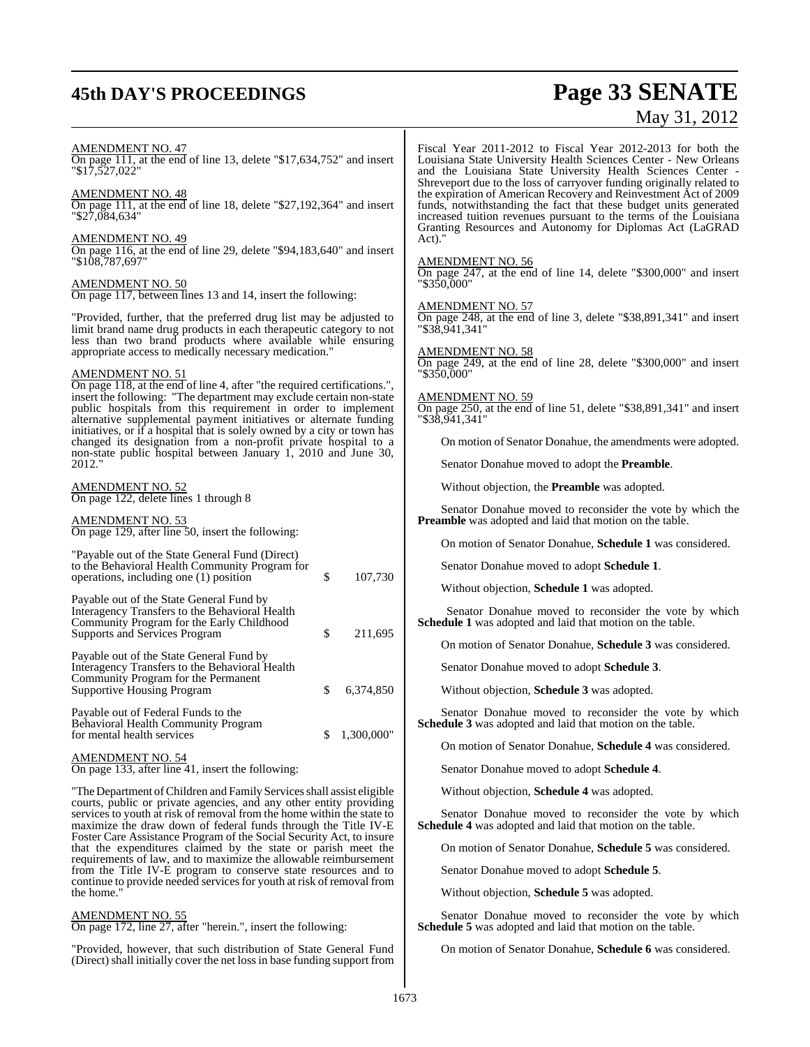AMENDMENT NO. 47
On page 111, at the end of line 13, delete "$17,634,752" and insert "$17,527,022"

AMENDMENT NO. 48
On page 111, at the end of line 18, delete "$27,192,364" and insert "$27,084,634"

AMENDMENT NO. 49
On page 116, at the end of line 29, delete "$94,183,640" and insert "$108,787,697"

AMENDMENT NO. 50
On page 117, between lines 13 and 14, insert the following:

"Provided, further, that the preferred drug list may be adjusted to limit brand name drug products in each therapeutic category to not less than two brand products where available while ensuring appropriate access to medically necessary medication."

AMENDMENT NO. 51
On page 118, at the end of line 4, after "the required certifications.", insert the following: "The department may exclude certain non-state public hospitals from this requirement in order to implement alternative supplemental payment initiatives or alternate funding initiatives, or if a hospital that is solely owned by a city or town has changed its designation from a non-profit private hospital to a non-state public hospital between January 1, 2010 and June 30, 2012."

AMENDMENT NO. 52
On page 122, delete lines 1 through 8

AMENDMENT NO. 53
On page 129, after line 50, insert the following:

| | |
|---|---|
| "Payable out of the State General Fund (Direct) to the Behavioral Health Community Program for operations, including one (1) position | $ 107,730 |
| Payable out of the State General Fund by Interagency Transfers to the Behavioral Health Community Program for the Early Childhood Supports and Services Program | $ 211,695 |
| Payable out of the State General Fund by Interagency Transfers to the Behavioral Health Community Program for the Permanent Supportive Housing Program | $ 6,374,850 |
| Payable out of Federal Funds to the Behavioral Health Community Program for mental health services | $ 1,300,000" |

AMENDMENT NO. 54
On page 133, after line 41, insert the following:

"The Department of Children and Family Services shall assist eligible courts, public or private agencies, and any other entity providing services to youth at risk of removal from the home within the state to maximize the draw down of federal funds through the Title IV-E Foster Care Assistance Program of the Social Security Act, to insure that the expenditures claimed by the state or parish meet the requirements of law, and to maximize the allowable reimbursement from the Title IV-E program to conserve state resources and to continue to provide needed services for youth at risk of removal from the home."

AMENDMENT NO. 55
On page 172, line 27, after "herein.", insert the following:

"Provided, however, that such distribution of State General Fund (Direct) shall initially cover the net loss in base funding support from Fiscal Year 2011-2012 to Fiscal Year 2012-2013 for both the Louisiana State University Health Sciences Center - New Orleans and the Louisiana State University Health Sciences Center - Shreveport due to the loss of carryover funding originally related to the expiration of American Recovery and Reinvestment Act of 2009 funds, notwithstanding the fact that these budget units generated increased tuition revenues pursuant to the terms of the Louisiana Granting Resources and Autonomy for Diplomas Act (LaGRAD Act)."

AMENDMENT NO. 56
On page 247, at the end of line 14, delete "$300,000" and insert "$350,000"

AMENDMENT NO. 57
On page 248, at the end of line 3, delete "$38,891,341" and insert "$38,941,341"

AMENDMENT NO. 58
On page 249, at the end of line 28, delete "$300,000" and insert "$350,000"

AMENDMENT NO. 59
On page 250, at the end of line 51, delete "$38,891,341" and insert "$38,941,341"

On motion of Senator Donahue, the amendments were adopted.

Senator Donahue moved to adopt the **Preamble**.

Without objection, the **Preamble** was adopted.

Senator Donahue moved to reconsider the vote by which the **Preamble** was adopted and laid that motion on the table.

On motion of Senator Donahue, **Schedule 1** was considered.

Senator Donahue moved to adopt **Schedule 1**.

Without objection, **Schedule 1** was adopted.

Senator Donahue moved to reconsider the vote by which **Schedule 1** was adopted and laid that motion on the table.

On motion of Senator Donahue, **Schedule 3** was considered.

Senator Donahue moved to adopt **Schedule 3**.

Without objection, **Schedule 3** was adopted.

Senator Donahue moved to reconsider the vote by which **Schedule 3** was adopted and laid that motion on the table.

On motion of Senator Donahue, **Schedule 4** was considered.

Senator Donahue moved to adopt **Schedule 4**.

Without objection, **Schedule 4** was adopted.

Senator Donahue moved to reconsider the vote by which **Schedule 4** was adopted and laid that motion on the table.

On motion of Senator Donahue, **Schedule 5** was considered.

Senator Donahue moved to adopt **Schedule 5**.

Without objection, **Schedule 5** was adopted.

Senator Donahue moved to reconsider the vote by which **Schedule 5** was adopted and laid that motion on the table.

On motion of Senator Donahue, **Schedule 6** was considered.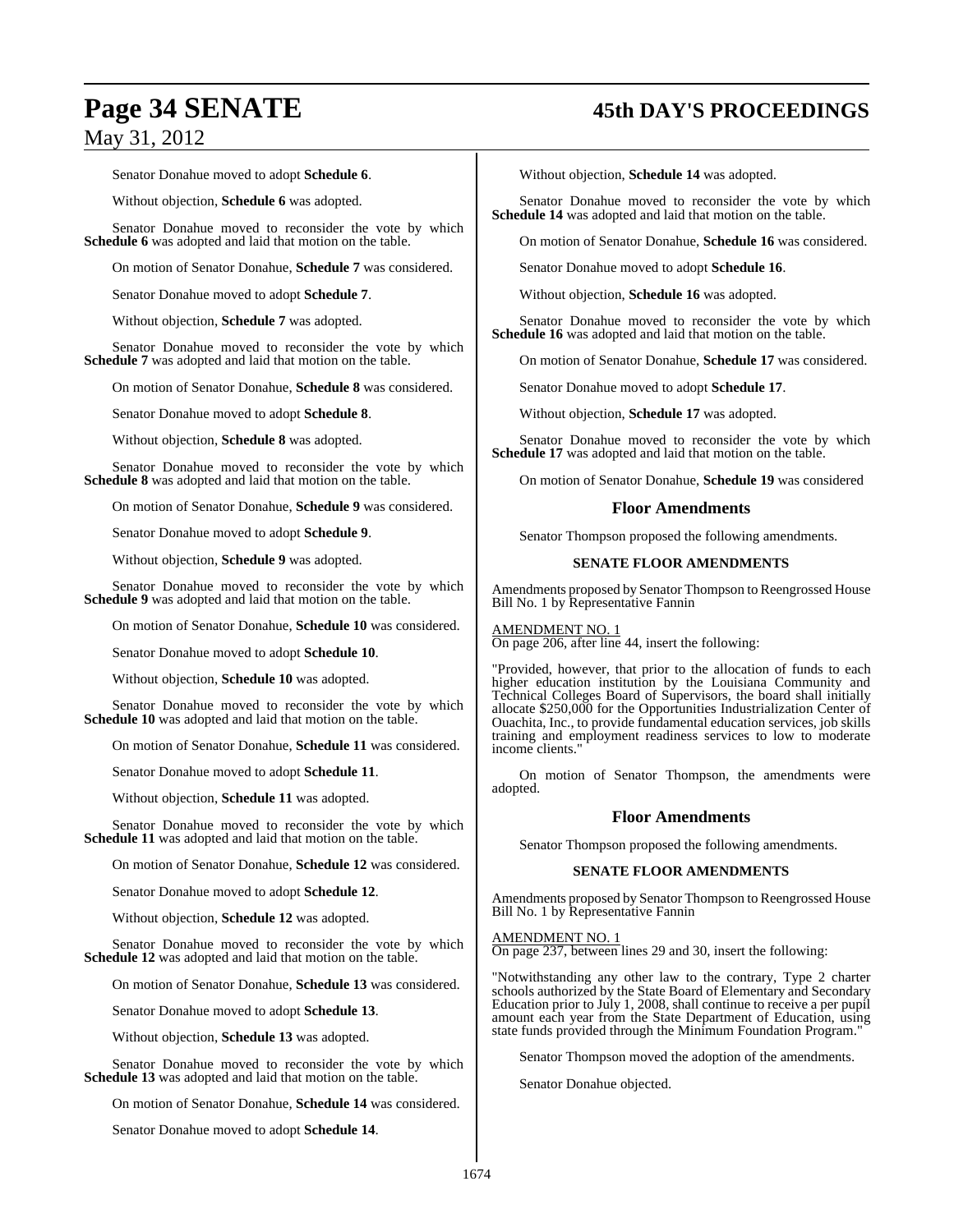Senator Donahue moved to adopt **Schedule 6**.

Without objection, **Schedule 6** was adopted.

Senator Donahue moved to reconsider the vote by which **Schedule 6** was adopted and laid that motion on the table.

On motion of Senator Donahue, **Schedule 7** was considered.

Senator Donahue moved to adopt **Schedule 7**.

Without objection, **Schedule 7** was adopted.

Senator Donahue moved to reconsider the vote by which **Schedule 7** was adopted and laid that motion on the table.

On motion of Senator Donahue, **Schedule 8** was considered.

Senator Donahue moved to adopt **Schedule 8**.

Without objection, **Schedule 8** was adopted.

Senator Donahue moved to reconsider the vote by which **Schedule 8** was adopted and laid that motion on the table.

On motion of Senator Donahue, **Schedule 9** was considered.

Senator Donahue moved to adopt **Schedule 9**.

Without objection, **Schedule 9** was adopted.

Senator Donahue moved to reconsider the vote by which **Schedule 9** was adopted and laid that motion on the table.

On motion of Senator Donahue, **Schedule 10** was considered.

Senator Donahue moved to adopt **Schedule 10**.

Without objection, **Schedule 10** was adopted.

Senator Donahue moved to reconsider the vote by which **Schedule 10** was adopted and laid that motion on the table.

On motion of Senator Donahue, **Schedule 11** was considered.

Senator Donahue moved to adopt **Schedule 11**.

Without objection, **Schedule 11** was adopted.

Senator Donahue moved to reconsider the vote by which **Schedule 11** was adopted and laid that motion on the table.

On motion of Senator Donahue, **Schedule 12** was considered.

Senator Donahue moved to adopt **Schedule 12**.

Without objection, **Schedule 12** was adopted.

Senator Donahue moved to reconsider the vote by which **Schedule 12** was adopted and laid that motion on the table.

On motion of Senator Donahue, **Schedule 13** was considered.

Senator Donahue moved to adopt **Schedule 13**.

Without objection, **Schedule 13** was adopted.

Senator Donahue moved to reconsider the vote by which **Schedule 13** was adopted and laid that motion on the table.

On motion of Senator Donahue, **Schedule 14** was considered.

Senator Donahue moved to adopt **Schedule 14**.

Without objection, **Schedule 14** was adopted.

Senator Donahue moved to reconsider the vote by which **Schedule 14** was adopted and laid that motion on the table.

On motion of Senator Donahue, **Schedule 16** was considered.

Senator Donahue moved to adopt **Schedule 16**.

Without objection, **Schedule 16** was adopted.

Senator Donahue moved to reconsider the vote by which **Schedule 16** was adopted and laid that motion on the table.

On motion of Senator Donahue, **Schedule 17** was considered.

Senator Donahue moved to adopt **Schedule 17**.

Without objection, **Schedule 17** was adopted.

Senator Donahue moved to reconsider the vote by which **Schedule 17** was adopted and laid that motion on the table.

On motion of Senator Donahue, **Schedule 19** was considered

## Floor Amendments

Senator Thompson proposed the following amendments.

### SENATE FLOOR AMENDMENTS

Amendments proposed by Senator Thompson to Reengrossed House Bill No. 1 by Representative Fannin

AMENDMENT NO. 1
On page 206, after line 44, insert the following:

"Provided, however, that prior to the allocation of funds to each higher education institution by the Louisiana Community and Technical Colleges Board of Supervisors, the board shall initially allocate $250,000 for the Opportunities Industrialization Center of Ouachita, Inc., to provide fundamental education services, job skills training and employment readiness services to low to moderate income clients."

On motion of Senator Thompson, the amendments were adopted.

## Floor Amendments

Senator Thompson proposed the following amendments.

### SENATE FLOOR AMENDMENTS

Amendments proposed by Senator Thompson to Reengrossed House Bill No. 1 by Representative Fannin

AMENDMENT NO. 1
On page 237, between lines 29 and 30, insert the following:

"Notwithstanding any other law to the contrary, Type 2 charter schools authorized by the State Board of Elementary and Secondary Education prior to July 1, 2008, shall continue to receive a per pupil amount each year from the State Department of Education, using state funds provided through the Minimum Foundation Program."

Senator Thompson moved the adoption of the amendments.

Senator Donahue objected.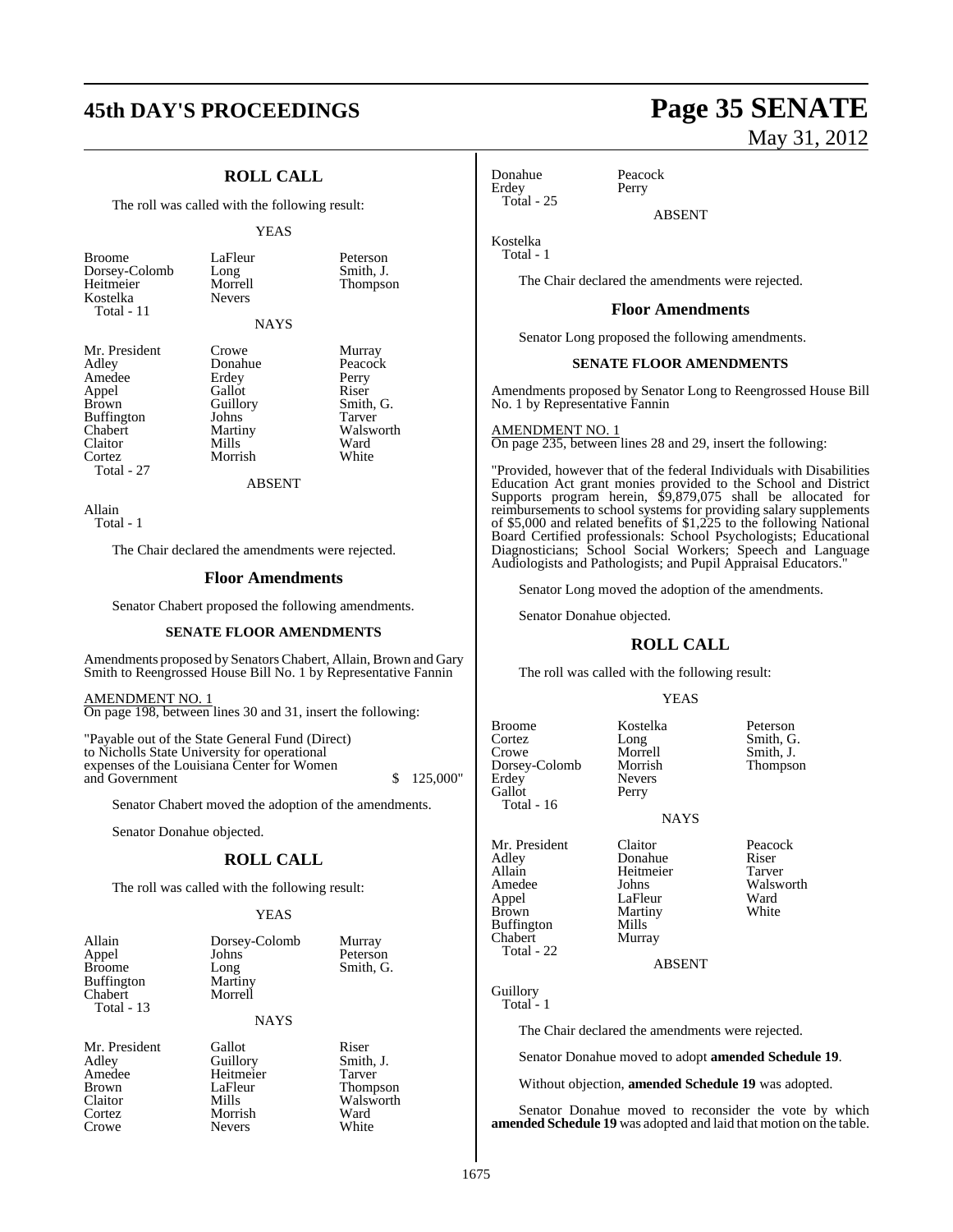## ROLL CALL

The roll was called with the following result:

YEAS

| | | |
|---|---|---|
| Broome | LaFleur | Peterson |
| Dorsey-Colomb | Long | Smith, J. |
| Heitmeier | Morrell | Thompson |
| Kostelka | Nevers | |
| Total - 11 | | |

NAYS

| | | |
|---|---|---|
| Mr. President | Crowe | Murray |
| Adley | Donahue | Peacock |
| Amedee | Erdey | Perry |
| Appel | Gallot | Riser |
| Brown | Guillory | Smith, G. |
| Buffington | Johns | Tarver |
| Chabert | Martiny | Walsworth |
| Claitor | Mills | Ward |
| Cortez | Morrish | White |
| Total - 27 | | |

ABSENT

Allain
Total - 1

The Chair declared the amendments were rejected.

### Floor Amendments

Senator Chabert proposed the following amendments.

#### SENATE FLOOR AMENDMENTS

Amendments proposed by Senators Chabert, Allain, Brown and Gary Smith to Reengrossed House Bill No. 1 by Representative Fannin

AMENDMENT NO. 1
On page 198, between lines 30 and 31, insert the following:

"Payable out of the State General Fund (Direct) to Nicholls State University for operational expenses of the Louisiana Center for Women and Government $ 125,000"

Senator Chabert moved the adoption of the amendments.

Senator Donahue objected.

## ROLL CALL

The roll was called with the following result:

YEAS

| | | |
|---|---|---|
| Allain | Dorsey-Colomb | Murray |
| Appel | Johns | Peterson |
| Broome | Long | Smith, G. |
| Buffington | Martiny | |
| Chabert | Morrell | |
| Total - 13 | | |

NAYS

| | | |
|---|---|---|
| Mr. President | Gallot | Riser |
| Adley | Guillory | Smith, J. |
| Amedee | Heitmeier | Tarver |
| Brown | LaFleur | Thompson |
| Claitor | Mills | Walsworth |
| Cortez | Morrish | Ward |
| Crowe | Nevers | White |
| Donahue | Peacock | |
| Erdey | Perry | |
| Total - 25 | | |

ABSENT

Kostelka
Total - 1

The Chair declared the amendments were rejected.

### Floor Amendments

Senator Long proposed the following amendments.

#### SENATE FLOOR AMENDMENTS

Amendments proposed by Senator Long to Reengrossed House Bill No. 1 by Representative Fannin

AMENDMENT NO. 1
On page 235, between lines 28 and 29, insert the following:

"Provided, however that of the federal Individuals with Disabilities Education Act grant monies provided to the School and District Supports program herein, $9,879,075 shall be allocated for reimbursements to school systems for providing salary supplements of $5,000 and related benefits of $1,225 to the following National Board Certified professionals: School Psychologists; Educational Diagnosticians; School Social Workers; Speech and Language Audiologists and Pathologists; and Pupil Appraisal Educators."

Senator Long moved the adoption of the amendments.

Senator Donahue objected.

## ROLL CALL

The roll was called with the following result:

YEAS

| | | |
|---|---|---|
| Broome | Kostelka | Peterson |
| Cortez | Long | Smith, G. |
| Crowe | Morrell | Smith, J. |
| Dorsey-Colomb | Morrish | Thompson |
| Erdey | Nevers | |
| Gallot | Perry | |
| Total - 16 | | |

NAYS

| | | |
|---|---|---|
| Mr. President | Claitor | Peacock |
| Adley | Donahue | Riser |
| Allain | Heitmeier | Tarver |
| Amedee | Johns | Walsworth |
| Appel | LaFleur | Ward |
| Brown | Martiny | White |
| Buffington | Mills | |
| Chabert | Murray | |
| Total - 22 | | |

ABSENT

Guillory
Total - 1

The Chair declared the amendments were rejected.

Senator Donahue moved to adopt **amended Schedule 19**.

Without objection, **amended Schedule 19** was adopted.

Senator Donahue moved to reconsider the vote by which **amended Schedule 19** was adopted and laid that motion on the table.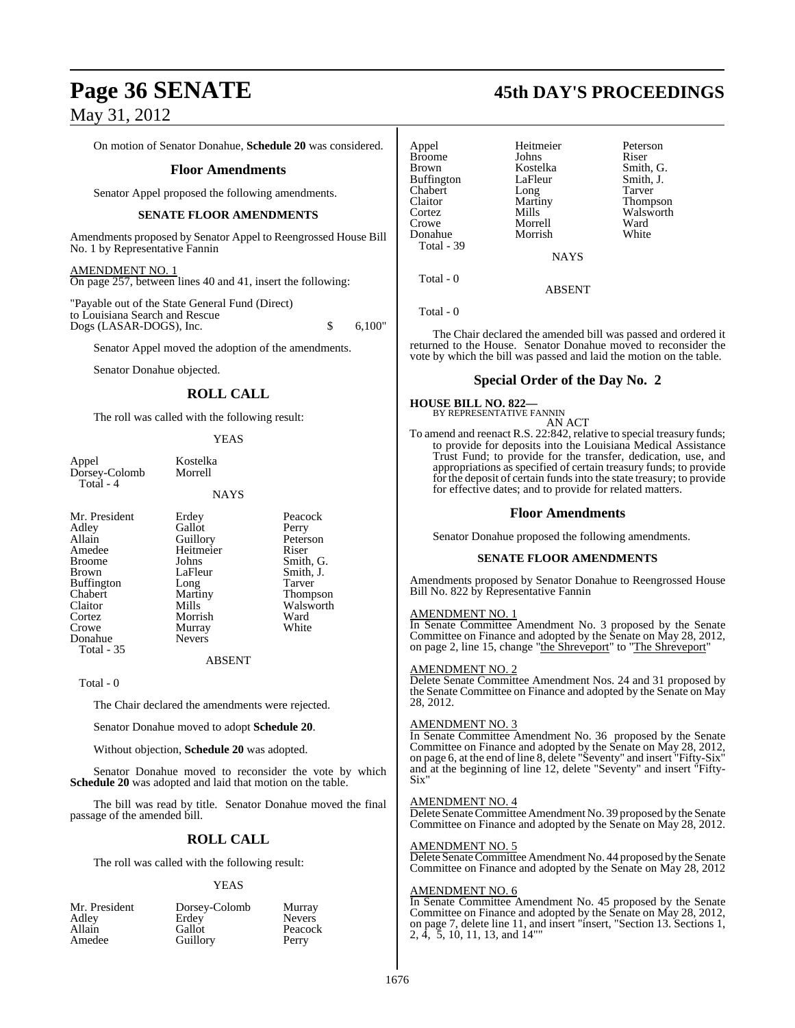On motion of Senator Donahue, **Schedule 20** was considered.

## Floor Amendments

Senator Appel proposed the following amendments.

### SENATE FLOOR AMENDMENTS

Amendments proposed by Senator Appel to Reengrossed House Bill No. 1 by Representative Fannin

AMENDMENT NO. 1
On page 257, between lines 40 and 41, insert the following:

"Payable out of the State General Fund (Direct) to Louisiana Search and Rescue Dogs (LASAR-DOGS), Inc. $ 6,100"

Senator Appel moved the adoption of the amendments.

Senator Donahue objected.

## ROLL CALL

The roll was called with the following result:

YEAS

| | |
|---|---|
| Appel | Kostelka |
| Dorsey-Colomb | Morrell |
| Total - 4 | |

NAYS

| | | |
|---|---|---|
| Mr. President | Erdey | Peacock |
| Adley | Gallot | Perry |
| Allain | Guillory | Peterson |
| Amedee | Heitmeier | Riser |
| Broome | Johns | Smith, G. |
| Brown | LaFleur | Smith, J. |
| Buffington | Long | Tarver |
| Chabert | Martiny | Thompson |
| Claitor | Mills | Walsworth |
| Cortez | Morrish | Ward |
| Crowe | Murray | White |
| Donahue | Nevers | |
| Total - 35 | | |

ABSENT

Total - 0

The Chair declared the amendments were rejected.

Senator Donahue moved to adopt **Schedule 20**.

Without objection, **Schedule 20** was adopted.

Senator Donahue moved to reconsider the vote by which **Schedule 20** was adopted and laid that motion on the table.

The bill was read by title. Senator Donahue moved the final passage of the amended bill.

## ROLL CALL

The roll was called with the following result:

YEAS

| | | |
|---|---|---|
| Mr. President | Dorsey-Colomb | Murray |
| Adley | Erdey | Nevers |
| Allain | Gallot | Peacock |
| Amedee | Guillory | Perry |
| Appel | Heitmeier | Peterson |
| Broome | Johns | Riser |
| Brown | Kostelka | Smith, G. |
| Buffington | LaFleur | Smith, J. |
| Chabert | Long | Tarver |
| Claitor | Martiny | Thompson |
| Cortez | Mills | Walsworth |
| Crowe | Morrell | Ward |
| Donahue | Morrish | White |
| Total - 39 | | |

NAYS

Total - 0

ABSENT

Total - 0

The Chair declared the amended bill was passed and ordered it returned to the House. Senator Donahue moved to reconsider the vote by which the bill was passed and laid the motion on the table.

## Special Order of the Day No. 2

**HOUSE BILL NO. 822—**
BY REPRESENTATIVE FANNIN
AN ACT

To amend and reenact R.S. 22:842, relative to special treasury funds; to provide for deposits into the Louisiana Medical Assistance Trust Fund; to provide for the transfer, dedication, use, and appropriations as specified of certain treasury funds; to provide for the deposit of certain funds into the state treasury; to provide for effective dates; and to provide for related matters.

## Floor Amendments

Senator Donahue proposed the following amendments.

### SENATE FLOOR AMENDMENTS

Amendments proposed by Senator Donahue to Reengrossed House Bill No. 822 by Representative Fannin

AMENDMENT NO. 1
In Senate Committee Amendment No. 3 proposed by the Senate Committee on Finance and adopted by the Senate on May 28, 2012, on page 2, line 15, change "the Shreveport" to "The Shreveport"

AMENDMENT NO. 2
Delete Senate Committee Amendment Nos. 24 and 31 proposed by the Senate Committee on Finance and adopted by the Senate on May 28, 2012.

AMENDMENT NO. 3
In Senate Committee Amendment No. 36 proposed by the Senate Committee on Finance and adopted by the Senate on May 28, 2012, on page 6, at the end of line 8, delete "Seventy" and insert "Fifty-Six" and at the beginning of line 12, delete "Seventy" and insert "Fifty-Six"

AMENDMENT NO. 4
Delete Senate Committee Amendment No. 39 proposed by the Senate Committee on Finance and adopted by the Senate on May 28, 2012.

AMENDMENT NO. 5
Delete Senate Committee Amendment No. 44 proposed by the Senate Committee on Finance and adopted by the Senate on May 28, 2012

AMENDMENT NO. 6
In Senate Committee Amendment No. 45 proposed by the Senate Committee on Finance and adopted by the Senate on May 28, 2012, on page 7, delete line 11, and insert "insert, "Section 13. Sections 1, 2, 4, 5, 10, 11, 13, and 14""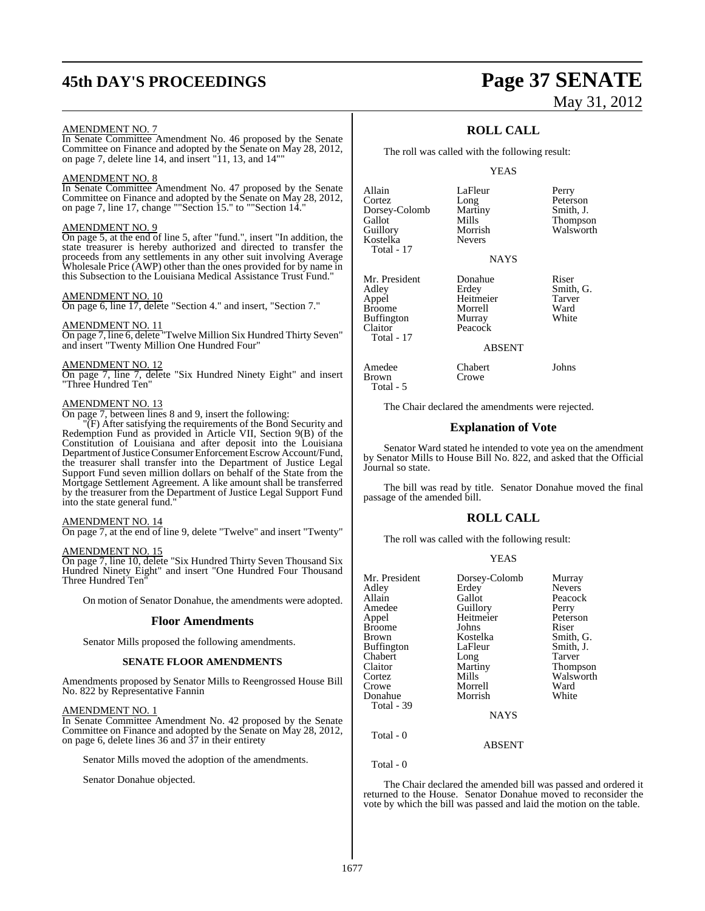AMENDMENT NO. 7

In Senate Committee Amendment No. 46 proposed by the Senate Committee on Finance and adopted by the Senate on May 28, 2012, on page 7, delete line 14, and insert "11, 13, and 14""

AMENDMENT NO. 8

In Senate Committee Amendment No. 47 proposed by the Senate Committee on Finance and adopted by the Senate on May 28, 2012, on page 7, line 17, change ""Section 15." to ""Section 14."

AMENDMENT NO. 9

On page 5, at the end of line 5, after "fund.", insert "In addition, the state treasurer is hereby authorized and directed to transfer the proceeds from any settlements in any other suit involving Average Wholesale Price (AWP) other than the ones provided for by name in this Subsection to the Louisiana Medical Assistance Trust Fund."

AMENDMENT NO. 10

On page 6, line 17, delete "Section 4." and insert, "Section 7."

AMENDMENT NO. 11

On page 7, line 6, delete "Twelve Million Six Hundred Thirty Seven" and insert "Twenty Million One Hundred Four"

AMENDMENT NO. 12

On page 7, line 7, delete "Six Hundred Ninety Eight" and insert "Three Hundred Ten"

AMENDMENT NO. 13

On page 7, between lines 8 and 9, insert the following:

"(F) After satisfying the requirements of the Bond Security and Redemption Fund as provided in Article VII, Section 9(B) of the Constitution of Louisiana and after deposit into the Louisiana Department of Justice Consumer Enforcement Escrow Account/Fund, the treasurer shall transfer into the Department of Justice Legal Support Fund seven million dollars on behalf of the State from the Mortgage Settlement Agreement. A like amount shall be transferred by the treasurer from the Department of Justice Legal Support Fund into the state general fund."

AMENDMENT NO. 14

On page 7, at the end of line 9, delete "Twelve" and insert "Twenty"

AMENDMENT NO. 15

On page 7, line 10, delete "Six Hundred Thirty Seven Thousand Six Hundred Ninety Eight" and insert "One Hundred Four Thousand Three Hundred Ten"

On motion of Senator Donahue, the amendments were adopted.

## Floor Amendments

Senator Mills proposed the following amendments.

### SENATE FLOOR AMENDMENTS

Amendments proposed by Senator Mills to Reengrossed House Bill No. 822 by Representative Fannin

AMENDMENT NO. 1

In Senate Committee Amendment No. 42 proposed by the Senate Committee on Finance and adopted by the Senate on May 28, 2012, on page 6, delete lines 36 and 37 in their entirety

Senator Mills moved the adoption of the amendments.

Senator Donahue objected.

## ROLL CALL

The roll was called with the following result:

YEAS

| | | |
|---|---|---|
| Allain | LaFleur | Perry |
| Cortez | Long | Peterson |
| Dorsey-Colomb | Martiny | Smith, J. |
| Gallot | Mills | Thompson |
| Guillory | Morrish | Walsworth |
| Kostelka | Nevers | |
| Total - 17 | | |

NAYS

| | | |
|---|---|---|
| Mr. President | Donahue | Riser |
| Adley | Erdey | Smith, G. |
| Appel | Heitmeier | Tarver |
| Broome | Morrell | Ward |
| Buffington | Murray | White |
| Claitor | Peacock | |
| Total - 17 | | |

ABSENT

| | | |
|---|---|---|
| Amedee | Chabert | Johns |
| Brown | Crowe | |
| Total - 5 | | |

The Chair declared the amendments were rejected.

## Explanation of Vote

Senator Ward stated he intended to vote yea on the amendment by Senator Mills to House Bill No. 822, and asked that the Official Journal so state.

The bill was read by title. Senator Donahue moved the final passage of the amended bill.

## ROLL CALL

The roll was called with the following result:

YEAS

| | | |
|---|---|---|
| Mr. President | Dorsey-Colomb | Murray |
| Adley | Erdey | Nevers |
| Allain | Gallot | Peacock |
| Amedee | Guillory | Perry |
| Appel | Heitmeier | Peterson |
| Broome | Johns | Riser |
| Brown | Kostelka | Smith, G. |
| Buffington | LaFleur | Smith, J. |
| Chabert | Long | Tarver |
| Claitor | Martiny | Thompson |
| Cortez | Mills | Walsworth |
| Crowe | Morrell | Ward |
| Donahue | Morrish | White |
| Total - 39 | | |

NAYS

Total - 0

ABSENT

Total - 0

The Chair declared the amended bill was passed and ordered it returned to the House. Senator Donahue moved to reconsider the vote by which the bill was passed and laid the motion on the table.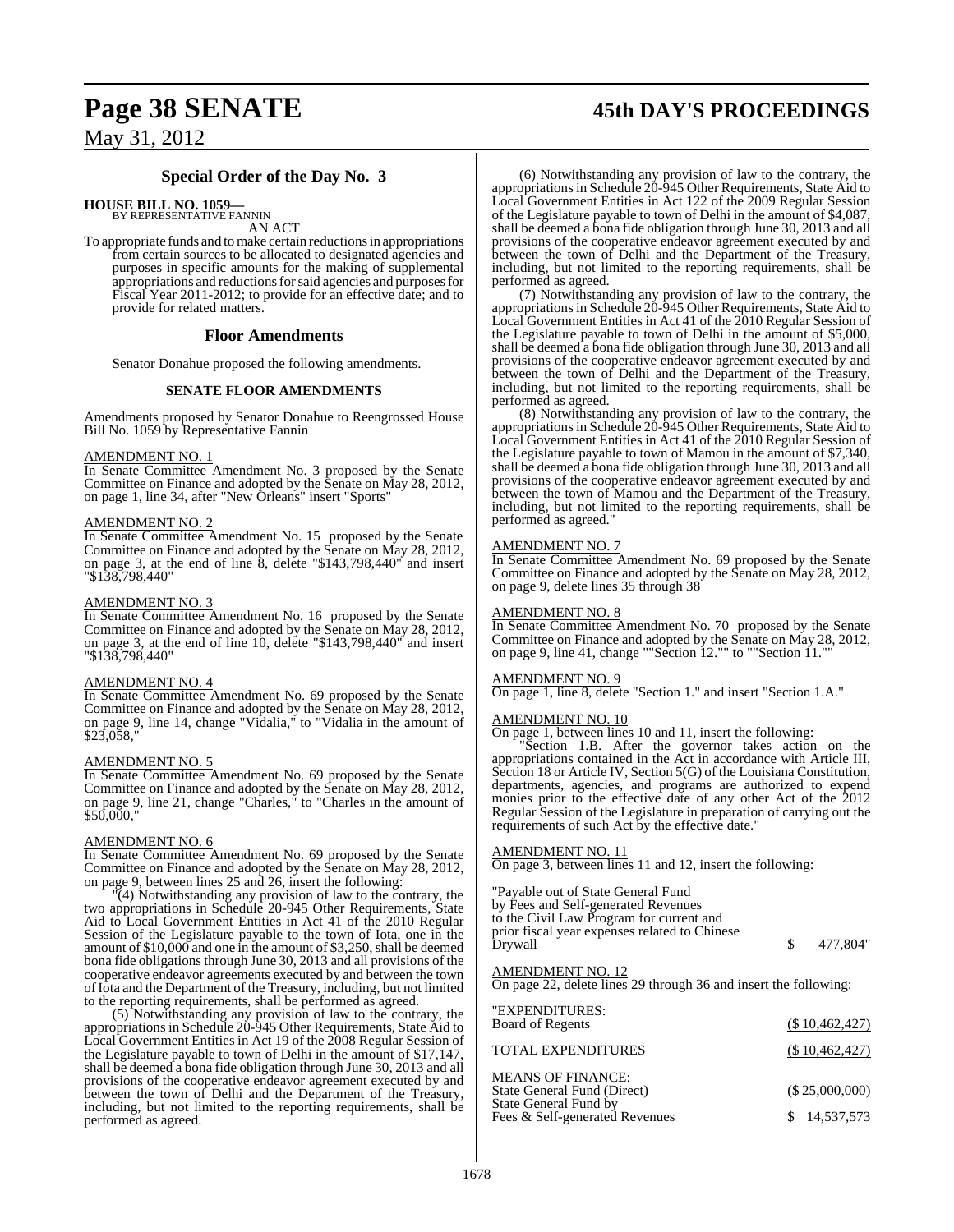## Special Order of the Day No. 3

**HOUSE BILL NO. 1059—**
BY REPRESENTATIVE FANNIN

AN ACT

To appropriate funds and to make certain reductions in appropriations from certain sources to be allocated to designated agencies and purposes in specific amounts for the making of supplemental appropriations and reductions for said agencies and purposes for Fiscal Year 2011-2012; to provide for an effective date; and to provide for related matters.

### Floor Amendments

Senator Donahue proposed the following amendments.

#### SENATE FLOOR AMENDMENTS

Amendments proposed by Senator Donahue to Reengrossed House Bill No. 1059 by Representative Fannin

AMENDMENT NO. 1
In Senate Committee Amendment No. 3 proposed by the Senate Committee on Finance and adopted by the Senate on May 28, 2012, on page 1, line 34, after "New Orleans" insert "Sports"

AMENDMENT NO. 2
In Senate Committee Amendment No. 15 proposed by the Senate Committee on Finance and adopted by the Senate on May 28, 2012, on page 3, at the end of line 8, delete "$143,798,440" and insert "$138,798,440"

AMENDMENT NO. 3
In Senate Committee Amendment No. 16 proposed by the Senate Committee on Finance and adopted by the Senate on May 28, 2012, on page 3, at the end of line 10, delete "$143,798,440" and insert "$138,798,440"

AMENDMENT NO. 4
In Senate Committee Amendment No. 69 proposed by the Senate Committee on Finance and adopted by the Senate on May 28, 2012, on page 9, line 14, change "Vidalia," to "Vidalia in the amount of $23,058,"

AMENDMENT NO. 5
In Senate Committee Amendment No. 69 proposed by the Senate Committee on Finance and adopted by the Senate on May 28, 2012, on page 9, line 21, change "Charles," to "Charles in the amount of $50,000,"

AMENDMENT NO. 6
In Senate Committee Amendment No. 69 proposed by the Senate Committee on Finance and adopted by the Senate on May 28, 2012, on page 9, between lines 25 and 26, insert the following:

"(4) Notwithstanding any provision of law to the contrary, the two appropriations in Schedule 20-945 Other Requirements, State Aid to Local Government Entities in Act 41 of the 2010 Regular Session of the Legislature payable to the town of Iota, one in the amount of $10,000 and one in the amount of $3,250, shall be deemed bona fide obligations through June 30, 2013 and all provisions of the cooperative endeavor agreements executed by and between the town of Iota and the Department of the Treasury, including, but not limited to the reporting requirements, shall be performed as agreed.

(5) Notwithstanding any provision of law to the contrary, the appropriations in Schedule 20-945 Other Requirements, State Aid to Local Government Entities in Act 19 of the 2008 Regular Session of the Legislature payable to town of Delhi in the amount of $17,147, shall be deemed a bona fide obligation through June 30, 2013 and all provisions of the cooperative endeavor agreement executed by and between the town of Delhi and the Department of the Treasury, including, but not limited to the reporting requirements, shall be performed as agreed.

(6) Notwithstanding any provision of law to the contrary, the appropriations in Schedule 20-945 Other Requirements, State Aid to Local Government Entities in Act 122 of the 2009 Regular Session of the Legislature payable to town of Delhi in the amount of $4,087, shall be deemed a bona fide obligation through June 30, 2013 and all provisions of the cooperative endeavor agreement executed by and between the town of Delhi and the Department of the Treasury, including, but not limited to the reporting requirements, shall be performed as agreed.

(7) Notwithstanding any provision of law to the contrary, the appropriations in Schedule 20-945 Other Requirements, State Aid to Local Government Entities in Act 41 of the 2010 Regular Session of the Legislature payable to town of Delhi in the amount of $5,000, shall be deemed a bona fide obligation through June 30, 2013 and all provisions of the cooperative endeavor agreement executed by and between the town of Delhi and the Department of the Treasury, including, but not limited to the reporting requirements, shall be performed as agreed.

(8) Notwithstanding any provision of law to the contrary, the appropriations in Schedule 20-945 Other Requirements, State Aid to Local Government Entities in Act 41 of the 2010 Regular Session of the Legislature payable to town of Mamou in the amount of $7,340, shall be deemed a bona fide obligation through June 30, 2013 and all provisions of the cooperative endeavor agreement executed by and between the town of Mamou and the Department of the Treasury, including, but not limited to the reporting requirements, shall be performed as agreed."

AMENDMENT NO. 7
In Senate Committee Amendment No. 69 proposed by the Senate Committee on Finance and adopted by the Senate on May 28, 2012, on page 9, delete lines 35 through 38

AMENDMENT NO. 8
In Senate Committee Amendment No. 70 proposed by the Senate Committee on Finance and adopted by the Senate on May 28, 2012, on page 9, line 41, change ""Section 12."" to ""Section 11.""

AMENDMENT NO. 9
On page 1, line 8, delete "Section 1." and insert "Section 1.A."

AMENDMENT NO. 10
On page 1, between lines 10 and 11, insert the following:

"Section 1.B. After the governor takes action on the appropriations contained in the Act in accordance with Article III, Section 18 or Article IV, Section 5(G) of the Louisiana Constitution, departments, agencies, and programs are authorized to expend monies prior to the effective date of any other Act of the 2012 Regular Session of the Legislature in preparation of carrying out the requirements of such Act by the effective date."

AMENDMENT NO. 11
On page 3, between lines 11 and 12, insert the following:

"Payable out of State General Fund by Fees and Self-generated Revenues to the Civil Law Program for current and prior fiscal year expenses related to Chinese Drywall $ 477,804"

AMENDMENT NO. 12
On page 22, delete lines 29 through 36 and insert the following:

| | |
|---|---|
| "EXPENDITURES: | |
| Board of Regents | ($ 10,462,427) |
| TOTAL EXPENDITURES | ($ 10,462,427) |
| MEANS OF FINANCE: | |
| State General Fund (Direct) | ($ 25,000,000) |
| State General Fund by Fees & Self-generated Revenues | $ 14,537,573 |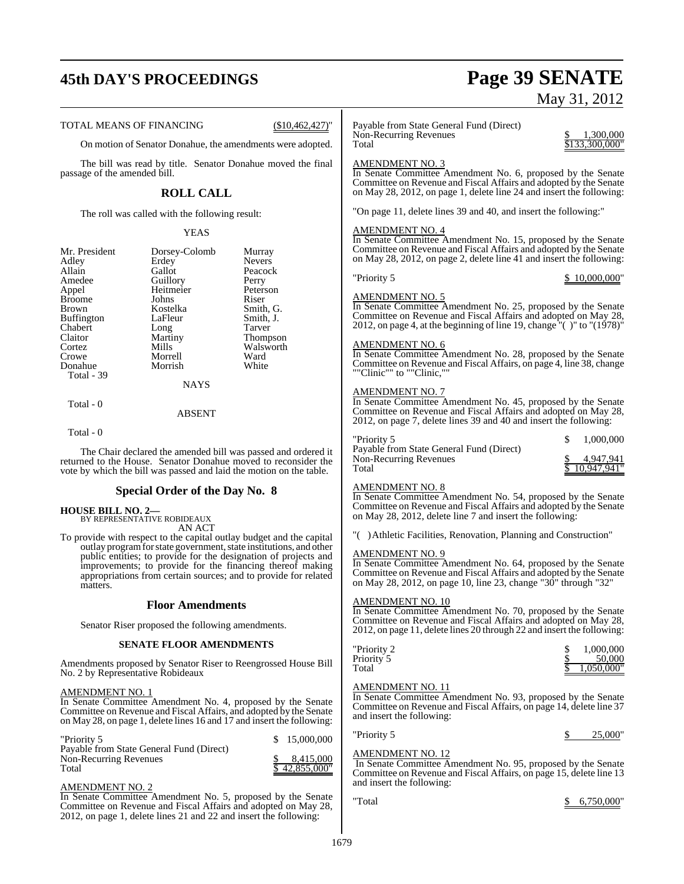TOTAL MEANS OF FINANCING ($10,462,427)"

On motion of Senator Donahue, the amendments were adopted.

The bill was read by title. Senator Donahue moved the final passage of the amended bill.

## ROLL CALL

The roll was called with the following result:

YEAS

| | | |
|---|---|---|
| Mr. President | Dorsey-Colomb | Murray |
| Adley | Erdey | Nevers |
| Allain | Gallot | Peacock |
| Amedee | Guillory | Perry |
| Appel | Heitmeier | Peterson |
| Broome | Johns | Riser |
| Brown | Kostelka | Smith, G. |
| Buffington | LaFleur | Smith, J. |
| Chabert | Long | Tarver |
| Claitor | Martiny | Thompson |
| Cortez | Mills | Walsworth |
| Crowe | Morrell | Ward |
| Donahue | Morrish | White |

Total - 39

NAYS

Total - 0

ABSENT

Total - 0

The Chair declared the amended bill was passed and ordered it returned to the House. Senator Donahue moved to reconsider the vote by which the bill was passed and laid the motion on the table.

## Special Order of the Day No. 8

**HOUSE BILL NO. 2—**
BY REPRESENTATIVE ROBIDEAUX
AN ACT

To provide with respect to the capital outlay budget and the capital outlay program for state government, state institutions, and other public entities; to provide for the designation of projects and improvements; to provide for the financing thereof making appropriations from certain sources; and to provide for related matters.

## Floor Amendments

Senator Riser proposed the following amendments.

### SENATE FLOOR AMENDMENTS

Amendments proposed by Senator Riser to Reengrossed House Bill No. 2 by Representative Robideaux

AMENDMENT NO. 1
In Senate Committee Amendment No. 4, proposed by the Senate Committee on Revenue and Fiscal Affairs, and adopted by the Senate on May 28, on page 1, delete lines 16 and 17 and insert the following:

| | |
|---|---|
| "Priority 5 | $ 15,000,000 |
| Payable from State General Fund (Direct) Non-Recurring Revenues | $ 8,415,000 |
| Total | $ 42,855,000" |

AMENDMENT NO. 2
In Senate Committee Amendment No. 5, proposed by the Senate Committee on Revenue and Fiscal Affairs and adopted on May 28, 2012, on page 1, delete lines 21 and 22 and insert the following:

| | |
|---|---|
| Payable from State General Fund (Direct) Non-Recurring Revenues | $ 1,300,000 |
| Total | $133,300,000" |

AMENDMENT NO. 3
In Senate Committee Amendment No. 6, proposed by the Senate Committee on Revenue and Fiscal Affairs and adopted by the Senate on May 28, 2012, on page 1, delete line 24 and insert the following:

"On page 11, delete lines 39 and 40, and insert the following:"

AMENDMENT NO. 4
In Senate Committee Amendment No. 15, proposed by the Senate Committee on Revenue and Fiscal Affairs and adopted by the Senate on May 28, 2012, on page 2, delete line 41 and insert the following:

"Priority 5 $ 10,000,000"

AMENDMENT NO. 5
In Senate Committee Amendment No. 25, proposed by the Senate Committee on Revenue and Fiscal Affairs and adopted on May 28, 2012, on page 4, at the beginning of line 19, change "( )" to "(1978)"

AMENDMENT NO. 6
In Senate Committee Amendment No. 28, proposed by the Senate Committee on Revenue and Fiscal Affairs, on page 4, line 38, change ""Clinic"" to ""Clinic,""

AMENDMENT NO. 7
In Senate Committee Amendment No. 45, proposed by the Senate Committee on Revenue and Fiscal Affairs and adopted on May 28, 2012, on page 7, delete lines 39 and 40 and insert the following:

| | |
|---|---|
| "Priority 5 | $ 1,000,000 |
| Payable from State General Fund (Direct) Non-Recurring Revenues | $ 4,947,941 |
| Total | $ 10,947,941" |

AMENDMENT NO. 8
In Senate Committee Amendment No. 54, proposed by the Senate Committee on Revenue and Fiscal Affairs and adopted by the Senate on May 28, 2012, delete line 7 and insert the following:

"( )Athletic Facilities, Renovation, Planning and Construction"

AMENDMENT NO. 9
In Senate Committee Amendment No. 64, proposed by the Senate Committee on Revenue and Fiscal Affairs and adopted by the Senate on May 28, 2012, on page 10, line 23, change "30" through "32"

AMENDMENT NO. 10
In Senate Committee Amendment No. 70, proposed by the Senate Committee on Revenue and Fiscal Affairs and adopted on May 28, 2012, on page 11, delete lines 20 through 22 and insert the following:

| | |
|---|---|
| "Priority 2 | $ 1,000,000 |
| Priority 5 | $ 50,000 |
| Total | $ 1,050,000" |

AMENDMENT NO. 11
In Senate Committee Amendment No. 93, proposed by the Senate Committee on Revenue and Fiscal Affairs, on page 14, delete line 37 and insert the following:

"Priority 5 $ 25,000"

AMENDMENT NO. 12
In Senate Committee Amendment No. 95, proposed by the Senate Committee on Revenue and Fiscal Affairs, on page 15, delete line 13 and insert the following:

"Total $ 6,750,000"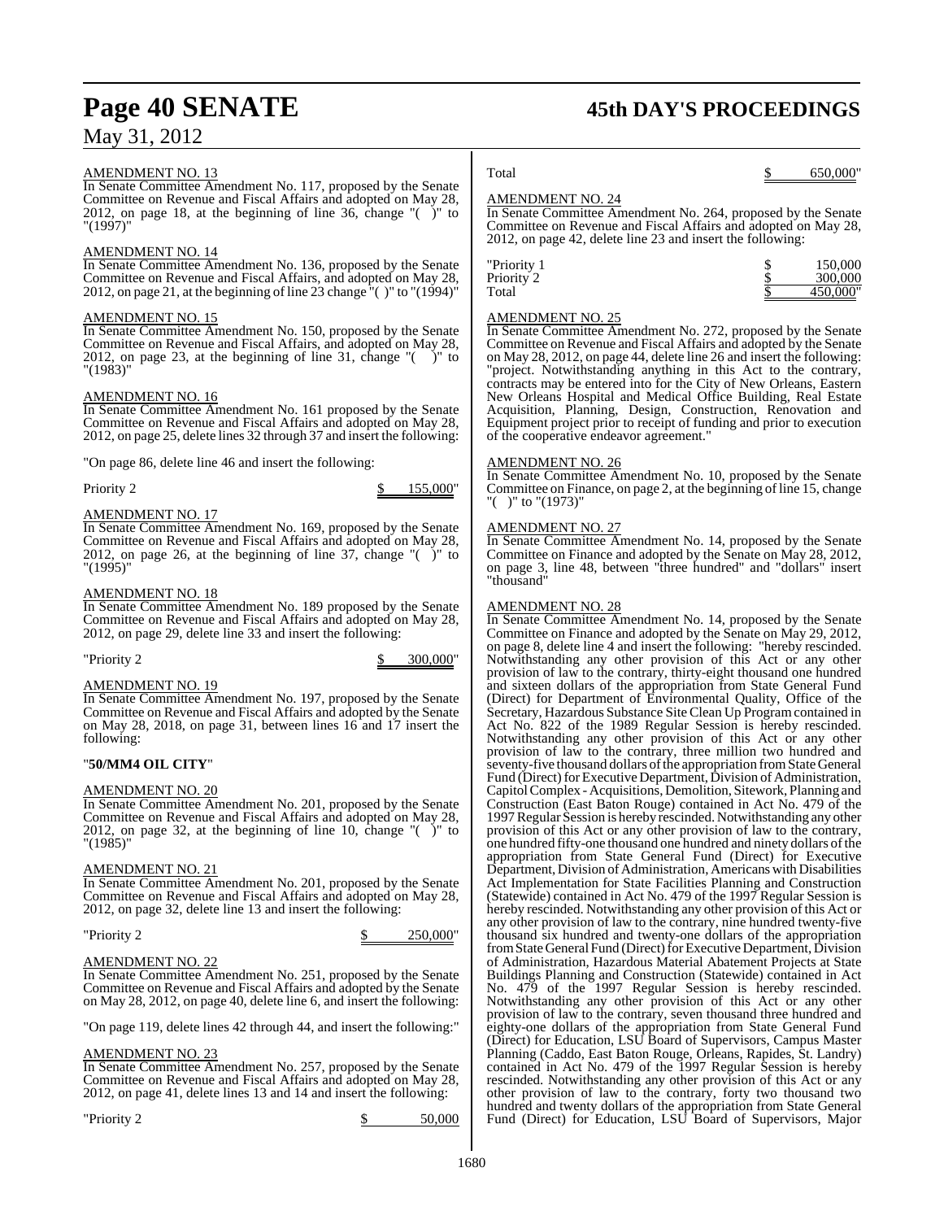AMENDMENT NO. 13

In Senate Committee Amendment No. 117, proposed by the Senate Committee on Revenue and Fiscal Affairs and adopted on May 28, 2012, on page 18, at the beginning of line 36, change "( )" to "(1997)"

AMENDMENT NO. 14

In Senate Committee Amendment No. 136, proposed by the Senate Committee on Revenue and Fiscal Affairs, and adopted on May 28, 2012, on page 21, at the beginning of line 23 change "( )" to "(1994)"

AMENDMENT NO. 15

In Senate Committee Amendment No. 150, proposed by the Senate Committee on Revenue and Fiscal Affairs, and adopted on May 28, 2012, on page 23, at the beginning of line 31, change "( )" to "(1983)"

AMENDMENT NO. 16

In Senate Committee Amendment No. 161 proposed by the Senate Committee on Revenue and Fiscal Affairs and adopted on May 28, 2012, on page 25, delete lines 32 through 37 and insert the following:

"On page 86, delete line 46 and insert the following:

| | |
|---|---|
| Priority 2 | $ 155,000" |

AMENDMENT NO. 17

In Senate Committee Amendment No. 169, proposed by the Senate Committee on Revenue and Fiscal Affairs and adopted on May 28, 2012, on page 26, at the beginning of line 37, change "( )" to "(1995)"

AMENDMENT NO. 18

In Senate Committee Amendment No. 189 proposed by the Senate Committee on Revenue and Fiscal Affairs and adopted on May 28, 2012, on page 29, delete line 33 and insert the following:

| | |
|---|---|
| "Priority 2 | $ 300,000" |

AMENDMENT NO. 19

In Senate Committee Amendment No. 197, proposed by the Senate Committee on Revenue and Fiscal Affairs and adopted by the Senate on May 28, 2018, on page 31, between lines 16 and 17 insert the following:

"**50/MM4 OIL CITY**"

AMENDMENT NO. 20

In Senate Committee Amendment No. 201, proposed by the Senate Committee on Revenue and Fiscal Affairs and adopted on May 28, 2012, on page 32, at the beginning of line 10, change "( )" to "(1985)"

AMENDMENT NO. 21

In Senate Committee Amendment No. 201, proposed by the Senate Committee on Revenue and Fiscal Affairs and adopted on May 28, 2012, on page 32, delete line 13 and insert the following:

| | |
|---|---|
| "Priority 2 | $ 250,000" |

AMENDMENT NO. 22

In Senate Committee Amendment No. 251, proposed by the Senate Committee on Revenue and Fiscal Affairs and adopted by the Senate on May 28, 2012, on page 40, delete line 6, and insert the following:

"On page 119, delete lines 42 through 44, and insert the following:"

AMENDMENT NO. 23

In Senate Committee Amendment No. 257, proposed by the Senate Committee on Revenue and Fiscal Affairs and adopted on May 28, 2012, on page 41, delete lines 13 and 14 and insert the following:

| | |
|---|---|
| "Priority 2 | $ 50,000 |
| Total | $ 650,000" |

AMENDMENT NO. 24

In Senate Committee Amendment No. 264, proposed by the Senate Committee on Revenue and Fiscal Affairs and adopted on May 28, 2012, on page 42, delete line 23 and insert the following:

| | |
|---|---|
| "Priority 1 | $ 150,000 |
| Priority 2 | $ 300,000 |
| Total | $ 450,000" |

AMENDMENT NO. 25

In Senate Committee Amendment No. 272, proposed by the Senate Committee on Revenue and Fiscal Affairs and adopted by the Senate on May 28, 2012, on page 44, delete line 26 and insert the following: "project. Notwithstanding anything in this Act to the contrary, contracts may be entered into for the City of New Orleans, Eastern New Orleans Hospital and Medical Office Building, Real Estate Acquisition, Planning, Design, Construction, Renovation and Equipment project prior to receipt of funding and prior to execution of the cooperative endeavor agreement."

AMENDMENT NO. 26

In Senate Committee Amendment No. 10, proposed by the Senate Committee on Finance, on page 2, at the beginning of line 15, change "( )" to "(1973)"

AMENDMENT NO. 27

In Senate Committee Amendment No. 14, proposed by the Senate Committee on Finance and adopted by the Senate on May 28, 2012, on page 3, line 48, between "three hundred" and "dollars" insert "thousand"

AMENDMENT NO. 28

In Senate Committee Amendment No. 14, proposed by the Senate Committee on Finance and adopted by the Senate on May 29, 2012, on page 8, delete line 4 and insert the following: "hereby rescinded. Notwithstanding any other provision of this Act or any other provision of law to the contrary, thirty-eight thousand one hundred and sixteen dollars of the appropriation from State General Fund (Direct) for Department of Environmental Quality, Office of the Secretary, Hazardous Substance Site Clean Up Program contained in Act No. 822 of the 1989 Regular Session is hereby rescinded. Notwithstanding any other provision of this Act or any other provision of law to the contrary, three million two hundred and seventy-five thousand dollars of the appropriation from State General Fund (Direct) for Executive Department, Division of Administration, Capitol Complex - Acquisitions, Demolition, Sitework, Planning and Construction (East Baton Rouge) contained in Act No. 479 of the 1997 Regular Session is hereby rescinded. Notwithstanding any other provision of this Act or any other provision of law to the contrary, one hundred fifty-one thousand one hundred and ninety dollars of the appropriation from State General Fund (Direct) for Executive Department, Division of Administration, Americans with Disabilities Act Implementation for State Facilities Planning and Construction (Statewide) contained in Act No. 479 of the 1997 Regular Session is hereby rescinded. Notwithstanding any other provision of this Act or any other provision of law to the contrary, nine hundred twenty-five thousand six hundred and twenty-one dollars of the appropriation from State General Fund (Direct) for Executive Department, Division of Administration, Hazardous Material Abatement Projects at State Buildings Planning and Construction (Statewide) contained in Act No. 479 of the 1997 Regular Session is hereby rescinded. Notwithstanding any other provision of this Act or any other provision of law to the contrary, seven thousand three hundred and eighty-one dollars of the appropriation from State General Fund (Direct) for Education, LSU Board of Supervisors, Campus Master Planning (Caddo, East Baton Rouge, Orleans, Rapides, St. Landry) contained in Act No. 479 of the 1997 Regular Session is hereby rescinded. Notwithstanding any other provision of this Act or any other provision of law to the contrary, forty two thousand two hundred and twenty dollars of the appropriation from State General Fund (Direct) for Education, LSU Board of Supervisors, Major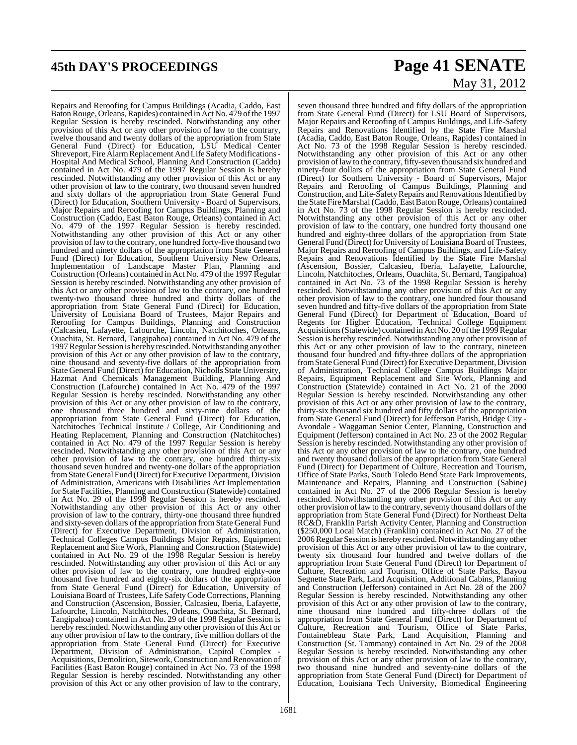Repairs and Reroofing for Campus Buildings (Acadia, Caddo, East Baton Rouge, Orleans, Rapides) contained in Act No. 479 of the 1997 Regular Session is hereby rescinded. Notwithstanding any other provision of this Act or any other provision of law to the contrary, twelve thousand and twenty dollars of the appropriation from State General Fund (Direct) for Education, LSU Medical Center Shreveport, Fire Alarm Replacement And Life Safety Modifications - Hospital And Medical School, Planning And Construction (Caddo) contained in Act No. 479 of the 1997 Regular Session is hereby rescinded. Notwithstanding any other provision of this Act or any other provision of law to the contrary, two thousand seven hundred and sixty dollars of the appropriation from State General Fund (Direct) for Education, Southern University - Board of Supervisors, Major Repairs and Reroofing for Campus Buildings, Planning and Construction (Caddo, East Baton Rouge, Orleans) contained in Act No. 479 of the 1997 Regular Session is hereby rescinded. Notwithstanding any other provision of this Act or any other provision of law to the contrary, one hundred forty-five thousand two hundred and ninety dollars of the appropriation from State General Fund (Direct) for Education, Southern University New Orleans, Implementation of Landscape Master Plan, Planning and Construction (Orleans) contained in Act No. 479 of the 1997 Regular Session is hereby rescinded. Notwithstanding any other provision of this Act or any other provision of law to the contrary, one hundred twenty-two thousand three hundred and thirty dollars of the appropriation from State General Fund (Direct) for Education, University of Louisiana Board of Trustees, Major Repairs and Reroofing for Campus Buildings, Planning and Construction (Calcasieu, Lafayette, Lafourche, Lincoln, Natchitoches, Orleans, Ouachita, St. Bernard, Tangipahoa) contained in Act No. 479 of the 1997 Regular Session is hereby rescinded. Notwithstanding any other provision of this Act or any other provision of law to the contrary, nine thousand and seventy-five dollars of the appropriation from State General Fund (Direct) for Education, Nicholls State University, Hazmat And Chemicals Management Building, Planning And Construction (Lafourche) contained in Act No. 479 of the 1997 Regular Session is hereby rescinded. Notwithstanding any other provision of this Act or any other provision of law to the contrary, one thousand three hundred and sixty-nine dollars of the appropriation from State General Fund (Direct) for Education, Natchitoches Technical Institute / College, Air Conditioning and Heating Replacement, Planning and Construction (Natchitoches) contained in Act No. 479 of the 1997 Regular Session is hereby rescinded. Notwithstanding any other provision of this Act or any other provision of law to the contrary, one hundred thirty-six thousand seven hundred and twenty-one dollars of the appropriation from State General Fund (Direct) for Executive Department, Division of Administration, Americans with Disabilities Act Implementation for State Facilities, Planning and Construction (Statewide) contained in Act No. 29 of the 1998 Regular Session is hereby rescinded. Notwithstanding any other provision of this Act or any other provision of law to the contrary, thirty-one thousand three hundred and sixty-seven dollars of the appropriation from State General Fund (Direct) for Executive Department, Division of Administration, Technical Colleges Campus Buildings Major Repairs, Equipment Replacement and Site Work, Planning and Construction (Statewide) contained in Act No. 29 of the 1998 Regular Session is hereby rescinded. Notwithstanding any other provision of this Act or any other provision of law to the contrary, one hundred eighty-one thousand five hundred and eighty-six dollars of the appropriation from State General Fund (Direct) for Education, University of Louisiana Board of Trustees, Life Safety Code Corrections, Planning and Construction (Ascension, Bossier, Calcasieu, Iberia, Lafayette, Lafourche, Lincoln, Natchitoches, Orleans, Ouachita, St. Bernard, Tangipahoa) contained in Act No. 29 of the 1998 Regular Session is hereby rescinded. Notwithstanding any other provision of this Act or any other provision of law to the contrary, five million dollars of the appropriation from State General Fund (Direct) for Executive Department, Division of Administration, Capitol Complex - Acquisitions, Demolition, Sitework, Construction and Renovation of Facilities (East Baton Rouge) contained in Act No. 73 of the 1998 Regular Session is hereby rescinded. Notwithstanding any other provision of this Act or any other provision of law to the contrary, seven thousand three hundred and fifty dollars of the appropriation from State General Fund (Direct) for LSU Board of Supervisors, Major Repairs and Reroofing of Campus Buildings, and Life-Safety Repairs and Renovations Identified by the State Fire Marshal (Acadia, Caddo, East Baton Rouge, Orleans, Rapides) contained in Act No. 73 of the 1998 Regular Session is hereby rescinded. Notwithstanding any other provision of this Act or any other provision of law to the contrary, fifty-seven thousand six hundred and ninety-four dollars of the appropriation from State General Fund (Direct) for Southern University - Board of Supervisors, Major Repairs and Reroofing of Campus Buildings, Planning and Construction, and Life-Safety Repairs and Renovations Identified by the State Fire Marshal (Caddo, East Baton Rouge, Orleans) contained in Act No. 73 of the 1998 Regular Session is hereby rescinded. Notwithstanding any other provision of this Act or any other provision of law to the contrary, one hundred forty thousand one hundred and eighty-three dollars of the appropriation from State General Fund (Direct) for University of Louisiana Board of Trustees, Major Repairs and Reroofing of Campus Buildings, and Life-Safety Repairs and Renovations Identified by the State Fire Marshal (Ascension, Bossier, Calcasieu, Iberia, Lafayette, Lafourche, Lincoln, Natchitoches, Orleans, Ouachita, St. Bernard, Tangipahoa) contained in Act No. 73 of the 1998 Regular Session is hereby rescinded. Notwithstanding any other provision of this Act or any other provision of law to the contrary, one hundred four thousand seven hundred and fifty-five dollars of the appropriation from State General Fund (Direct) for Department of Education, Board of Regents for Higher Education, Technical College Equipment Acquisitions (Statewide) contained in Act No. 20 of the 1999 Regular Session is hereby rescinded. Notwithstanding any other provision of this Act or any other provision of law to the contrary, nineteen thousand four hundred and fifty-three dollars of the appropriation from State General Fund (Direct) for Executive Department, Division of Administration, Technical College Campus Buildings Major Repairs, Equipment Replacement and Site Work, Planning and Construction (Statewide) contained in Act No. 21 of the 2000 Regular Session is hereby rescinded. Notwithstanding any other provision of this Act or any other provision of law to the contrary, thirty-six thousand six hundred and fifty dollars of the appropriation from State General Fund (Direct) for Jefferson Parish, Bridge City - Avondale - Waggaman Senior Center, Planning, Construction and Equipment (Jefferson) contained in Act No. 23 of the 2002 Regular Session is hereby rescinded. Notwithstanding any other provision of this Act or any other provision of law to the contrary, one hundred and twenty thousand dollars of the appropriation from State General Fund (Direct) for Department of Culture, Recreation and Tourism, Office of State Parks, South Toledo Bend State Park Improvements, Maintenance and Repairs, Planning and Construction (Sabine) contained in Act No. 27 of the 2006 Regular Session is hereby rescinded. Notwithstanding any other provision of this Act or any other provision of law to the contrary, seventy thousand dollars of the appropriation from State General Fund (Direct) for Northeast Delta RC&D, Franklin Parish Activity Center, Planning and Construction ($250,000 Local Match) (Franklin) contained in Act No. 27 of the 2006 Regular Session is hereby rescinded. Notwithstanding any other provision of this Act or any other provision of law to the contrary, twenty six thousand four hundred and twelve dollars of the appropriation from State General Fund (Direct) for Department of Culture, Recreation and Tourism, Office of State Parks, Bayou Segnette State Park, Land Acquisition, Additional Cabins, Planning and Construction (Jefferson) contained in Act No. 28 of the 2007 Regular Session is hereby rescinded. Notwithstanding any other provision of this Act or any other provision of law to the contrary, nine thousand nine hundred and fifty-three dollars of the appropriation from State General Fund (Direct) for Department of Culture, Recreation and Tourism, Office of State Parks, Fontainebleau State Park, Land Acquisition, Planning and Construction (St. Tammany) contained in Act No. 29 of the 2008 Regular Session is hereby rescinded. Notwithstanding any other provision of this Act or any other provision of law to the contrary, two thousand nine hundred and seventy-nine dollars of the appropriation from State General Fund (Direct) for Department of Education, Louisiana Tech University, Biomedical Engineering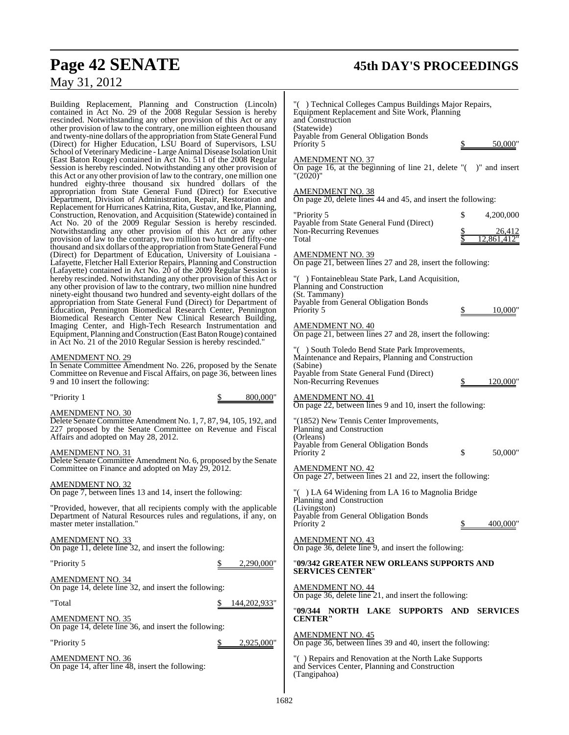Building Replacement, Planning and Construction (Lincoln) contained in Act No. 29 of the 2008 Regular Session is hereby rescinded. Notwithstanding any other provision of this Act or any other provision of law to the contrary, one million eighteen thousand and twenty-nine dollars of the appropriation from State General Fund (Direct) for Higher Education, LSU Board of Supervisors, LSU School of Veterinary Medicine - Large Animal Disease Isolation Unit (East Baton Rouge) contained in Act No. 511 of the 2008 Regular Session is hereby rescinded. Notwithstanding any other provision of this Act or any other provision of law to the contrary, one million one hundred eighty-three thousand six hundred dollars of the appropriation from State General Fund (Direct) for Executive Department, Division of Administration, Repair, Restoration and Replacement for Hurricanes Katrina, Rita, Gustav, and Ike, Planning, Construction, Renovation, and Acquisition (Statewide) contained in Act No. 20 of the 2009 Regular Session is hereby rescinded. Notwithstanding any other provision of this Act or any other provision of law to the contrary, two million two hundred fifty-one thousand and six dollars of the appropriation from State General Fund (Direct) for Department of Education, University of Louisiana - Lafayette, Fletcher Hall Exterior Repairs, Planning and Construction (Lafayette) contained in Act No. 20 of the 2009 Regular Session is hereby rescinded. Notwithstanding any other provision of this Act or any other provision of law to the contrary, two million nine hundred ninety-eight thousand two hundred and seventy-eight dollars of the appropriation from State General Fund (Direct) for Department of Education, Pennington Biomedical Research Center, Pennington Biomedical Research Center New Clinical Research Building, Imaging Center, and High-Tech Research Instrumentation and Equipment, Planning and Construction (East Baton Rouge) contained in Act No. 21 of the 2010 Regular Session is hereby rescinded."

AMENDMENT NO. 29
In Senate Committee Amendment No. 226, proposed by the Senate Committee on Revenue and Fiscal Affairs, on page 36, between lines 9 and 10 insert the following:

"Priority 1 $ 800,000"

AMENDMENT NO. 30
Delete Senate Committee Amendment No. 1, 7, 87, 94, 105, 192, and 227 proposed by the Senate Committee on Revenue and Fiscal Affairs and adopted on May 28, 2012.

AMENDMENT NO. 31
Delete Senate Committee Amendment No. 6, proposed by the Senate Committee on Finance and adopted on May 29, 2012.

AMENDMENT NO. 32
On page 7, between lines 13 and 14, insert the following:

"Provided, however, that all recipients comply with the applicable Department of Natural Resources rules and regulations, if any, on master meter installation."

AMENDMENT NO. 33
On page 11, delete line 32, and insert the following:

"Priority 5 $ 2,290,000"

AMENDMENT NO. 34
On page 14, delete line 32, and insert the following:

"Total $ 144,202,933"

AMENDMENT NO. 35
On page 14, delete line 36, and insert the following:

"Priority 5 $ 2,925,000"

AMENDMENT NO. 36
On page 14, after line 48, insert the following:

"( ) Technical Colleges Campus Buildings Major Repairs, Equipment Replacement and Site Work, Planning and Construction
(Statewide)
Payable from General Obligation Bonds
Priority 5 $ 50,000"

AMENDMENT NO. 37
On page 16, at the beginning of line 21, delete "( )" and insert "(2020)"

AMENDMENT NO. 38
On page 20, delete lines 44 and 45, and insert the following:

"Priority 5 $ 4,200,000
Payable from State General Fund (Direct)
Non-Recurring Revenues $ 26,412
Total $ 12,861,412"

AMENDMENT NO. 39
On page 21, between lines 27 and 28, insert the following:

"( ) Fontainebleau State Park, Land Acquisition, Planning and Construction
(St. Tammany)
Payable from General Obligation Bonds
Priority 5 $ 10,000"

AMENDMENT NO. 40
On page 21, between lines 27 and 28, insert the following:

"( ) South Toledo Bend State Park Improvements, Maintenance and Repairs, Planning and Construction
(Sabine)
Payable from State General Fund (Direct)
Non-Recurring Revenues $ 120,000"

AMENDMENT NO. 41
On page 22, between lines 9 and 10, insert the following:

"(1852) New Tennis Center Improvements, Planning and Construction
(Orleans)
Payable from General Obligation Bonds
Priority 2 $ 50,000"

AMENDMENT NO. 42
On page 27, between lines 21 and 22, insert the following:

"( ) LA 64 Widening from LA 16 to Magnolia Bridge Planning and Construction
(Livingston)
Payable from General Obligation Bonds
Priority 2 $ 400,000"

AMENDMENT NO. 43
On page 36, delete line 9, and insert the following:

"**09/342 GREATER NEW ORLEANS SUPPORTS AND SERVICES CENTER**"

AMENDMENT NO. 44
On page 36, delete line 21, and insert the following:

"**09/344 NORTH LAKE SUPPORTS AND SERVICES CENTER**"

AMENDMENT NO. 45
On page 36, between lines 39 and 40, insert the following:

"( ) Repairs and Renovation at the North Lake Supports and Services Center, Planning and Construction
(Tangipahoa)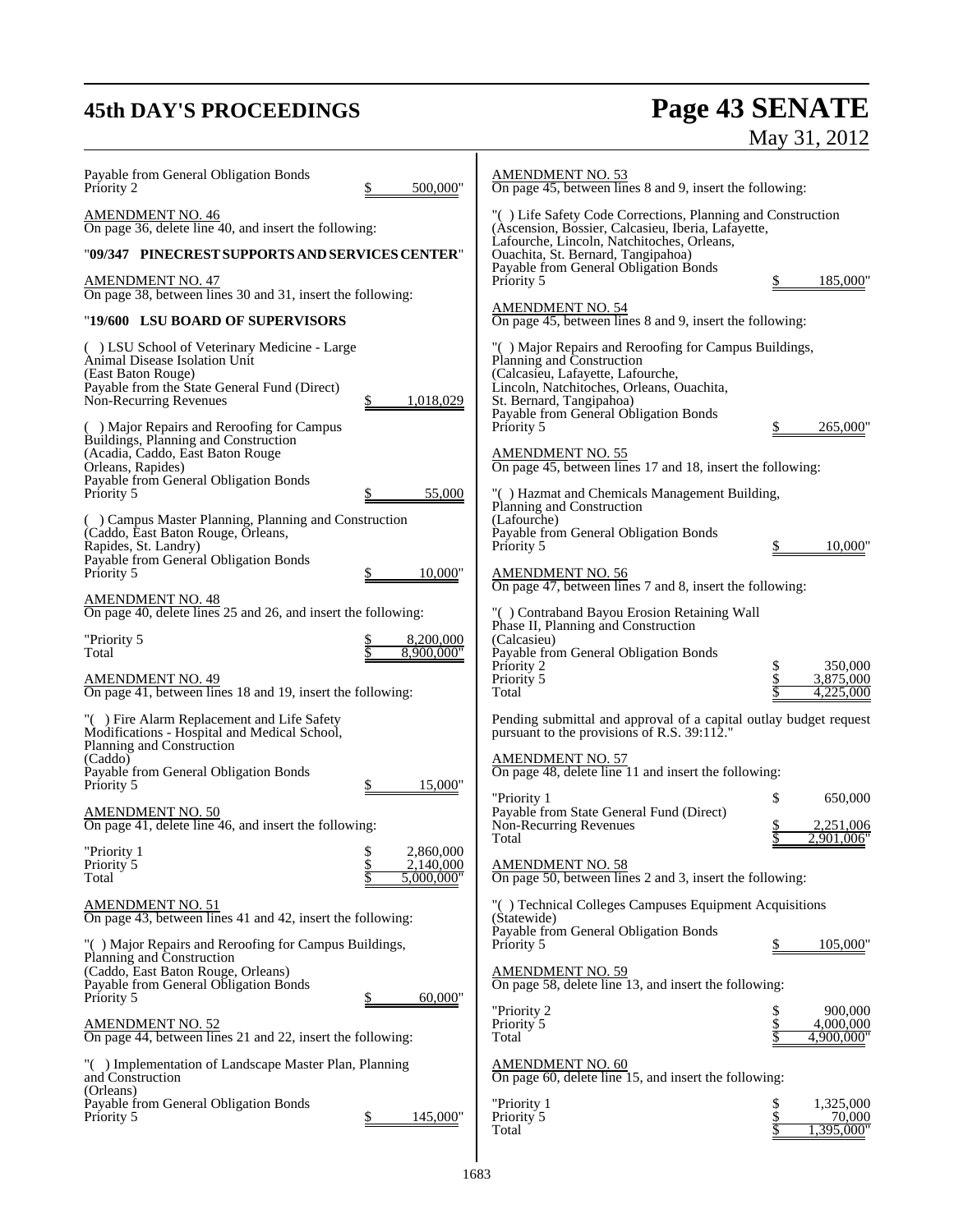Payable from General Obligation Bonds
Priority 2 $ 500,000"

AMENDMENT NO. 46
On page 36, delete line 40, and insert the following:

"**09/347 PINECREST SUPPORTS AND SERVICES CENTER**"

AMENDMENT NO. 47
On page 38, between lines 30 and 31, insert the following:

"**19/600 LSU BOARD OF SUPERVISORS**

( ) LSU School of Veterinary Medicine - Large Animal Disease Isolation Unit
(East Baton Rouge)
Payable from the State General Fund (Direct)
Non-Recurring Revenues $ 1,018,029

( ) Major Repairs and Reroofing for Campus Buildings, Planning and Construction
(Acadia, Caddo, East Baton Rouge Orleans, Rapides)
Payable from General Obligation Bonds
Priority 5 $ 55,000

( ) Campus Master Planning, Planning and Construction
(Caddo, East Baton Rouge, Orleans, Rapides, St. Landry)
Payable from General Obligation Bonds
Priority 5 $ 10,000"

AMENDMENT NO. 48
On page 40, delete lines 25 and 26, and insert the following:

"Priority 5 $ 8,200,000
Total $ 8,900,000"

AMENDMENT NO. 49
On page 41, between lines 18 and 19, insert the following:

"( ) Fire Alarm Replacement and Life Safety Modifications - Hospital and Medical School, Planning and Construction
(Caddo)
Payable from General Obligation Bonds
Priority 5 $ 15,000"

AMENDMENT NO. 50
On page 41, delete line 46, and insert the following:

"Priority 1 $ 2,860,000
Priority 5 $ 2,140,000
Total $ 5,000,000"

AMENDMENT NO. 51
On page 43, between lines 41 and 42, insert the following:

"( ) Major Repairs and Reroofing for Campus Buildings, Planning and Construction
(Caddo, East Baton Rouge, Orleans)
Payable from General Obligation Bonds
Priority 5 $ 60,000"

AMENDMENT NO. 52
On page 44, between lines 21 and 22, insert the following:

"( ) Implementation of Landscape Master Plan, Planning and Construction
(Orleans)
Payable from General Obligation Bonds
Priority 5 $ 145,000"

AMENDMENT NO. 53
On page 45, between lines 8 and 9, insert the following:

"( ) Life Safety Code Corrections, Planning and Construction
(Ascension, Bossier, Calcasieu, Iberia, Lafayette, Lafourche, Lincoln, Natchitoches, Orleans, Ouachita, St. Bernard, Tangipahoa)
Payable from General Obligation Bonds
Priority 5 $ 185,000"

AMENDMENT NO. 54
On page 45, between lines 8 and 9, insert the following:

"( ) Major Repairs and Reroofing for Campus Buildings, Planning and Construction
(Calcasieu, Lafayette, Lafourche, Lincoln, Natchitoches, Orleans, Ouachita, St. Bernard, Tangipahoa)
Payable from General Obligation Bonds
Priority 5 $ 265,000"

AMENDMENT NO. 55
On page 45, between lines 17 and 18, insert the following:

"( ) Hazmat and Chemicals Management Building, Planning and Construction
(Lafourche)
Payable from General Obligation Bonds
Priority 5 $ 10,000"

AMENDMENT NO. 56
On page 47, between lines 7 and 8, insert the following:

"( ) Contraband Bayou Erosion Retaining Wall Phase II, Planning and Construction
(Calcasieu)
Payable from General Obligation Bonds
Priority 2 $ 350,000
Priority 5 $ 3,875,000
Total $ 4,225,000

Pending submittal and approval of a capital outlay budget request pursuant to the provisions of R.S. 39:112."

AMENDMENT NO. 57
On page 48, delete line 11 and insert the following:

"Priority 1 $ 650,000
Payable from State General Fund (Direct)
Non-Recurring Revenues $ 2,251,006
Total $ 2,901,006"

AMENDMENT NO. 58
On page 50, between lines 2 and 3, insert the following:

"( ) Technical Colleges Campuses Equipment Acquisitions
(Statewide)
Payable from General Obligation Bonds
Priority 5 $ 105,000"

AMENDMENT NO. 59
On page 58, delete line 13, and insert the following:

"Priority 2 $ 900,000
Priority 5 $ 4,000,000
Total $ 4,900,000"

AMENDMENT NO. 60
On page 60, delete line 15, and insert the following:

"Priority 1 $ 1,325,000
Priority 5 $ 70,000
Total $ 1,395,000"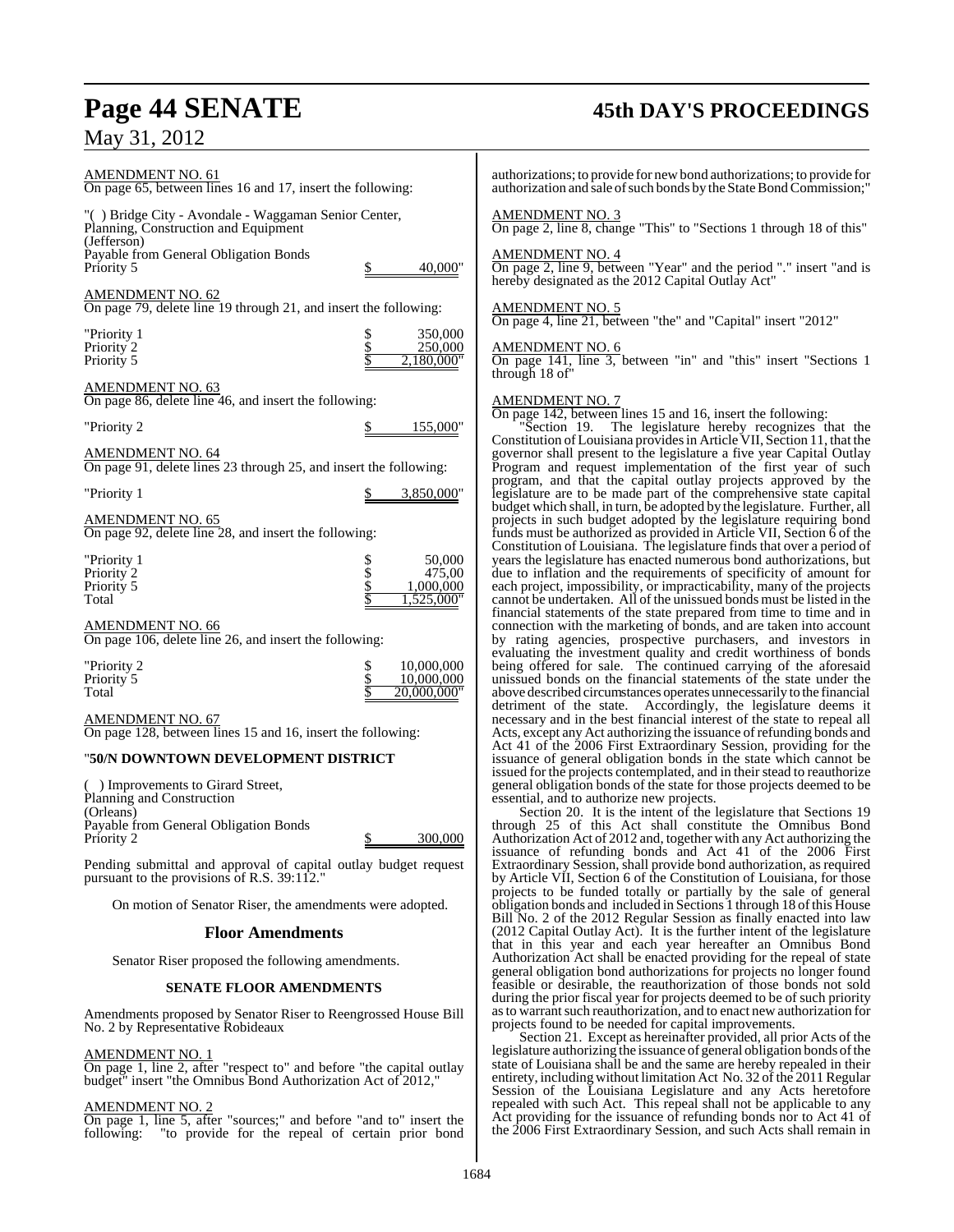AMENDMENT NO. 61
On page 65, between lines 16 and 17, insert the following:

"( ) Bridge City - Avondale - Waggaman Senior Center,
Planning, Construction and Equipment
(Jefferson)
Payable from General Obligation Bonds
Priority 5 $ 40,000"

AMENDMENT NO. 62
On page 79, delete line 19 through 21, and insert the following:

| | |
|---|---|
| "Priority 1 | $ 350,000 |
| Priority 2 | $ 250,000 |
| Priority 5 | $ 2,180,000" |

AMENDMENT NO. 63
On page 86, delete line 46, and insert the following:

"Priority 2 $ 155,000"

AMENDMENT NO. 64
On page 91, delete lines 23 through 25, and insert the following:

"Priority 1 $ 3,850,000"

AMENDMENT NO. 65
On page 92, delete line 28, and insert the following:

| | |
|---|---|
| "Priority 1 | $ 50,000 |
| Priority 2 | $ 475,00 |
| Priority 5 | $ 1,000,000 |
| Total | $ 1,525,000" |

AMENDMENT NO. 66
On page 106, delete line 26, and insert the following:

| | |
|---|---|
| "Priority 2 | $ 10,000,000 |
| Priority 5 | $ 10,000,000 |
| Total | $ 20,000,000" |

AMENDMENT NO. 67
On page 128, between lines 15 and 16, insert the following:

"**50/N DOWNTOWN DEVELOPMENT DISTRICT**

( ) Improvements to Girard Street,
Planning and Construction
(Orleans)
Payable from General Obligation Bonds
Priority 2 $ 300,000

Pending submittal and approval of capital outlay budget request pursuant to the provisions of R.S. 39:112."

On motion of Senator Riser, the amendments were adopted.

## Floor Amendments

Senator Riser proposed the following amendments.

### SENATE FLOOR AMENDMENTS

Amendments proposed by Senator Riser to Reengrossed House Bill No. 2 by Representative Robideaux

AMENDMENT NO. 1
On page 1, line 2, after "respect to" and before "the capital outlay budget" insert "the Omnibus Bond Authorization Act of 2012,"

AMENDMENT NO. 2
On page 1, line 5, after "sources;" and before "and to" insert the following: "to provide for the repeal of certain prior bond authorizations; to provide for new bond authorizations; to provide for authorization and sale of such bonds by the State Bond Commission;"

AMENDMENT NO. 3
On page 2, line 8, change "This" to "Sections 1 through 18 of this"

AMENDMENT NO. 4
On page 2, line 9, between "Year" and the period "." insert "and is hereby designated as the 2012 Capital Outlay Act"

AMENDMENT NO. 5
On page 4, line 21, between "the" and "Capital" insert "2012"

AMENDMENT NO. 6
On page 141, line 3, between "in" and "this" insert "Sections 1 through 18 of"

AMENDMENT NO. 7
On page 142, between lines 15 and 16, insert the following:

"Section 19. The legislature hereby recognizes that the Constitution of Louisiana provides in Article VII, Section 11, that the governor shall present to the legislature a five year Capital Outlay Program and request implementation of the first year of such program, and that the capital outlay projects approved by the legislature are to be made part of the comprehensive state capital budget which shall, in turn, be adopted by the legislature. Further, all projects in such budget adopted by the legislature requiring bond funds must be authorized as provided in Article VII, Section 6 of the Constitution of Louisiana. The legislature finds that over a period of years the legislature has enacted numerous bond authorizations, but due to inflation and the requirements of specificity of amount for each project, impossibility, or impracticability, many of the projects cannot be undertaken. All of the unissued bonds must be listed in the financial statements of the state prepared from time to time and in connection with the marketing of bonds, and are taken into account by rating agencies, prospective purchasers, and investors in evaluating the investment quality and credit worthiness of bonds being offered for sale. The continued carrying of the aforesaid unissued bonds on the financial statements of the state under the above described circumstances operates unnecessarily to the financial detriment of the state. Accordingly, the legislature deems it necessary and in the best financial interest of the state to repeal all Acts, except any Act authorizing the issuance of refunding bonds and Act 41 of the 2006 First Extraordinary Session, providing for the issuance of general obligation bonds in the state which cannot be issued for the projects contemplated, and in their stead to reauthorize general obligation bonds of the state for those projects deemed to be essential, and to authorize new projects.

Section 20. It is the intent of the legislature that Sections 19 through 25 of this Act shall constitute the Omnibus Bond Authorization Act of 2012 and, together with any Act authorizing the issuance of refunding bonds and Act 41 of the 2006 First Extraordinary Session, shall provide bond authorization, as required by Article VII, Section 6 of the Constitution of Louisiana, for those projects to be funded totally or partially by the sale of general obligation bonds and included in Sections 1 through 18 of this House Bill No. 2 of the 2012 Regular Session as finally enacted into law (2012 Capital Outlay Act). It is the further intent of the legislature that in this year and each year hereafter an Omnibus Bond Authorization Act shall be enacted providing for the repeal of state general obligation bond authorizations for projects no longer found feasible or desirable, the reauthorization of those bonds not sold during the prior fiscal year for projects deemed to be of such priority as to warrant such reauthorization, and to enact new authorization for projects found to be needed for capital improvements.

Section 21. Except as hereinafter provided, all prior Acts of the legislature authorizing the issuance of general obligation bonds of the state of Louisiana shall be and the same are hereby repealed in their entirety, including without limitation Act No. 32 of the 2011 Regular Session of the Louisiana Legislature and any Acts heretofore repealed with such Act. This repeal shall not be applicable to any Act providing for the issuance of refunding bonds nor to Act 41 of the 2006 First Extraordinary Session, and such Acts shall remain in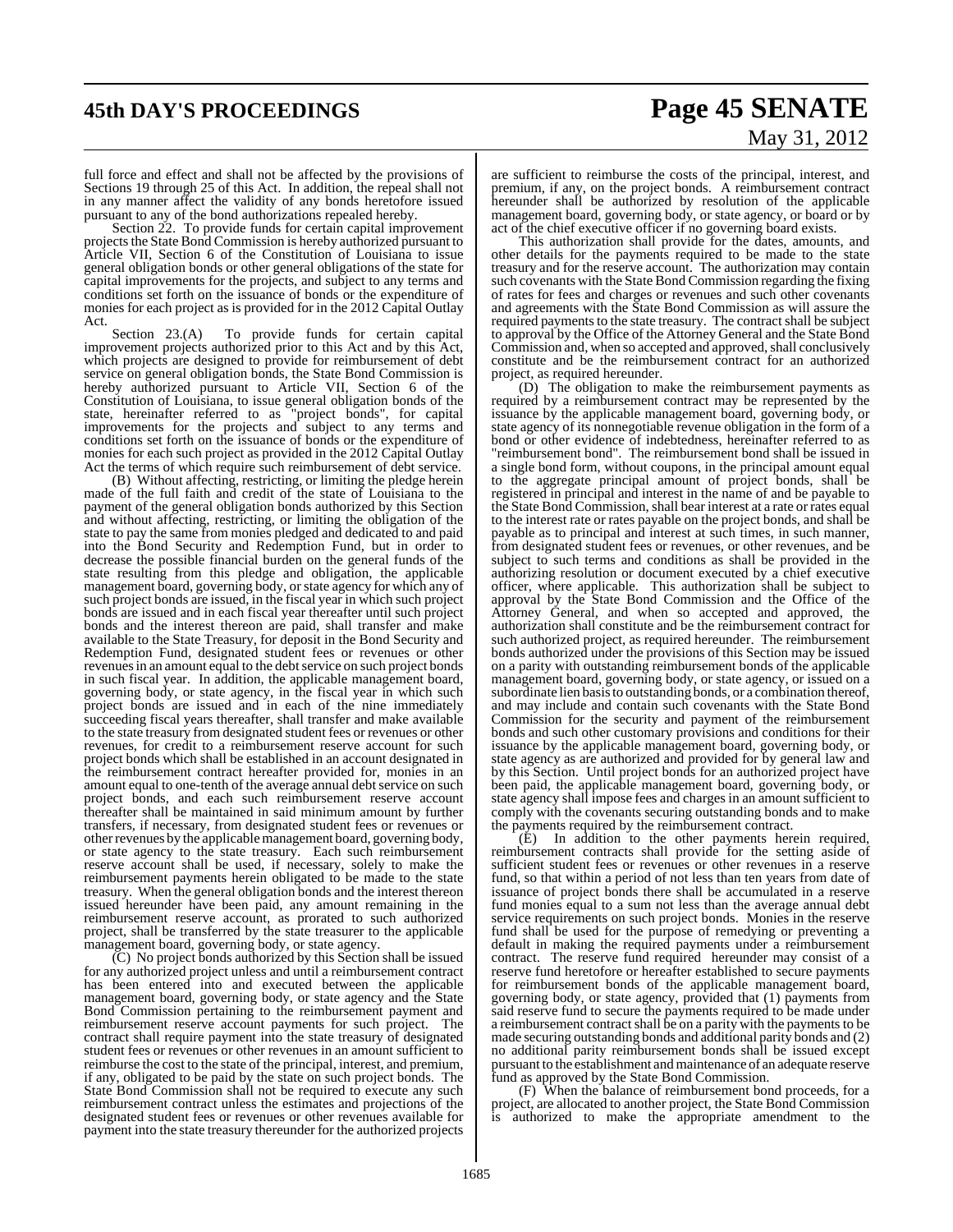full force and effect and shall not be affected by the provisions of Sections 19 through 25 of this Act. In addition, the repeal shall not in any manner affect the validity of any bonds heretofore issued pursuant to any of the bond authorizations repealed hereby.

Section 22. To provide funds for certain capital improvement projects the State Bond Commission is hereby authorized pursuant to Article VII, Section 6 of the Constitution of Louisiana to issue general obligation bonds or other general obligations of the state for capital improvements for the projects, and subject to any terms and conditions set forth on the issuance of bonds or the expenditure of monies for each project as is provided for in the 2012 Capital Outlay Act.

Section 23.(A) To provide funds for certain capital improvement projects authorized prior to this Act and by this Act, which projects are designed to provide for reimbursement of debt service on general obligation bonds, the State Bond Commission is hereby authorized pursuant to Article VII, Section 6 of the Constitution of Louisiana, to issue general obligation bonds of the state, hereinafter referred to as "project bonds", for capital improvements for the projects and subject to any terms and conditions set forth on the issuance of bonds or the expenditure of monies for each such project as provided in the 2012 Capital Outlay Act the terms of which require such reimbursement of debt service.

(B) Without affecting, restricting, or limiting the pledge herein made of the full faith and credit of the state of Louisiana to the payment of the general obligation bonds authorized by this Section and without affecting, restricting, or limiting the obligation of the state to pay the same from monies pledged and dedicated to and paid into the Bond Security and Redemption Fund, but in order to decrease the possible financial burden on the general funds of the state resulting from this pledge and obligation, the applicable management board, governing body, or state agency for which any of such project bonds are issued, in the fiscal year in which such project bonds are issued and in each fiscal year thereafter until such project bonds and the interest thereon are paid, shall transfer and make available to the State Treasury, for deposit in the Bond Security and Redemption Fund, designated student fees or revenues or other revenues in an amount equal to the debt service on such project bonds in such fiscal year. In addition, the applicable management board, governing body, or state agency, in the fiscal year in which such project bonds are issued and in each of the nine immediately succeeding fiscal years thereafter, shall transfer and make available to the state treasury from designated student fees or revenues or other revenues, for credit to a reimbursement reserve account for such project bonds which shall be established in an account designated in the reimbursement contract hereafter provided for, monies in an amount equal to one-tenth of the average annual debt service on such project bonds, and each such reimbursement reserve account thereafter shall be maintained in said minimum amount by further transfers, if necessary, from designated student fees or revenues or other revenues by the applicable management board, governing body, or state agency to the state treasury. Each such reimbursement reserve account shall be used, if necessary, solely to make the reimbursement payments herein obligated to be made to the state treasury. When the general obligation bonds and the interest thereon issued hereunder have been paid, any amount remaining in the reimbursement reserve account, as prorated to such authorized project, shall be transferred by the state treasurer to the applicable management board, governing body, or state agency.

(C) No project bonds authorized by this Section shall be issued for any authorized project unless and until a reimbursement contract has been entered into and executed between the applicable management board, governing body, or state agency and the State Bond Commission pertaining to the reimbursement payment and reimbursement reserve account payments for such project. The contract shall require payment into the state treasury of designated student fees or revenues or other revenues in an amount sufficient to reimburse the cost to the state of the principal, interest, and premium, if any, obligated to be paid by the state on such project bonds. The State Bond Commission shall not be required to execute any such reimbursement contract unless the estimates and projections of the designated student fees or revenues or other revenues available for payment into the state treasury thereunder for the authorized projects are sufficient to reimburse the costs of the principal, interest, and premium, if any, on the project bonds. A reimbursement contract hereunder shall be authorized by resolution of the applicable management board, governing body, or state agency, or board or by act of the chief executive officer if no governing board exists.

This authorization shall provide for the dates, amounts, and other details for the payments required to be made to the state treasury and for the reserve account. The authorization may contain such covenants with the State Bond Commission regarding the fixing of rates for fees and charges or revenues and such other covenants and agreements with the State Bond Commission as will assure the required payments to the state treasury. The contract shall be subject to approval by the Office of the Attorney General and the State Bond Commission and, when so accepted and approved, shall conclusively constitute and be the reimbursement contract for an authorized project, as required hereunder.

(D) The obligation to make the reimbursement payments as required by a reimbursement contract may be represented by the issuance by the applicable management board, governing body, or state agency of its nonnegotiable revenue obligation in the form of a bond or other evidence of indebtedness, hereinafter referred to as "reimbursement bond". The reimbursement bond shall be issued in a single bond form, without coupons, in the principal amount equal to the aggregate principal amount of project bonds, shall be registered in principal and interest in the name of and be payable to the State Bond Commission, shall bear interest at a rate or rates equal to the interest rate or rates payable on the project bonds, and shall be payable as to principal and interest at such times, in such manner, from designated student fees or revenues, or other revenues, and be subject to such terms and conditions as shall be provided in the authorizing resolution or document executed by a chief executive officer, where applicable. This authorization shall be subject to approval by the State Bond Commission and the Office of the Attorney General, and when so accepted and approved, the authorization shall constitute and be the reimbursement contract for such authorized project, as required hereunder. The reimbursement bonds authorized under the provisions of this Section may be issued on a parity with outstanding reimbursement bonds of the applicable management board, governing body, or state agency, or issued on a subordinate lien basis to outstanding bonds, or a combination thereof, and may include and contain such covenants with the State Bond Commission for the security and payment of the reimbursement bonds and such other customary provisions and conditions for their issuance by the applicable management board, governing body, or state agency as are authorized and provided for by general law and by this Section. Until project bonds for an authorized project have been paid, the applicable management board, governing body, or state agency shall impose fees and charges in an amount sufficient to comply with the covenants securing outstanding bonds and to make the payments required by the reimbursement contract.

(E) In addition to the other payments herein required, reimbursement contracts shall provide for the setting aside of sufficient student fees or revenues or other revenues in a reserve fund, so that within a period of not less than ten years from date of issuance of project bonds there shall be accumulated in a reserve fund monies equal to a sum not less than the average annual debt service requirements on such project bonds. Monies in the reserve fund shall be used for the purpose of remedying or preventing a default in making the required payments under a reimbursement contract. The reserve fund required hereunder may consist of a reserve fund heretofore or hereafter established to secure payments for reimbursement bonds of the applicable management board, governing body, or state agency, provided that (1) payments from said reserve fund to secure the payments required to be made under a reimbursement contract shall be on a parity with the payments to be made securing outstanding bonds and additional parity bonds and (2) no additional parity reimbursement bonds shall be issued except pursuant to the establishment and maintenance of an adequate reserve fund as approved by the State Bond Commission.

(F) When the balance of reimbursement bond proceeds, for a project, are allocated to another project, the State Bond Commission is authorized to make the appropriate amendment to the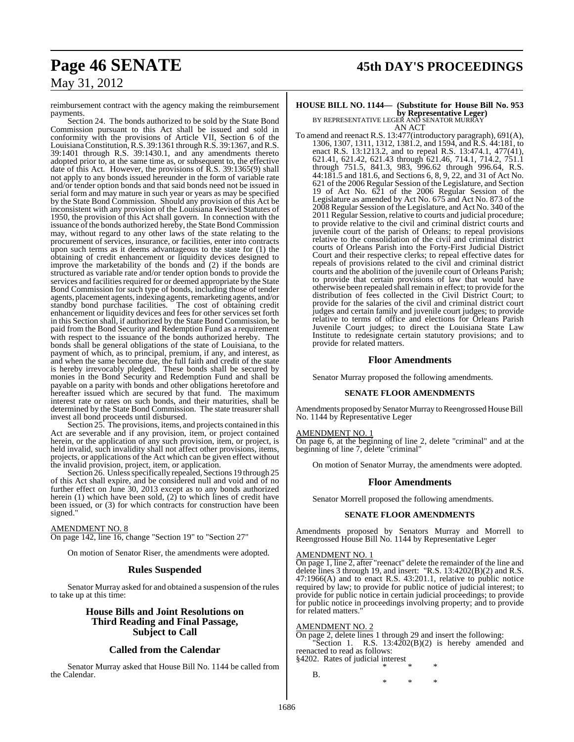reimbursement contract with the agency making the reimbursement payments.

Section 24. The bonds authorized to be sold by the State Bond Commission pursuant to this Act shall be issued and sold in conformity with the provisions of Article VII, Section 6 of the Louisiana Constitution, R.S. 39:1361 through R.S. 39:1367, and R.S. 39:1401 through R.S. 39:1430.1, and any amendments thereto adopted prior to, at the same time as, or subsequent to, the effective date of this Act. However, the provisions of R.S. 39:1365(9) shall not apply to any bonds issued hereunder in the form of variable rate and/or tender option bonds and that said bonds need not be issued in serial form and may mature in such year or years as may be specified by the State Bond Commission. Should any provision of this Act be inconsistent with any provision of the Louisiana Revised Statutes of 1950, the provision of this Act shall govern. In connection with the issuance of the bonds authorized hereby, the State Bond Commission may, without regard to any other laws of the state relating to the procurement of services, insurance, or facilities, enter into contracts upon such terms as it deems advantageous to the state for (1) the obtaining of credit enhancement or liquidity devices designed to improve the marketability of the bonds and (2) if the bonds are structured as variable rate and/or tender option bonds to provide the services and facilities required for or deemed appropriate by the State Bond Commission for such type of bonds, including those of tender agents, placement agents, indexing agents, remarketing agents, and/or standby bond purchase facilities. The cost of obtaining credit enhancement or liquidity devices and fees for other services set forth in this Section shall, if authorized by the State Bond Commission, be paid from the Bond Security and Redemption Fund as a requirement with respect to the issuance of the bonds authorized hereby. The bonds shall be general obligations of the state of Louisiana, to the payment of which, as to principal, premium, if any, and interest, as and when the same become due, the full faith and credit of the state is hereby irrevocably pledged. These bonds shall be secured by monies in the Bond Security and Redemption Fund and shall be payable on a parity with bonds and other obligations heretofore and hereafter issued which are secured by that fund. The maximum interest rate or rates on such bonds, and their maturities, shall be determined by the State Bond Commission. The state treasurer shall invest all bond proceeds until disbursed.

Section 25. The provisions, items, and projects contained in this Act are severable and if any provision, item, or project contained herein, or the application of any such provision, item, or project, is held invalid, such invalidity shall not affect other provisions, items, projects, or applications of the Act which can be given effect without the invalid provision, project, item, or application.

Section 26. Unless specifically repealed, Sections 19 through 25 of this Act shall expire, and be considered null and void and of no further effect on June 30, 2013 except as to any bonds authorized herein (1) which have been sold, (2) to which lines of credit have been issued, or (3) for which contracts for construction have been signed."

AMENDMENT NO. 8

On page 142, line 16, change "Section 19" to "Section 27"

On motion of Senator Riser, the amendments were adopted.

## Rules Suspended

Senator Murray asked for and obtained a suspension of the rules to take up at this time:

## House Bills and Joint Resolutions on Third Reading and Final Passage, Subject to Call

## Called from the Calendar

Senator Murray asked that House Bill No. 1144 be called from the Calendar.

**HOUSE BILL NO. 1144— (Substitute for House Bill No. 953 by Representative Leger)**

BY REPRESENTATIVE LEGER AND SENATOR MURRAY

AN ACT

To amend and reenact R.S. 13:477(introductory paragraph), 691(A), 1306, 1307, 1311, 1312, 1381.2, and 1594, and R.S. 44:181, to enact R.S. 13:1213.2, and to repeal R.S. 13:474.1, 477(41), 621.41, 621.42, 621.43 through 621.46, 714.1, 714.2, 751.1 through 751.5, 841.3, 983, 996.62 through 996.64, R.S. 44:181.5 and 181.6, and Sections 6, 8, 9, 22, and 31 of Act No. 621 of the 2006 Regular Session of the Legislature, and Section 19 of Act No. 621 of the 2006 Regular Session of the Legislature as amended by Act No. 675 and Act No. 873 of the 2008 Regular Session of the Legislature, and Act No. 340 of the 2011 Regular Session, relative to courts and judicial procedure; to provide relative to the civil and criminal district courts and juvenile court of the parish of Orleans; to repeal provisions relative to the consolidation of the civil and criminal district courts of Orleans Parish into the Forty-First Judicial District Court and their respective clerks; to repeal effective dates for repeals of provisions related to the civil and criminal district courts and the abolition of the juvenile court of Orleans Parish; to provide that certain provisions of law that would have otherwise been repealed shall remain in effect; to provide for the distribution of fees collected in the Civil District Court; to provide for the salaries of the civil and criminal district court judges and certain family and juvenile court judges; to provide relative to terms of office and elections for Orleans Parish Juvenile Court judges; to direct the Louisiana State Law Institute to redesignate certain statutory provisions; and to provide for related matters.

## Floor Amendments

Senator Murray proposed the following amendments.

### SENATE FLOOR AMENDMENTS

Amendments proposed by Senator Murray to Reengrossed House Bill No. 1144 by Representative Leger

AMENDMENT NO. 1

On page 6, at the beginning of line 2, delete "criminal" and at the beginning of line 7, delete "criminal"

On motion of Senator Murray, the amendments were adopted.

## Floor Amendments

Senator Morrell proposed the following amendments.

### SENATE FLOOR AMENDMENTS

Amendments proposed by Senators Murray and Morrell to Reengrossed House Bill No. 1144 by Representative Leger

AMENDMENT NO. 1

On page 1, line 2, after "reenact" delete the remainder of the line and delete lines 3 through 19, and insert: "R.S. 13:4202(B)(2) and R.S. 47:1966(A) and to enact R.S. 43:201.1, relative to public notice required by law; to provide for public notice of judicial interest; to provide for public notice in certain judicial proceedings; to provide for public notice in proceedings involving property; and to provide for related matters."

AMENDMENT NO. 2

On page 2, delete lines 1 through 29 and insert the following:

"Section 1. R.S. 13:4202(B)(2) is hereby amended and reenacted to read as follows:

§4202. Rates of judicial interest

\* \* \*

B.

\* \* \*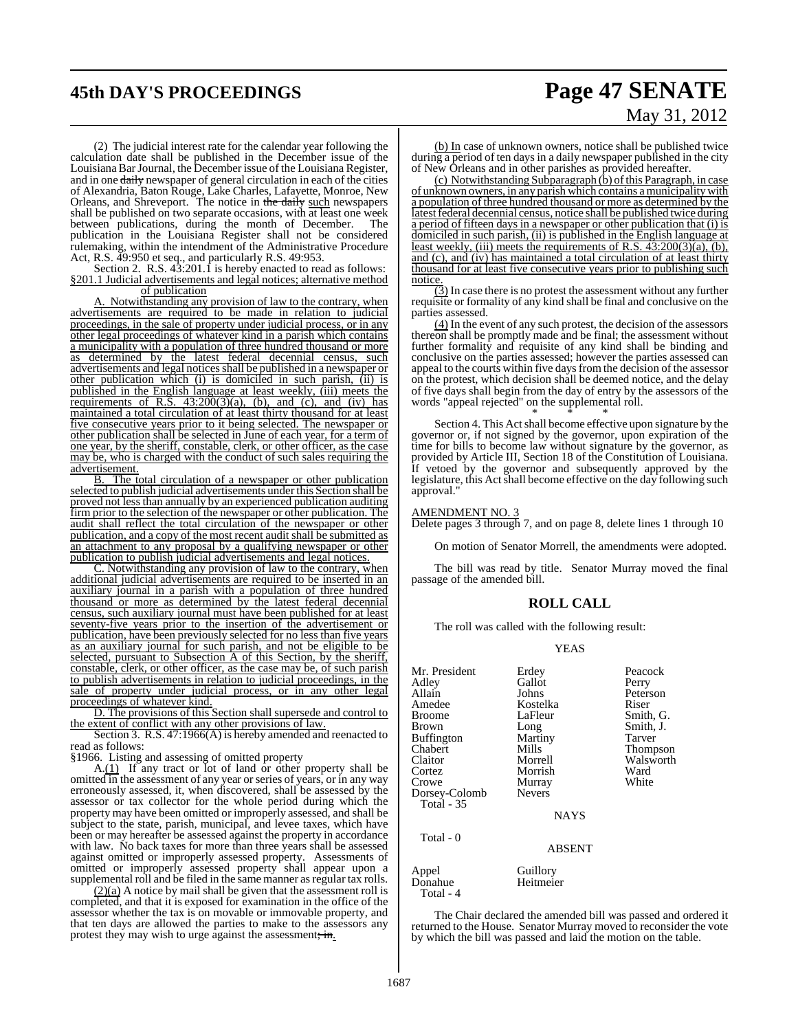(2) The judicial interest rate for the calendar year following the calculation date shall be published in the December issue of the Louisiana Bar Journal, the December issue of the Louisiana Register, and in one ~~daily~~ newspaper of general circulation in each of the cities of Alexandria, Baton Rouge, Lake Charles, Lafayette, Monroe, New Orleans, and Shreveport. The notice in ~~the daily~~ such newspapers shall be published on two separate occasions, with at least one week between publications, during the month of December. The publication in the Louisiana Register shall not be considered rulemaking, within the intendment of the Administrative Procedure Act, R.S. 49:950 et seq., and particularly R.S. 49:953.

Section 2. R.S. 43:201.1 is hereby enacted to read as follows:

§201.1 Judicial advertisements and legal notices; alternative method of publication

A. Notwithstanding any provision of law to the contrary, when advertisements are required to be made in relation to judicial proceedings, in the sale of property under judicial process, or in any other legal proceedings of whatever kind in a parish which contains a municipality with a population of three hundred thousand or more as determined by the latest federal decennial census, such advertisements and legal notices shall be published in a newspaper or other publication which (i) is domiciled in such parish, (ii) is published in the English language at least weekly, (iii) meets the requirements of R.S. 43:200(3)(a), (b), and (c), and (iv) has maintained a total circulation of at least thirty thousand for at least five consecutive years prior to it being selected. The newspaper or other publication shall be selected in June of each year, for a term of one year, by the sheriff, constable, clerk, or other officer, as the case may be, who is charged with the conduct of such sales requiring the advertisement.

B. The total circulation of a newspaper or other publication selected to publish judicial advertisements under this Section shall be proved not less than annually by an experienced publication auditing firm prior to the selection of the newspaper or other publication. The audit shall reflect the total circulation of the newspaper or other publication, and a copy of the most recent audit shall be submitted as an attachment to any proposal by a qualifying newspaper or other publication to publish judicial advertisements and legal notices.

C. Notwithstanding any provision of law to the contrary, when additional judicial advertisements are required to be inserted in an auxiliary journal in a parish with a population of three hundred thousand or more as determined by the latest federal decennial census, such auxiliary journal must have been published for at least seventy-five years prior to the insertion of the advertisement or publication, have been previously selected for no less than five years as an auxiliary journal for such parish, and not be eligible to be selected, pursuant to Subsection A of this Section, by the sheriff, constable, clerk, or other officer, as the case may be, of such parish to publish advertisements in relation to judicial proceedings, in the sale of property under judicial process, or in any other legal proceedings of whatever kind.

D. The provisions of this Section shall supersede and control to the extent of conflict with any other provisions of law.

Section 3. R.S. 47:1966(A) is hereby amended and reenacted to read as follows:

§1966. Listing and assessing of omitted property

A.(1) If any tract or lot of land or other property shall be omitted in the assessment of any year or series of years, or in any way erroneously assessed, it, when discovered, shall be assessed by the assessor or tax collector for the whole period during which the property may have been omitted or improperly assessed, and shall be subject to the state, parish, municipal, and levee taxes, which have been or may hereafter be assessed against the property in accordance with law. No back taxes for more than three years shall be assessed against omitted or improperly assessed property. Assessments of omitted or improperly assessed property shall appear upon a supplemental roll and be filed in the same manner as regular tax rolls.

(2)(a) A notice by mail shall be given that the assessment roll is completed, and that it is exposed for examination in the office of the assessor whether the tax is on movable or immovable property, and that ten days are allowed the parties to make to the assessors any protest they may wish to urge against the assessment~~; in~~.

(b) In case of unknown owners, notice shall be published twice during a period of ten days in a daily newspaper published in the city of New Orleans and in other parishes as provided hereafter.

(c) Notwithstanding Subparagraph (b) of this Paragraph, in case of unknown owners, in any parish which contains a municipality with a population of three hundred thousand or more as determined by the latest federal decennial census, notice shall be published twice during a period of fifteen days in a newspaper or other publication that (i) is domiciled in such parish, (ii) is published in the English language at least weekly, (iii) meets the requirements of R.S. 43:200(3)(a), (b), and (c), and (iv) has maintained a total circulation of at least thirty thousand for at least five consecutive years prior to publishing such notice.

(3) In case there is no protest the assessment without any further requisite or formality of any kind shall be final and conclusive on the parties assessed.

(4) In the event of any such protest, the decision of the assessors thereon shall be promptly made and be final; the assessment without further formality and requisite of any kind shall be binding and conclusive on the parties assessed; however the parties assessed can appeal to the courts within five days from the decision of the assessor on the protest, which decision shall be deemed notice, and the delay of five days shall begin from the day of entry by the assessors of the words "appeal rejected" on the supplemental roll.

\* \* \*

Section 4. This Act shall become effective upon signature by the governor or, if not signed by the governor, upon expiration of the time for bills to become law without signature by the governor, as provided by Article III, Section 18 of the Constitution of Louisiana. If vetoed by the governor and subsequently approved by the legislature, this Act shall become effective on the day following such approval."

AMENDMENT NO. 3

Delete pages 3 through 7, and on page 8, delete lines 1 through 10

On motion of Senator Morrell, the amendments were adopted.

The bill was read by title. Senator Murray moved the final passage of the amended bill.

## ROLL CALL

The roll was called with the following result:

YEAS

| | | |
|---|---|---|
| Mr. President | Erdey | Peacock |
| Adley | Gallot | Perry |
| Allain | Johns | Peterson |
| Amedee | Kostelka | Riser |
| Broome | LaFleur | Smith, G. |
| Brown | Long | Smith, J. |
| Buffington | Martiny | Tarver |
| Chabert | Mills | Thompson |
| Claitor | Morrell | Walsworth |
| Cortez | Morrish | Ward |
| Crowe | Murray | White |
| Dorsey-Colomb | Nevers | |

Total - 35

NAYS

Total - 0

ABSENT

| | |
|---|---|
| Appel | Guillory |
| Donahue | Heitmeier |

Total - 4

The Chair declared the amended bill was passed and ordered it returned to the House. Senator Murray moved to reconsider the vote by which the bill was passed and laid the motion on the table.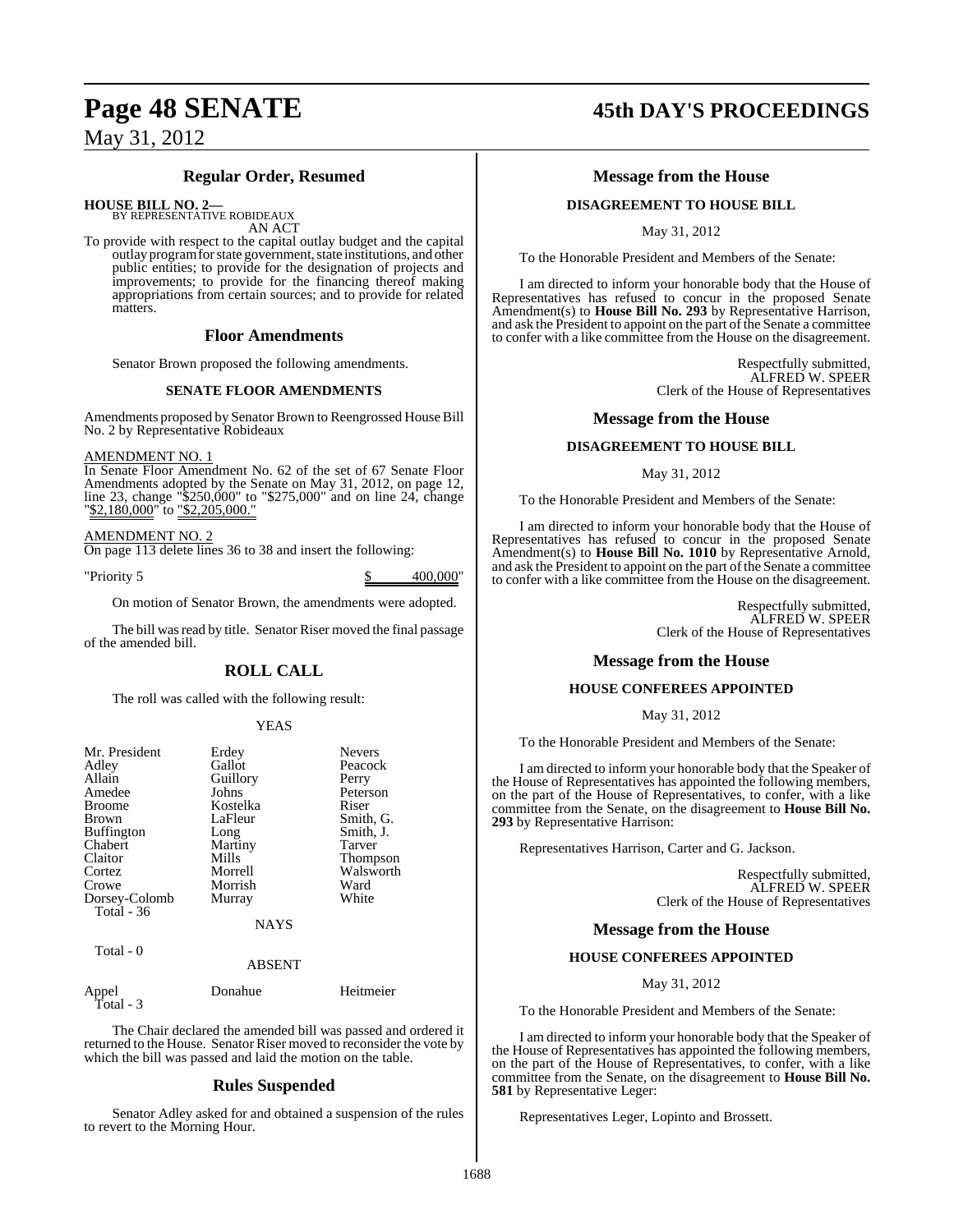## Regular Order, Resumed

**HOUSE BILL NO. 2—**
BY REPRESENTATIVE ROBIDEAUX
AN ACT

To provide with respect to the capital outlay budget and the capital outlay program for state government, state institutions, and other public entities; to provide for the designation of projects and improvements; to provide for the financing thereof making appropriations from certain sources; and to provide for related matters.

### Floor Amendments

Senator Brown proposed the following amendments.

#### SENATE FLOOR AMENDMENTS

Amendments proposed by Senator Brown to Reengrossed House Bill No. 2 by Representative Robideaux

AMENDMENT NO. 1

In Senate Floor Amendment No. 62 of the set of 67 Senate Floor Amendments adopted by the Senate on May 31, 2012, on page 12, line 23, change "$250,000" to "$275,000" and on line 24, change "$2,180,000" to "$2,205,000."

AMENDMENT NO. 2

On page 113 delete lines 36 to 38 and insert the following:

"Priority 5 $ 400,000"

On motion of Senator Brown, the amendments were adopted.

The bill was read by title. Senator Riser moved the final passage of the amended bill.

## ROLL CALL

The roll was called with the following result:

YEAS

| | | |
|---|---|---|
| Mr. President | Erdey | Nevers |
| Adley | Gallot | Peacock |
| Allain | Guillory | Perry |
| Amedee | Johns | Peterson |
| Broome | Kostelka | Riser |
| Brown | LaFleur | Smith, G. |
| Buffington | Long | Smith, J. |
| Chabert | Martiny | Tarver |
| Claitor | Mills | Thompson |
| Cortez | Morrell | Walsworth |
| Crowe | Morrish | Ward |
| Dorsey-Colomb | Murray | White |

Total - 36

NAYS

Total - 0

ABSENT

| | | |
|---|---|---|
| Appel | Donahue | Heitmeier |

Total - 3

The Chair declared the amended bill was passed and ordered it returned to the House. Senator Riser moved to reconsider the vote by which the bill was passed and laid the motion on the table.

### Rules Suspended

Senator Adley asked for and obtained a suspension of the rules to revert to the Morning Hour.

### Message from the House

#### DISAGREEMENT TO HOUSE BILL

May 31, 2012

To the Honorable President and Members of the Senate:

I am directed to inform your honorable body that the House of Representatives has refused to concur in the proposed Senate Amendment(s) to **House Bill No. 293** by Representative Harrison, and ask the President to appoint on the part of the Senate a committee to confer with a like committee from the House on the disagreement.

Respectfully submitted,
ALFRED W. SPEER
Clerk of the House of Representatives

### Message from the House

#### DISAGREEMENT TO HOUSE BILL

May 31, 2012

To the Honorable President and Members of the Senate:

I am directed to inform your honorable body that the House of Representatives has refused to concur in the proposed Senate Amendment(s) to **House Bill No. 1010** by Representative Arnold, and ask the President to appoint on the part of the Senate a committee to confer with a like committee from the House on the disagreement.

Respectfully submitted,
ALFRED W. SPEER
Clerk of the House of Representatives

### Message from the House

#### HOUSE CONFEREES APPOINTED

May 31, 2012

To the Honorable President and Members of the Senate:

I am directed to inform your honorable body that the Speaker of the House of Representatives has appointed the following members, on the part of the House of Representatives, to confer, with a like committee from the Senate, on the disagreement to **House Bill No. 293** by Representative Harrison:

Representatives Harrison, Carter and G. Jackson.

Respectfully submitted,
ALFRED W. SPEER
Clerk of the House of Representatives

### Message from the House

#### HOUSE CONFEREES APPOINTED

May 31, 2012

To the Honorable President and Members of the Senate:

I am directed to inform your honorable body that the Speaker of the House of Representatives has appointed the following members, on the part of the House of Representatives, to confer, with a like committee from the Senate, on the disagreement to **House Bill No. 581** by Representative Leger:

Representatives Leger, Lopinto and Brossett.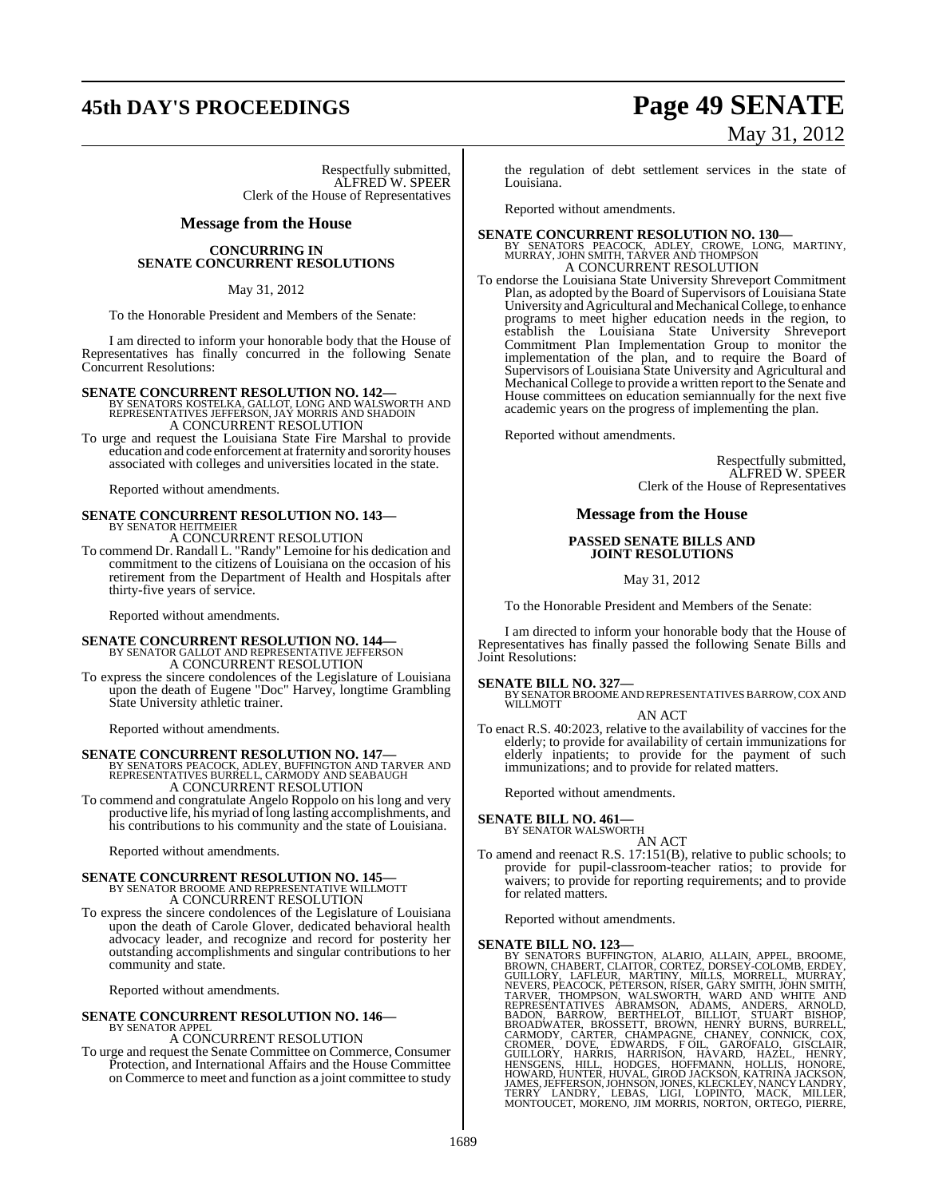Respectfully submitted,
ALFRED W. SPEER
Clerk of the House of Representatives

## Message from the House

### CONCURRING IN SENATE CONCURRENT RESOLUTIONS

May 31, 2012

To the Honorable President and Members of the Senate:

I am directed to inform your honorable body that the House of Representatives has finally concurred in the following Senate Concurrent Resolutions:

**SENATE CONCURRENT RESOLUTION NO. 142—**
BY SENATORS KOSTELKA, GALLOT, LONG AND WALSWORTH AND REPRESENTATIVES JEFFERSON, JAY MORRIS AND SHADOIN
A CONCURRENT RESOLUTION
To urge and request the Louisiana State Fire Marshal to provide education and code enforcement at fraternity and sorority houses associated with colleges and universities located in the state.

Reported without amendments.

**SENATE CONCURRENT RESOLUTION NO. 143—**
BY SENATOR HEITMEIER
A CONCURRENT RESOLUTION
To commend Dr. Randall L. "Randy" Lemoine for his dedication and commitment to the citizens of Louisiana on the occasion of his retirement from the Department of Health and Hospitals after thirty-five years of service.

Reported without amendments.

**SENATE CONCURRENT RESOLUTION NO. 144—**
BY SENATOR GALLOT AND REPRESENTATIVE JEFFERSON
A CONCURRENT RESOLUTION
To express the sincere condolences of the Legislature of Louisiana upon the death of Eugene "Doc" Harvey, longtime Grambling State University athletic trainer.

Reported without amendments.

**SENATE CONCURRENT RESOLUTION NO. 147—**
BY SENATORS PEACOCK, ADLEY, BUFFINGTON AND TARVER AND REPRESENTATIVES BURRELL, CARMODY AND SEABAUGH
A CONCURRENT RESOLUTION
To commend and congratulate Angelo Roppolo on his long and very productive life, his myriad of long lasting accomplishments, and his contributions to his community and the state of Louisiana.

Reported without amendments.

**SENATE CONCURRENT RESOLUTION NO. 145—**
BY SENATOR BROOME AND REPRESENTATIVE WILLMOTT
A CONCURRENT RESOLUTION
To express the sincere condolences of the Legislature of Louisiana upon the death of Carole Glover, dedicated behavioral health advocacy leader, and recognize and record for posterity her outstanding accomplishments and singular contributions to her community and state.

Reported without amendments.

**SENATE CONCURRENT RESOLUTION NO. 146—**
BY SENATOR APPEL
A CONCURRENT RESOLUTION
To urge and request the Senate Committee on Commerce, Consumer Protection, and International Affairs and the House Committee on Commerce to meet and function as a joint committee to study the regulation of debt settlement services in the state of Louisiana.

Reported without amendments.

**SENATE CONCURRENT RESOLUTION NO. 130—**
BY SENATORS PEACOCK, ADLEY, CROWE, LONG, MARTINY, MURRAY, JOHN SMITH, TARVER AND THOMPSON
A CONCURRENT RESOLUTION
To endorse the Louisiana State University Shreveport Commitment Plan, as adopted by the Board of Supervisors of Louisiana State University and Agricultural and Mechanical College, to enhance programs to meet higher education needs in the region, to establish the Louisiana State University Shreveport Commitment Plan Implementation Group to monitor the implementation of the plan, and to require the Board of Supervisors of Louisiana State University and Agricultural and Mechanical College to provide a written report to the Senate and House committees on education semiannually for the next five academic years on the progress of implementing the plan.

Reported without amendments.

Respectfully submitted,
ALFRED W. SPEER
Clerk of the House of Representatives

## Message from the House

### PASSED SENATE BILLS AND JOINT RESOLUTIONS

May 31, 2012

To the Honorable President and Members of the Senate:

I am directed to inform your honorable body that the House of Representatives has finally passed the following Senate Bills and Joint Resolutions:

**SENATE BILL NO. 327—**
BY SENATOR BROOME AND REPRESENTATIVES BARROW, COX AND WILLMOTT
AN ACT
To enact R.S. 40:2023, relative to the availability of vaccines for the elderly; to provide for availability of certain immunizations for elderly inpatients; to provide for the payment of such immunizations; and to provide for related matters.

Reported without amendments.

**SENATE BILL NO. 461—**
BY SENATOR WALSWORTH
AN ACT
To amend and reenact R.S. 17:151(B), relative to public schools; to provide for pupil-classroom-teacher ratios; to provide for waivers; to provide for reporting requirements; and to provide for related matters.

Reported without amendments.

**SENATE BILL NO. 123—**
BY SENATORS BUFFINGTON, ALARIO, ALLAIN, APPEL, BROOME, BROWN, CHABERT, CLAITOR, CORTEZ, DORSEY-COLOMB, ERDEY, GUILLORY, LAFLEUR, MARTINY, MILLS, MORRELL, MURRAY, NEVERS, PEACOCK, PETERSON, RISER, GARY SMITH, JOHN SMITH, TARVER, THOMPSON, WALSWORTH, WARD AND WHITE AND REPRESENTATIVES ABRAMSON, ADAMS, ANDERS, ARNOLD, BADON, BARROW, BERTHELOT, BILLIOT, STUART BISHOP, BROADWATER, BROSSETT, BROWN, HENRY BURNS, BURRELL, CARMODY, CARTER, CHAMPAGNE, CHANEY, CONNICK, COX, CROMER, DOVE, EDWARDS, F OIL, GAROFALO, GISCLAIR, GUILLORY, HARRIS, HARRISON, HAVARD, HAZEL, HENRY, HENSGENS, HILL, HODGES, HOFFMANN, HOLLIS, HONORE, HOWARD, HUNTER, HUVAL, GIROD JACKSON, KATRINA JACKSON, JAMES, JEFFERSON, JOHNSON, JONES, KLECKLEY, NANCY LANDRY, TERRY LANDRY, LEBAS, LIGI, LOPINTO, MACK, MILLER, MONTOUCET, MORENO, JIM MORRIS, NORTON, ORTEGO, PIERRE,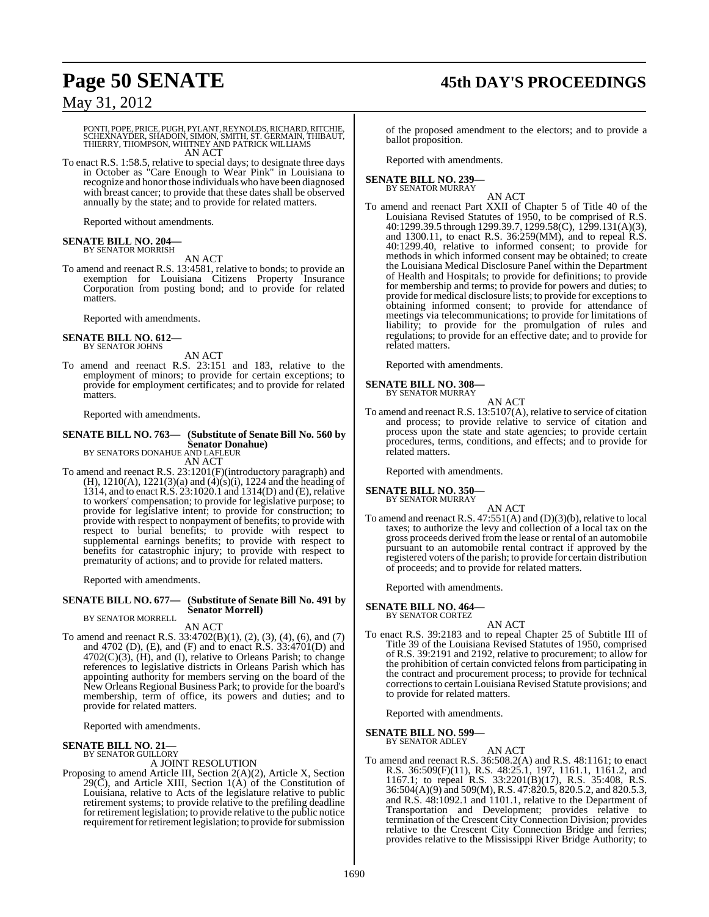PONTI, POPE, PRICE, PUGH, PYLANT, REYNOLDS, RICHARD, RITCHIE, SCHEXNAYDER, SHADOIN, SIMON, SMITH, ST. GERMAIN, THIBAUT, THIERRY, THOMPSON, WHITNEY AND PATRICK WILLIAMS

AN ACT

To enact R.S. 1:58.5, relative to special days; to designate three days in October as "Care Enough to Wear Pink" in Louisiana to recognize and honor those individuals who have been diagnosed with breast cancer; to provide that these dates shall be observed annually by the state; and to provide for related matters.

Reported without amendments.

**SENATE BILL NO. 204—**
BY SENATOR MORRISH

AN ACT

To amend and reenact R.S. 13:4581, relative to bonds; to provide an exemption for Louisiana Citizens Property Insurance Corporation from posting bond; and to provide for related matters.

Reported with amendments.

**SENATE BILL NO. 612—**
BY SENATOR JOHNS

AN ACT

To amend and reenact R.S. 23:151 and 183, relative to the employment of minors; to provide for certain exceptions; to provide for employment certificates; and to provide for related matters.

Reported with amendments.

**SENATE BILL NO. 763— (Substitute of Senate Bill No. 560 by Senator Donahue)**
BY SENATORS DONAHUE AND LAFLEUR

AN ACT

To amend and reenact R.S. 23:1201(F)(introductory paragraph) and (H), 1210(A), 1221(3)(a) and (4)(s)(i), 1224 and the heading of 1314, and to enact R.S. 23:1020.1 and 1314(D) and (E), relative to workers' compensation; to provide for legislative purpose; to provide for legislative intent; to provide for construction; to provide with respect to nonpayment of benefits; to provide with respect to burial benefits; to provide with respect to supplemental earnings benefits; to provide with respect to benefits for catastrophic injury; to provide with respect to prematurity of actions; and to provide for related matters.

Reported with amendments.

**SENATE BILL NO. 677— (Substitute of Senate Bill No. 491 by Senator Morrell)**
BY SENATOR MORRELL

AN ACT

To amend and reenact R.S. 33:4702(B)(1), (2), (3), (4), (6), and (7) and 4702 (D), (E), and (F) and to enact R.S. 33:4701(D) and 4702(C)(3), (H), and (I), relative to Orleans Parish; to change references to legislative districts in Orleans Parish which has appointing authority for members serving on the board of the New Orleans Regional Business Park; to provide for the board's membership, term of office, its powers and duties; and to provide for related matters.

Reported with amendments.

**SENATE BILL NO. 21—**
BY SENATOR GUILLORY

A JOINT RESOLUTION

Proposing to amend Article III, Section 2(A)(2), Article X, Section 29(C), and Article XIII, Section 1(A) of the Constitution of Louisiana, relative to Acts of the legislature relative to public retirement systems; to provide relative to the prefiling deadline for retirement legislation; to provide relative to the public notice requirement for retirement legislation; to provide for submission of the proposed amendment to the electors; and to provide a ballot proposition.

Reported with amendments.

**SENATE BILL NO. 239—**
BY SENATOR MURRAY

AN ACT

To amend and reenact Part XXII of Chapter 5 of Title 40 of the Louisiana Revised Statutes of 1950, to be comprised of R.S. 40:1299.39.5 through 1299.39.7, 1299.58(C), 1299.131(A)(3), and 1300.11, to enact R.S. 36:259(MM), and to repeal R.S. 40:1299.40, relative to informed consent; to provide for methods in which informed consent may be obtained; to create the Louisiana Medical Disclosure Panel within the Department of Health and Hospitals; to provide for definitions; to provide for membership and terms; to provide for powers and duties; to provide for medical disclosure lists; to provide for exceptions to obtaining informed consent; to provide for attendance of meetings via telecommunications; to provide for limitations of liability; to provide for the promulgation of rules and regulations; to provide for an effective date; and to provide for related matters.

Reported with amendments.

**SENATE BILL NO. 308—**
BY SENATOR MURRAY

AN ACT

To amend and reenact R.S. 13:5107(A), relative to service of citation and process; to provide relative to service of citation and process upon the state and state agencies; to provide certain procedures, terms, conditions, and effects; and to provide for related matters.

Reported with amendments.

**SENATE BILL NO. 350—**
BY SENATOR MURRAY

AN ACT

To amend and reenact R.S. 47:551(A) and (D)(3)(b), relative to local taxes; to authorize the levy and collection of a local tax on the gross proceeds derived from the lease or rental of an automobile pursuant to an automobile rental contract if approved by the registered voters of the parish; to provide for certain distribution of proceeds; and to provide for related matters.

Reported with amendments.

**SENATE BILL NO. 464—**
BY SENATOR CORTEZ

AN ACT

To enact R.S. 39:2183 and to repeal Chapter 25 of Subtitle III of Title 39 of the Louisiana Revised Statutes of 1950, comprised of R.S. 39:2191 and 2192, relative to procurement; to allow for the prohibition of certain convicted felons from participating in the contract and procurement process; to provide for technical corrections to certain Louisiana Revised Statute provisions; and to provide for related matters.

Reported with amendments.

**SENATE BILL NO. 599—**
BY SENATOR ADLEY

AN ACT

To amend and reenact R.S. 36:508.2(A) and R.S. 48:1161; to enact R.S. 36:509(F)(11), R.S. 48:25.1, 197, 1161.1, 1161.2, and 1167.1; to repeal R.S. 33:2201(B)(17), R.S. 35:408, R.S. 36:504(A)(9) and 509(M), R.S. 47:820.5, 820.5.2, and 820.5.3, and R.S. 48:1092.1 and 1101.1, relative to the Department of Transportation and Development; provides relative to termination of the Crescent City Connection Division; provides relative to the Crescent City Connection Bridge and ferries; provides relative to the Mississippi River Bridge Authority; to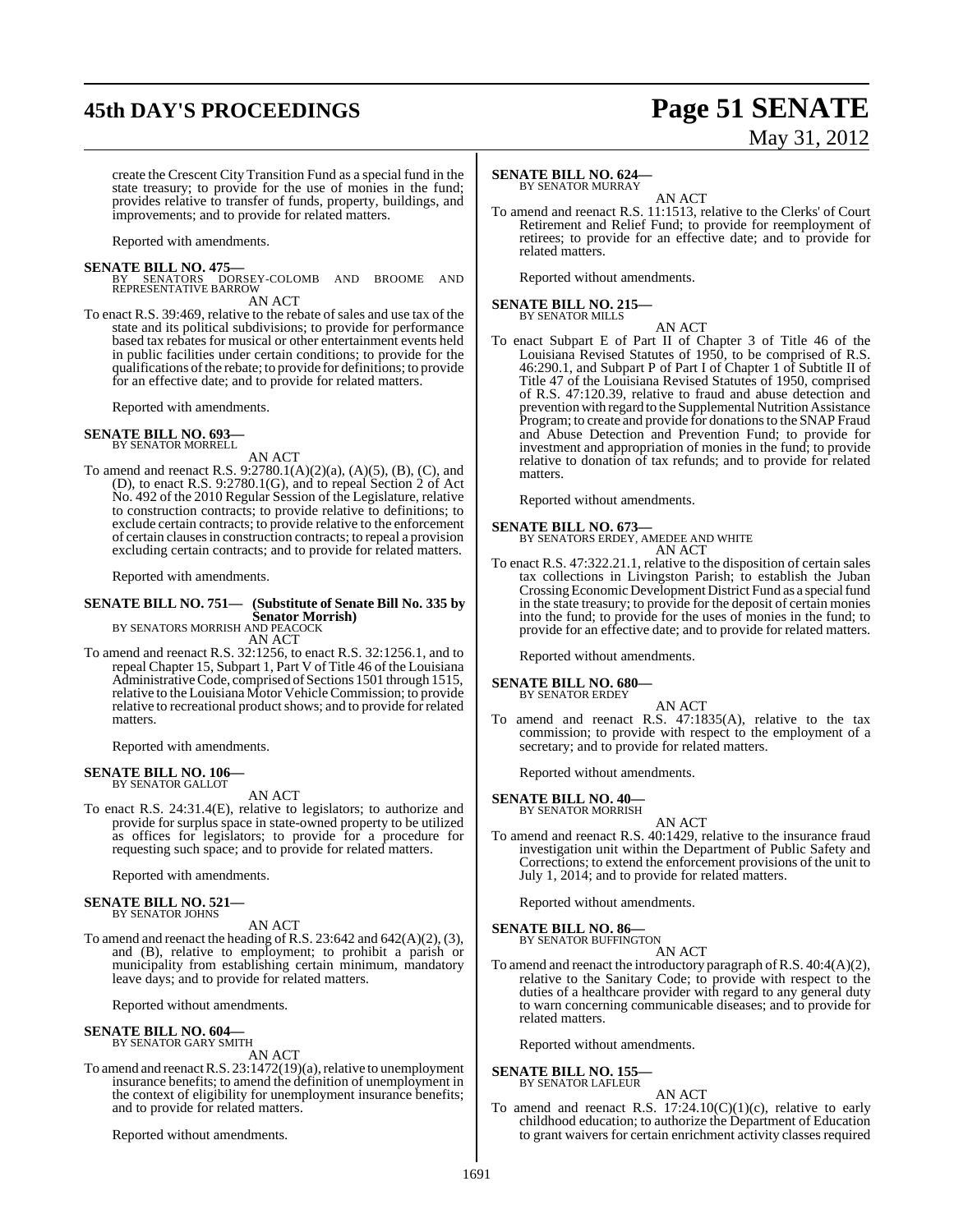create the Crescent City Transition Fund as a special fund in the state treasury; to provide for the use of monies in the fund; provides relative to transfer of funds, property, buildings, and improvements; and to provide for related matters.

Reported with amendments.

**SENATE BILL NO. 475—**
BY SENATORS DORSEY-COLOMB AND BROOME AND REPRESENTATIVE BARROW

AN ACT

To enact R.S. 39:469, relative to the rebate of sales and use tax of the state and its political subdivisions; to provide for performance based tax rebates for musical or other entertainment events held in public facilities under certain conditions; to provide for the qualifications of the rebate; to provide for definitions; to provide for an effective date; and to provide for related matters.

Reported with amendments.

**SENATE BILL NO. 693—**
BY SENATOR MORRELL

AN ACT

To amend and reenact R.S. 9:2780.1(A)(2)(a), (A)(5), (B), (C), and (D), to enact R.S. 9:2780.1(G), and to repeal Section 2 of Act No. 492 of the 2010 Regular Session of the Legislature, relative to construction contracts; to provide relative to definitions; to exclude certain contracts; to provide relative to the enforcement of certain clauses in construction contracts; to repeal a provision excluding certain contracts; and to provide for related matters.

Reported with amendments.

**SENATE BILL NO. 751— (Substitute of Senate Bill No. 335 by Senator Morrish)**
BY SENATORS MORRISH AND PEACOCK

AN ACT

To amend and reenact R.S. 32:1256, to enact R.S. 32:1256.1, and to repeal Chapter 15, Subpart 1, Part V of Title 46 of the Louisiana Administrative Code, comprised of Sections 1501 through 1515, relative to the Louisiana Motor Vehicle Commission; to provide relative to recreational product shows; and to provide for related matters.

Reported with amendments.

**SENATE BILL NO. 106—**
BY SENATOR GALLOT

AN ACT

To enact R.S. 24:31.4(E), relative to legislators; to authorize and provide for surplus space in state-owned property to be utilized as offices for legislators; to provide for a procedure for requesting such space; and to provide for related matters.

Reported with amendments.

**SENATE BILL NO. 521—**
BY SENATOR JOHNS

AN ACT

To amend and reenact the heading of R.S. 23:642 and 642(A)(2), (3), and (B), relative to employment; to prohibit a parish or municipality from establishing certain minimum, mandatory leave days; and to provide for related matters.

Reported without amendments.

**SENATE BILL NO. 604—**
BY SENATOR GARY SMITH

AN ACT

To amend and reenact R.S. 23:1472(19)(a), relative to unemployment insurance benefits; to amend the definition of unemployment in the context of eligibility for unemployment insurance benefits; and to provide for related matters.

Reported without amendments.

**SENATE BILL NO. 624—**
BY SENATOR MURRAY

AN ACT

To amend and reenact R.S. 11:1513, relative to the Clerks' of Court Retirement and Relief Fund; to provide for reemployment of retirees; to provide for an effective date; and to provide for related matters.

Reported without amendments.

**SENATE BILL NO. 215—**
BY SENATOR MILLS

AN ACT

To enact Subpart E of Part II of Chapter 3 of Title 46 of the Louisiana Revised Statutes of 1950, to be comprised of R.S. 46:290.1, and Subpart P of Part I of Chapter 1 of Subtitle II of Title 47 of the Louisiana Revised Statutes of 1950, comprised of R.S. 47:120.39, relative to fraud and abuse detection and prevention with regard to the Supplemental Nutrition Assistance Program; to create and provide for donations to the SNAP Fraud and Abuse Detection and Prevention Fund; to provide for investment and appropriation of monies in the fund; to provide relative to donation of tax refunds; and to provide for related matters.

Reported without amendments.

**SENATE BILL NO. 673—**
BY SENATORS ERDEY, AMEDEE AND WHITE

AN ACT

To enact R.S. 47:322.21.1, relative to the disposition of certain sales tax collections in Livingston Parish; to establish the Juban Crossing Economic Development District Fund as a special fund in the state treasury; to provide for the deposit of certain monies into the fund; to provide for the uses of monies in the fund; to provide for an effective date; and to provide for related matters.

Reported without amendments.

**SENATE BILL NO. 680—**
BY SENATOR ERDEY

AN ACT

To amend and reenact R.S. 47:1835(A), relative to the tax commission; to provide with respect to the employment of a secretary; and to provide for related matters.

Reported without amendments.

**SENATE BILL NO. 40—**
BY SENATOR MORRISH

AN ACT

To amend and reenact R.S. 40:1429, relative to the insurance fraud investigation unit within the Department of Public Safety and Corrections; to extend the enforcement provisions of the unit to July 1, 2014; and to provide for related matters.

Reported without amendments.

**SENATE BILL NO. 86—**
BY SENATOR BUFFINGTON

AN ACT

To amend and reenact the introductory paragraph of R.S. 40:4(A)(2), relative to the Sanitary Code; to provide with respect to the duties of a healthcare provider with regard to any general duty to warn concerning communicable diseases; and to provide for related matters.

Reported without amendments.

**SENATE BILL NO. 155—**
BY SENATOR LAFLEUR

AN ACT

To amend and reenact R.S. 17:24.10(C)(1)(c), relative to early childhood education; to authorize the Department of Education to grant waivers for certain enrichment activity classes required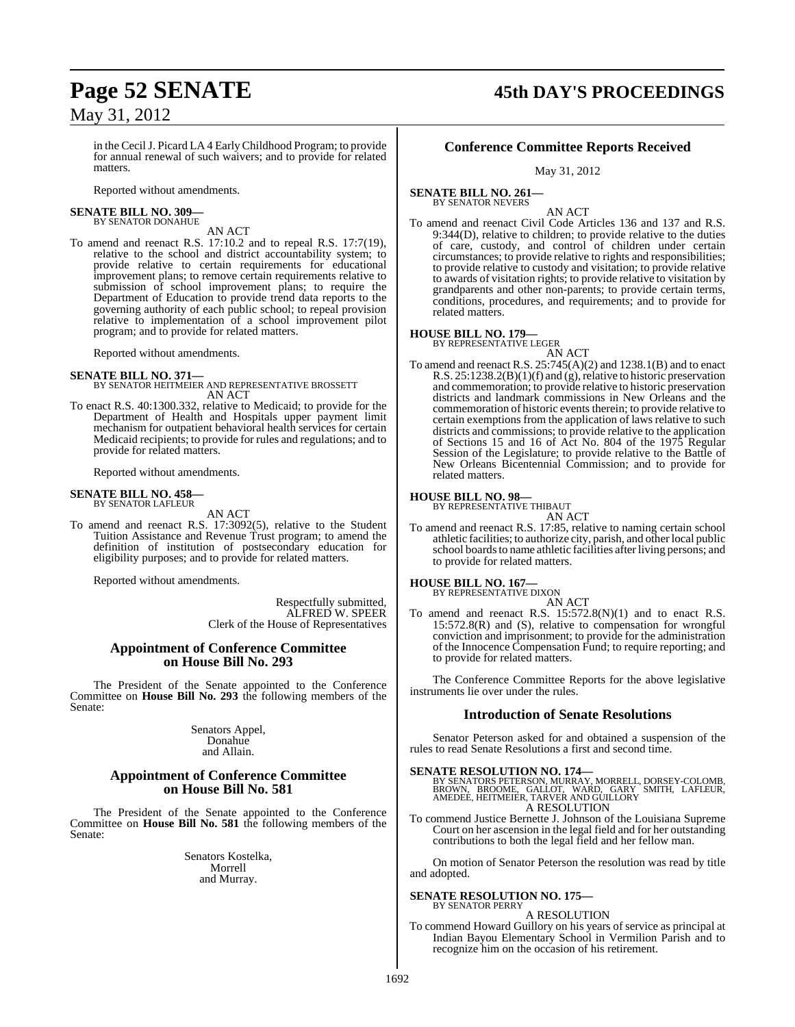in the Cecil J. Picard LA 4 Early Childhood Program; to provide for annual renewal of such waivers; and to provide for related matters.

Reported without amendments.

**SENATE BILL NO. 309—**
BY SENATOR DONAHUE

AN ACT

To amend and reenact R.S. 17:10.2 and to repeal R.S. 17:7(19), relative to the school and district accountability system; to provide relative to certain requirements for educational improvement plans; to remove certain requirements relative to submission of school improvement plans; to require the Department of Education to provide trend data reports to the governing authority of each public school; to repeal provision relative to implementation of a school improvement pilot program; and to provide for related matters.

Reported without amendments.

**SENATE BILL NO. 371—**
BY SENATOR HEITMEIER AND REPRESENTATIVE BROSSETT

AN ACT

To enact R.S. 40:1300.332, relative to Medicaid; to provide for the Department of Health and Hospitals upper payment limit mechanism for outpatient behavioral health services for certain Medicaid recipients; to provide for rules and regulations; and to provide for related matters.

Reported without amendments.

**SENATE BILL NO. 458—**
BY SENATOR LAFLEUR

AN ACT

To amend and reenact R.S. 17:3092(5), relative to the Student Tuition Assistance and Revenue Trust program; to amend the definition of institution of postsecondary education for eligibility purposes; and to provide for related matters.

Reported without amendments.

Respectfully submitted,
ALFRED W. SPEER
Clerk of the House of Representatives

## Appointment of Conference Committee on House Bill No. 293

The President of the Senate appointed to the Conference Committee on **House Bill No. 293** the following members of the Senate:

Senators Appel,
Donahue
and Allain.

## Appointment of Conference Committee on House Bill No. 581

The President of the Senate appointed to the Conference Committee on **House Bill No. 581** the following members of the Senate:

Senators Kostelka,
Morrell
and Murray.

## Conference Committee Reports Received

May 31, 2012

**SENATE BILL NO. 261—**
BY SENATOR NEVERS

AN ACT

To amend and reenact Civil Code Articles 136 and 137 and R.S. 9:344(D), relative to children; to provide relative to the duties of care, custody, and control of children under certain circumstances; to provide relative to rights and responsibilities; to provide relative to custody and visitation; to provide relative to awards of visitation rights; to provide relative to visitation by grandparents and other non-parents; to provide certain terms, conditions, procedures, and requirements; and to provide for related matters.

**HOUSE BILL NO. 179—**
BY REPRESENTATIVE LEGER

AN ACT

To amend and reenact R.S. 25:745(A)(2) and 1238.1(B) and to enact R.S. 25:1238.2(B)(1)(f) and (g), relative to historic preservation and commemoration; to provide relative to historic preservation districts and landmark commissions in New Orleans and the commemoration of historic events therein; to provide relative to certain exemptions from the application of laws relative to such districts and commissions; to provide relative to the application of Sections 15 and 16 of Act No. 804 of the 1975 Regular Session of the Legislature; to provide relative to the Battle of New Orleans Bicentennial Commission; and to provide for related matters.

**HOUSE BILL NO. 98—**
BY REPRESENTATIVE THIBAUT

AN ACT

To amend and reenact R.S. 17:85, relative to naming certain school athletic facilities; to authorize city, parish, and other local public school boards to name athletic facilities after living persons; and to provide for related matters.

**HOUSE BILL NO. 167—**
BY REPRESENTATIVE DIXON

AN ACT

To amend and reenact R.S. 15:572.8(N)(1) and to enact R.S. 15:572.8(R) and (S), relative to compensation for wrongful conviction and imprisonment; to provide for the administration of the Innocence Compensation Fund; to require reporting; and to provide for related matters.

The Conference Committee Reports for the above legislative instruments lie over under the rules.

## Introduction of Senate Resolutions

Senator Peterson asked for and obtained a suspension of the rules to read Senate Resolutions a first and second time.

**SENATE RESOLUTION NO. 174—**
BY SENATORS PETERSON, MURRAY, MORRELL, DORSEY-COLOMB, BROWN, BROOME, GALLOT, WARD, GARY SMITH, LAFLEUR, AMEDEE, HEITMEIER, TARVER AND GUILLORY

A RESOLUTION

To commend Justice Bernette J. Johnson of the Louisiana Supreme Court on her ascension in the legal field and for her outstanding contributions to both the legal field and her fellow man.

On motion of Senator Peterson the resolution was read by title and adopted.

**SENATE RESOLUTION NO. 175—**
BY SENATOR PERRY

A RESOLUTION

To commend Howard Guillory on his years of service as principal at Indian Bayou Elementary School in Vermilion Parish and to recognize him on the occasion of his retirement.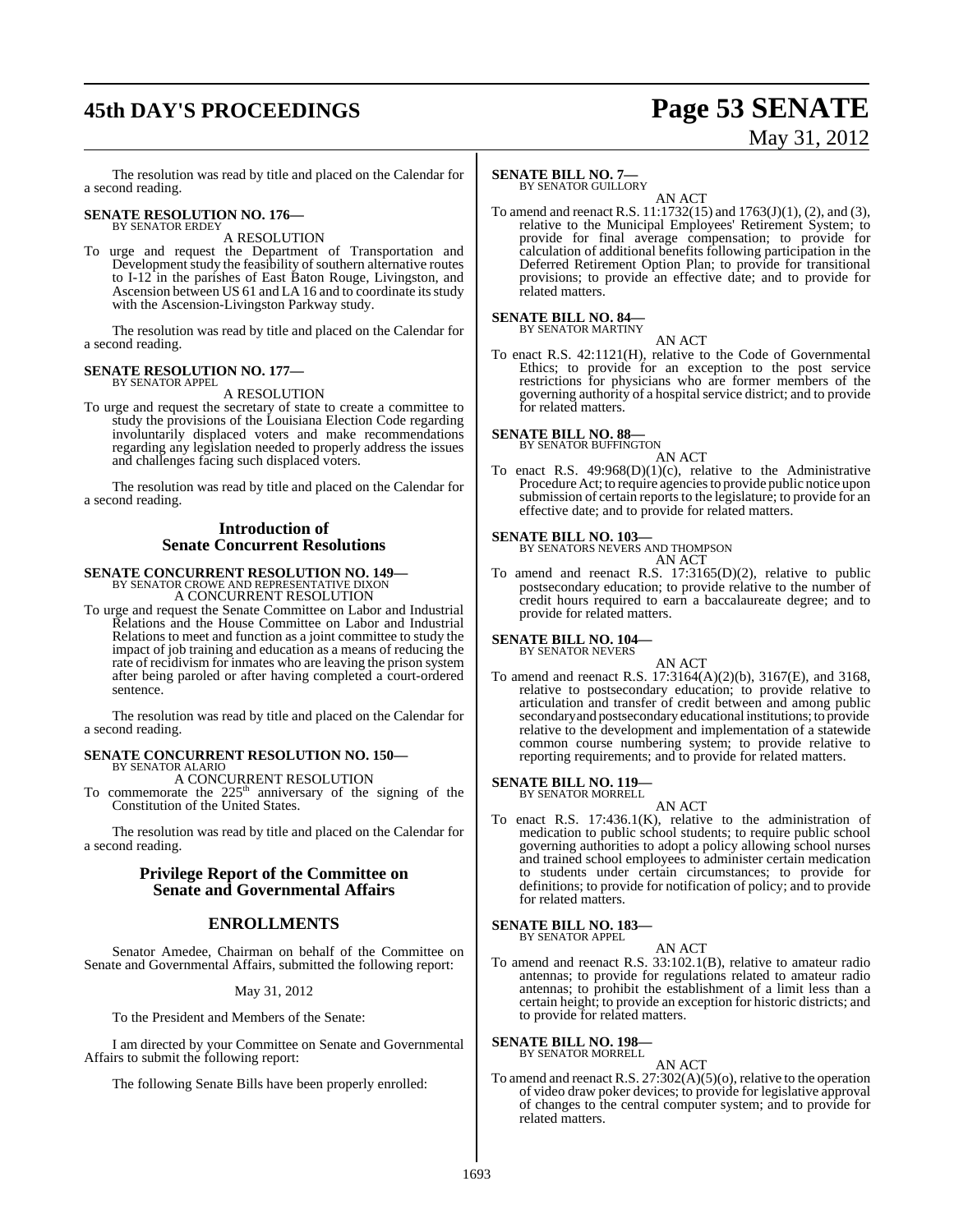The resolution was read by title and placed on the Calendar for a second reading.

**SENATE RESOLUTION NO. 176—**
BY SENATOR ERDEY

A RESOLUTION

To urge and request the Department of Transportation and Development study the feasibility of southern alternative routes to I-12 in the parishes of East Baton Rouge, Livingston, and Ascension between US 61 and LA 16 and to coordinate its study with the Ascension-Livingston Parkway study.

The resolution was read by title and placed on the Calendar for a second reading.

**SENATE RESOLUTION NO. 177—**
BY SENATOR APPEL

A RESOLUTION

To urge and request the secretary of state to create a committee to study the provisions of the Louisiana Election Code regarding involuntarily displaced voters and make recommendations regarding any legislation needed to properly address the issues and challenges facing such displaced voters.

The resolution was read by title and placed on the Calendar for a second reading.

## Introduction of Senate Concurrent Resolutions

**SENATE CONCURRENT RESOLUTION NO. 149—**
BY SENATOR CROWE AND REPRESENTATIVE DIXON

A CONCURRENT RESOLUTION

To urge and request the Senate Committee on Labor and Industrial Relations and the House Committee on Labor and Industrial Relations to meet and function as a joint committee to study the impact of job training and education as a means of reducing the rate of recidivism for inmates who are leaving the prison system after being paroled or after having completed a court-ordered sentence.

The resolution was read by title and placed on the Calendar for a second reading.

**SENATE CONCURRENT RESOLUTION NO. 150—**
BY SENATOR ALARIO

A CONCURRENT RESOLUTION

To commemorate the 225th anniversary of the signing of the Constitution of the United States.

The resolution was read by title and placed on the Calendar for a second reading.

## Privilege Report of the Committee on Senate and Governmental Affairs

## ENROLLMENTS

Senator Amedee, Chairman on behalf of the Committee on Senate and Governmental Affairs, submitted the following report:

May 31, 2012

To the President and Members of the Senate:

I am directed by your Committee on Senate and Governmental Affairs to submit the following report:

The following Senate Bills have been properly enrolled:

**SENATE BILL NO. 7—**
BY SENATOR GUILLORY

AN ACT

To amend and reenact R.S. 11:1732(15) and 1763(J)(1), (2), and (3), relative to the Municipal Employees' Retirement System; to provide for final average compensation; to provide for calculation of additional benefits following participation in the Deferred Retirement Option Plan; to provide for transitional provisions; to provide an effective date; and to provide for related matters.

**SENATE BILL NO. 84—**
BY SENATOR MARTINY

AN ACT

To enact R.S. 42:1121(H), relative to the Code of Governmental Ethics; to provide for an exception to the post service restrictions for physicians who are former members of the governing authority of a hospital service district; and to provide for related matters.

**SENATE BILL NO. 88—**
BY SENATOR BUFFINGTON

AN ACT

To enact R.S. 49:968(D)(1)(c), relative to the Administrative Procedure Act; to require agencies to provide public notice upon submission of certain reports to the legislature; to provide for an effective date; and to provide for related matters.

**SENATE BILL NO. 103—**
BY SENATORS NEVERS AND THOMPSON

AN ACT

To amend and reenact R.S. 17:3165(D)(2), relative to public postsecondary education; to provide relative to the number of credit hours required to earn a baccalaureate degree; and to provide for related matters.

**SENATE BILL NO. 104—**
BY SENATOR NEVERS

AN ACT

To amend and reenact R.S. 17:3164(A)(2)(b), 3167(E), and 3168, relative to postsecondary education; to provide relative to articulation and transfer of credit between and among public secondary and postsecondary educational institutions; to provide relative to the development and implementation of a statewide common course numbering system; to provide relative to reporting requirements; and to provide for related matters.

**SENATE BILL NO. 119—**
BY SENATOR MORRELL

AN ACT

To enact R.S. 17:436.1(K), relative to the administration of medication to public school students; to require public school governing authorities to adopt a policy allowing school nurses and trained school employees to administer certain medication to students under certain circumstances; to provide for definitions; to provide for notification of policy; and to provide for related matters.

**SENATE BILL NO. 183—**
BY SENATOR APPEL

AN ACT

To amend and reenact R.S. 33:102.1(B), relative to amateur radio antennas; to provide for regulations related to amateur radio antennas; to prohibit the establishment of a limit less than a certain height; to provide an exception for historic districts; and to provide for related matters.

**SENATE BILL NO. 198—**
BY SENATOR MORRELL

AN ACT

To amend and reenact R.S. 27:302(A)(5)(o), relative to the operation of video draw poker devices; to provide for legislative approval of changes to the central computer system; and to provide for related matters.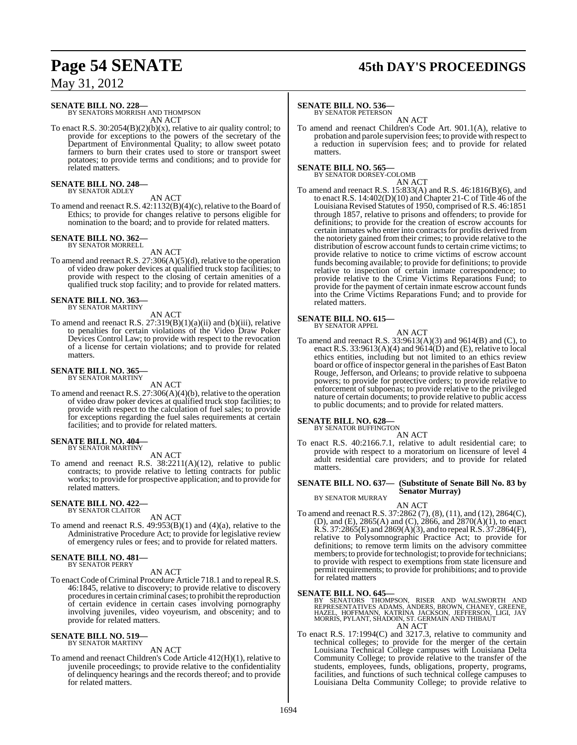**SENATE BILL NO. 228—**
BY SENATORS MORRISH AND THOMPSON
AN ACT

To enact R.S. 30:2054(B)(2)(b)(x), relative to air quality control; to provide for exceptions to the powers of the secretary of the Department of Environmental Quality; to allow sweet potato farmers to burn their crates used to store or transport sweet potatoes; to provide terms and conditions; and to provide for related matters.

**SENATE BILL NO. 248—**
BY SENATOR ADLEY
AN ACT

To amend and reenact R.S. 42:1132(B)(4)(c), relative to the Board of Ethics; to provide for changes relative to persons eligible for nomination to the board; and to provide for related matters.

**SENATE BILL NO. 362—**
BY SENATOR MORRELL
AN ACT

To amend and reenact R.S. 27:306(A)(5)(d), relative to the operation of video draw poker devices at qualified truck stop facilities; to provide with respect to the closing of certain amenities of a qualified truck stop facility; and to provide for related matters.

**SENATE BILL NO. 363—**
BY SENATOR MARTINY
AN ACT

To amend and reenact R.S. 27:319(B)(1)(a)(ii) and (b)(iii), relative to penalties for certain violations of the Video Draw Poker Devices Control Law; to provide with respect to the revocation of a license for certain violations; and to provide for related matters.

**SENATE BILL NO. 365—**
BY SENATOR MARTINY
AN ACT

To amend and reenact R.S. 27:306(A)(4)(b), relative to the operation of video draw poker devices at qualified truck stop facilities; to provide with respect to the calculation of fuel sales; to provide for exceptions regarding the fuel sales requirements at certain facilities; and to provide for related matters.

**SENATE BILL NO. 404—**
BY SENATOR MARTINY
AN ACT

To amend and reenact R.S. 38:2211(A)(12), relative to public contracts; to provide relative to letting contracts for public works; to provide for prospective application; and to provide for related matters.

**SENATE BILL NO. 422—**
BY SENATOR CLAITOR
AN ACT

To amend and reenact R.S. 49:953(B)(1) and (4)(a), relative to the Administrative Procedure Act; to provide for legislative review of emergency rules or fees; and to provide for related matters.

**SENATE BILL NO. 481—**
BY SENATOR PERRY
AN ACT

To enact Code of Criminal Procedure Article 718.1 and to repeal R.S. 46:1845, relative to discovery; to provide relative to discovery procedures in certain criminal cases; to prohibit the reproduction of certain evidence in certain cases involving pornography involving juveniles, video voyeurism, and obscenity; and to provide for related matters.

**SENATE BILL NO. 519—**
BY SENATOR MARTINY
AN ACT

To amend and reenact Children's Code Article 412(H)(1), relative to juvenile proceedings; to provide relative to the confidentiality of delinquency hearings and the records thereof; and to provide for related matters.

**SENATE BILL NO. 536—**
BY SENATOR PETERSON
AN ACT

To amend and reenact Children's Code Art. 901.1(A), relative to probation and parole supervision fees; to provide with respect to a reduction in supervision fees; and to provide for related matters.

**SENATE BILL NO. 565—**
BY SENATOR DORSEY-COLOMB
AN ACT

To amend and reenact R.S. 15:833(A) and R.S. 46:1816(B)(6), and to enact R.S. 14:402(D)(10) and Chapter 21-C of Title 46 of the Louisiana Revised Statutes of 1950, comprised of R.S. 46:1851 through 1857, relative to prisons and offenders; to provide for definitions; to provide for the creation of escrow accounts for certain inmates who enter into contracts for profits derived from the notoriety gained from their crimes; to provide relative to the distribution of escrow account funds to certain crime victims; to provide relative to notice to crime victims of escrow account funds becoming available; to provide for definitions; to provide relative to inspection of certain inmate correspondence; to provide relative to the Crime Victims Reparations Fund; to provide for the payment of certain inmate escrow account funds into the Crime Victims Reparations Fund; and to provide for related matters.

**SENATE BILL NO. 615—**
BY SENATOR APPEL
AN ACT

To amend and reenact R.S. 33:9613(A)(3) and 9614(B) and (C), to enact R.S. 33:9613(A)(4) and 9614(D) and (E), relative to local ethics entities, including but not limited to an ethics review board or office of inspector general in the parishes of East Baton Rouge, Jefferson, and Orleans; to provide relative to subpoena powers; to provide for protective orders; to provide relative to enforcement of subpoenas; to provide relative to the privileged nature of certain documents; to provide relative to public access to public documents; and to provide for related matters.

**SENATE BILL NO. 628—**
BY SENATOR BUFFINGTON
AN ACT

To enact R.S. 40:2166.7.1, relative to adult residential care; to provide with respect to a moratorium on licensure of level 4 adult residential care providers; and to provide for related matters.

**SENATE BILL NO. 637— (Substitute of Senate Bill No. 83 by Senator Murray)**
BY SENATOR MURRAY
AN ACT

To amend and reenact R.S. 37:2862 (7), (8), (11), and (12), 2864(C), (D), and (E), 2865(A) and (C), 2866, and 2870(A)(1), to enact R.S. 37:2865(E) and 2869(A)(3), and to repeal R.S. 37:2864(F), relative to Polysomnographic Practice Act; to provide for definitions; to remove term limits on the advisory committee members; to provide for technologist; to provide for technicians; to provide with respect to exemptions from state licensure and permit requirements; to provide for prohibitions; and to provide for related matters

**SENATE BILL NO. 645—**
BY SENATORS THOMPSON, RISER AND WALSWORTH AND REPRESENTATIVES ADAMS, ANDERS, BROWN, CHANEY, GREENE, HAZEL, HOFFMANN, KATRINA JACKSON, JEFFERSON, LIGI, JAY MORRIS, PYLANT, SHADOIN, ST. GERMAIN AND THIBAUT
AN ACT

To enact R.S. 17:1994(C) and 3217.3, relative to community and technical colleges; to provide for the merger of the certain Louisiana Technical College campuses with Louisiana Delta Community College; to provide relative to the transfer of the students, employees, funds, obligations, property, programs, facilities, and functions of such technical college campuses to Louisiana Delta Community College; to provide relative to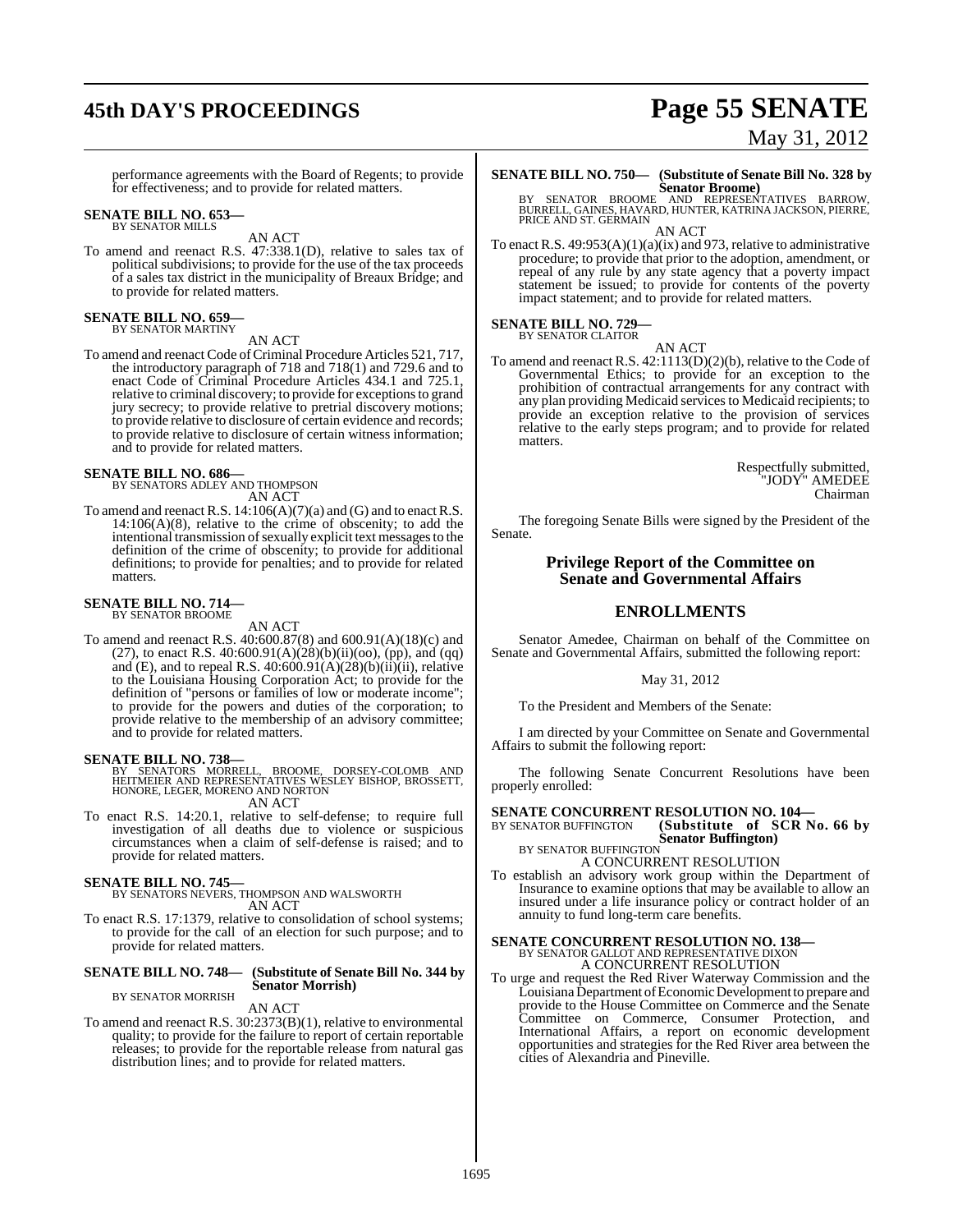performance agreements with the Board of Regents; to provide for effectiveness; and to provide for related matters.

**SENATE BILL NO. 653—**
BY SENATOR MILLS

AN ACT

To amend and reenact R.S. 47:338.1(D), relative to sales tax of political subdivisions; to provide for the use of the tax proceeds of a sales tax district in the municipality of Breaux Bridge; and to provide for related matters.

**SENATE BILL NO. 659—**
BY SENATOR MARTINY

AN ACT

To amend and reenact Code of Criminal Procedure Articles 521, 717, the introductory paragraph of 718 and 718(1) and 729.6 and to enact Code of Criminal Procedure Articles 434.1 and 725.1, relative to criminal discovery; to provide for exceptions to grand jury secrecy; to provide relative to pretrial discovery motions; to provide relative to disclosure of certain evidence and records; to provide relative to disclosure of certain witness information; and to provide for related matters.

**SENATE BILL NO. 686—**
BY SENATORS ADLEY AND THOMPSON

AN ACT

To amend and reenact R.S. 14:106(A)(7)(a) and (G) and to enact R.S. 14:106(A)(8), relative to the crime of obscenity; to add the intentional transmission of sexually explicit text messages to the definition of the crime of obscenity; to provide for additional definitions; to provide for penalties; and to provide for related matters.

**SENATE BILL NO. 714—**
BY SENATOR BROOME

AN ACT

To amend and reenact R.S. 40:600.87(8) and 600.91(A)(18)(c) and (27), to enact R.S. 40:600.91(A)(28)(b)(ii)(oo), (pp), and (qq) and (E), and to repeal R.S. 40:600.91(A)(28)(b)(ii)(ii), relative to the Louisiana Housing Corporation Act; to provide for the definition of "persons or families of low or moderate income"; to provide for the powers and duties of the corporation; to provide relative to the membership of an advisory committee; and to provide for related matters.

**SENATE BILL NO. 738—**
BY SENATORS MORRELL, BROOME, DORSEY-COLOMB AND HEITMEIER AND REPRESENTATIVES WESLEY BISHOP, BROSSETT, HONORE, LEGER, MORENO AND NORTON

AN ACT

To enact R.S. 14:20.1, relative to self-defense; to require full investigation of all deaths due to violence or suspicious circumstances when a claim of self-defense is raised; and to provide for related matters.

**SENATE BILL NO. 745—**
BY SENATORS NEVERS, THOMPSON AND WALSWORTH

AN ACT

To enact R.S. 17:1379, relative to consolidation of school systems; to provide for the call of an election for such purpose; and to provide for related matters.

**SENATE BILL NO. 748— (Substitute of Senate Bill No. 344 by Senator Morrish)**
BY SENATOR MORRISH

AN ACT

To amend and reenact R.S. 30:2373(B)(1), relative to environmental quality; to provide for the failure to report of certain reportable releases; to provide for the reportable release from natural gas distribution lines; and to provide for related matters.

**SENATE BILL NO. 750— (Substitute of Senate Bill No. 328 by Senator Broome)**
BY SENATOR BROOME AND REPRESENTATIVES BARROW, BURRELL, GAINES, HAVARD, HUNTER, KATRINA JACKSON, PIERRE, PRICE AND ST. GERMAIN

AN ACT

To enact R.S. 49:953(A)(1)(a)(ix) and 973, relative to administrative procedure; to provide that prior to the adoption, amendment, or repeal of any rule by any state agency that a poverty impact statement be issued; to provide for contents of the poverty impact statement; and to provide for related matters.

**SENATE BILL NO. 729—**
BY SENATOR CLAITOR

AN ACT

To amend and reenact R.S. 42:1113(D)(2)(b), relative to the Code of Governmental Ethics; to provide for an exception to the prohibition of contractual arrangements for any contract with any plan providing Medicaid services to Medicaid recipients; to provide an exception relative to the provision of services relative to the early steps program; and to provide for related matters.

Respectfully submitted,
"JODY" AMEDEE
Chairman

The foregoing Senate Bills were signed by the President of the Senate.

## Privilege Report of the Committee on Senate and Governmental Affairs

## ENROLLMENTS

Senator Amedee, Chairman on behalf of the Committee on Senate and Governmental Affairs, submitted the following report:

May 31, 2012

To the President and Members of the Senate:

I am directed by your Committee on Senate and Governmental Affairs to submit the following report:

The following Senate Concurrent Resolutions have been properly enrolled:

**SENATE CONCURRENT RESOLUTION NO. 104—**
BY SENATOR BUFFINGTON **(Substitute of SCR No. 66 by Senator Buffington)**
BY SENATOR BUFFINGTON

A CONCURRENT RESOLUTION

To establish an advisory work group within the Department of Insurance to examine options that may be available to allow an insured under a life insurance policy or contract holder of an annuity to fund long-term care benefits.

**SENATE CONCURRENT RESOLUTION NO. 138—**
BY SENATOR GALLOT AND REPRESENTATIVE DIXON

A CONCURRENT RESOLUTION

To urge and request the Red River Waterway Commission and the Louisiana Department of Economic Development to prepare and provide to the House Committee on Commerce and the Senate Committee on Commerce, Consumer Protection, and International Affairs, a report on economic development opportunities and strategies for the Red River area between the cities of Alexandria and Pineville.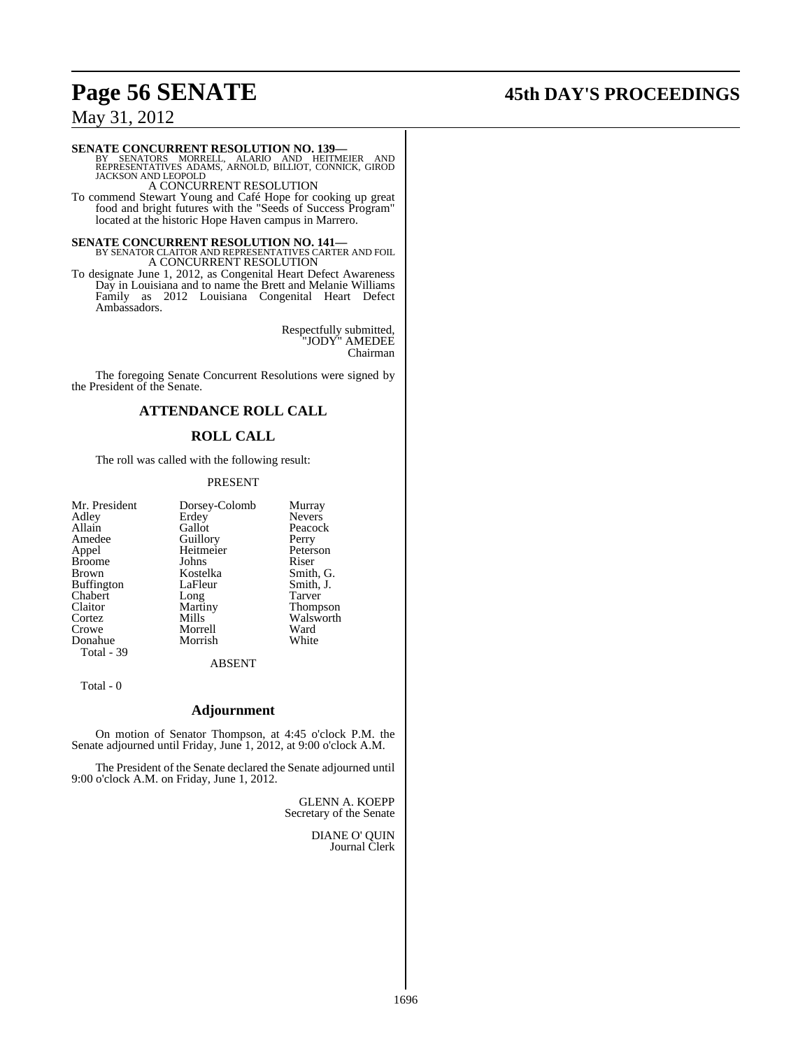**SENATE CONCURRENT RESOLUTION NO. 139—**
BY SENATORS MORRELL, ALARIO AND HEITMEIER AND REPRESENTATIVES ADAMS, ARNOLD, BILLIOT, CONNICK, GIROD JACKSON AND LEOPOLD

A CONCURRENT RESOLUTION

To commend Stewart Young and Café Hope for cooking up great food and bright futures with the "Seeds of Success Program" located at the historic Hope Haven campus in Marrero.

**SENATE CONCURRENT RESOLUTION NO. 141—**
BY SENATOR CLAITOR AND REPRESENTATIVES CARTER AND FOIL

A CONCURRENT RESOLUTION

To designate June 1, 2012, as Congenital Heart Defect Awareness Day in Louisiana and to name the Brett and Melanie Williams Family as 2012 Louisiana Congenital Heart Defect Ambassadors.

Respectfully submitted,
"JODY" AMEDEE
Chairman

The foregoing Senate Concurrent Resolutions were signed by the President of the Senate.

## ATTENDANCE ROLL CALL

## ROLL CALL

The roll was called with the following result:

PRESENT

| | | |
|---|---|---|
| Mr. President | Dorsey-Colomb | Murray |
| Adley | Erdey | Nevers |
| Allain | Gallot | Peacock |
| Amedee | Guillory | Perry |
| Appel | Heitmeier | Peterson |
| Broome | Johns | Riser |
| Brown | Kostelka | Smith, G. |
| Buffington | LaFleur | Smith, J. |
| Chabert | Long | Tarver |
| Claitor | Martiny | Thompson |
| Cortez | Mills | Walsworth |
| Crowe | Morrell | Ward |
| Donahue | Morrish | White |

Total - 39

ABSENT

Total - 0

## Adjournment

On motion of Senator Thompson, at 4:45 o'clock P.M. the Senate adjourned until Friday, June 1, 2012, at 9:00 o'clock A.M.

The President of the Senate declared the Senate adjourned until 9:00 o'clock A.M. on Friday, June 1, 2012.

GLENN A. KOEPP
Secretary of the Senate

DIANE O' QUIN
Journal Clerk